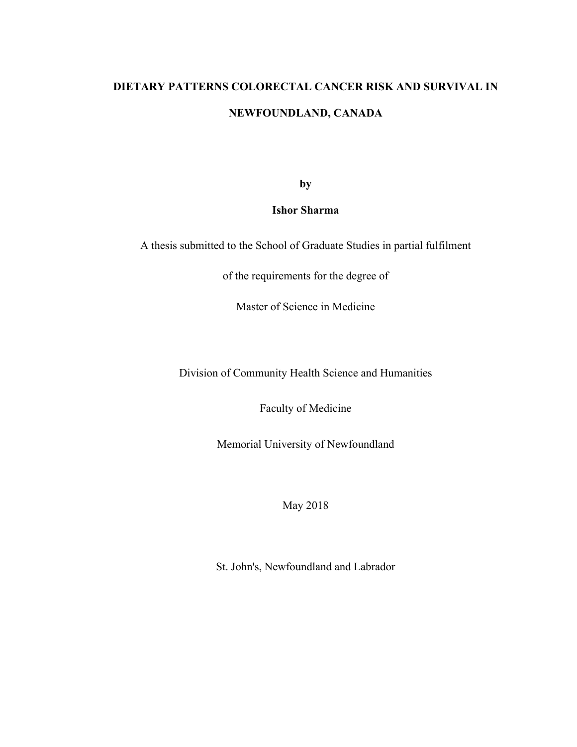# DIETARY PATTERNS COLORECTAL CANCER RISK AND SURVIVAL IN NEWFOUNDLAND, CANADA

**by**

**Ishor Sharma**

A thesis submitted to the School of Graduate Studies in partial fulfilment

of the requirements for the degree of

Master of Science in Medicine

Division of Community Health Science and Humanities

Faculty of Medicine

Memorial University of Newfoundland

May 2018

St. John's, Newfoundland and Labrador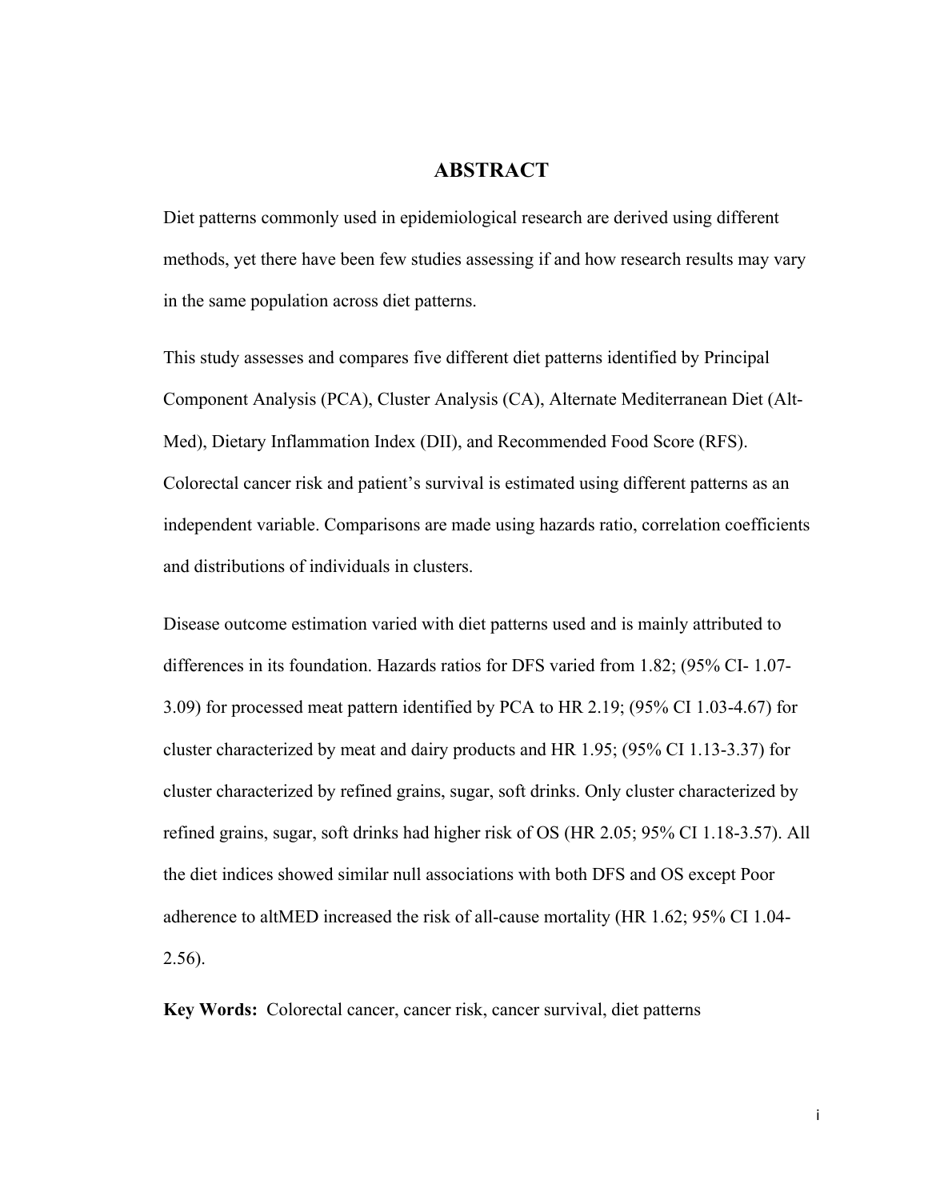# ABSTRACT

Diet patterns commonly used in epidemiological research are derived using different methods, yet there have been few studies assessing if and how research results may vary in the same population across diet patterns.

This study assesses and compares five different diet patterns identified by Principal Component Analysis (PCA), Cluster Analysis (CA), Alternate Mediterranean Diet (Alt-Med), Dietary Inflammation Index (DII), and Recommended Food Score (RFS). Colorectal cancer risk and patient's survival is estimated using different patterns as an independent variable. Comparisons are made using hazards ratio, correlation coefficients and distributions of individuals in clusters.

Disease outcome estimation varied with diet patterns used and is mainly attributed to differences in its foundation. Hazards ratios for DFS varied from 1.82; (95% CI- 1.07-3.09) for processed meat pattern identified by PCA to HR 2.19; (95% CI 1.03-4.67) for cluster characterized by meat and dairy products and HR 1.95; (95% CI 1.13-3.37) for cluster characterized by refined grains, sugar, soft drinks. Only cluster characterized by refined grains, sugar, soft drinks had higher risk of OS (HR 2.05; 95% CI 1.18-3.57). All the diet indices showed similar null associations with both DFS and OS except Poor adherence to altMED increased the risk of all-cause mortality (HR 1.62; 95% CI 1.04-2.56).

**Key Words:** Colorectal cancer, cancer risk, cancer survival, diet patterns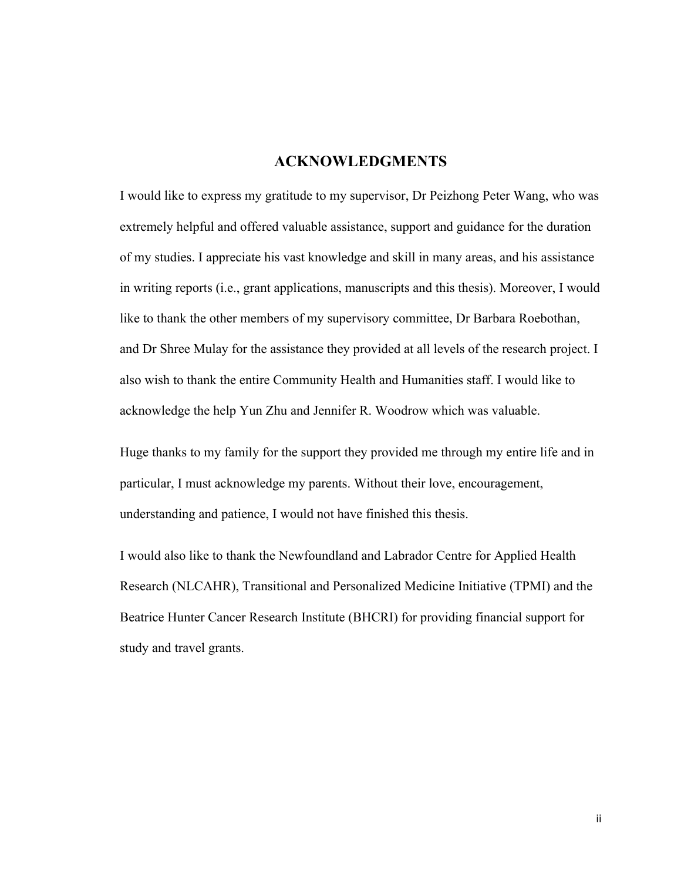## ACKNOWLEDGMENTS

I would like to express my gratitude to my supervisor, Dr Peizhong Peter Wang, who was extremely helpful and offered valuable assistance, support and guidance for the duration of my studies. I appreciate his vast knowledge and skill in many areas, and his assistance in writing reports (i.e., grant applications, manuscripts and this thesis). Moreover, I would like to thank the other members of my supervisory committee, Dr Barbara Roebothan, and Dr Shree Mulay for the assistance they provided at all levels of the research project. I also wish to thank the entire Community Health and Humanities staff. I would like to acknowledge the help Yun Zhu and Jennifer R. Woodrow which was valuable.

Huge thanks to my family for the support they provided me through my entire life and in particular, I must acknowledge my parents. Without their love, encouragement, understanding and patience, I would not have finished this thesis.

I would also like to thank the Newfoundland and Labrador Centre for Applied Health Research (NLCAHR), Transitional and Personalized Medicine Initiative (TPMI) and the Beatrice Hunter Cancer Research Institute (BHCRI) for providing financial support for study and travel grants.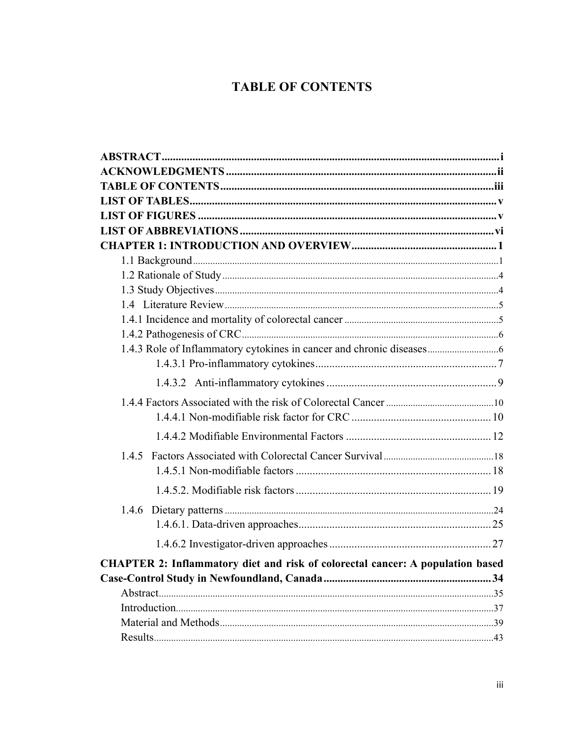# TABLE OF CONTENTS

**ABSTRACT** .......... i
**ACKNOWLEDGMENTS** .......... ii
**TABLE OF CONTENTS** .......... iii
**LIST OF TABLES** .......... v
**LIST OF FIGURES** .......... v
**LIST OF ABBREVIATIONS** .......... vi
**CHAPTER 1: INTRODUCTION AND OVERVIEW** .......... 1

- 1.1 Background .......... 1
- 1.2 Rationale of Study .......... 4
- 1.3 Study Objectives .......... 4
- 1.4 Literature Review .......... 5
- 1.4.1 Incidence and mortality of colorectal cancer .......... 5
- 1.4.2 Pathogenesis of CRC .......... 6
- 1.4.3 Role of Inflammatory cytokines in cancer and chronic diseases .......... 6
  - 1.4.3.1 Pro-inflammatory cytokines .......... 7
  - 1.4.3.2 Anti-inflammatory cytokines .......... 9
- 1.4.4 Factors Associated with the risk of Colorectal Cancer .......... 10
  - 1.4.4.1 Non-modifiable risk factor for CRC .......... 10
  - 1.4.4.2 Modifiable Environmental Factors .......... 12
- 1.4.5 Factors Associated with Colorectal Cancer Survival .......... 18
  - 1.4.5.1 Non-modifiable factors .......... 18
  - 1.4.5.2. Modifiable risk factors .......... 19
- 1.4.6 Dietary patterns .......... 24
  - 1.4.6.1. Data-driven approaches .......... 25
  - 1.4.6.2 Investigator-driven approaches .......... 27

**CHAPTER 2: Inflammatory diet and risk of colorectal cancer: A population based Case-Control Study in Newfoundland, Canada** .......... 34

- Abstract .......... 35
- Introduction .......... 37
- Material and Methods .......... 39
- Results .......... 43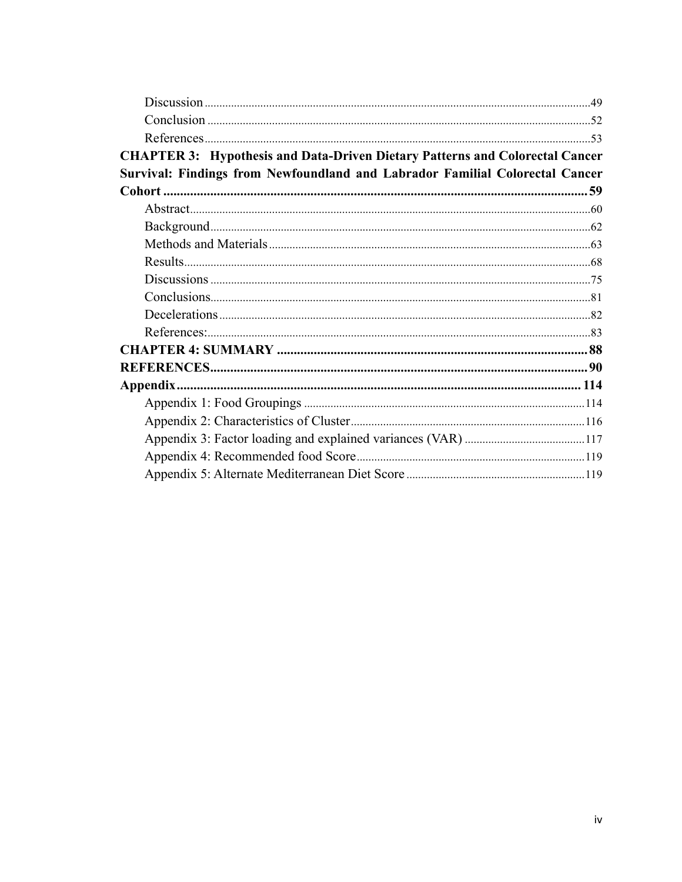Discussion ..... 49

Conclusion ..... 52

References ..... 53

**CHAPTER 3: Hypothesis and Data-Driven Dietary Patterns and Colorectal Cancer Survival: Findings from Newfoundland and Labrador Familial Colorectal Cancer Cohort ..... 59**

Abstract ..... 60

Background ..... 62

Methods and Materials ..... 63

Results ..... 68

Discussions ..... 75

Conclusions ..... 81

Decelerations ..... 82

References: ..... 83

**CHAPTER 4: SUMMARY ..... 88**

**REFERENCES ..... 90**

**Appendix ..... 114**

Appendix 1: Food Groupings ..... 114

Appendix 2: Characteristics of Cluster ..... 116

Appendix 3: Factor loading and explained variances (VAR) ..... 117

Appendix 4: Recommended food Score ..... 119

Appendix 5: Alternate Mediterranean Diet Score ..... 119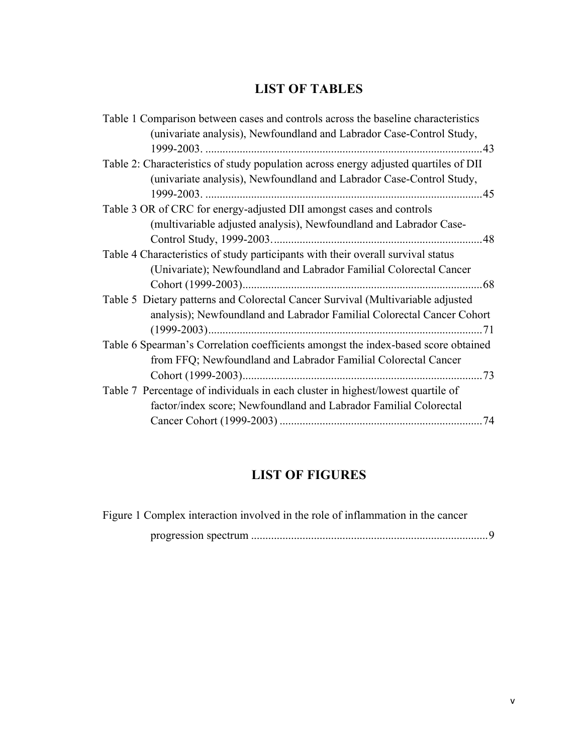# LIST OF TABLES

Table 1 Comparison between cases and controls across the baseline characteristics (univariate analysis), Newfoundland and Labrador Case-Control Study, 1999-2003. ....................................................................................................43

Table 2: Characteristics of study population across energy adjusted quartiles of DII (univariate analysis), Newfoundland and Labrador Case-Control Study, 1999-2003. ....................................................................................................45

Table 3 OR of CRC for energy-adjusted DII amongst cases and controls (multivariable adjusted analysis), Newfoundland and Labrador Case-Control Study, 1999-2003. .........................................................................48

Table 4 Characteristics of study participants with their overall survival status (Univariate); Newfoundland and Labrador Familial Colorectal Cancer Cohort (1999-2003)....................................................................................68

Table 5 Dietary patterns and Colorectal Cancer Survival (Multivariable adjusted analysis); Newfoundland and Labrador Familial Colorectal Cancer Cohort (1999-2003)...............................................................................................71

Table 6 Spearman's Correlation coefficients amongst the index-based score obtained from FFQ; Newfoundland and Labrador Familial Colorectal Cancer Cohort (1999-2003)....................................................................................73

Table 7 Percentage of individuals in each cluster in highest/lowest quartile of factor/index score; Newfoundland and Labrador Familial Colorectal Cancer Cohort (1999-2003) .......................................................................74

# LIST OF FIGURES

Figure 1 Complex interaction involved in the role of inflammation in the cancer progression spectrum ..................................................................................9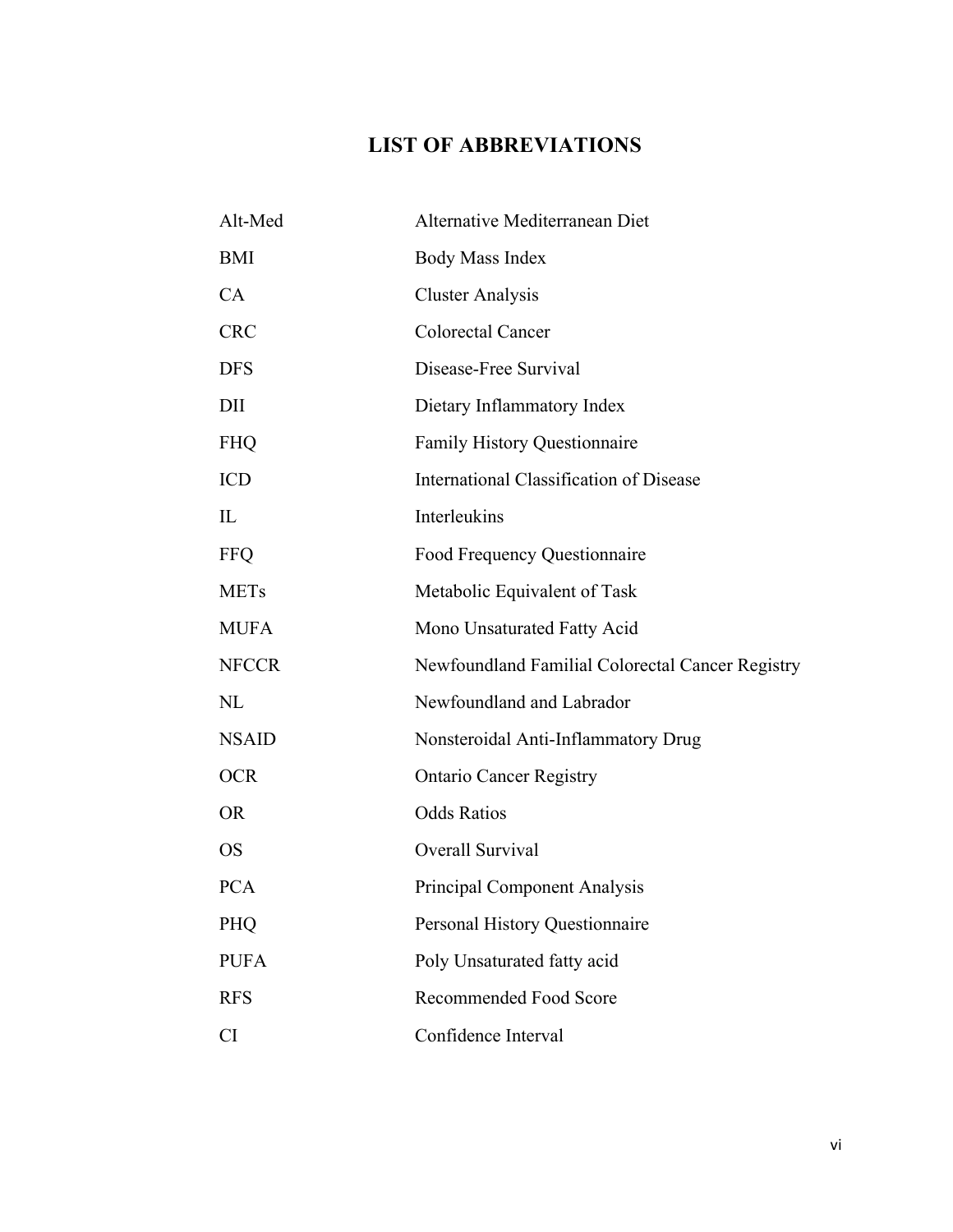# LIST OF ABBREVIATIONS

| | |
|---|---|
| Alt-Med | Alternative Mediterranean Diet |
| BMI | Body Mass Index |
| CA | Cluster Analysis |
| CRC | Colorectal Cancer |
| DFS | Disease-Free Survival |
| DII | Dietary Inflammatory Index |
| FHQ | Family History Questionnaire |
| ICD | International Classification of Disease |
| IL | Interleukins |
| FFQ | Food Frequency Questionnaire |
| METs | Metabolic Equivalent of Task |
| MUFA | Mono Unsaturated Fatty Acid |
| NFCCR | Newfoundland Familial Colorectal Cancer Registry |
| NL | Newfoundland and Labrador |
| NSAID | Nonsteroidal Anti-Inflammatory Drug |
| OCR | Ontario Cancer Registry |
| OR | Odds Ratios |
| OS | Overall Survival |
| PCA | Principal Component Analysis |
| PHQ | Personal History Questionnaire |
| PUFA | Poly Unsaturated fatty acid |
| RFS | Recommended Food Score |
| CI | Confidence Interval |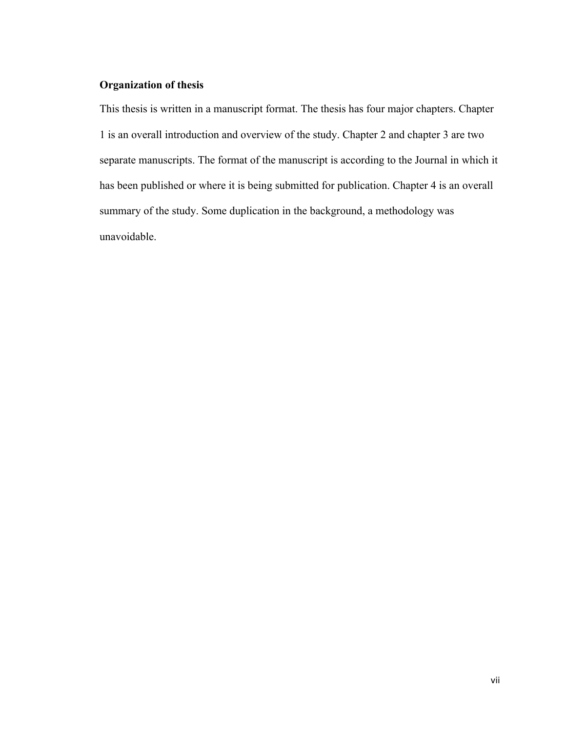## Organization of thesis

This thesis is written in a manuscript format. The thesis has four major chapters. Chapter 1 is an overall introduction and overview of the study. Chapter 2 and chapter 3 are two separate manuscripts. The format of the manuscript is according to the Journal in which it has been published or where it is being submitted for publication. Chapter 4 is an overall summary of the study. Some duplication in the background, a methodology was unavoidable.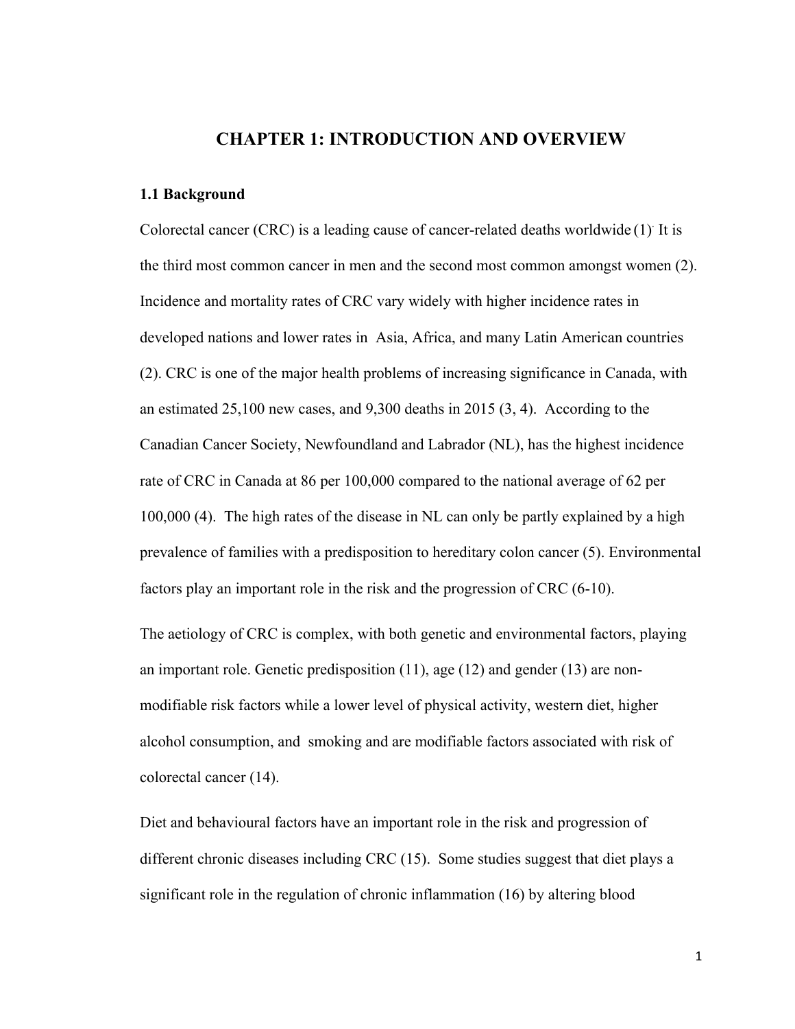# CHAPTER 1: INTRODUCTION AND OVERVIEW

## 1.1 Background

Colorectal cancer (CRC) is a leading cause of cancer-related deaths worldwide (1). It is the third most common cancer in men and the second most common amongst women (2). Incidence and mortality rates of CRC vary widely with higher incidence rates in developed nations and lower rates in Asia, Africa, and many Latin American countries (2). CRC is one of the major health problems of increasing significance in Canada, with an estimated 25,100 new cases, and 9,300 deaths in 2015 (3, 4). According to the Canadian Cancer Society, Newfoundland and Labrador (NL), has the highest incidence rate of CRC in Canada at 86 per 100,000 compared to the national average of 62 per 100,000 (4). The high rates of the disease in NL can only be partly explained by a high prevalence of families with a predisposition to hereditary colon cancer (5). Environmental factors play an important role in the risk and the progression of CRC (6-10).

The aetiology of CRC is complex, with both genetic and environmental factors, playing an important role. Genetic predisposition (11), age (12) and gender (13) are non-modifiable risk factors while a lower level of physical activity, western diet, higher alcohol consumption, and smoking and are modifiable factors associated with risk of colorectal cancer (14).

Diet and behavioural factors have an important role in the risk and progression of different chronic diseases including CRC (15). Some studies suggest that diet plays a significant role in the regulation of chronic inflammation (16) by altering blood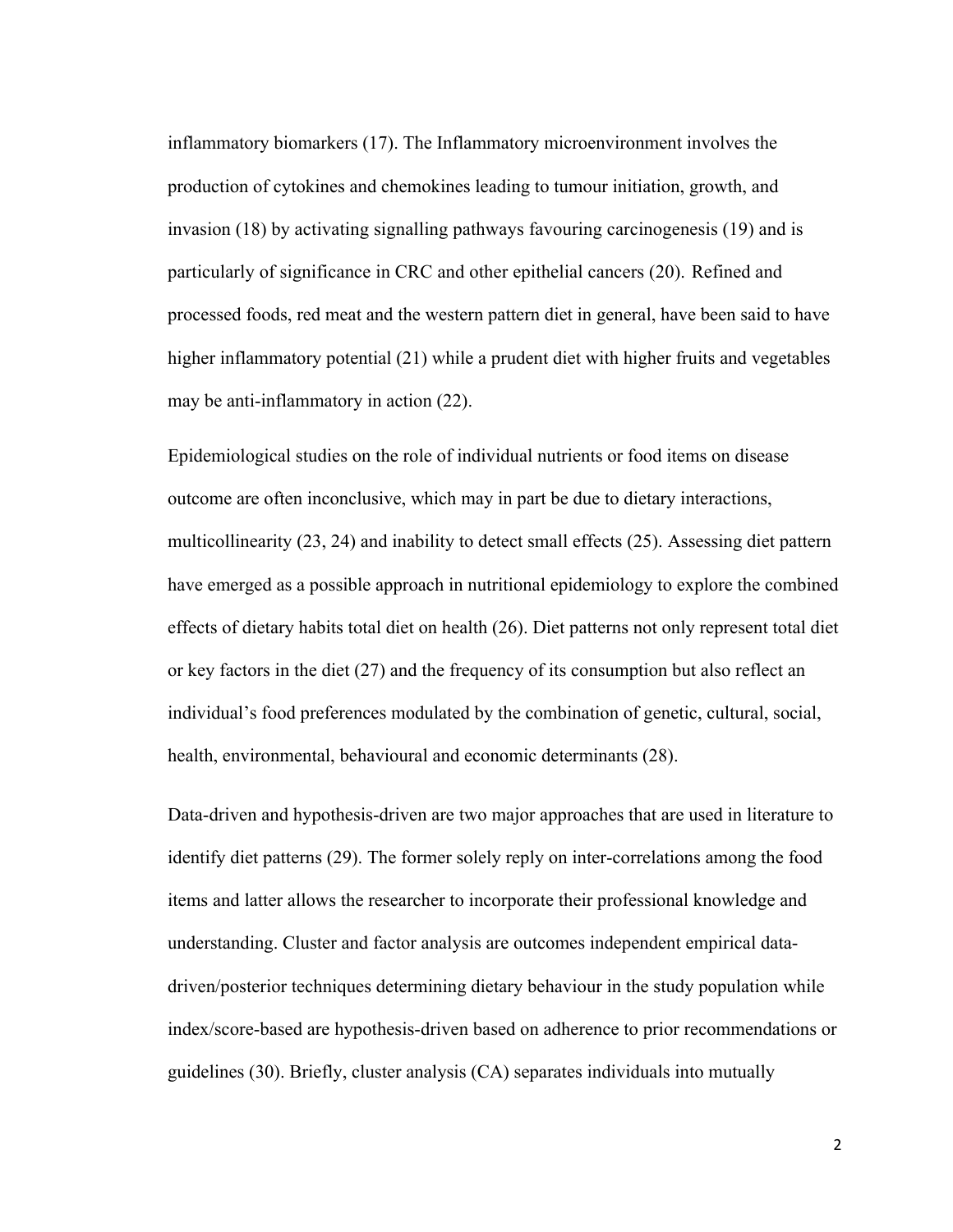inflammatory biomarkers (17). The Inflammatory microenvironment involves the production of cytokines and chemokines leading to tumour initiation, growth, and invasion (18) by activating signalling pathways favouring carcinogenesis (19) and is particularly of significance in CRC and other epithelial cancers (20). Refined and processed foods, red meat and the western pattern diet in general, have been said to have higher inflammatory potential (21) while a prudent diet with higher fruits and vegetables may be anti-inflammatory in action (22).

Epidemiological studies on the role of individual nutrients or food items on disease outcome are often inconclusive, which may in part be due to dietary interactions, multicollinearity (23, 24) and inability to detect small effects (25). Assessing diet pattern have emerged as a possible approach in nutritional epidemiology to explore the combined effects of dietary habits total diet on health (26). Diet patterns not only represent total diet or key factors in the diet (27) and the frequency of its consumption but also reflect an individual's food preferences modulated by the combination of genetic, cultural, social, health, environmental, behavioural and economic determinants (28).

Data-driven and hypothesis-driven are two major approaches that are used in literature to identify diet patterns (29). The former solely reply on inter-correlations among the food items and latter allows the researcher to incorporate their professional knowledge and understanding. Cluster and factor analysis are outcomes independent empirical data-driven/posterior techniques determining dietary behaviour in the study population while index/score-based are hypothesis-driven based on adherence to prior recommendations or guidelines (30). Briefly, cluster analysis (CA) separates individuals into mutually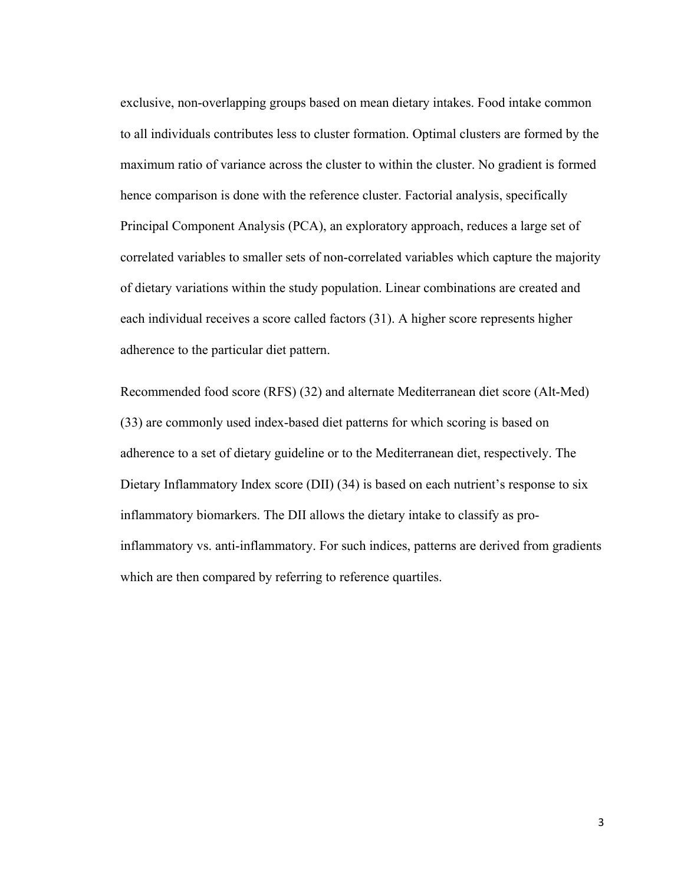exclusive, non-overlapping groups based on mean dietary intakes. Food intake common to all individuals contributes less to cluster formation. Optimal clusters are formed by the maximum ratio of variance across the cluster to within the cluster. No gradient is formed hence comparison is done with the reference cluster. Factorial analysis, specifically Principal Component Analysis (PCA), an exploratory approach, reduces a large set of correlated variables to smaller sets of non-correlated variables which capture the majority of dietary variations within the study population. Linear combinations are created and each individual receives a score called factors (31). A higher score represents higher adherence to the particular diet pattern.

Recommended food score (RFS) (32) and alternate Mediterranean diet score (Alt-Med) (33) are commonly used index-based diet patterns for which scoring is based on adherence to a set of dietary guideline or to the Mediterranean diet, respectively. The Dietary Inflammatory Index score (DII) (34) is based on each nutrient's response to six inflammatory biomarkers. The DII allows the dietary intake to classify as pro-inflammatory vs. anti-inflammatory. For such indices, patterns are derived from gradients which are then compared by referring to reference quartiles.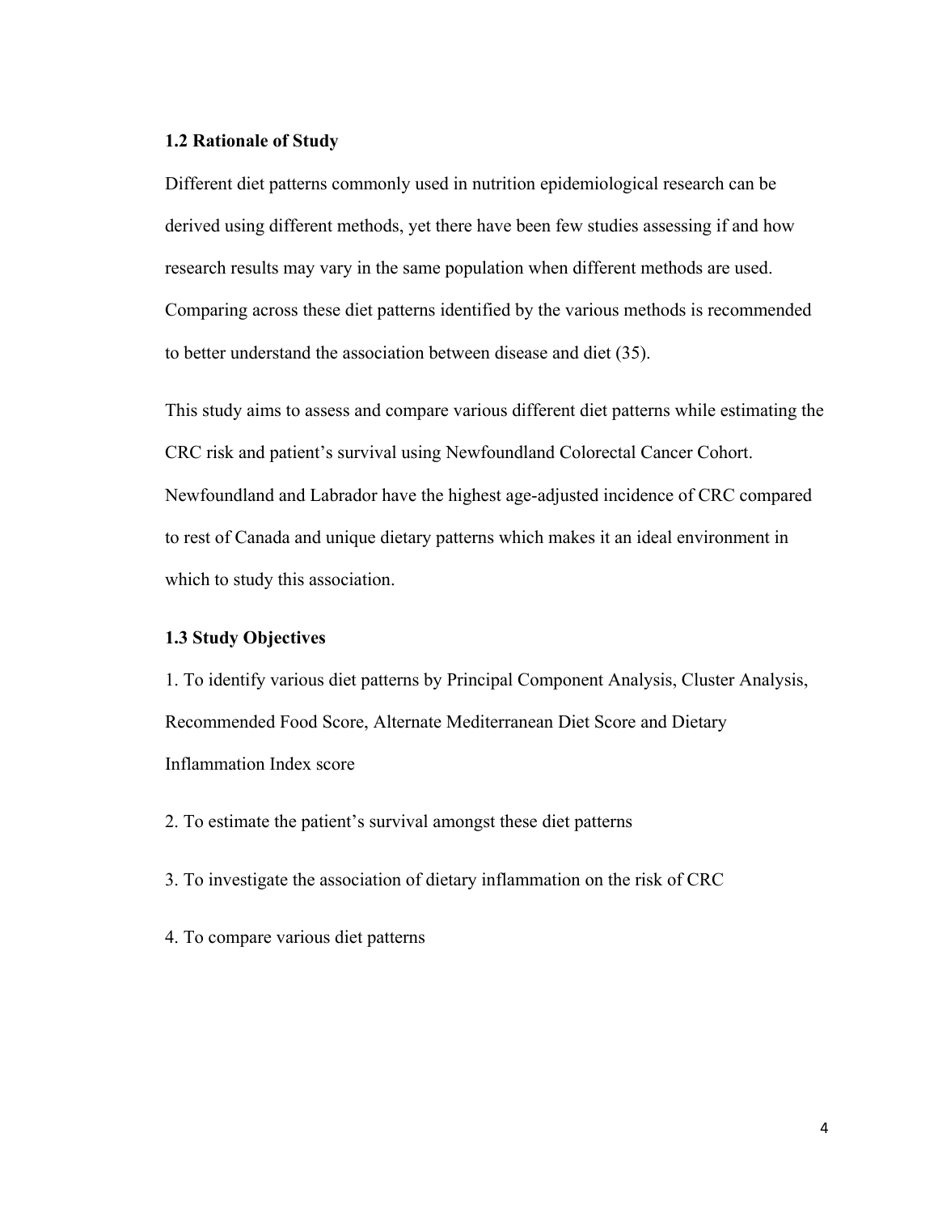### 1.2 Rationale of Study

Different diet patterns commonly used in nutrition epidemiological research can be derived using different methods, yet there have been few studies assessing if and how research results may vary in the same population when different methods are used. Comparing across these diet patterns identified by the various methods is recommended to better understand the association between disease and diet (35).

This study aims to assess and compare various different diet patterns while estimating the CRC risk and patient's survival using Newfoundland Colorectal Cancer Cohort. Newfoundland and Labrador have the highest age-adjusted incidence of CRC compared to rest of Canada and unique dietary patterns which makes it an ideal environment in which to study this association.

### 1.3 Study Objectives

1. To identify various diet patterns by Principal Component Analysis, Cluster Analysis, Recommended Food Score, Alternate Mediterranean Diet Score and Dietary Inflammation Index score

2. To estimate the patient's survival amongst these diet patterns

3. To investigate the association of dietary inflammation on the risk of CRC

4. To compare various diet patterns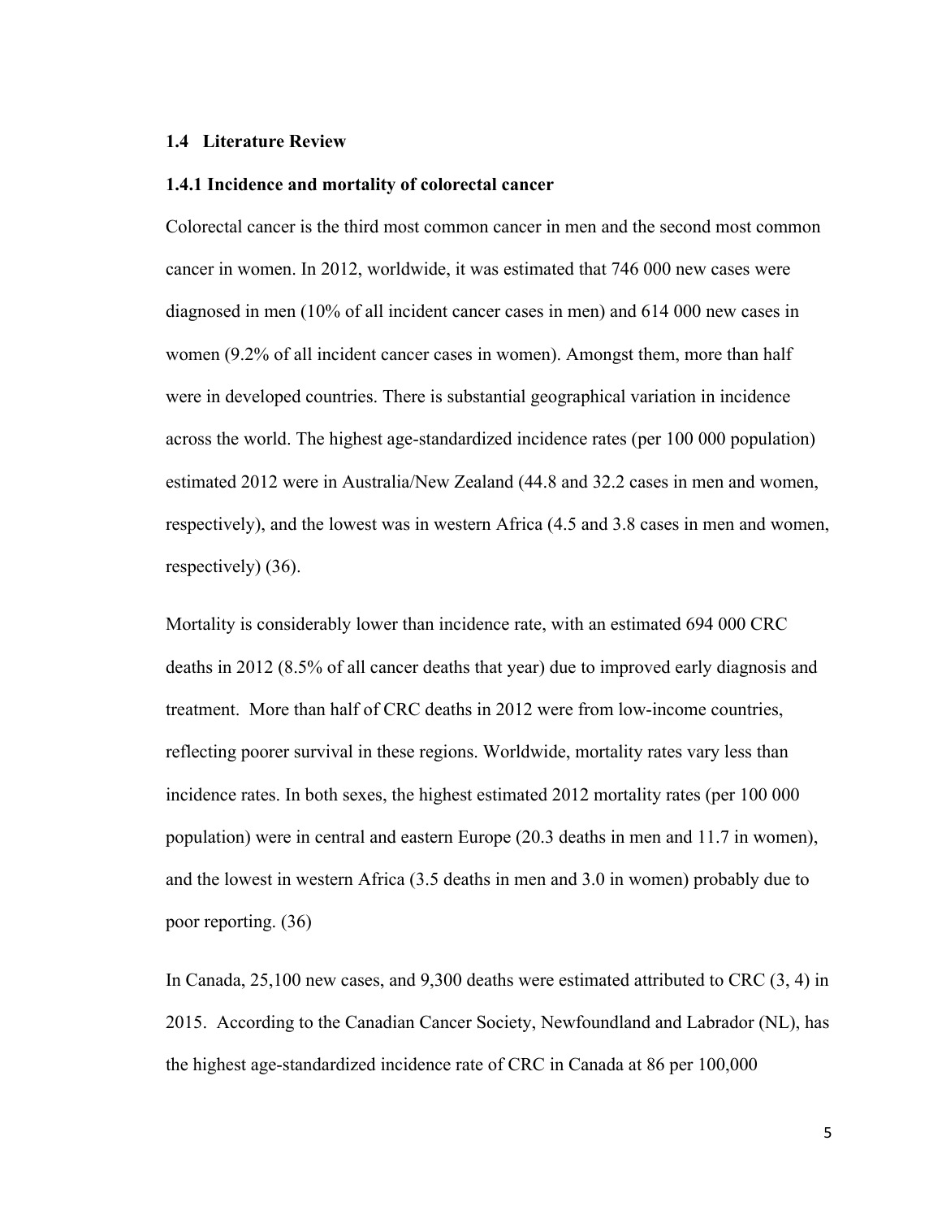## 1.4 Literature Review

### 1.4.1 Incidence and mortality of colorectal cancer

Colorectal cancer is the third most common cancer in men and the second most common cancer in women. In 2012, worldwide, it was estimated that 746 000 new cases were diagnosed in men (10% of all incident cancer cases in men) and 614 000 new cases in women (9.2% of all incident cancer cases in women). Amongst them, more than half were in developed countries. There is substantial geographical variation in incidence across the world. The highest age-standardized incidence rates (per 100 000 population) estimated 2012 were in Australia/New Zealand (44.8 and 32.2 cases in men and women, respectively), and the lowest was in western Africa (4.5 and 3.8 cases in men and women, respectively) (36).

Mortality is considerably lower than incidence rate, with an estimated 694 000 CRC deaths in 2012 (8.5% of all cancer deaths that year) due to improved early diagnosis and treatment. More than half of CRC deaths in 2012 were from low-income countries, reflecting poorer survival in these regions. Worldwide, mortality rates vary less than incidence rates. In both sexes, the highest estimated 2012 mortality rates (per 100 000 population) were in central and eastern Europe (20.3 deaths in men and 11.7 in women), and the lowest in western Africa (3.5 deaths in men and 3.0 in women) probably due to poor reporting. (36)

In Canada, 25,100 new cases, and 9,300 deaths were estimated attributed to CRC (3, 4) in 2015. According to the Canadian Cancer Society, Newfoundland and Labrador (NL), has the highest age-standardized incidence rate of CRC in Canada at 86 per 100,000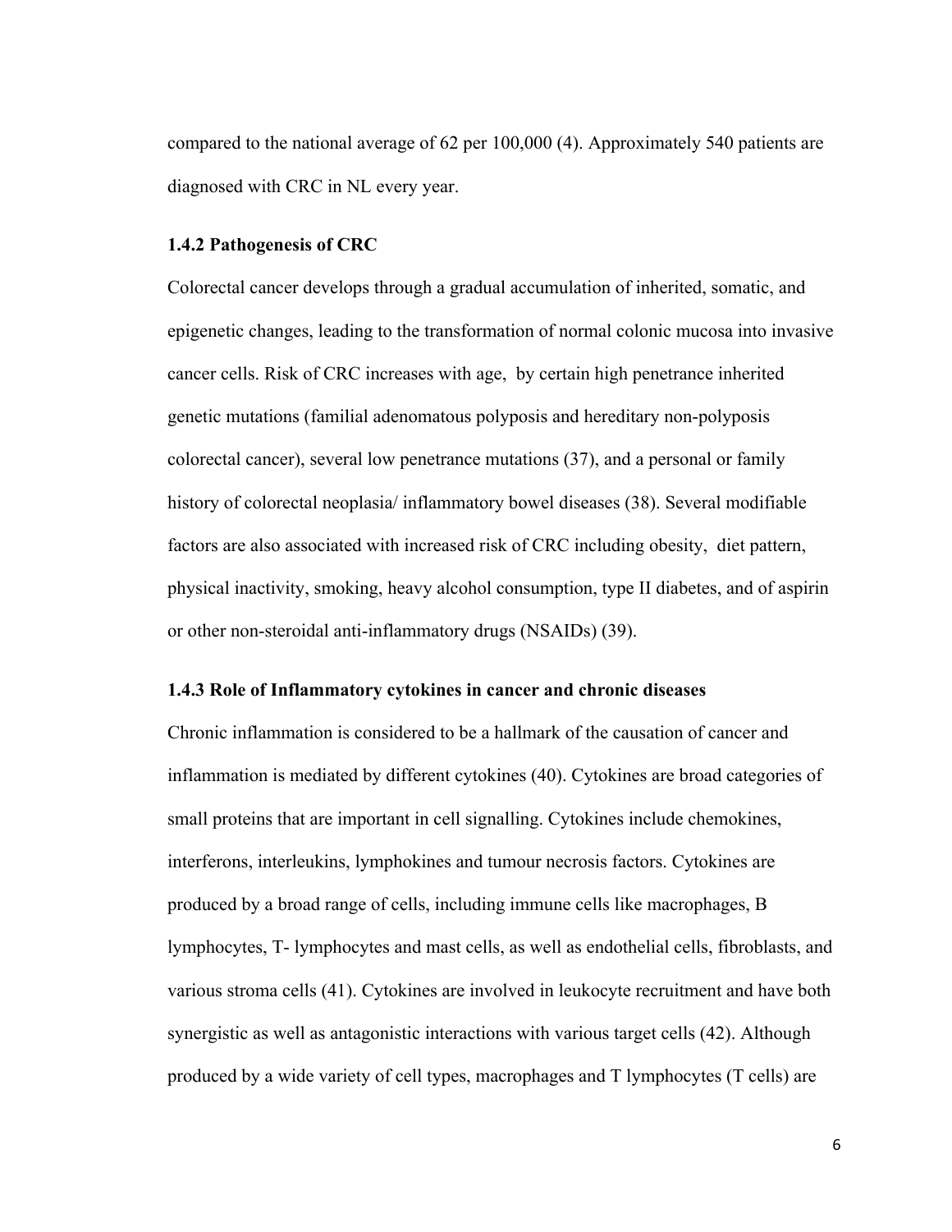compared to the national average of 62 per 100,000 (4). Approximately 540 patients are diagnosed with CRC in NL every year.

### 1.4.2 Pathogenesis of CRC

Colorectal cancer develops through a gradual accumulation of inherited, somatic, and epigenetic changes, leading to the transformation of normal colonic mucosa into invasive cancer cells. Risk of CRC increases with age, by certain high penetrance inherited genetic mutations (familial adenomatous polyposis and hereditary non-polyposis colorectal cancer), several low penetrance mutations (37), and a personal or family history of colorectal neoplasia/ inflammatory bowel diseases (38). Several modifiable factors are also associated with increased risk of CRC including obesity, diet pattern, physical inactivity, smoking, heavy alcohol consumption, type II diabetes, and of aspirin or other non-steroidal anti-inflammatory drugs (NSAIDs) (39).

### 1.4.3 Role of Inflammatory cytokines in cancer and chronic diseases

Chronic inflammation is considered to be a hallmark of the causation of cancer and inflammation is mediated by different cytokines (40). Cytokines are broad categories of small proteins that are important in cell signalling. Cytokines include chemokines, interferons, interleukins, lymphokines and tumour necrosis factors. Cytokines are produced by a broad range of cells, including immune cells like macrophages, B lymphocytes, T- lymphocytes and mast cells, as well as endothelial cells, fibroblasts, and various stroma cells (41). Cytokines are involved in leukocyte recruitment and have both synergistic as well as antagonistic interactions with various target cells (42). Although produced by a wide variety of cell types, macrophages and T lymphocytes (T cells) are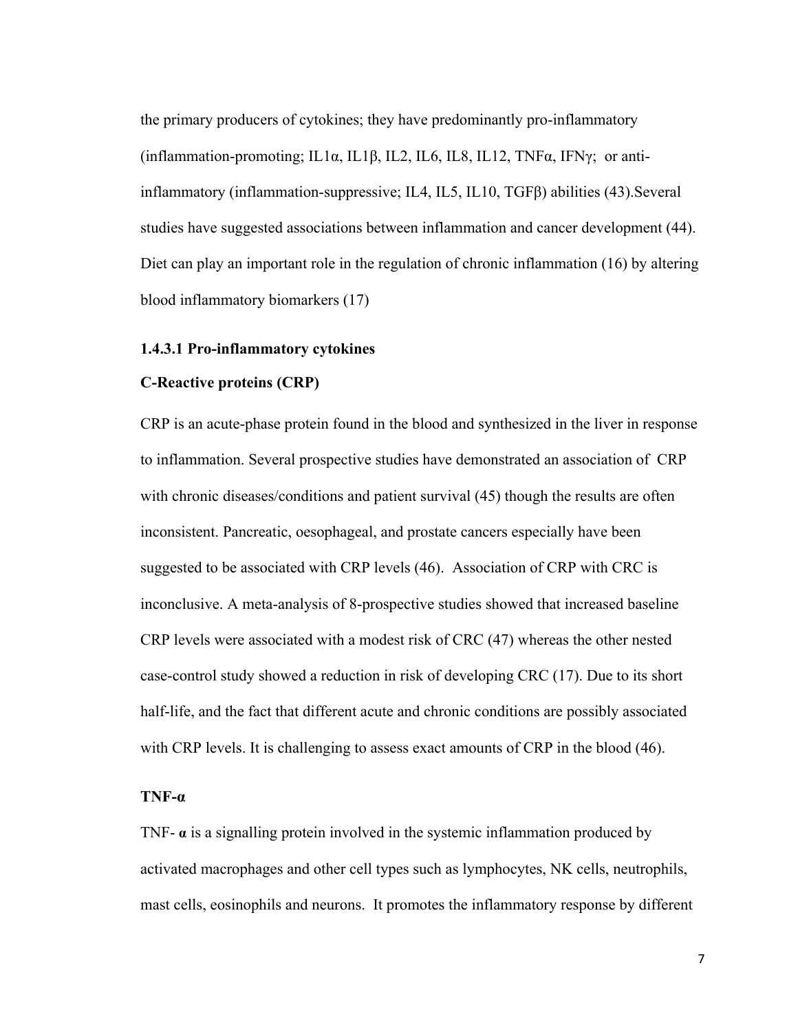the primary producers of cytokines; they have predominantly pro-inflammatory (inflammation-promoting; IL1α, IL1β, IL2, IL6, IL8, IL12, TNFα, IFNγ; or anti-inflammatory (inflammation-suppressive; IL4, IL5, IL10, TGFβ) abilities (43).Several studies have suggested associations between inflammation and cancer development (44). Diet can play an important role in the regulation of chronic inflammation (16) by altering blood inflammatory biomarkers (17)

#### 1.4.3.1 Pro-inflammatory cytokines

**C-Reactive proteins (CRP)**

CRP is an acute-phase protein found in the blood and synthesized in the liver in response to inflammation. Several prospective studies have demonstrated an association of CRP with chronic diseases/conditions and patient survival (45) though the results are often inconsistent. Pancreatic, oesophageal, and prostate cancers especially have been suggested to be associated with CRP levels (46). Association of CRP with CRC is inconclusive. A meta-analysis of 8-prospective studies showed that increased baseline CRP levels were associated with a modest risk of CRC (47) whereas the other nested case-control study showed a reduction in risk of developing CRC (17). Due to its short half-life, and the fact that different acute and chronic conditions are possibly associated with CRP levels. It is challenging to assess exact amounts of CRP in the blood (46).

**TNF-α**

TNF- **α** is a signalling protein involved in the systemic inflammation produced by activated macrophages and other cell types such as lymphocytes, NK cells, neutrophils, mast cells, eosinophils and neurons. It promotes the inflammatory response by different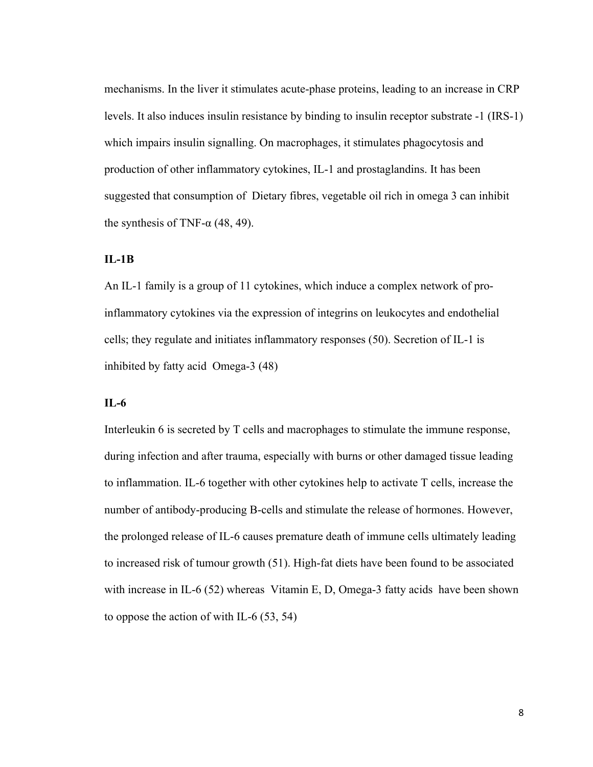mechanisms. In the liver it stimulates acute-phase proteins, leading to an increase in CRP levels. It also induces insulin resistance by binding to insulin receptor substrate -1 (IRS-1) which impairs insulin signalling. On macrophages, it stimulates phagocytosis and production of other inflammatory cytokines, IL-1 and prostaglandins. It has been suggested that consumption of Dietary fibres, vegetable oil rich in omega 3 can inhibit the synthesis of TNF-α (48, 49).

**IL-1B**

An IL-1 family is a group of 11 cytokines, which induce a complex network of pro-inflammatory cytokines via the expression of integrins on leukocytes and endothelial cells; they regulate and initiates inflammatory responses (50). Secretion of IL-1 is inhibited by fatty acid Omega-3 (48)

**IL-6**

Interleukin 6 is secreted by T cells and macrophages to stimulate the immune response, during infection and after trauma, especially with burns or other damaged tissue leading to inflammation. IL-6 together with other cytokines help to activate T cells, increase the number of antibody-producing B-cells and stimulate the release of hormones. However, the prolonged release of IL-6 causes premature death of immune cells ultimately leading to increased risk of tumour growth (51). High-fat diets have been found to be associated with increase in IL-6 (52) whereas Vitamin E, D, Omega-3 fatty acids have been shown to oppose the action of with IL-6 (53, 54)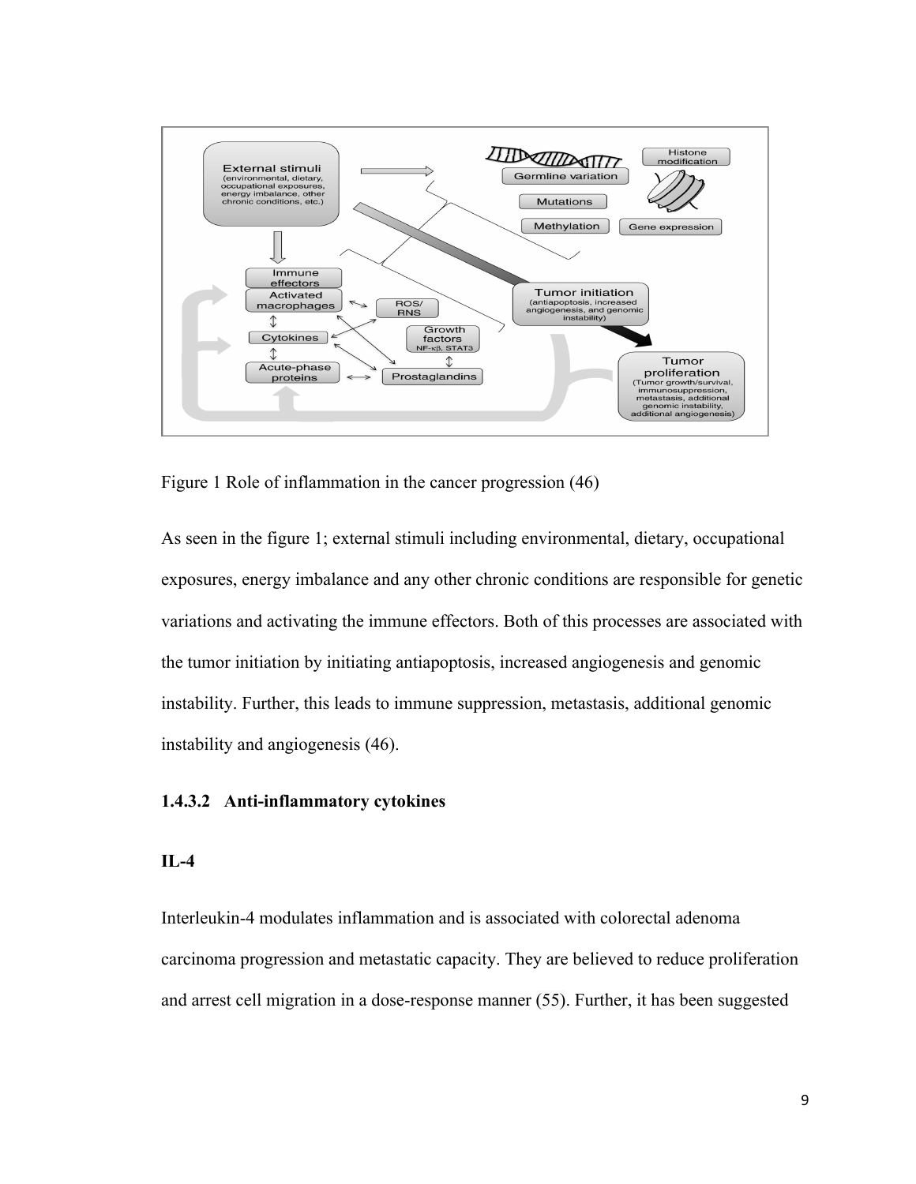Figure 1 Role of inflammation in the cancer progression (46)

As seen in the figure 1; external stimuli including environmental, dietary, occupational exposures, energy imbalance and any other chronic conditions are responsible for genetic variations and activating the immune effectors. Both of this processes are associated with the tumor initiation by initiating antiapoptosis, increased angiogenesis and genomic instability. Further, this leads to immune suppression, metastasis, additional genomic instability and angiogenesis (46).

#### 1.4.3.2 Anti-inflammatory cytokines

**IL-4**

Interleukin-4 modulates inflammation and is associated with colorectal adenoma carcinoma progression and metastatic capacity. They are believed to reduce proliferation and arrest cell migration in a dose-response manner (55). Further, it has been suggested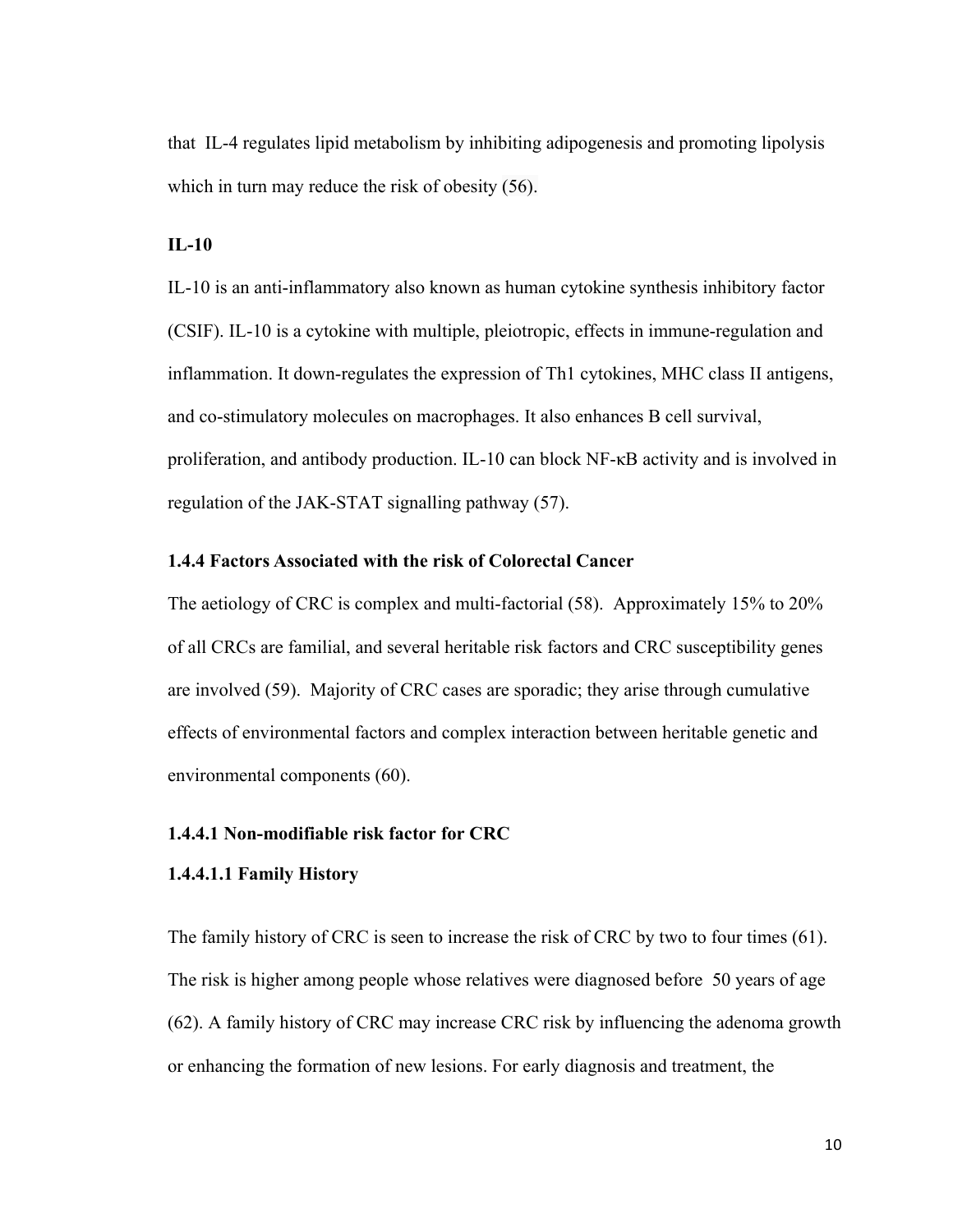that IL-4 regulates lipid metabolism by inhibiting adipogenesis and promoting lipolysis which in turn may reduce the risk of obesity (56).

**IL-10**

IL-10 is an anti-inflammatory also known as human cytokine synthesis inhibitory factor (CSIF). IL-10 is a cytokine with multiple, pleiotropic, effects in immune-regulation and inflammation. It down-regulates the expression of Th1 cytokines, MHC class II antigens, and co-stimulatory molecules on macrophages. It also enhances B cell survival, proliferation, and antibody production. IL-10 can block NF-κB activity and is involved in regulation of the JAK-STAT signalling pathway (57).

### 1.4.4 Factors Associated with the risk of Colorectal Cancer

The aetiology of CRC is complex and multi-factorial (58). Approximately 15% to 20% of all CRCs are familial, and several heritable risk factors and CRC susceptibility genes are involved (59). Majority of CRC cases are sporadic; they arise through cumulative effects of environmental factors and complex interaction between heritable genetic and environmental components (60).

#### 1.4.4.1 Non-modifiable risk factor for CRC

##### 1.4.4.1.1 Family History

The family history of CRC is seen to increase the risk of CRC by two to four times (61). The risk is higher among people whose relatives were diagnosed before 50 years of age (62). A family history of CRC may increase CRC risk by influencing the adenoma growth or enhancing the formation of new lesions. For early diagnosis and treatment, the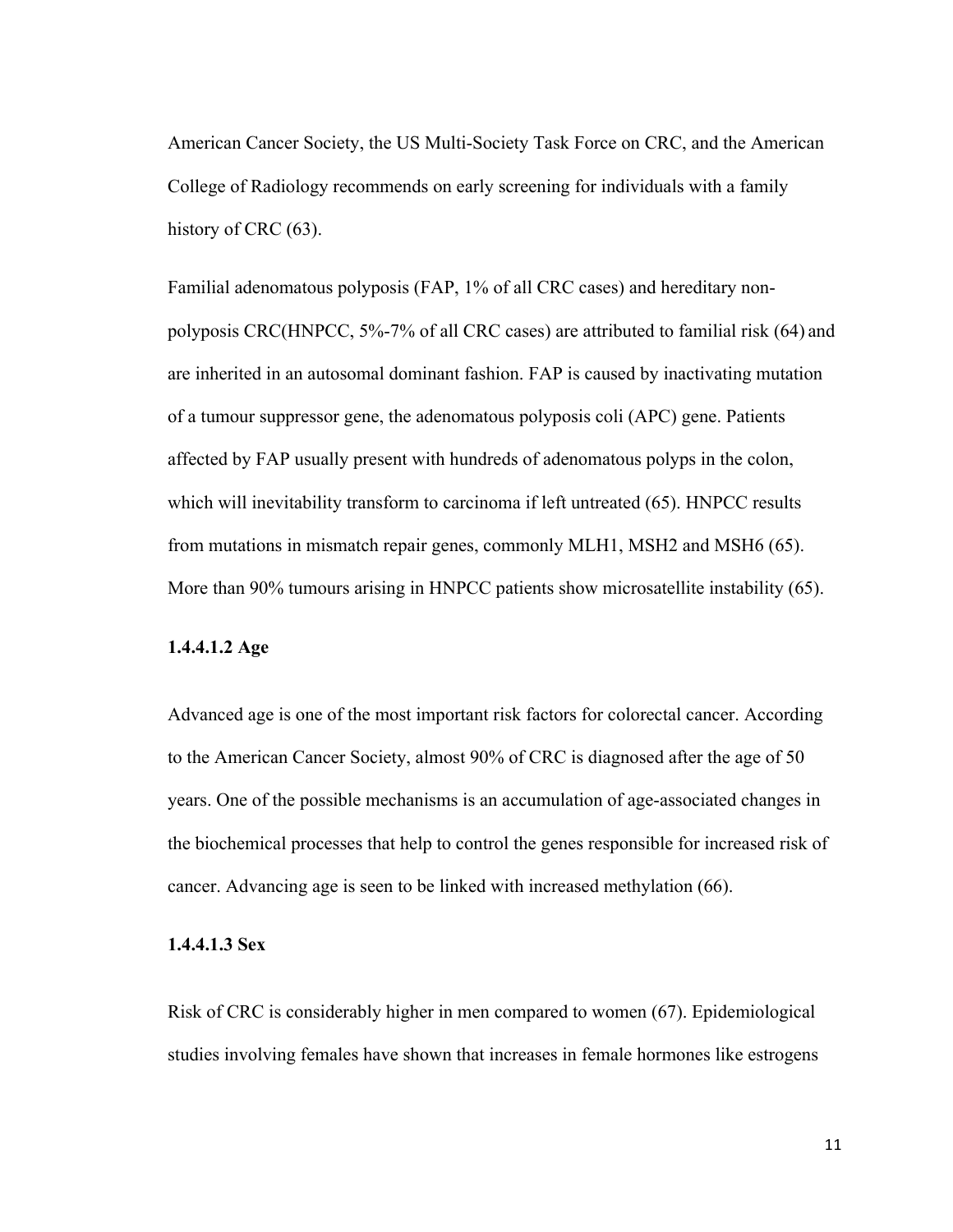American Cancer Society, the US Multi-Society Task Force on CRC, and the American College of Radiology recommends on early screening for individuals with a family history of CRC (63).

Familial adenomatous polyposis (FAP, 1% of all CRC cases) and hereditary non-polyposis CRC(HNPCC, 5%-7% of all CRC cases) are attributed to familial risk (64) and are inherited in an autosomal dominant fashion. FAP is caused by inactivating mutation of a tumour suppressor gene, the adenomatous polyposis coli (APC) gene. Patients affected by FAP usually present with hundreds of adenomatous polyps in the colon, which will inevitability transform to carcinoma if left untreated (65). HNPCC results from mutations in mismatch repair genes, commonly MLH1, MSH2 and MSH6 (65). More than 90% tumours arising in HNPCC patients show microsatellite instability (65).

#### 1.4.4.1.2 Age

Advanced age is one of the most important risk factors for colorectal cancer. According to the American Cancer Society, almost 90% of CRC is diagnosed after the age of 50 years. One of the possible mechanisms is an accumulation of age-associated changes in the biochemical processes that help to control the genes responsible for increased risk of cancer. Advancing age is seen to be linked with increased methylation (66).

#### 1.4.4.1.3 Sex

Risk of CRC is considerably higher in men compared to women (67). Epidemiological studies involving females have shown that increases in female hormones like estrogens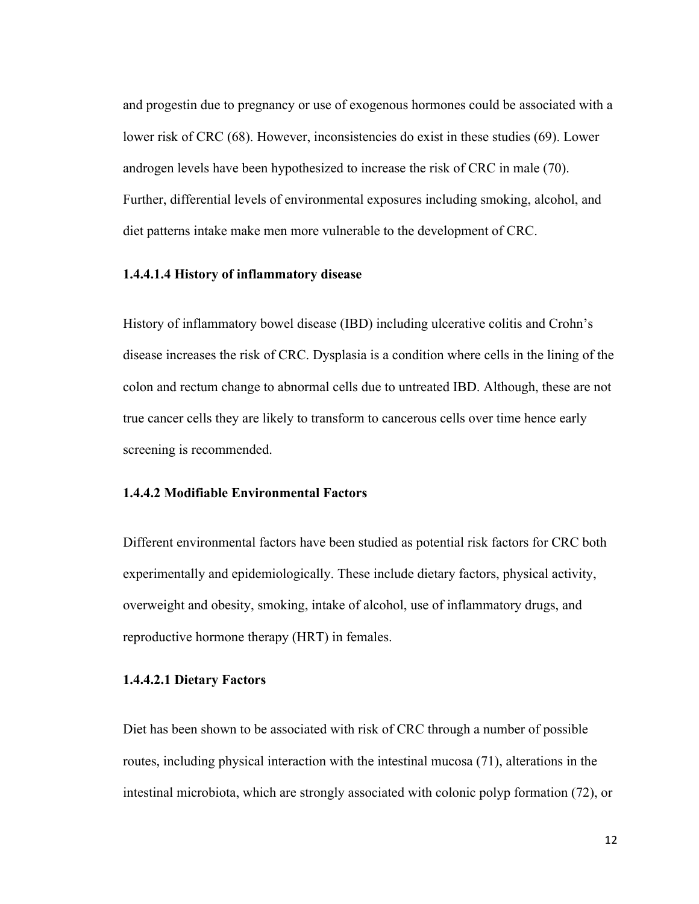and progestin due to pregnancy or use of exogenous hormones could be associated with a lower risk of CRC (68). However, inconsistencies do exist in these studies (69). Lower androgen levels have been hypothesized to increase the risk of CRC in male (70). Further, differential levels of environmental exposures including smoking, alcohol, and diet patterns intake make men more vulnerable to the development of CRC.

#### 1.4.4.1.4 History of inflammatory disease

History of inflammatory bowel disease (IBD) including ulcerative colitis and Crohn's disease increases the risk of CRC. Dysplasia is a condition where cells in the lining of the colon and rectum change to abnormal cells due to untreated IBD. Although, these are not true cancer cells they are likely to transform to cancerous cells over time hence early screening is recommended.

### 1.4.4.2 Modifiable Environmental Factors

Different environmental factors have been studied as potential risk factors for CRC both experimentally and epidemiologically. These include dietary factors, physical activity, overweight and obesity, smoking, intake of alcohol, use of inflammatory drugs, and reproductive hormone therapy (HRT) in females.

#### 1.4.4.2.1 Dietary Factors

Diet has been shown to be associated with risk of CRC through a number of possible routes, including physical interaction with the intestinal mucosa (71), alterations in the intestinal microbiota, which are strongly associated with colonic polyp formation (72), or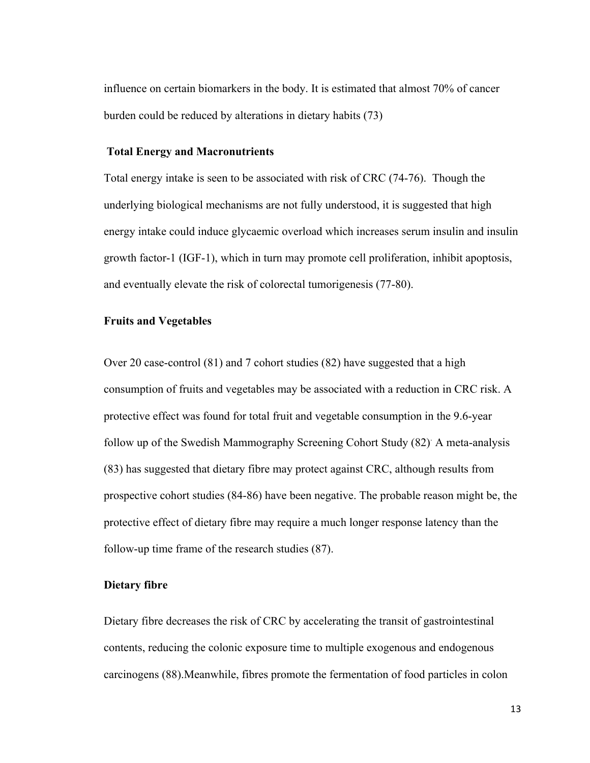influence on certain biomarkers in the body. It is estimated that almost 70% of cancer burden could be reduced by alterations in dietary habits (73)

### Total Energy and Macronutrients

Total energy intake is seen to be associated with risk of CRC (74-76). Though the underlying biological mechanisms are not fully understood, it is suggested that high energy intake could induce glycaemic overload which increases serum insulin and insulin growth factor-1 (IGF-1), which in turn may promote cell proliferation, inhibit apoptosis, and eventually elevate the risk of colorectal tumorigenesis (77-80).

### Fruits and Vegetables

Over 20 case-control (81) and 7 cohort studies (82) have suggested that a high consumption of fruits and vegetables may be associated with a reduction in CRC risk. A protective effect was found for total fruit and vegetable consumption in the 9.6-year follow up of the Swedish Mammography Screening Cohort Study (82). A meta-analysis (83) has suggested that dietary fibre may protect against CRC, although results from prospective cohort studies (84-86) have been negative. The probable reason might be, the protective effect of dietary fibre may require a much longer response latency than the follow-up time frame of the research studies (87).

### Dietary fibre

Dietary fibre decreases the risk of CRC by accelerating the transit of gastrointestinal contents, reducing the colonic exposure time to multiple exogenous and endogenous carcinogens (88).Meanwhile, fibres promote the fermentation of food particles in colon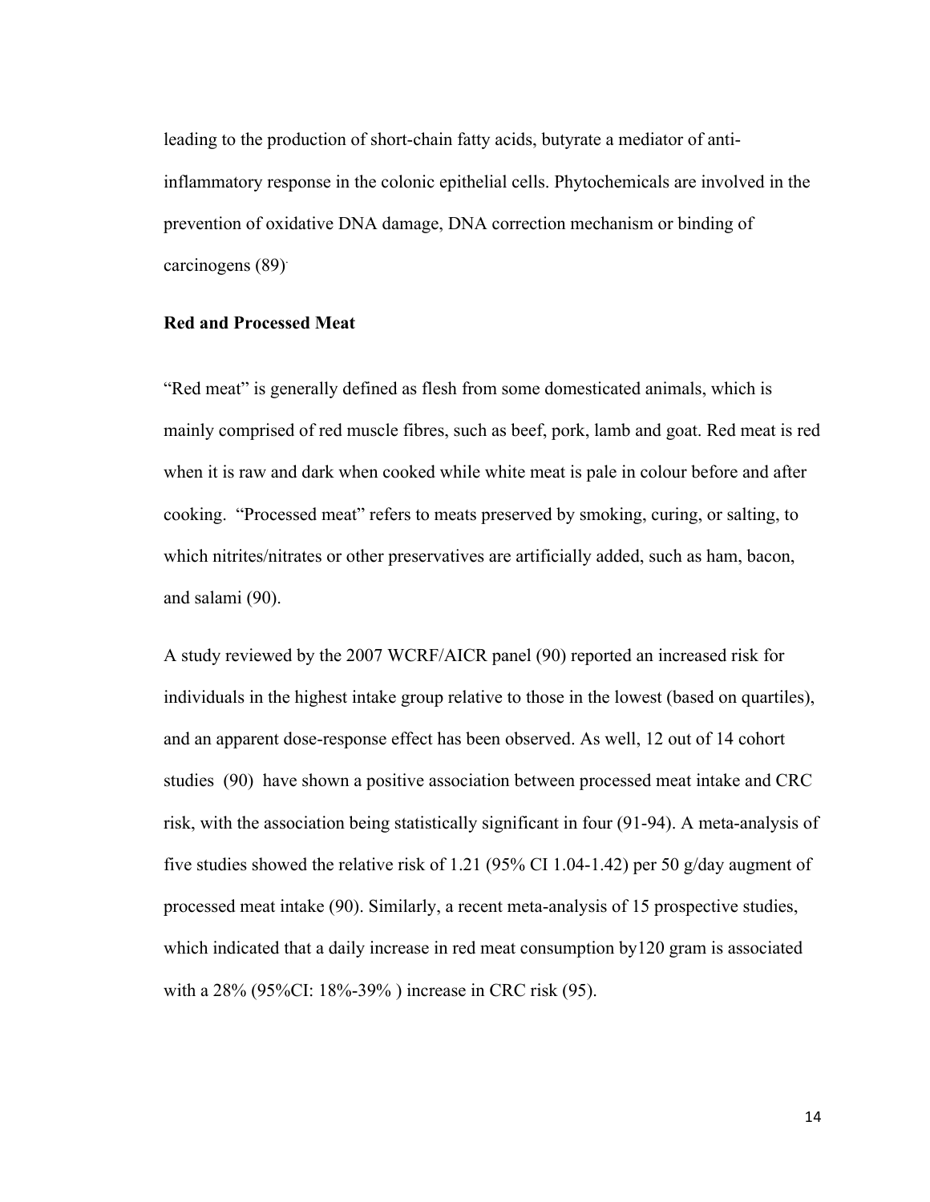leading to the production of short-chain fatty acids, butyrate a mediator of anti-inflammatory response in the colonic epithelial cells. Phytochemicals are involved in the prevention of oxidative DNA damage, DNA correction mechanism or binding of carcinogens (89).

## Red and Processed Meat

"Red meat" is generally defined as flesh from some domesticated animals, which is mainly comprised of red muscle fibres, such as beef, pork, lamb and goat. Red meat is red when it is raw and dark when cooked while white meat is pale in colour before and after cooking. "Processed meat" refers to meats preserved by smoking, curing, or salting, to which nitrites/nitrates or other preservatives are artificially added, such as ham, bacon, and salami (90).

A study reviewed by the 2007 WCRF/AICR panel (90) reported an increased risk for individuals in the highest intake group relative to those in the lowest (based on quartiles), and an apparent dose-response effect has been observed. As well, 12 out of 14 cohort studies (90) have shown a positive association between processed meat intake and CRC risk, with the association being statistically significant in four (91-94). A meta-analysis of five studies showed the relative risk of 1.21 (95% CI 1.04-1.42) per 50 g/day augment of processed meat intake (90). Similarly, a recent meta-analysis of 15 prospective studies, which indicated that a daily increase in red meat consumption by120 gram is associated with a 28% (95%CI: 18%-39% ) increase in CRC risk (95).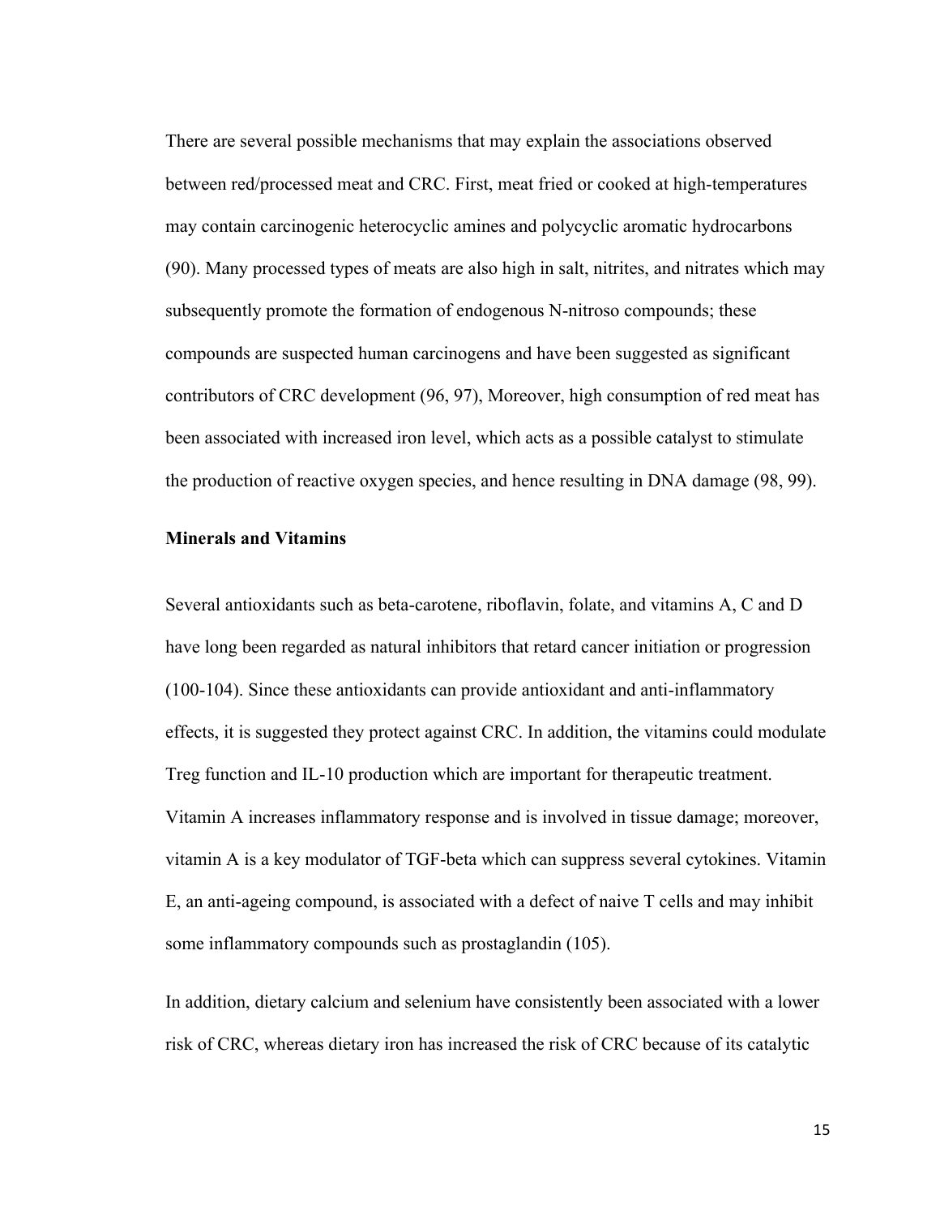There are several possible mechanisms that may explain the associations observed between red/processed meat and CRC. First, meat fried or cooked at high-temperatures may contain carcinogenic heterocyclic amines and polycyclic aromatic hydrocarbons (90). Many processed types of meats are also high in salt, nitrites, and nitrates which may subsequently promote the formation of endogenous N-nitroso compounds; these compounds are suspected human carcinogens and have been suggested as significant contributors of CRC development (96, 97), Moreover, high consumption of red meat has been associated with increased iron level, which acts as a possible catalyst to stimulate the production of reactive oxygen species, and hence resulting in DNA damage (98, 99).

**Minerals and Vitamins**

Several antioxidants such as beta-carotene, riboflavin, folate, and vitamins A, C and D have long been regarded as natural inhibitors that retard cancer initiation or progression (100-104). Since these antioxidants can provide antioxidant and anti-inflammatory effects, it is suggested they protect against CRC. In addition, the vitamins could modulate Treg function and IL-10 production which are important for therapeutic treatment. Vitamin A increases inflammatory response and is involved in tissue damage; moreover, vitamin A is a key modulator of TGF-beta which can suppress several cytokines. Vitamin E, an anti-ageing compound, is associated with a defect of naive T cells and may inhibit some inflammatory compounds such as prostaglandin (105).

In addition, dietary calcium and selenium have consistently been associated with a lower risk of CRC, whereas dietary iron has increased the risk of CRC because of its catalytic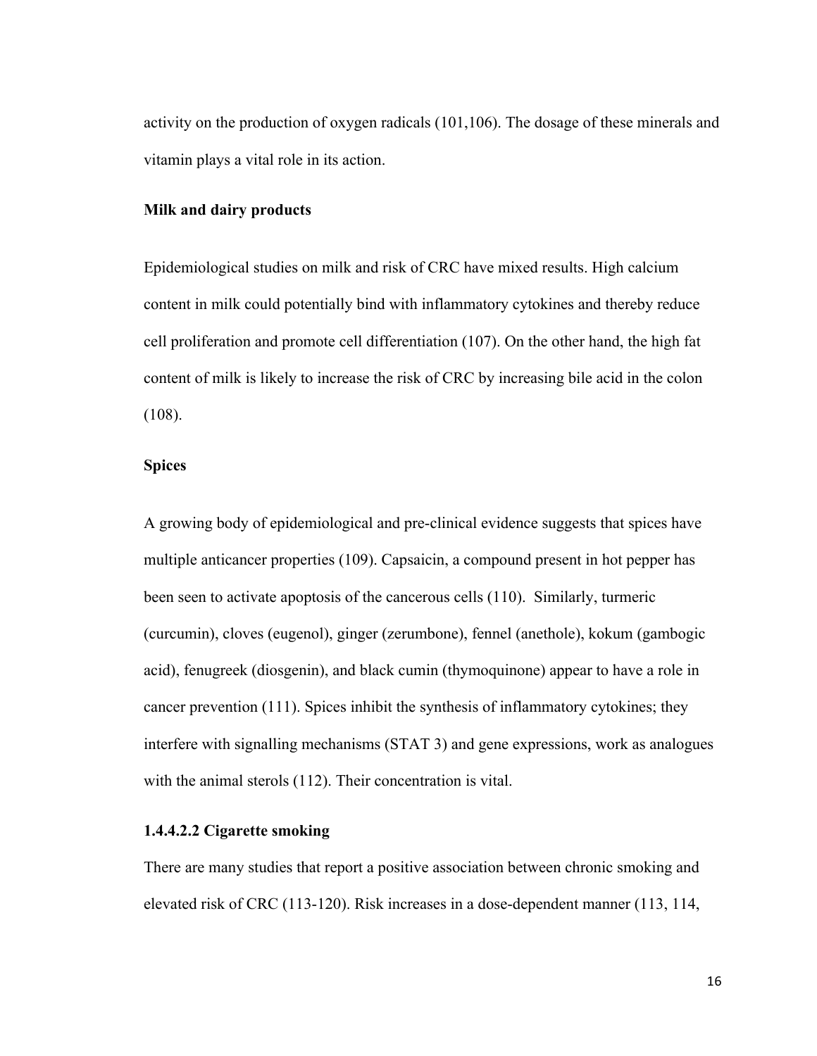activity on the production of oxygen radicals (101,106). The dosage of these minerals and vitamin plays a vital role in its action.

**Milk and dairy products**

Epidemiological studies on milk and risk of CRC have mixed results. High calcium content in milk could potentially bind with inflammatory cytokines and thereby reduce cell proliferation and promote cell differentiation (107). On the other hand, the high fat content of milk is likely to increase the risk of CRC by increasing bile acid in the colon (108).

**Spices**

A growing body of epidemiological and pre-clinical evidence suggests that spices have multiple anticancer properties (109). Capsaicin, a compound present in hot pepper has been seen to activate apoptosis of the cancerous cells (110). Similarly, turmeric (curcumin), cloves (eugenol), ginger (zerumbone), fennel (anethole), kokum (gambogic acid), fenugreek (diosgenin), and black cumin (thymoquinone) appear to have a role in cancer prevention (111). Spices inhibit the synthesis of inflammatory cytokines; they interfere with signalling mechanisms (STAT 3) and gene expressions, work as analogues with the animal sterols (112). Their concentration is vital.

#### 1.4.4.2.2 Cigarette smoking

There are many studies that report a positive association between chronic smoking and elevated risk of CRC (113-120). Risk increases in a dose-dependent manner (113, 114,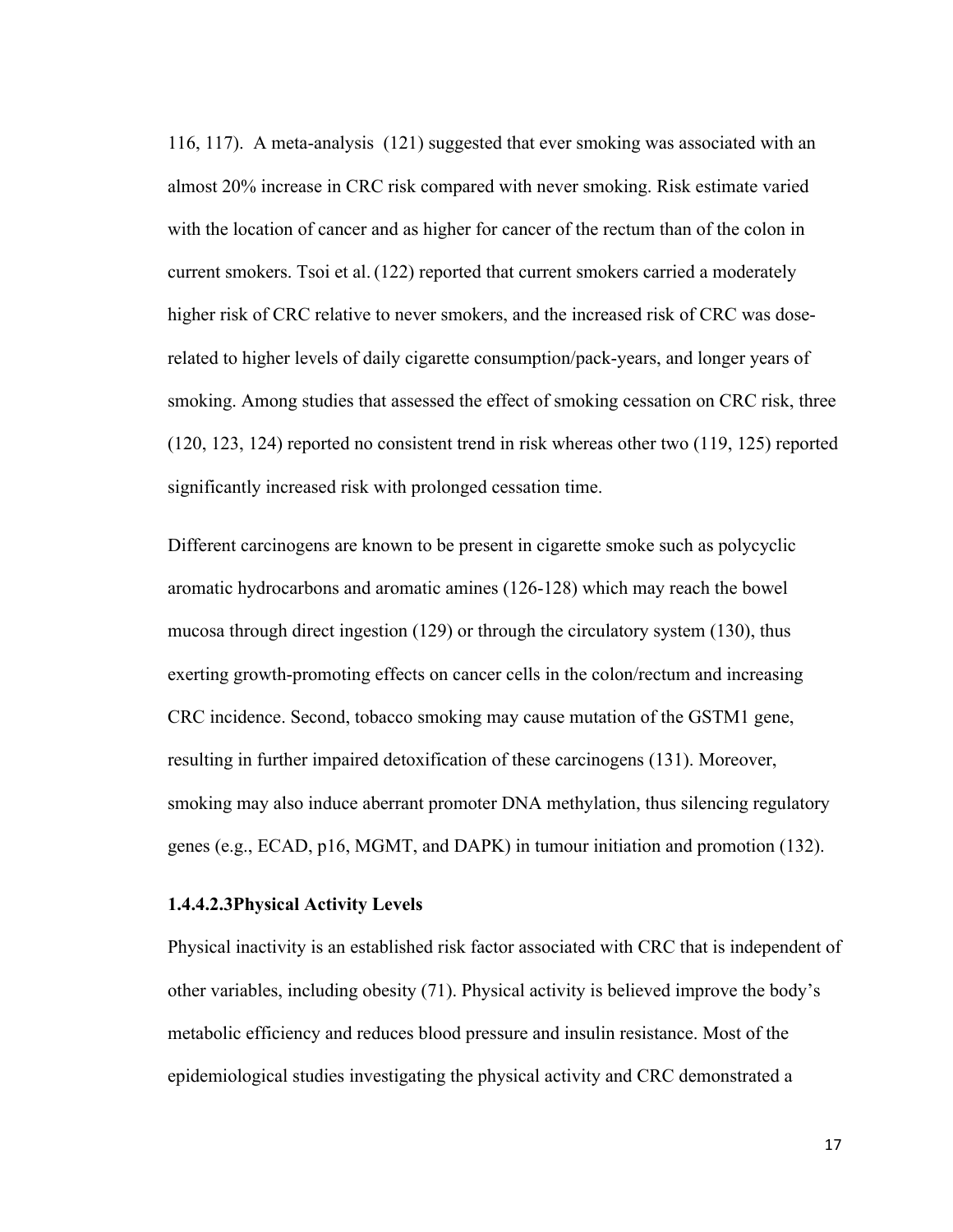116, 117). A meta-analysis (121) suggested that ever smoking was associated with an almost 20% increase in CRC risk compared with never smoking. Risk estimate varied with the location of cancer and as higher for cancer of the rectum than of the colon in current smokers. Tsoi et al. (122) reported that current smokers carried a moderately higher risk of CRC relative to never smokers, and the increased risk of CRC was dose-related to higher levels of daily cigarette consumption/pack-years, and longer years of smoking. Among studies that assessed the effect of smoking cessation on CRC risk, three (120, 123, 124) reported no consistent trend in risk whereas other two (119, 125) reported significantly increased risk with prolonged cessation time.

Different carcinogens are known to be present in cigarette smoke such as polycyclic aromatic hydrocarbons and aromatic amines (126-128) which may reach the bowel mucosa through direct ingestion (129) or through the circulatory system (130), thus exerting growth-promoting effects on cancer cells in the colon/rectum and increasing CRC incidence. Second, tobacco smoking may cause mutation of the GSTM1 gene, resulting in further impaired detoxification of these carcinogens (131). Moreover, smoking may also induce aberrant promoter DNA methylation, thus silencing regulatory genes (e.g., ECAD, p16, MGMT, and DAPK) in tumour initiation and promotion (132).

#### 1.4.4.2.3Physical Activity Levels

Physical inactivity is an established risk factor associated with CRC that is independent of other variables, including obesity (71). Physical activity is believed improve the body's metabolic efficiency and reduces blood pressure and insulin resistance. Most of the epidemiological studies investigating the physical activity and CRC demonstrated a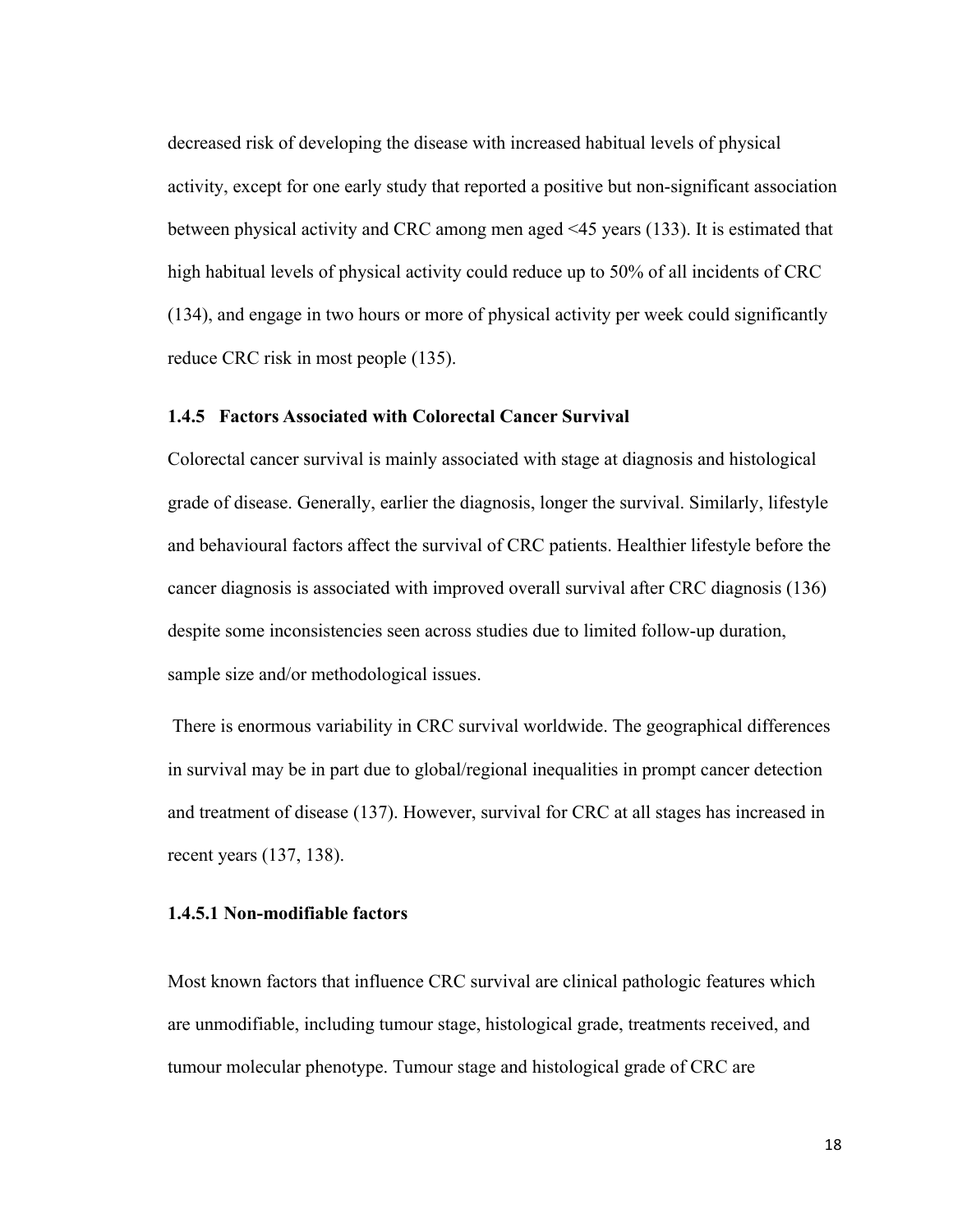decreased risk of developing the disease with increased habitual levels of physical activity, except for one early study that reported a positive but non-significant association between physical activity and CRC among men aged <45 years (133). It is estimated that high habitual levels of physical activity could reduce up to 50% of all incidents of CRC (134), and engage in two hours or more of physical activity per week could significantly reduce CRC risk in most people (135).

### 1.4.5 Factors Associated with Colorectal Cancer Survival

Colorectal cancer survival is mainly associated with stage at diagnosis and histological grade of disease. Generally, earlier the diagnosis, longer the survival. Similarly, lifestyle and behavioural factors affect the survival of CRC patients. Healthier lifestyle before the cancer diagnosis is associated with improved overall survival after CRC diagnosis (136) despite some inconsistencies seen across studies due to limited follow-up duration, sample size and/or methodological issues.

There is enormous variability in CRC survival worldwide. The geographical differences in survival may be in part due to global/regional inequalities in prompt cancer detection and treatment of disease (137). However, survival for CRC at all stages has increased in recent years (137, 138).

#### 1.4.5.1 Non-modifiable factors

Most known factors that influence CRC survival are clinical pathologic features which are unmodifiable, including tumour stage, histological grade, treatments received, and tumour molecular phenotype. Tumour stage and histological grade of CRC are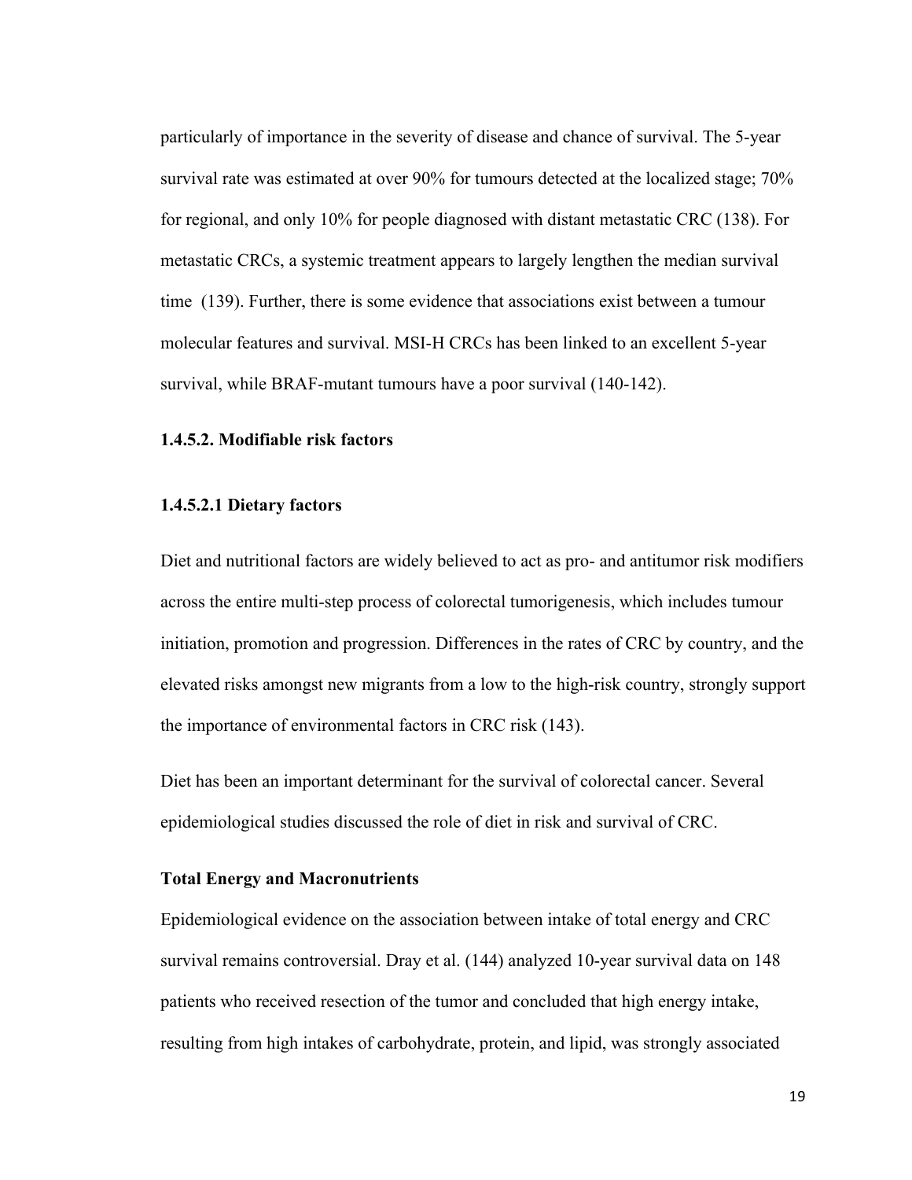particularly of importance in the severity of disease and chance of survival. The 5-year survival rate was estimated at over 90% for tumours detected at the localized stage; 70% for regional, and only 10% for people diagnosed with distant metastatic CRC (138). For metastatic CRCs, a systemic treatment appears to largely lengthen the median survival time (139). Further, there is some evidence that associations exist between a tumour molecular features and survival. MSI-H CRCs has been linked to an excellent 5-year survival, while BRAF-mutant tumours have a poor survival (140-142).

### 1.4.5.2. Modifiable risk factors

#### 1.4.5.2.1 Dietary factors

Diet and nutritional factors are widely believed to act as pro- and antitumor risk modifiers across the entire multi-step process of colorectal tumorigenesis, which includes tumour initiation, promotion and progression. Differences in the rates of CRC by country, and the elevated risks amongst new migrants from a low to the high-risk country, strongly support the importance of environmental factors in CRC risk (143).

Diet has been an important determinant for the survival of colorectal cancer. Several epidemiological studies discussed the role of diet in risk and survival of CRC.

**Total Energy and Macronutrients**

Epidemiological evidence on the association between intake of total energy and CRC survival remains controversial. Dray et al. (144) analyzed 10-year survival data on 148 patients who received resection of the tumor and concluded that high energy intake, resulting from high intakes of carbohydrate, protein, and lipid, was strongly associated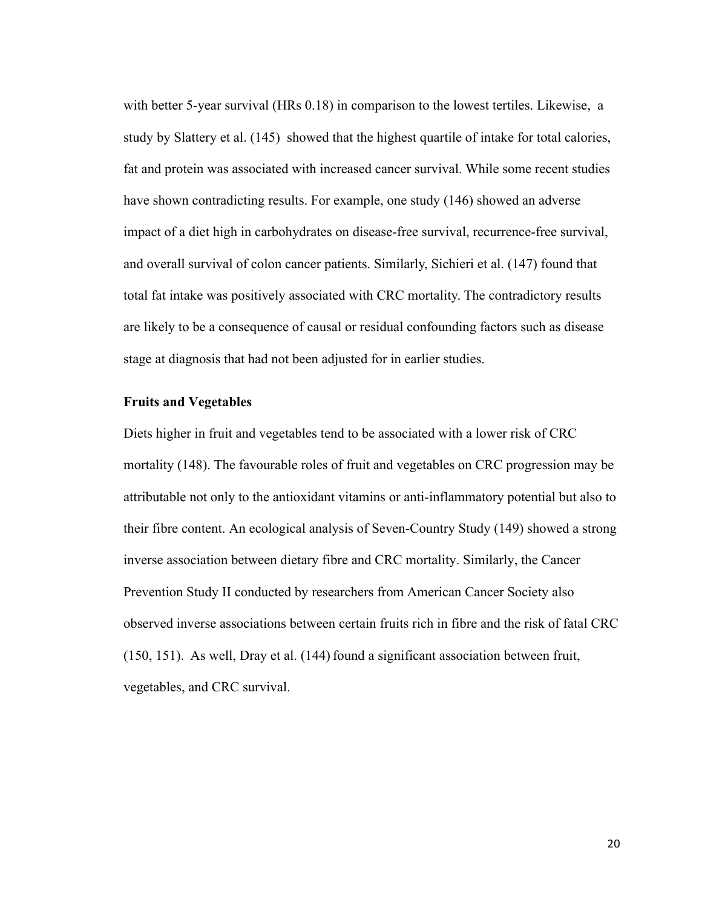with better 5-year survival (HRs 0.18) in comparison to the lowest tertiles. Likewise, a study by Slattery et al. (145) showed that the highest quartile of intake for total calories, fat and protein was associated with increased cancer survival. While some recent studies have shown contradicting results. For example, one study (146) showed an adverse impact of a diet high in carbohydrates on disease-free survival, recurrence-free survival, and overall survival of colon cancer patients. Similarly, Sichieri et al. (147) found that total fat intake was positively associated with CRC mortality. The contradictory results are likely to be a consequence of causal or residual confounding factors such as disease stage at diagnosis that had not been adjusted for in earlier studies.

**Fruits and Vegetables**

Diets higher in fruit and vegetables tend to be associated with a lower risk of CRC mortality (148). The favourable roles of fruit and vegetables on CRC progression may be attributable not only to the antioxidant vitamins or anti-inflammatory potential but also to their fibre content. An ecological analysis of Seven-Country Study (149) showed a strong inverse association between dietary fibre and CRC mortality. Similarly, the Cancer Prevention Study II conducted by researchers from American Cancer Society also observed inverse associations between certain fruits rich in fibre and the risk of fatal CRC (150, 151). As well, Dray et al. (144) found a significant association between fruit, vegetables, and CRC survival.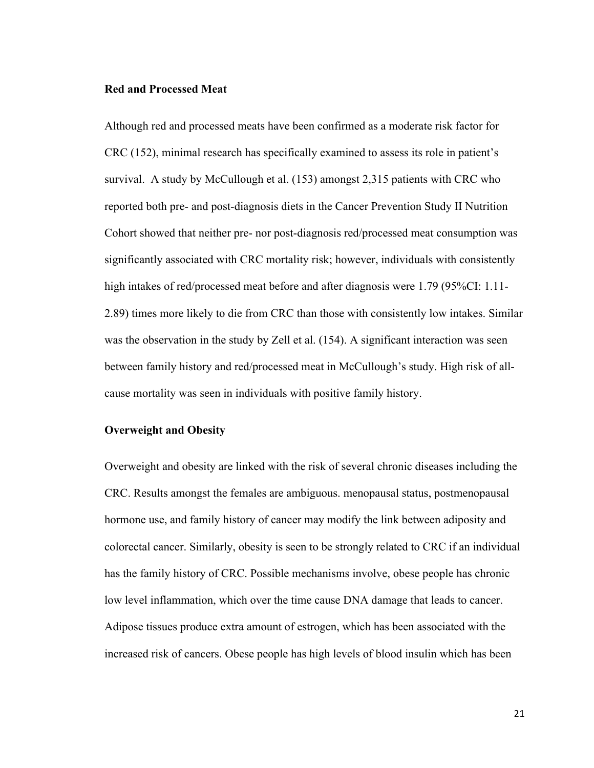### Red and Processed Meat

Although red and processed meats have been confirmed as a moderate risk factor for CRC (152), minimal research has specifically examined to assess its role in patient's survival.  A study by McCullough et al. (153) amongst 2,315 patients with CRC who reported both pre- and post-diagnosis diets in the Cancer Prevention Study II Nutrition Cohort showed that neither pre- nor post-diagnosis red/processed meat consumption was significantly associated with CRC mortality risk; however, individuals with consistently high intakes of red/processed meat before and after diagnosis were 1.79 (95%CI: 1.11-2.89) times more likely to die from CRC than those with consistently low intakes. Similar was the observation in the study by Zell et al. (154). A significant interaction was seen between family history and red/processed meat in McCullough's study. High risk of all-cause mortality was seen in individuals with positive family history.

### Overweight and Obesity

Overweight and obesity are linked with the risk of several chronic diseases including the CRC. Results amongst the females are ambiguous. menopausal status, postmenopausal hormone use, and family history of cancer may modify the link between adiposity and colorectal cancer. Similarly, obesity is seen to be strongly related to CRC if an individual has the family history of CRC. Possible mechanisms involve, obese people has chronic low level inflammation, which over the time cause DNA damage that leads to cancer. Adipose tissues produce extra amount of estrogen, which has been associated with the increased risk of cancers. Obese people has high levels of blood insulin which has been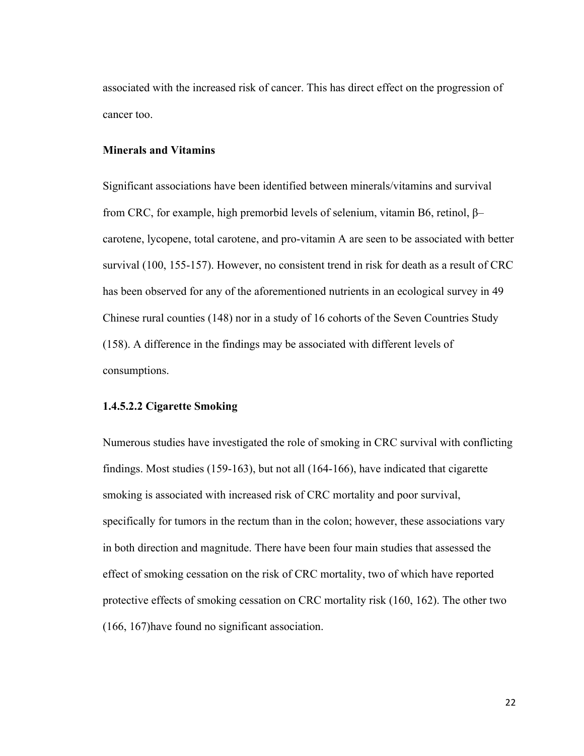associated with the increased risk of cancer. This has direct effect on the progression of cancer too.

**Minerals and Vitamins**

Significant associations have been identified between minerals/vitamins and survival from CRC, for example, high premorbid levels of selenium, vitamin B6, retinol, β–carotene, lycopene, total carotene, and pro-vitamin A are seen to be associated with better survival (100, 155-157). However, no consistent trend in risk for death as a result of CRC has been observed for any of the aforementioned nutrients in an ecological survey in 49 Chinese rural counties (148) nor in a study of 16 cohorts of the Seven Countries Study (158). A difference in the findings may be associated with different levels of consumptions.

#### 1.4.5.2.2 Cigarette Smoking

Numerous studies have investigated the role of smoking in CRC survival with conflicting findings. Most studies (159-163), but not all (164-166), have indicated that cigarette smoking is associated with increased risk of CRC mortality and poor survival, specifically for tumors in the rectum than in the colon; however, these associations vary in both direction and magnitude. There have been four main studies that assessed the effect of smoking cessation on the risk of CRC mortality, two of which have reported protective effects of smoking cessation on CRC mortality risk (160, 162). The other two (166, 167)have found no significant association.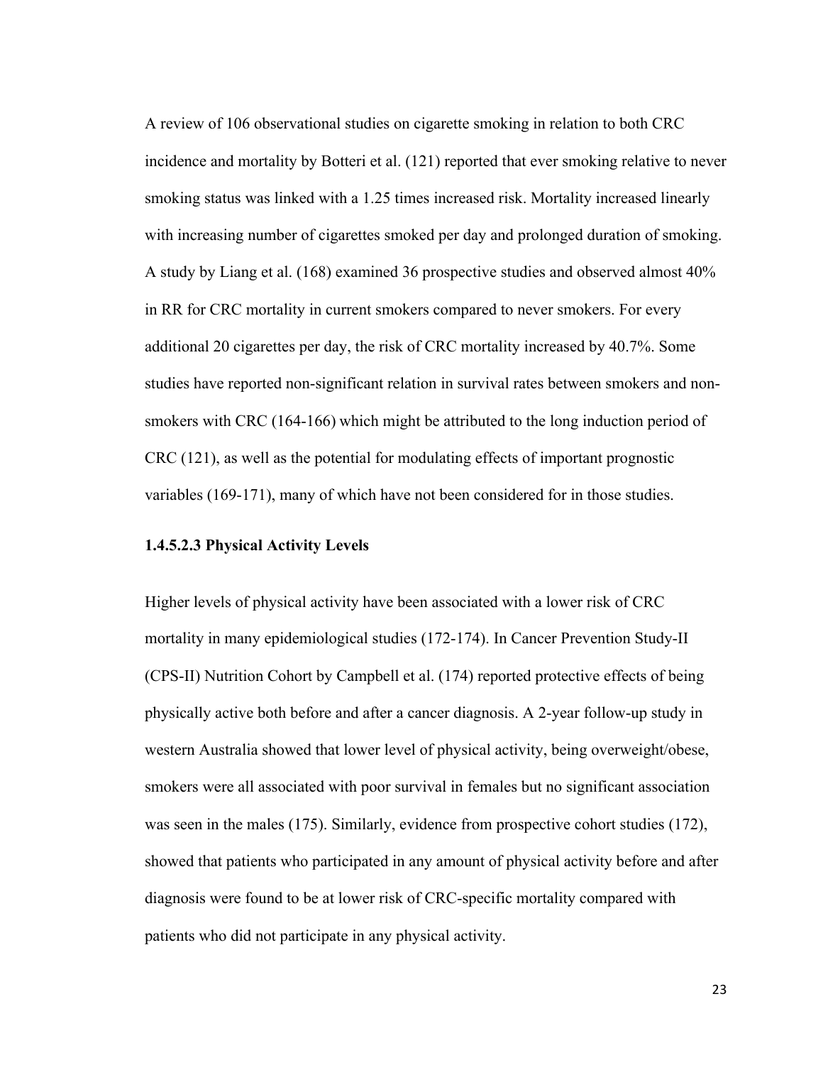A review of 106 observational studies on cigarette smoking in relation to both CRC incidence and mortality by Botteri et al. (121) reported that ever smoking relative to never smoking status was linked with a 1.25 times increased risk. Mortality increased linearly with increasing number of cigarettes smoked per day and prolonged duration of smoking. A study by Liang et al. (168) examined 36 prospective studies and observed almost 40% in RR for CRC mortality in current smokers compared to never smokers. For every additional 20 cigarettes per day, the risk of CRC mortality increased by 40.7%. Some studies have reported non-significant relation in survival rates between smokers and non-smokers with CRC (164-166) which might be attributed to the long induction period of CRC (121), as well as the potential for modulating effects of important prognostic variables (169-171), many of which have not been considered for in those studies.

#### 1.4.5.2.3 Physical Activity Levels

Higher levels of physical activity have been associated with a lower risk of CRC mortality in many epidemiological studies (172-174). In Cancer Prevention Study-II (CPS-II) Nutrition Cohort by Campbell et al. (174) reported protective effects of being physically active both before and after a cancer diagnosis. A 2-year follow-up study in western Australia showed that lower level of physical activity, being overweight/obese, smokers were all associated with poor survival in females but no significant association was seen in the males (175). Similarly, evidence from prospective cohort studies (172), showed that patients who participated in any amount of physical activity before and after diagnosis were found to be at lower risk of CRC-specific mortality compared with patients who did not participate in any physical activity.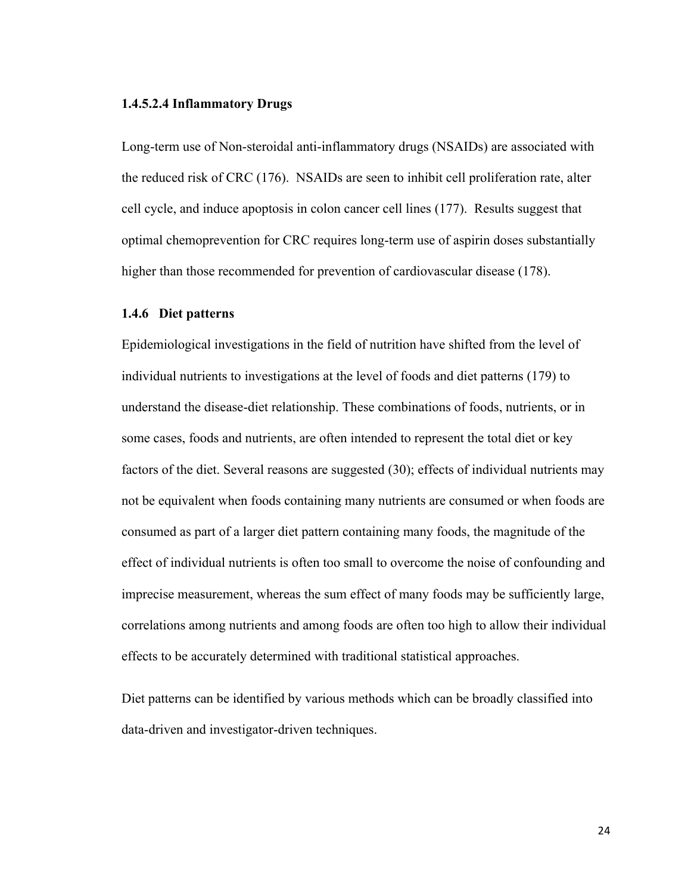#### 1.4.5.2.4 Inflammatory Drugs

Long-term use of Non-steroidal anti-inflammatory drugs (NSAIDs) are associated with the reduced risk of CRC (176). NSAIDs are seen to inhibit cell proliferation rate, alter cell cycle, and induce apoptosis in colon cancer cell lines (177). Results suggest that optimal chemoprevention for CRC requires long-term use of aspirin doses substantially higher than those recommended for prevention of cardiovascular disease (178).

### 1.4.6 Diet patterns

Epidemiological investigations in the field of nutrition have shifted from the level of individual nutrients to investigations at the level of foods and diet patterns (179) to understand the disease-diet relationship. These combinations of foods, nutrients, or in some cases, foods and nutrients, are often intended to represent the total diet or key factors of the diet. Several reasons are suggested (30); effects of individual nutrients may not be equivalent when foods containing many nutrients are consumed or when foods are consumed as part of a larger diet pattern containing many foods, the magnitude of the effect of individual nutrients is often too small to overcome the noise of confounding and imprecise measurement, whereas the sum effect of many foods may be sufficiently large, correlations among nutrients and among foods are often too high to allow their individual effects to be accurately determined with traditional statistical approaches.

Diet patterns can be identified by various methods which can be broadly classified into data-driven and investigator-driven techniques.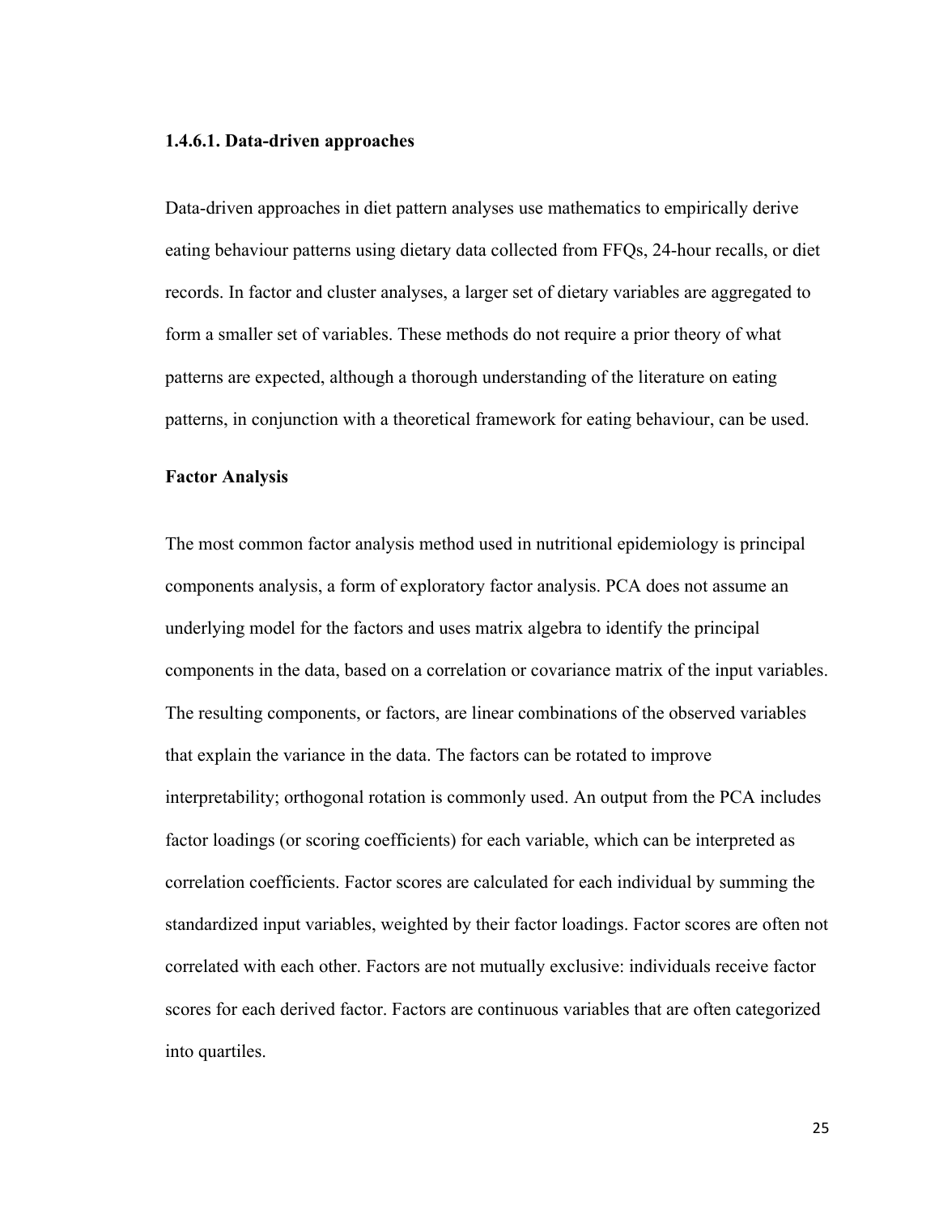#### 1.4.6.1. Data-driven approaches

Data-driven approaches in diet pattern analyses use mathematics to empirically derive eating behaviour patterns using dietary data collected from FFQs, 24-hour recalls, or diet records. In factor and cluster analyses, a larger set of dietary variables are aggregated to form a smaller set of variables. These methods do not require a prior theory of what patterns are expected, although a thorough understanding of the literature on eating patterns, in conjunction with a theoretical framework for eating behaviour, can be used.

**Factor Analysis**

The most common factor analysis method used in nutritional epidemiology is principal components analysis, a form of exploratory factor analysis. PCA does not assume an underlying model for the factors and uses matrix algebra to identify the principal components in the data, based on a correlation or covariance matrix of the input variables. The resulting components, or factors, are linear combinations of the observed variables that explain the variance in the data. The factors can be rotated to improve interpretability; orthogonal rotation is commonly used. An output from the PCA includes factor loadings (or scoring coefficients) for each variable, which can be interpreted as correlation coefficients. Factor scores are calculated for each individual by summing the standardized input variables, weighted by their factor loadings. Factor scores are often not correlated with each other. Factors are not mutually exclusive: individuals receive factor scores for each derived factor. Factors are continuous variables that are often categorized into quartiles.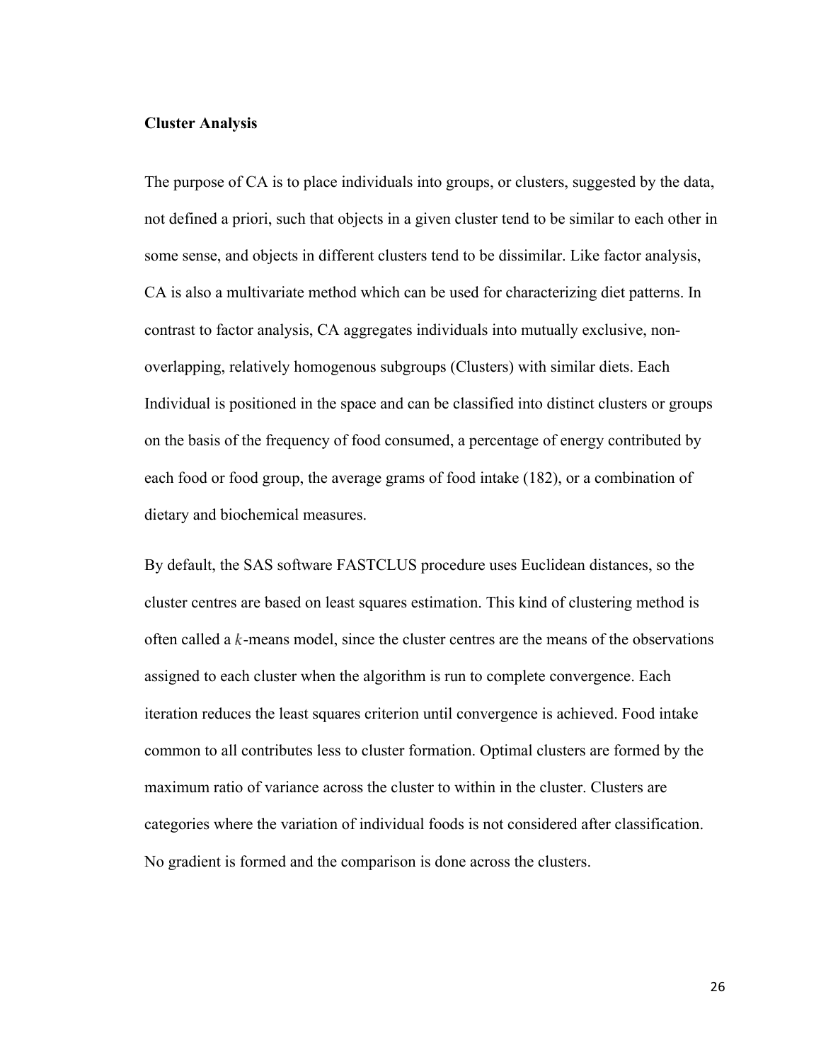### Cluster Analysis

The purpose of CA is to place individuals into groups, or clusters, suggested by the data, not defined a priori, such that objects in a given cluster tend to be similar to each other in some sense, and objects in different clusters tend to be dissimilar. Like factor analysis, CA is also a multivariate method which can be used for characterizing diet patterns. In contrast to factor analysis, CA aggregates individuals into mutually exclusive, non-overlapping, relatively homogenous subgroups (Clusters) with similar diets. Each Individual is positioned in the space and can be classified into distinct clusters or groups on the basis of the frequency of food consumed, a percentage of energy contributed by each food or food group, the average grams of food intake (182), or a combination of dietary and biochemical measures.

By default, the SAS software FASTCLUS procedure uses Euclidean distances, so the cluster centres are based on least squares estimation. This kind of clustering method is often called a $k$-means model, since the cluster centres are the means of the observations assigned to each cluster when the algorithm is run to complete convergence. Each iteration reduces the least squares criterion until convergence is achieved. Food intake common to all contributes less to cluster formation. Optimal clusters are formed by the maximum ratio of variance across the cluster to within in the cluster. Clusters are categories where the variation of individual foods is not considered after classification. No gradient is formed and the comparison is done across the clusters.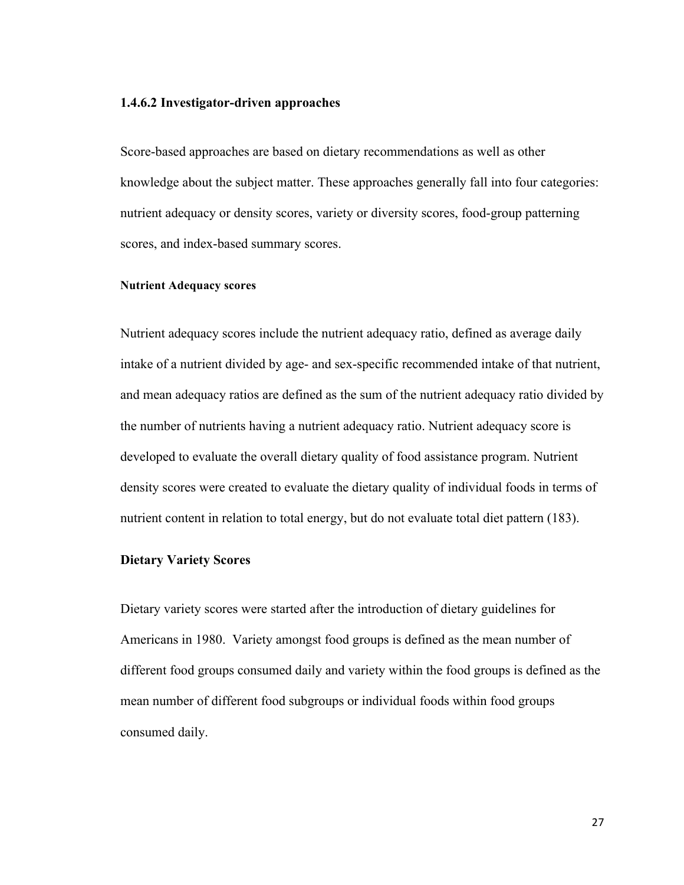### 1.4.6.2 Investigator-driven approaches

Score-based approaches are based on dietary recommendations as well as other knowledge about the subject matter. These approaches generally fall into four categories: nutrient adequacy or density scores, variety or diversity scores, food-group patterning scores, and index-based summary scores.

#### Nutrient Adequacy scores

Nutrient adequacy scores include the nutrient adequacy ratio, defined as average daily intake of a nutrient divided by age- and sex-specific recommended intake of that nutrient, and mean adequacy ratios are defined as the sum of the nutrient adequacy ratio divided by the number of nutrients having a nutrient adequacy ratio. Nutrient adequacy score is developed to evaluate the overall dietary quality of food assistance program. Nutrient density scores were created to evaluate the dietary quality of individual foods in terms of nutrient content in relation to total energy, but do not evaluate total diet pattern (183).

#### Dietary Variety Scores

Dietary variety scores were started after the introduction of dietary guidelines for Americans in 1980. Variety amongst food groups is defined as the mean number of different food groups consumed daily and variety within the food groups is defined as the mean number of different food subgroups or individual foods within food groups consumed daily.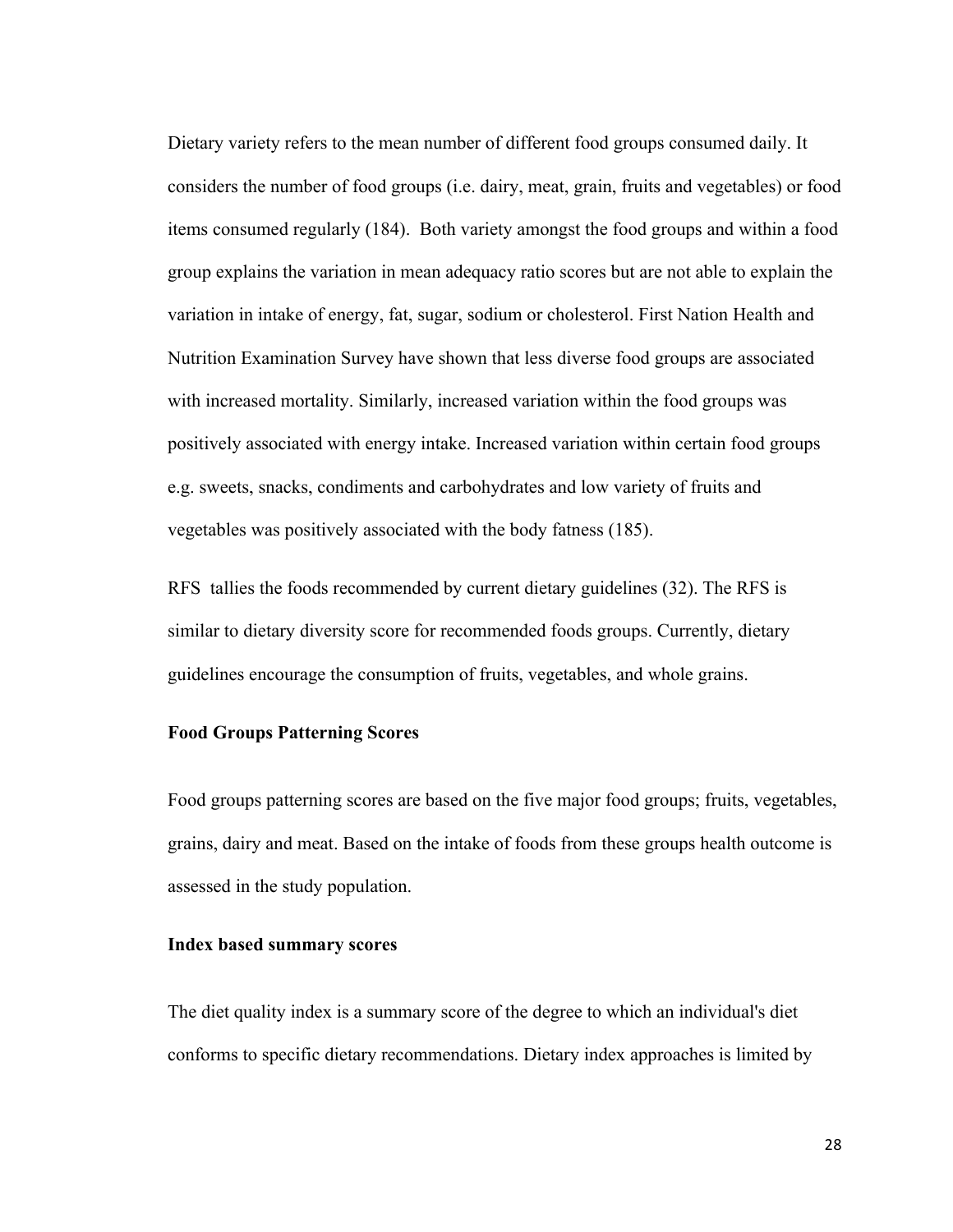Dietary variety refers to the mean number of different food groups consumed daily. It considers the number of food groups (i.e. dairy, meat, grain, fruits and vegetables) or food items consumed regularly (184). Both variety amongst the food groups and within a food group explains the variation in mean adequacy ratio scores but are not able to explain the variation in intake of energy, fat, sugar, sodium or cholesterol. First Nation Health and Nutrition Examination Survey have shown that less diverse food groups are associated with increased mortality. Similarly, increased variation within the food groups was positively associated with energy intake. Increased variation within certain food groups e.g. sweets, snacks, condiments and carbohydrates and low variety of fruits and vegetables was positively associated with the body fatness (185).

RFS tallies the foods recommended by current dietary guidelines (32). The RFS is similar to dietary diversity score for recommended foods groups. Currently, dietary guidelines encourage the consumption of fruits, vegetables, and whole grains.

**Food Groups Patterning Scores**

Food groups patterning scores are based on the five major food groups; fruits, vegetables, grains, dairy and meat. Based on the intake of foods from these groups health outcome is assessed in the study population.

**Index based summary scores**

The diet quality index is a summary score of the degree to which an individual's diet conforms to specific dietary recommendations. Dietary index approaches is limited by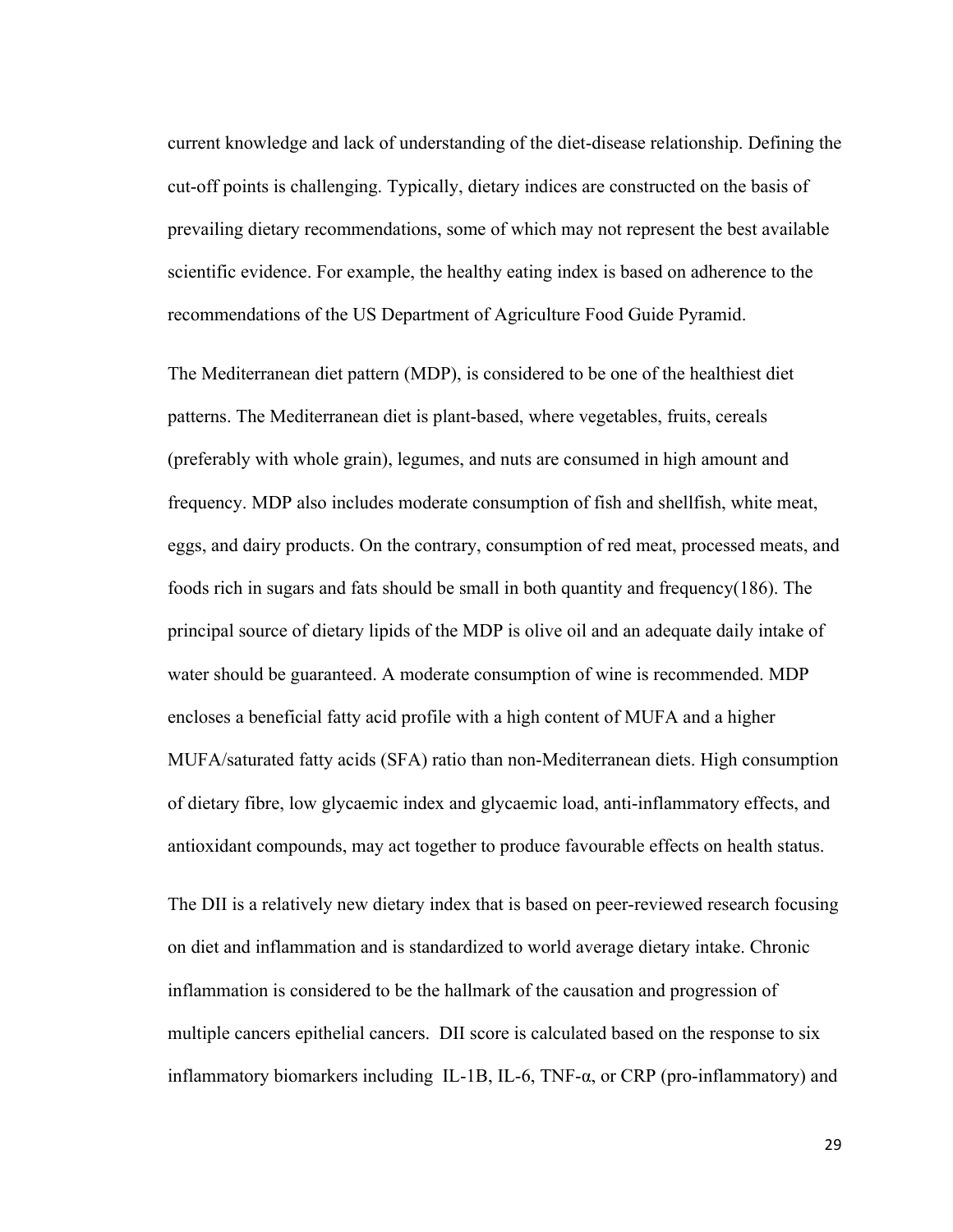current knowledge and lack of understanding of the diet-disease relationship. Defining the cut-off points is challenging. Typically, dietary indices are constructed on the basis of prevailing dietary recommendations, some of which may not represent the best available scientific evidence. For example, the healthy eating index is based on adherence to the recommendations of the US Department of Agriculture Food Guide Pyramid.

The Mediterranean diet pattern (MDP), is considered to be one of the healthiest diet patterns. The Mediterranean diet is plant-based, where vegetables, fruits, cereals (preferably with whole grain), legumes, and nuts are consumed in high amount and frequency. MDP also includes moderate consumption of fish and shellfish, white meat, eggs, and dairy products. On the contrary, consumption of red meat, processed meats, and foods rich in sugars and fats should be small in both quantity and frequency(186). The principal source of dietary lipids of the MDP is olive oil and an adequate daily intake of water should be guaranteed. A moderate consumption of wine is recommended. MDP encloses a beneficial fatty acid profile with a high content of MUFA and a higher MUFA/saturated fatty acids (SFA) ratio than non-Mediterranean diets. High consumption of dietary fibre, low glycaemic index and glycaemic load, anti-inflammatory effects, and antioxidant compounds, may act together to produce favourable effects on health status.

The DII is a relatively new dietary index that is based on peer-reviewed research focusing on diet and inflammation and is standardized to world average dietary intake. Chronic inflammation is considered to be the hallmark of the causation and progression of multiple cancers epithelial cancers. DII score is calculated based on the response to six inflammatory biomarkers including IL-1B, IL-6, TNF-α, or CRP (pro-inflammatory) and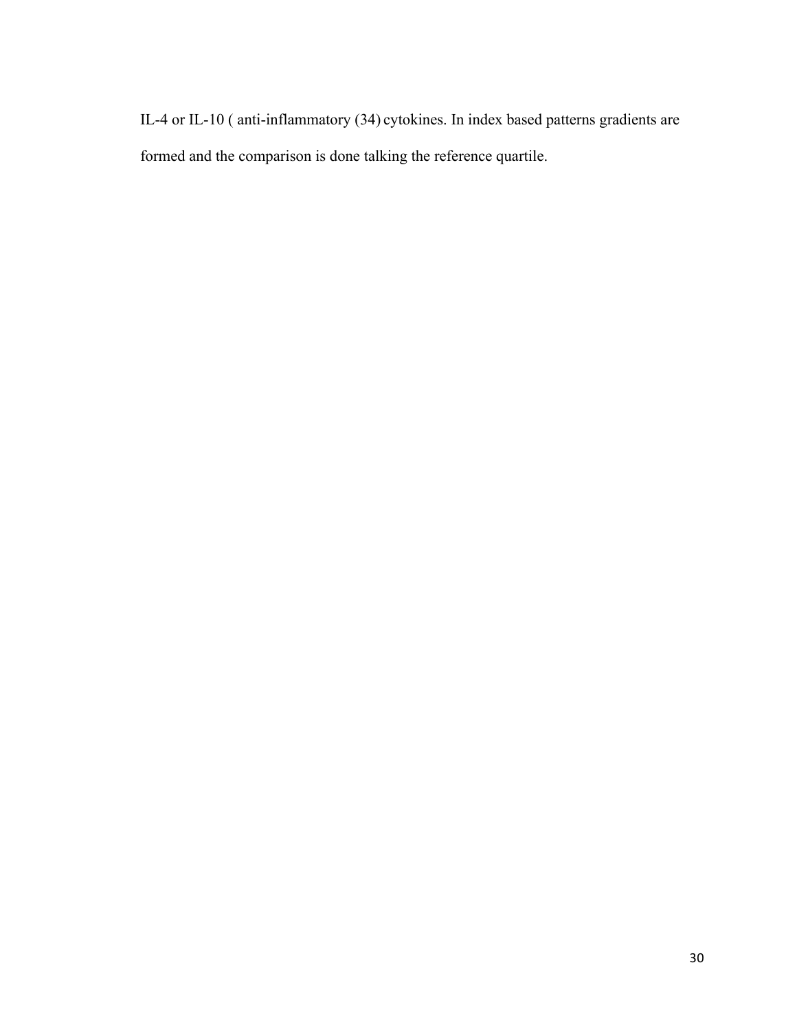IL-4 or IL-10 ( anti-inflammatory (34) cytokines. In index based patterns gradients are formed and the comparison is done talking the reference quartile.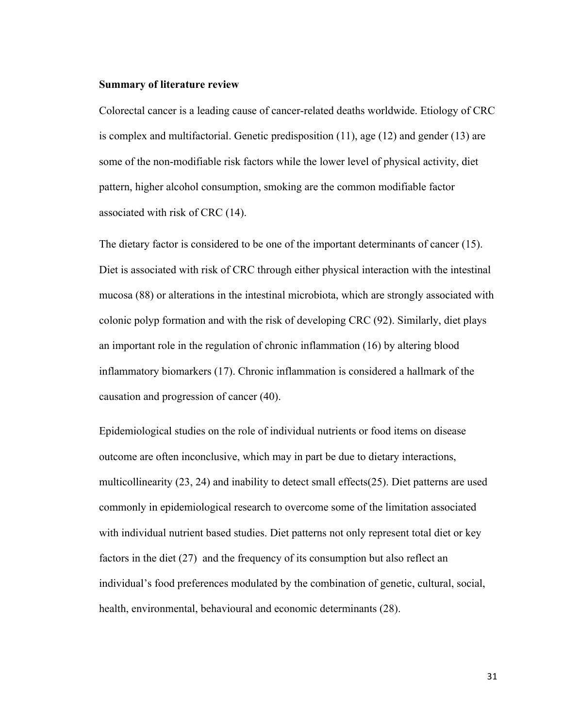**Summary of literature review**

Colorectal cancer is a leading cause of cancer-related deaths worldwide. Etiology of CRC is complex and multifactorial. Genetic predisposition (11), age (12) and gender (13) are some of the non-modifiable risk factors while the lower level of physical activity, diet pattern, higher alcohol consumption, smoking are the common modifiable factor associated with risk of CRC (14).

The dietary factor is considered to be one of the important determinants of cancer (15). Diet is associated with risk of CRC through either physical interaction with the intestinal mucosa (88) or alterations in the intestinal microbiota, which are strongly associated with colonic polyp formation and with the risk of developing CRC (92). Similarly, diet plays an important role in the regulation of chronic inflammation (16) by altering blood inflammatory biomarkers (17). Chronic inflammation is considered a hallmark of the causation and progression of cancer (40).

Epidemiological studies on the role of individual nutrients or food items on disease outcome are often inconclusive, which may in part be due to dietary interactions, multicollinearity (23, 24) and inability to detect small effects(25). Diet patterns are used commonly in epidemiological research to overcome some of the limitation associated with individual nutrient based studies. Diet patterns not only represent total diet or key factors in the diet (27) and the frequency of its consumption but also reflect an individual's food preferences modulated by the combination of genetic, cultural, social, health, environmental, behavioural and economic determinants (28).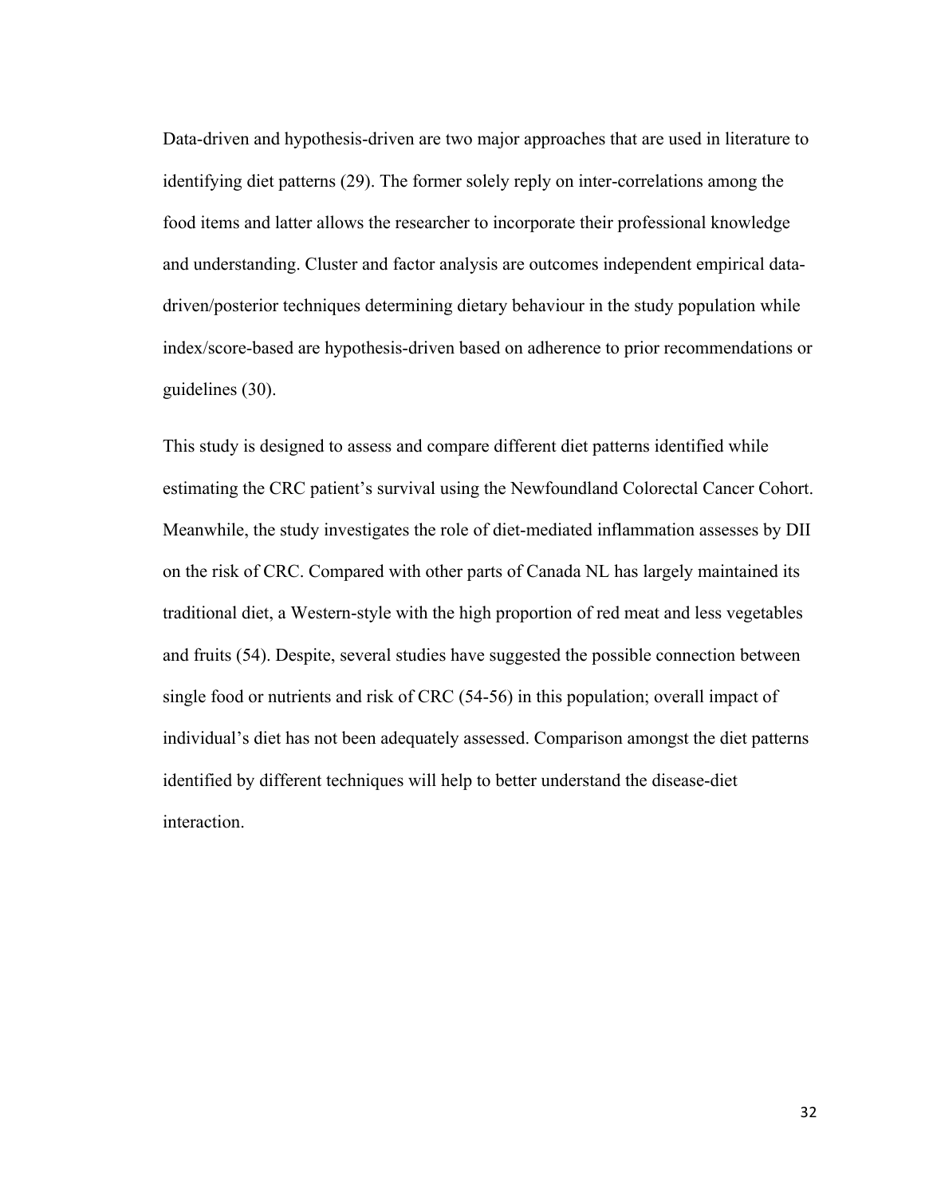Data-driven and hypothesis-driven are two major approaches that are used in literature to identifying diet patterns (29). The former solely reply on inter-correlations among the food items and latter allows the researcher to incorporate their professional knowledge and understanding. Cluster and factor analysis are outcomes independent empirical data-driven/posterior techniques determining dietary behaviour in the study population while index/score-based are hypothesis-driven based on adherence to prior recommendations or guidelines (30).

This study is designed to assess and compare different diet patterns identified while estimating the CRC patient's survival using the Newfoundland Colorectal Cancer Cohort. Meanwhile, the study investigates the role of diet-mediated inflammation assesses by DII on the risk of CRC. Compared with other parts of Canada NL has largely maintained its traditional diet, a Western-style with the high proportion of red meat and less vegetables and fruits (54). Despite, several studies have suggested the possible connection between single food or nutrients and risk of CRC (54-56) in this population; overall impact of individual's diet has not been adequately assessed. Comparison amongst the diet patterns identified by different techniques will help to better understand the disease-diet interaction.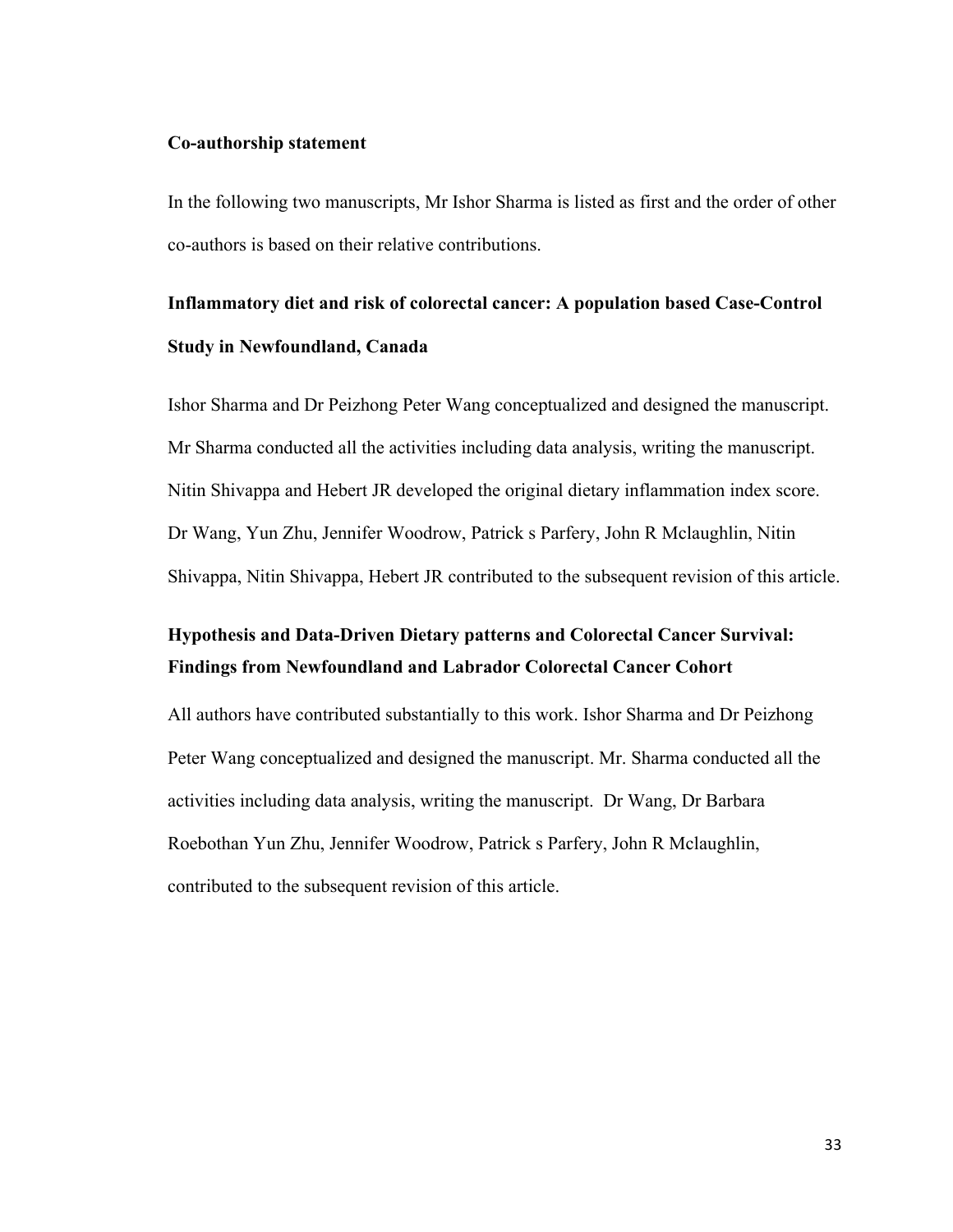**Co-authorship statement**

In the following two manuscripts, Mr Ishor Sharma is listed as first and the order of other co-authors is based on their relative contributions.

**Inflammatory diet and risk of colorectal cancer: A population based Case-Control Study in Newfoundland, Canada**

Ishor Sharma and Dr Peizhong Peter Wang conceptualized and designed the manuscript. Mr Sharma conducted all the activities including data analysis, writing the manuscript. Nitin Shivappa and Hebert JR developed the original dietary inflammation index score. Dr Wang, Yun Zhu, Jennifer Woodrow, Patrick s Parfery, John R Mclaughlin, Nitin Shivappa, Nitin Shivappa, Hebert JR contributed to the subsequent revision of this article.

**Hypothesis and Data-Driven Dietary patterns and Colorectal Cancer Survival: Findings from Newfoundland and Labrador Colorectal Cancer Cohort**

All authors have contributed substantially to this work. Ishor Sharma and Dr Peizhong Peter Wang conceptualized and designed the manuscript. Mr. Sharma conducted all the activities including data analysis, writing the manuscript. Dr Wang, Dr Barbara Roebothan Yun Zhu, Jennifer Woodrow, Patrick s Parfery, John R Mclaughlin, contributed to the subsequent revision of this article.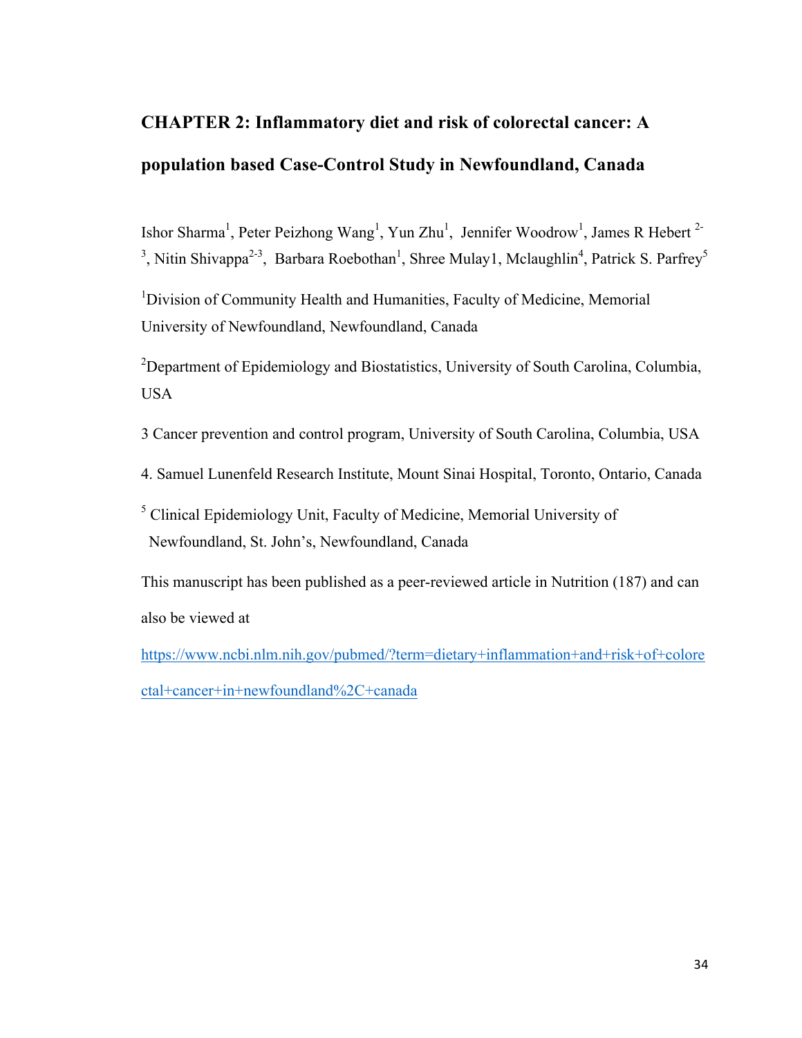# CHAPTER 2: Inflammatory diet and risk of colorectal cancer: A population based Case-Control Study in Newfoundland, Canada

Ishor Sharma[1], Peter Peizhong Wang[1], Yun Zhu[1], Jennifer Woodrow[1], James R Hebert [2-3], Nitin Shivappa[2-3], Barbara Roebothan[1], Shree Mulay1, Mclaughlin[4], Patrick S. Parfrey[5]

[1]Division of Community Health and Humanities, Faculty of Medicine, Memorial University of Newfoundland, Newfoundland, Canada

[2]Department of Epidemiology and Biostatistics, University of South Carolina, Columbia, USA

3 Cancer prevention and control program, University of South Carolina, Columbia, USA

4. Samuel Lunenfeld Research Institute, Mount Sinai Hospital, Toronto, Ontario, Canada

[5] Clinical Epidemiology Unit, Faculty of Medicine, Memorial University of Newfoundland, St. John's, Newfoundland, Canada

This manuscript has been published as a peer-reviewed article in Nutrition (187) and can also be viewed at

https://www.ncbi.nlm.nih.gov/pubmed/?term=dietary+inflammation+and+risk+of+colorectal+cancer+in+newfoundland%2C+canada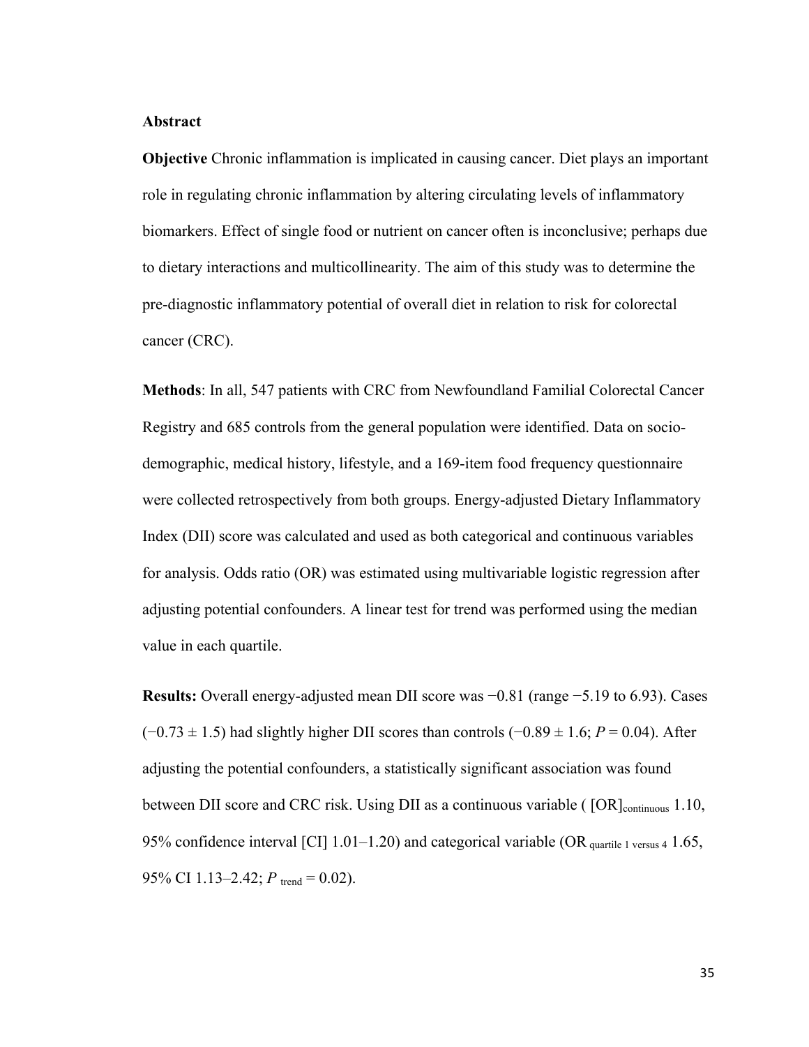**Abstract**

**Objective** Chronic inflammation is implicated in causing cancer. Diet plays an important role in regulating chronic inflammation by altering circulating levels of inflammatory biomarkers. Effect of single food or nutrient on cancer often is inconclusive; perhaps due to dietary interactions and multicollinearity. The aim of this study was to determine the pre-diagnostic inflammatory potential of overall diet in relation to risk for colorectal cancer (CRC).

**Methods**: In all, 547 patients with CRC from Newfoundland Familial Colorectal Cancer Registry and 685 controls from the general population were identified. Data on socio-demographic, medical history, lifestyle, and a 169-item food frequency questionnaire were collected retrospectively from both groups. Energy-adjusted Dietary Inflammatory Index (DII) score was calculated and used as both categorical and continuous variables for analysis. Odds ratio (OR) was estimated using multivariable logistic regression after adjusting potential confounders. A linear test for trend was performed using the median value in each quartile.

**Results:** Overall energy-adjusted mean DII score was −0.81 (range −5.19 to 6.93). Cases (−0.73 ± 1.5) had slightly higher DII scores than controls (−0.89 ± 1.6; $P = 0.04$). After adjusting the potential confounders, a statistically significant association was found between DII score and CRC risk. Using DII as a continuous variable ( $[OR]_{continuous}$ 1.10, 95% confidence interval [CI] 1.01–1.20) and categorical variable ($OR_{quartile\ 1\ versus\ 4}$ 1.65, 95% CI 1.13–2.42; $P_{trend} = 0.02$).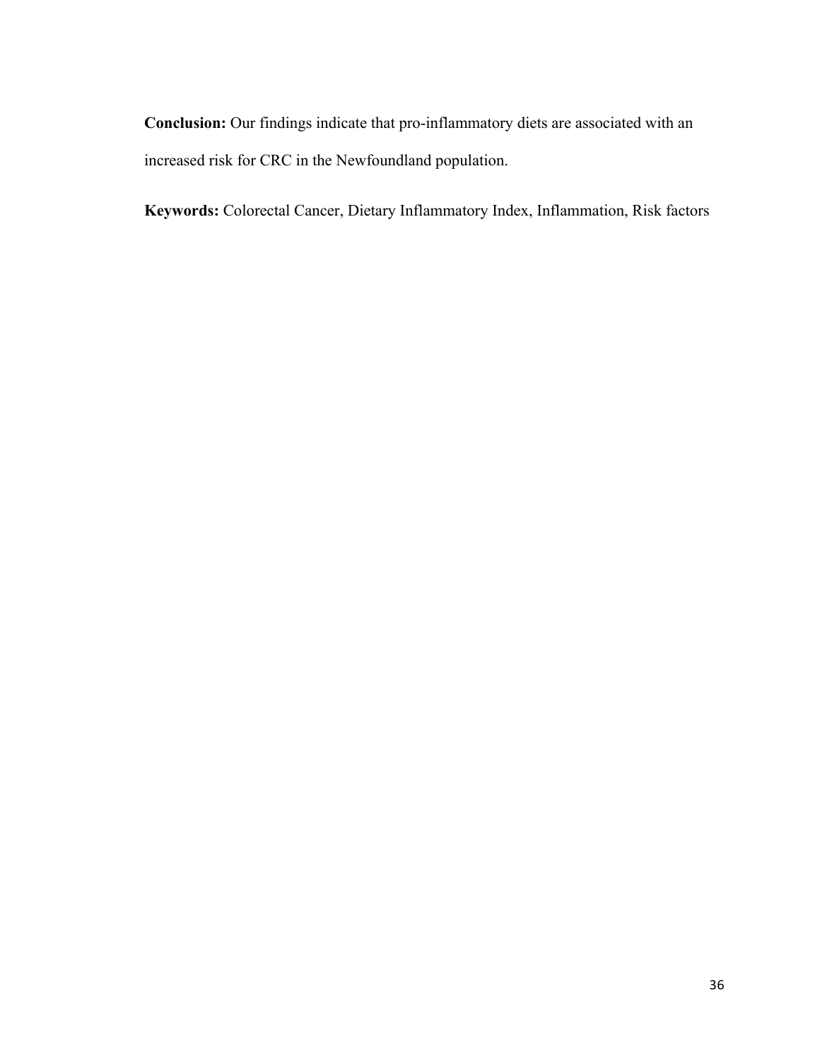**Conclusion:** Our findings indicate that pro-inflammatory diets are associated with an increased risk for CRC in the Newfoundland population.

**Keywords:** Colorectal Cancer, Dietary Inflammatory Index, Inflammation, Risk factors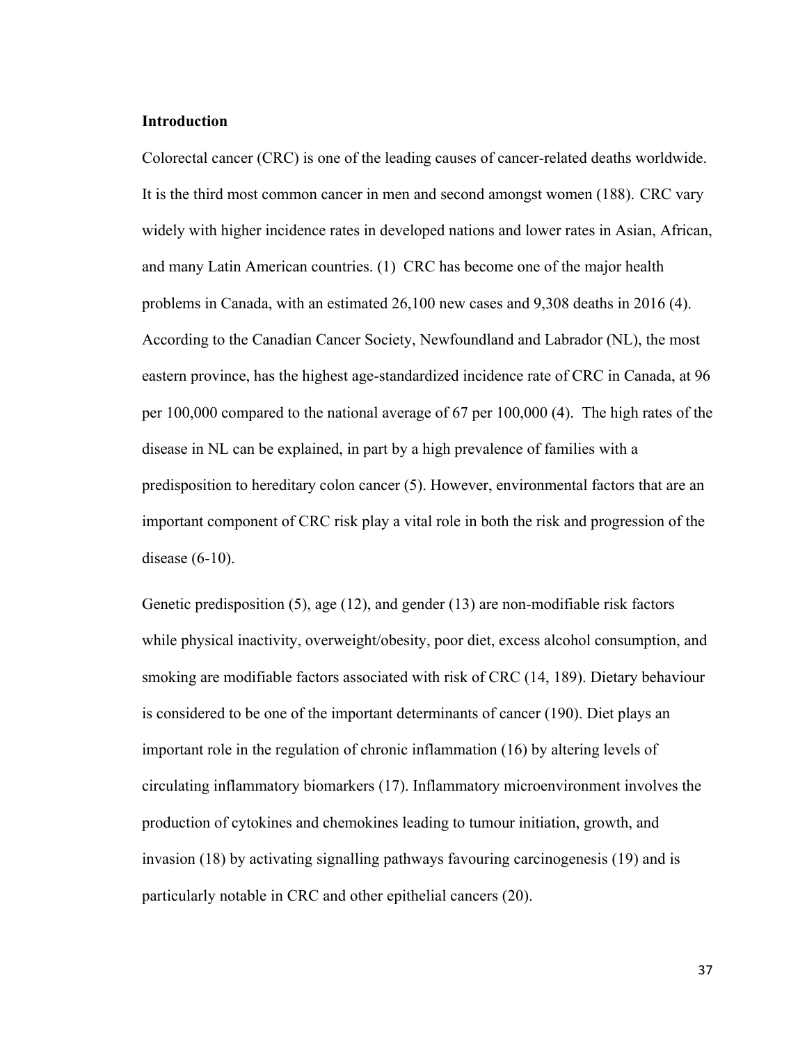## Introduction

Colorectal cancer (CRC) is one of the leading causes of cancer-related deaths worldwide. It is the third most common cancer in men and second amongst women (188). CRC vary widely with higher incidence rates in developed nations and lower rates in Asian, African, and many Latin American countries. (1) CRC has become one of the major health problems in Canada, with an estimated 26,100 new cases and 9,308 deaths in 2016 (4). According to the Canadian Cancer Society, Newfoundland and Labrador (NL), the most eastern province, has the highest age-standardized incidence rate of CRC in Canada, at 96 per 100,000 compared to the national average of 67 per 100,000 (4). The high rates of the disease in NL can be explained, in part by a high prevalence of families with a predisposition to hereditary colon cancer (5). However, environmental factors that are an important component of CRC risk play a vital role in both the risk and progression of the disease (6-10).

Genetic predisposition (5), age (12), and gender (13) are non-modifiable risk factors while physical inactivity, overweight/obesity, poor diet, excess alcohol consumption, and smoking are modifiable factors associated with risk of CRC (14, 189). Dietary behaviour is considered to be one of the important determinants of cancer (190). Diet plays an important role in the regulation of chronic inflammation (16) by altering levels of circulating inflammatory biomarkers (17). Inflammatory microenvironment involves the production of cytokines and chemokines leading to tumour initiation, growth, and invasion (18) by activating signalling pathways favouring carcinogenesis (19) and is particularly notable in CRC and other epithelial cancers (20).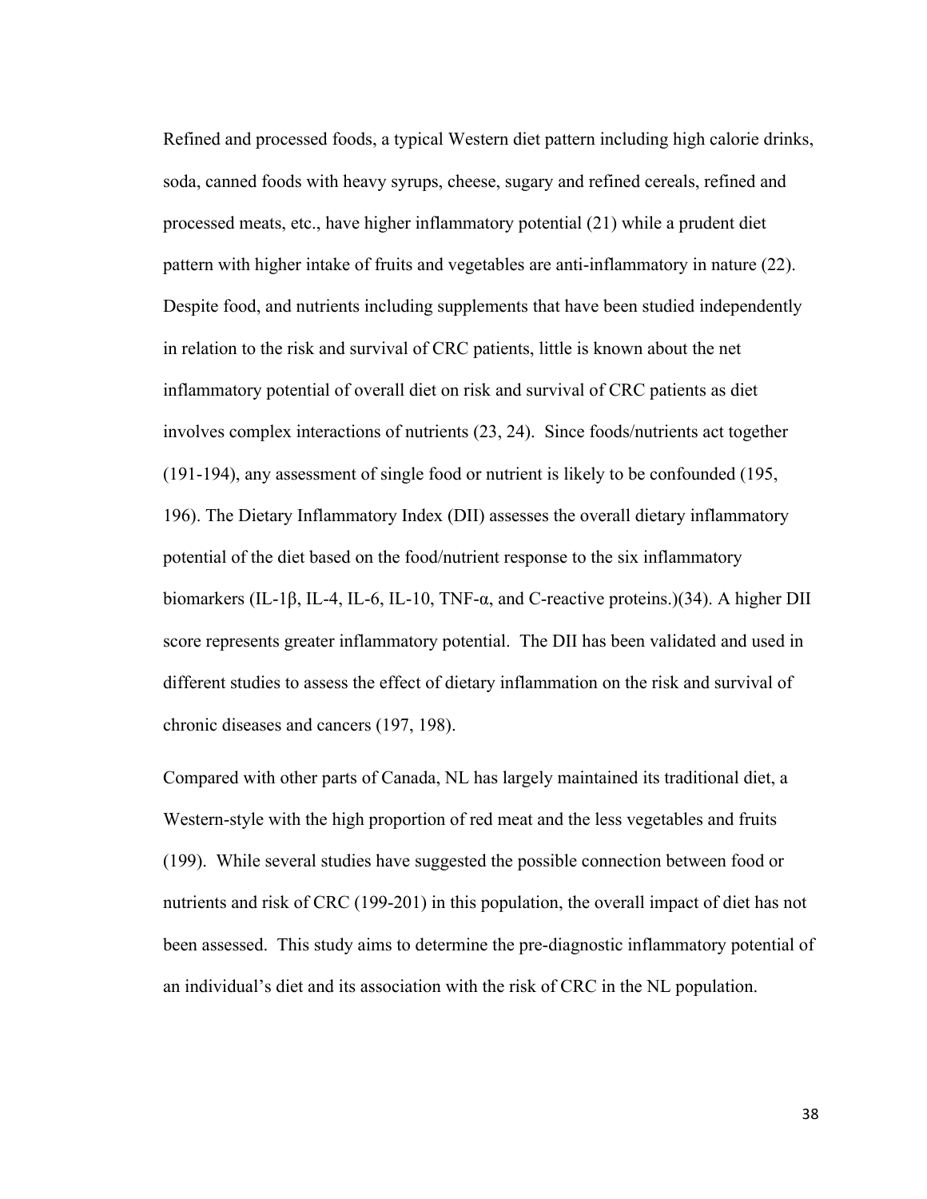Refined and processed foods, a typical Western diet pattern including high calorie drinks, soda, canned foods with heavy syrups, cheese, sugary and refined cereals, refined and processed meats, etc., have higher inflammatory potential (21) while a prudent diet pattern with higher intake of fruits and vegetables are anti-inflammatory in nature (22). Despite food, and nutrients including supplements that have been studied independently in relation to the risk and survival of CRC patients, little is known about the net inflammatory potential of overall diet on risk and survival of CRC patients as diet involves complex interactions of nutrients (23, 24). Since foods/nutrients act together (191-194), any assessment of single food or nutrient is likely to be confounded (195, 196). The Dietary Inflammatory Index (DII) assesses the overall dietary inflammatory potential of the diet based on the food/nutrient response to the six inflammatory biomarkers (IL-1β, IL-4, IL-6, IL-10, TNF-α, and C-reactive proteins.)(34). A higher DII score represents greater inflammatory potential. The DII has been validated and used in different studies to assess the effect of dietary inflammation on the risk and survival of chronic diseases and cancers (197, 198).

Compared with other parts of Canada, NL has largely maintained its traditional diet, a Western-style with the high proportion of red meat and the less vegetables and fruits (199). While several studies have suggested the possible connection between food or nutrients and risk of CRC (199-201) in this population, the overall impact of diet has not been assessed. This study aims to determine the pre-diagnostic inflammatory potential of an individual's diet and its association with the risk of CRC in the NL population.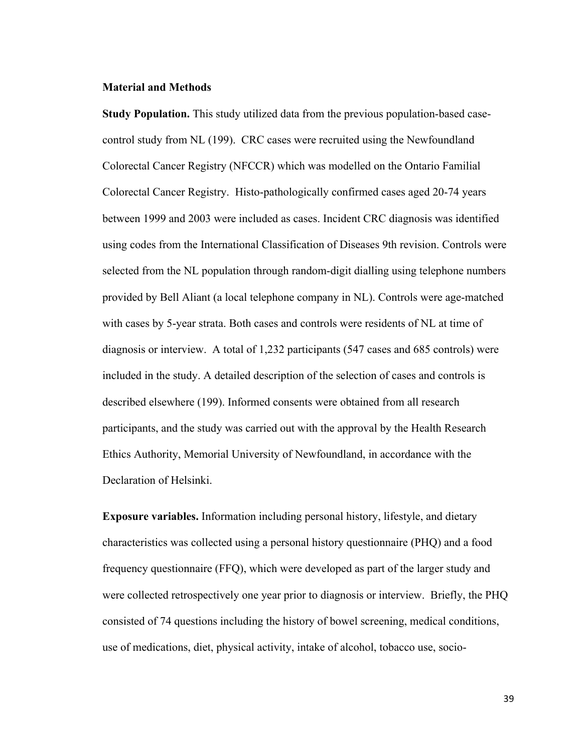## Material and Methods

**Study Population.** This study utilized data from the previous population-based case-control study from NL (199). CRC cases were recruited using the Newfoundland Colorectal Cancer Registry (NFCCR) which was modelled on the Ontario Familial Colorectal Cancer Registry. Histo-pathologically confirmed cases aged 20-74 years between 1999 and 2003 were included as cases. Incident CRC diagnosis was identified using codes from the International Classification of Diseases 9th revision. Controls were selected from the NL population through random-digit dialling using telephone numbers provided by Bell Aliant (a local telephone company in NL). Controls were age-matched with cases by 5-year strata. Both cases and controls were residents of NL at time of diagnosis or interview. A total of 1,232 participants (547 cases and 685 controls) were included in the study. A detailed description of the selection of cases and controls is described elsewhere (199). Informed consents were obtained from all research participants, and the study was carried out with the approval by the Health Research Ethics Authority, Memorial University of Newfoundland, in accordance with the Declaration of Helsinki.

**Exposure variables.** Information including personal history, lifestyle, and dietary characteristics was collected using a personal history questionnaire (PHQ) and a food frequency questionnaire (FFQ), which were developed as part of the larger study and were collected retrospectively one year prior to diagnosis or interview. Briefly, the PHQ consisted of 74 questions including the history of bowel screening, medical conditions, use of medications, diet, physical activity, intake of alcohol, tobacco use, socio-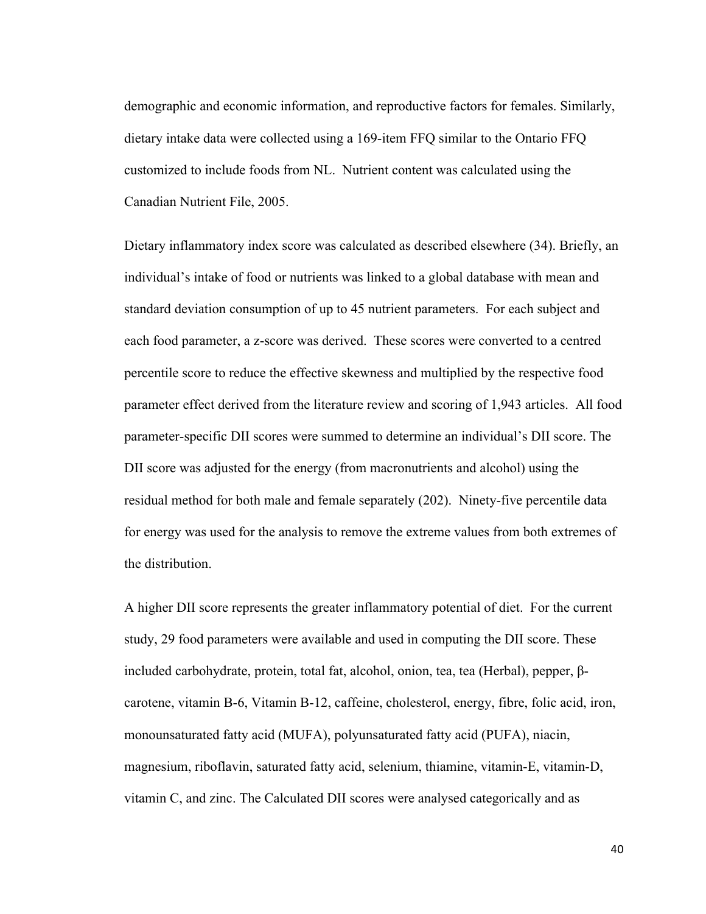demographic and economic information, and reproductive factors for females. Similarly, dietary intake data were collected using a 169-item FFQ similar to the Ontario FFQ customized to include foods from NL. Nutrient content was calculated using the Canadian Nutrient File, 2005.

Dietary inflammatory index score was calculated as described elsewhere (34). Briefly, an individual's intake of food or nutrients was linked to a global database with mean and standard deviation consumption of up to 45 nutrient parameters. For each subject and each food parameter, a z-score was derived. These scores were converted to a centred percentile score to reduce the effective skewness and multiplied by the respective food parameter effect derived from the literature review and scoring of 1,943 articles. All food parameter-specific DII scores were summed to determine an individual's DII score. The DII score was adjusted for the energy (from macronutrients and alcohol) using the residual method for both male and female separately (202). Ninety-five percentile data for energy was used for the analysis to remove the extreme values from both extremes of the distribution.

A higher DII score represents the greater inflammatory potential of diet. For the current study, 29 food parameters were available and used in computing the DII score. These included carbohydrate, protein, total fat, alcohol, onion, tea, tea (Herbal), pepper, β-carotene, vitamin B-6, Vitamin B-12, caffeine, cholesterol, energy, fibre, folic acid, iron, monounsaturated fatty acid (MUFA), polyunsaturated fatty acid (PUFA), niacin, magnesium, riboflavin, saturated fatty acid, selenium, thiamine, vitamin-E, vitamin-D, vitamin C, and zinc. The Calculated DII scores were analysed categorically and as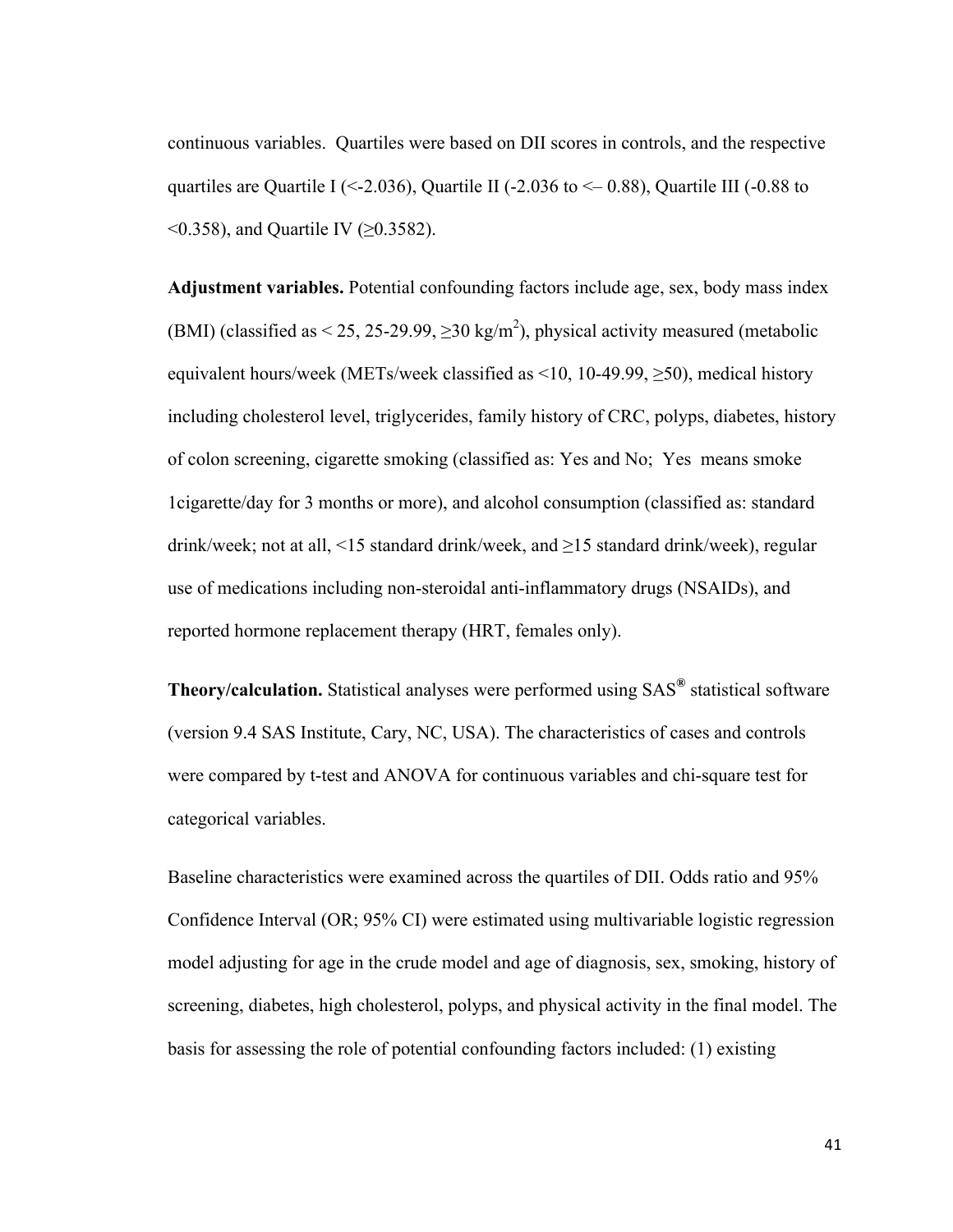continuous variables. Quartiles were based on DII scores in controls, and the respective quartiles are Quartile I (<-2.036), Quartile II (-2.036 to <– 0.88), Quartile III (-0.88 to <0.358), and Quartile IV (≥0.3582).

**Adjustment variables.** Potential confounding factors include age, sex, body mass index (BMI) (classified as < 25, 25-29.99, ≥30 kg/m$^2$), physical activity measured (metabolic equivalent hours/week (METs/week classified as <10, 10-49.99, ≥50), medical history including cholesterol level, triglycerides, family history of CRC, polyps, diabetes, history of colon screening, cigarette smoking (classified as: Yes and No; Yes means smoke 1cigarette/day for 3 months or more), and alcohol consumption (classified as: standard drink/week; not at all, <15 standard drink/week, and ≥15 standard drink/week), regular use of medications including non-steroidal anti-inflammatory drugs (NSAIDs), and reported hormone replacement therapy (HRT, females only).

**Theory/calculation.** Statistical analyses were performed using SAS® statistical software (version 9.4 SAS Institute, Cary, NC, USA). The characteristics of cases and controls were compared by t-test and ANOVA for continuous variables and chi-square test for categorical variables.

Baseline characteristics were examined across the quartiles of DII. Odds ratio and 95% Confidence Interval (OR; 95% CI) were estimated using multivariable logistic regression model adjusting for age in the crude model and age of diagnosis, sex, smoking, history of screening, diabetes, high cholesterol, polyps, and physical activity in the final model. The basis for assessing the role of potential confounding factors included: (1) existing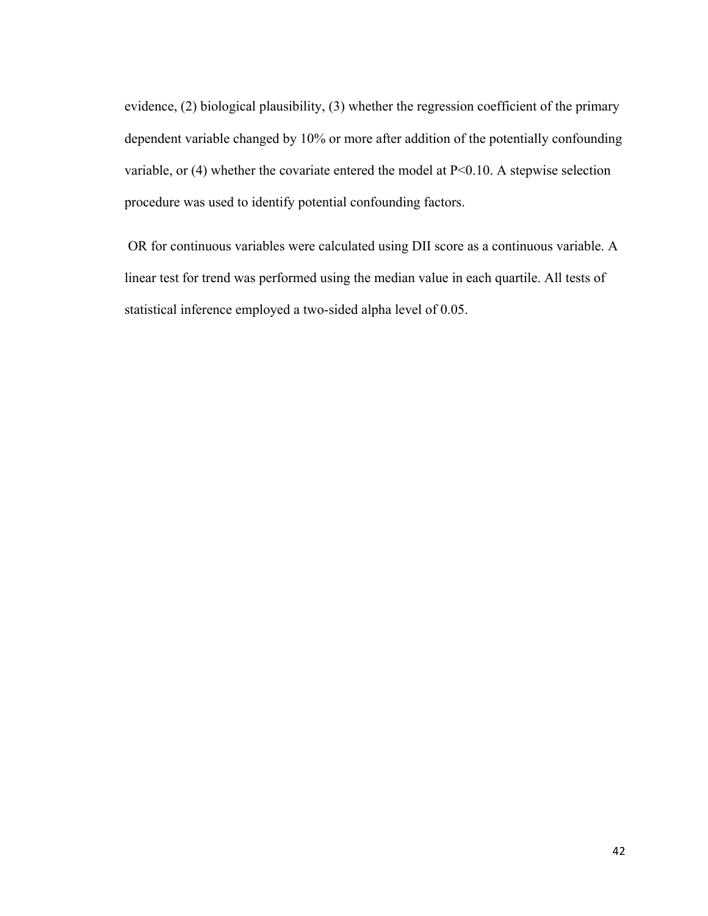evidence, (2) biological plausibility, (3) whether the regression coefficient of the primary dependent variable changed by 10% or more after addition of the potentially confounding variable, or (4) whether the covariate entered the model at $P<0.10$. A stepwise selection procedure was used to identify potential confounding factors.

OR for continuous variables were calculated using DII score as a continuous variable. A linear test for trend was performed using the median value in each quartile. All tests of statistical inference employed a two-sided alpha level of 0.05.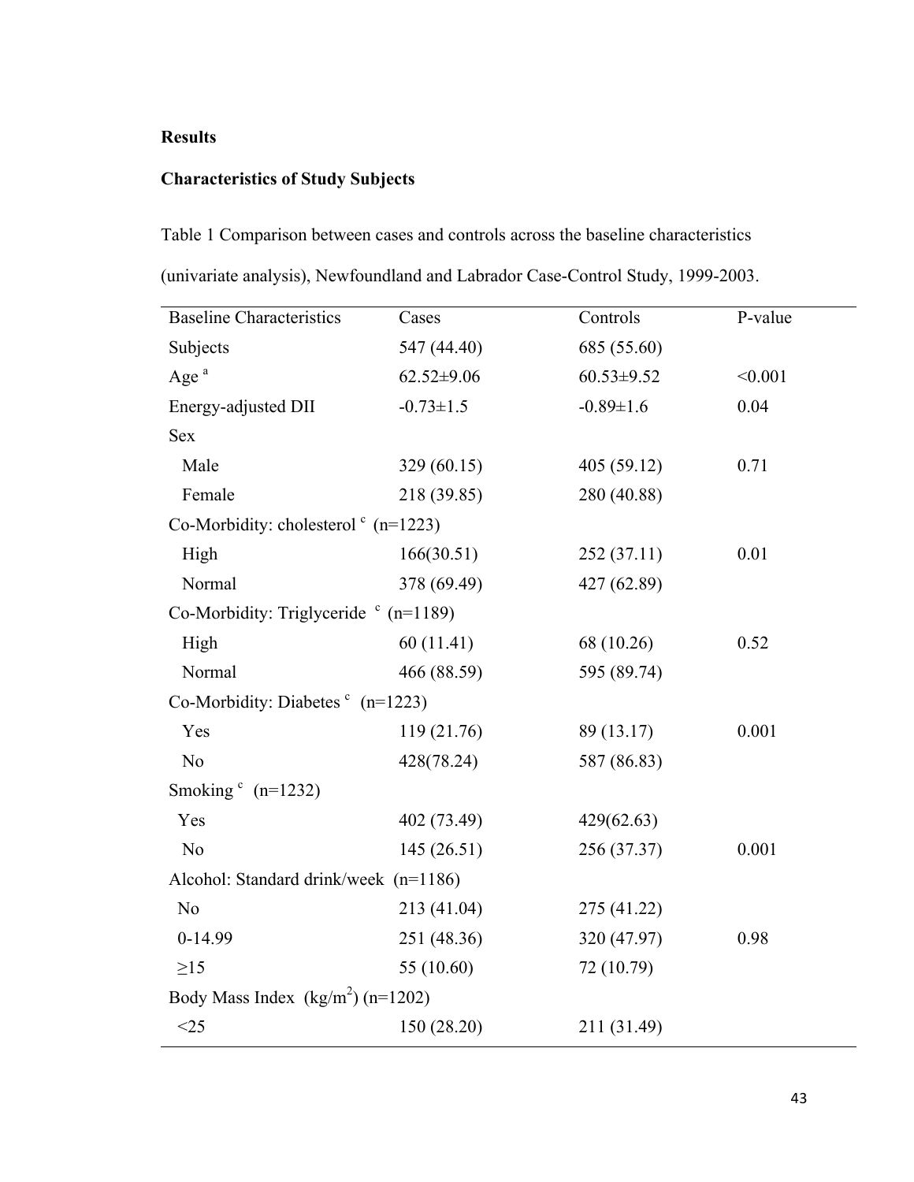**Results**

**Characteristics of Study Subjects**

Table 1 Comparison between cases and controls across the baseline characteristics (univariate analysis), Newfoundland and Labrador Case-Control Study, 1999-2003.

| Baseline Characteristics | Cases | Controls | P-value |
|---|---|---|---|
| Subjects | 547 (44.40) | 685 (55.60) | |
| Age [a] | 62.52±9.06 | 60.53±9.52 | <0.001 |
| Energy-adjusted DII | -0.73±1.5 | -0.89±1.6 | 0.04 |
| Sex | | | |
| Male | 329 (60.15) | 405 (59.12) | 0.71 |
| Female | 218 (39.85) | 280 (40.88) | |
| Co-Morbidity: cholesterol [c] (n=1223) | | | |
| High | 166(30.51) | 252 (37.11) | 0.01 |
| Normal | 378 (69.49) | 427 (62.89) | |
| Co-Morbidity: Triglyceride [c] (n=1189) | | | |
| High | 60 (11.41) | 68 (10.26) | 0.52 |
| Normal | 466 (88.59) | 595 (89.74) | |
| Co-Morbidity: Diabetes [c] (n=1223) | | | |
| Yes | 119 (21.76) | 89 (13.17) | 0.001 |
| No | 428(78.24) | 587 (86.83) | |
| Smoking [c] (n=1232) | | | |
| Yes | 402 (73.49) | 429(62.63) | |
| No | 145 (26.51) | 256 (37.37) | 0.001 |
| Alcohol: Standard drink/week (n=1186) | | | |
| No | 213 (41.04) | 275 (41.22) | |
| 0-14.99 | 251 (48.36) | 320 (47.97) | 0.98 |
| ≥15 | 55 (10.60) | 72 (10.79) | |
| Body Mass Index (kg/m$^2$) (n=1202) | | | |
| <25 | 150 (28.20) | 211 (31.49) | |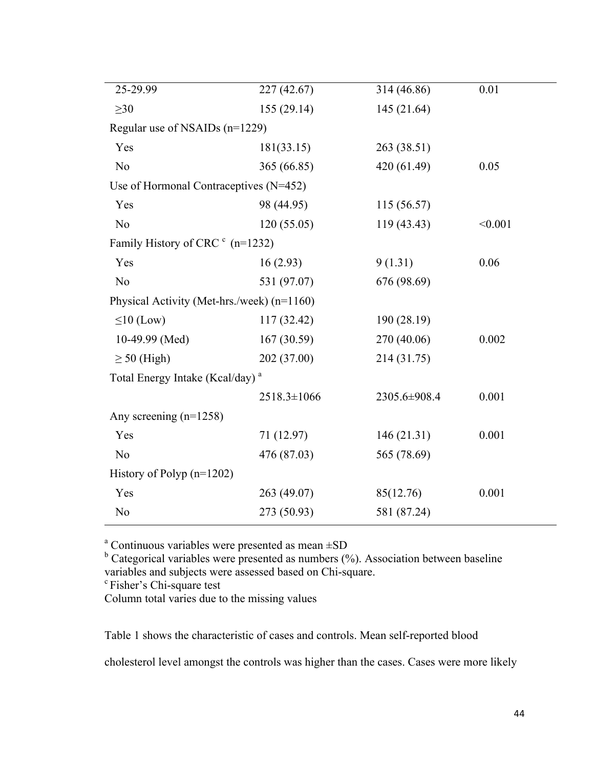| | | | |
|---|---|---|---|
| 25-29.99 | 227 (42.67) | 314 (46.86) | 0.01 |
| ≥30 | 155 (29.14) | 145 (21.64) | |
| Regular use of NSAIDs (n=1229) | | | |
| Yes | 181(33.15) | 263 (38.51) | |
| No | 365 (66.85) | 420 (61.49) | 0.05 |
| Use of Hormonal Contraceptives (N=452) | | | |
| Yes | 98 (44.95) | 115 (56.57) | |
| No | 120 (55.05) | 119 (43.43) | <0.001 |
| Family History of CRC [c] (n=1232) | | | |
| Yes | 16 (2.93) | 9 (1.31) | 0.06 |
| No | 531 (97.07) | 676 (98.69) | |
| Physical Activity (Met-hrs./week) (n=1160) | | | |
| ≤10 (Low) | 117 (32.42) | 190 (28.19) | |
| 10-49.99 (Med) | 167 (30.59) | 270 (40.06) | 0.002 |
| ≥ 50 (High) | 202 (37.00) | 214 (31.75) | |
| Total Energy Intake (Kcal/day) [a] | | | |
| | 2518.3±1066 | 2305.6±908.4 | 0.001 |
| Any screening (n=1258) | | | |
| Yes | 71 (12.97) | 146 (21.31) | 0.001 |
| No | 476 (87.03) | 565 (78.69) | |
| History of Polyp (n=1202) | | | |
| Yes | 263 (49.07) | 85(12.76) | 0.001 |
| No | 273 (50.93) | 581 (87.24) | |

[a] Continuous variables were presented as mean ±SD
[b] Categorical variables were presented as numbers (%). Association between baseline variables and subjects were assessed based on Chi-square.
[c] Fisher's Chi-square test
Column total varies due to the missing values

Table 1 shows the characteristic of cases and controls. Mean self-reported blood cholesterol level amongst the controls was higher than the cases. Cases were more likely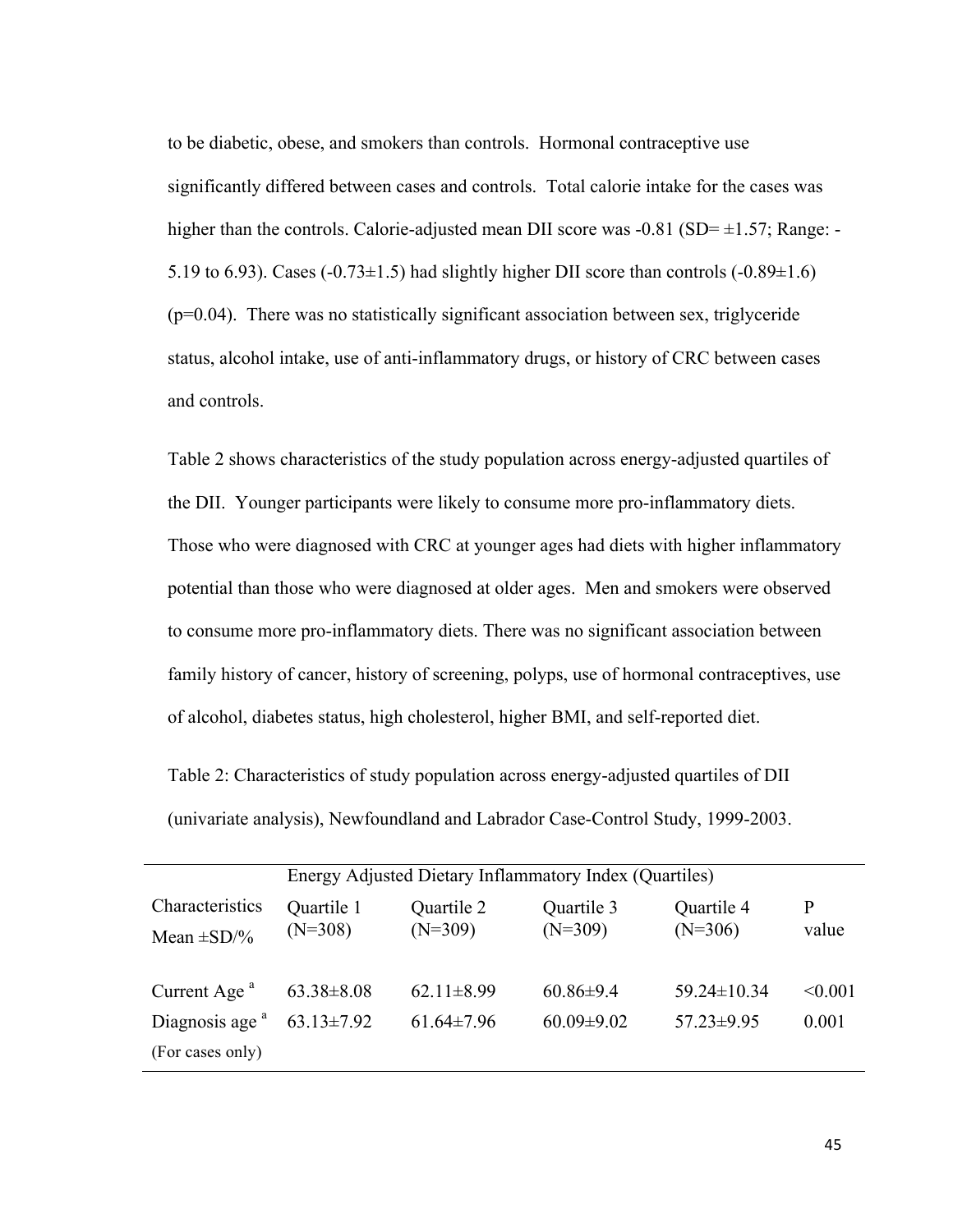to be diabetic, obese, and smokers than controls. Hormonal contraceptive use significantly differed between cases and controls. Total calorie intake for the cases was higher than the controls. Calorie-adjusted mean DII score was -0.81 (SD= ±1.57; Range: -5.19 to 6.93). Cases (-0.73±1.5) had slightly higher DII score than controls (-0.89±1.6) (p=0.04). There was no statistically significant association between sex, triglyceride status, alcohol intake, use of anti-inflammatory drugs, or history of CRC between cases and controls.

Table 2 shows characteristics of the study population across energy-adjusted quartiles of the DII. Younger participants were likely to consume more pro-inflammatory diets. Those who were diagnosed with CRC at younger ages had diets with higher inflammatory potential than those who were diagnosed at older ages. Men and smokers were observed to consume more pro-inflammatory diets. There was no significant association between family history of cancer, history of screening, polyps, use of hormonal contraceptives, use of alcohol, diabetes status, high cholesterol, higher BMI, and self-reported diet.

Table 2: Characteristics of study population across energy-adjusted quartiles of DII (univariate analysis), Newfoundland and Labrador Case-Control Study, 1999-2003.

| | Energy Adjusted Dietary Inflammatory Index (Quartiles) | | | | |
|---|---|---|---|---|---|
| Characteristics Mean ±SD/% | Quartile 1 (N=308) | Quartile 2 (N=309) | Quartile 3 (N=309) | Quartile 4 (N=306) | P value |
| Current Age [a] | 63.38±8.08 | 62.11±8.99 | 60.86±9.4 | 59.24±10.34 | <0.001 |
| Diagnosis age [a] (For cases only) | 63.13±7.92 | 61.64±7.96 | 60.09±9.02 | 57.23±9.95 | 0.001 |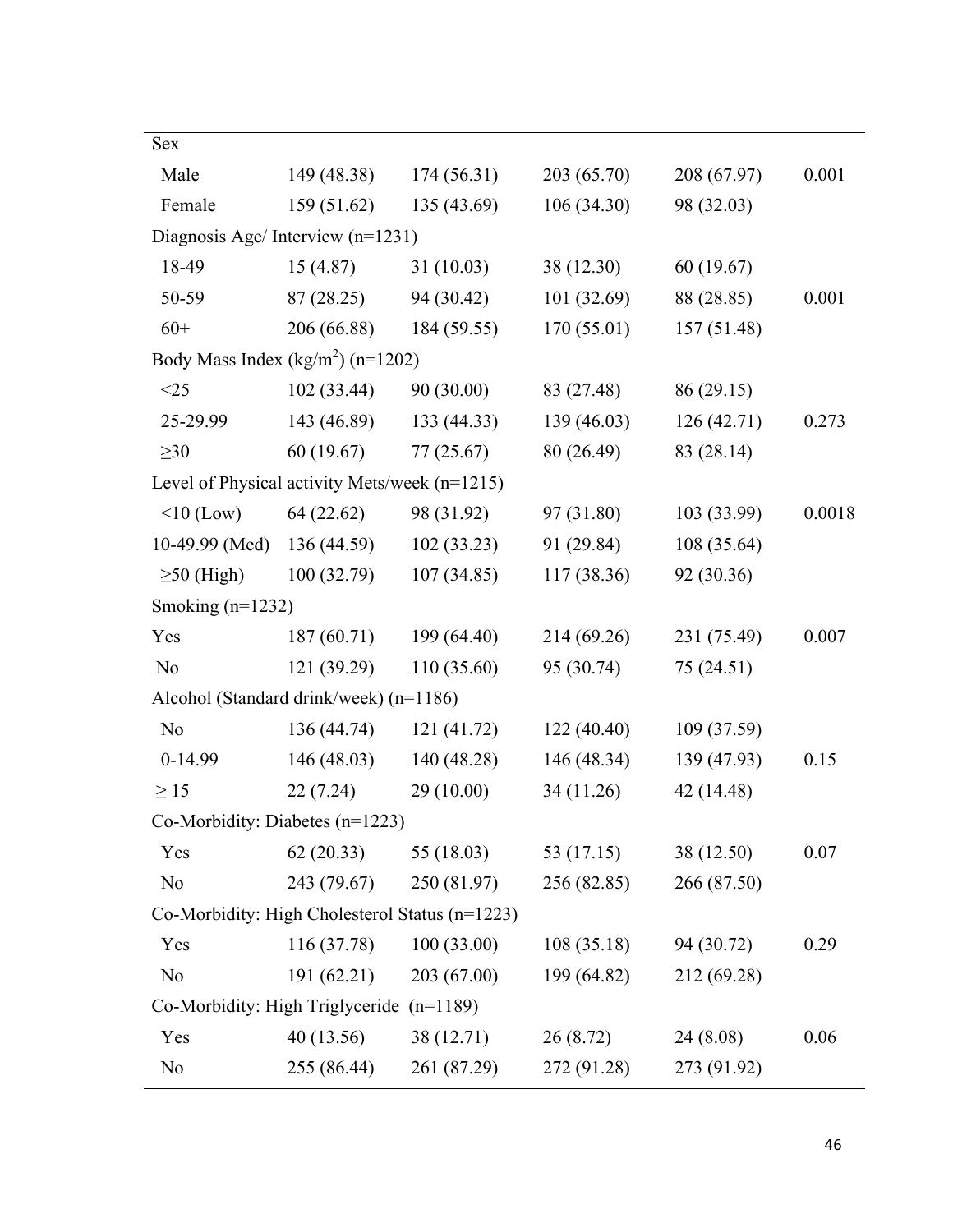| | | | | | |
|---|---|---|---|---|---|
| Sex | | | | | |
| Male | 149 (48.38) | 174 (56.31) | 203 (65.70) | 208 (67.97) | 0.001 |
| Female | 159 (51.62) | 135 (43.69) | 106 (34.30) | 98 (32.03) | |
| Diagnosis Age/ Interview (n=1231) | | | | | |
| 18-49 | 15 (4.87) | 31 (10.03) | 38 (12.30) | 60 (19.67) | |
| 50-59 | 87 (28.25) | 94 (30.42) | 101 (32.69) | 88 (28.85) | 0.001 |
| 60+ | 206 (66.88) | 184 (59.55) | 170 (55.01) | 157 (51.48) | |
| Body Mass Index (kg/m$^2$) (n=1202) | | | | | |
| <25 | 102 (33.44) | 90 (30.00) | 83 (27.48) | 86 (29.15) | |
| 25-29.99 | 143 (46.89) | 133 (44.33) | 139 (46.03) | 126 (42.71) | 0.273 |
| ≥30 | 60 (19.67) | 77 (25.67) | 80 (26.49) | 83 (28.14) | |
| Level of Physical activity Mets/week (n=1215) | | | | | |
| <10 (Low) | 64 (22.62) | 98 (31.92) | 97 (31.80) | 103 (33.99) | 0.0018 |
| 10-49.99 (Med) | 136 (44.59) | 102 (33.23) | 91 (29.84) | 108 (35.64) | |
| ≥50 (High) | 100 (32.79) | 107 (34.85) | 117 (38.36) | 92 (30.36) | |
| Smoking (n=1232) | | | | | |
| Yes | 187 (60.71) | 199 (64.40) | 214 (69.26) | 231 (75.49) | 0.007 |
| No | 121 (39.29) | 110 (35.60) | 95 (30.74) | 75 (24.51) | |
| Alcohol (Standard drink/week) (n=1186) | | | | | |
| No | 136 (44.74) | 121 (41.72) | 122 (40.40) | 109 (37.59) | |
| 0-14.99 | 146 (48.03) | 140 (48.28) | 146 (48.34) | 139 (47.93) | 0.15 |
| ≥ 15 | 22 (7.24) | 29 (10.00) | 34 (11.26) | 42 (14.48) | |
| Co-Morbidity: Diabetes (n=1223) | | | | | |
| Yes | 62 (20.33) | 55 (18.03) | 53 (17.15) | 38 (12.50) | 0.07 |
| No | 243 (79.67) | 250 (81.97) | 256 (82.85) | 266 (87.50) | |
| Co-Morbidity: High Cholesterol Status (n=1223) | | | | | |
| Yes | 116 (37.78) | 100 (33.00) | 108 (35.18) | 94 (30.72) | 0.29 |
| No | 191 (62.21) | 203 (67.00) | 199 (64.82) | 212 (69.28) | |
| Co-Morbidity: High Triglyceride (n=1189) | | | | | |
| Yes | 40 (13.56) | 38 (12.71) | 26 (8.72) | 24 (8.08) | 0.06 |
| No | 255 (86.44) | 261 (87.29) | 272 (91.28) | 273 (91.92) | |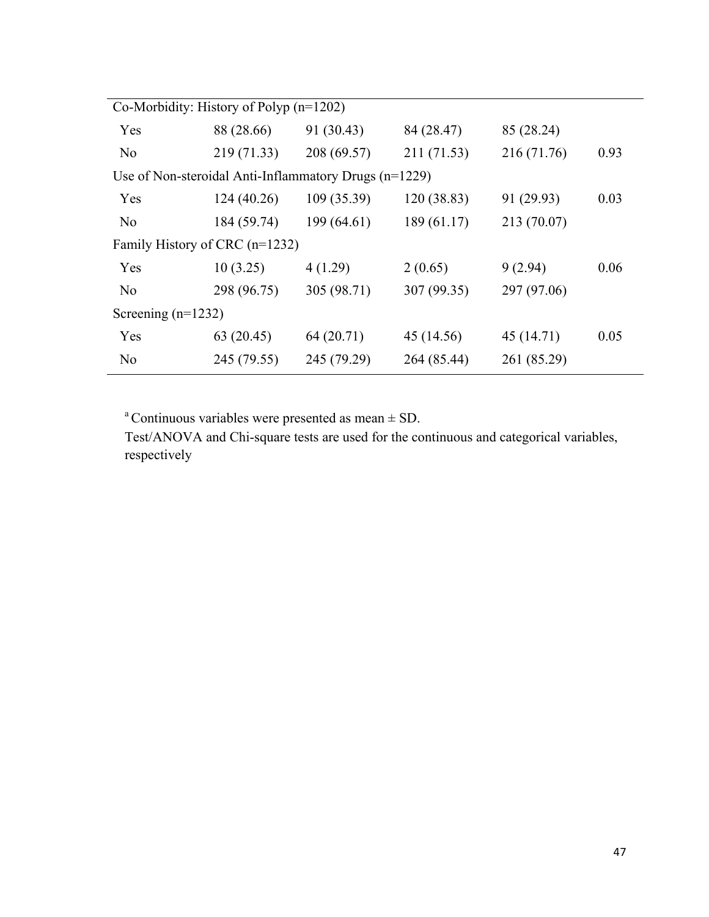| | | | | | |
|---|---|---|---|---|---|
| Co-Morbidity: History of Polyp (n=1202) | | | | | |
| Yes | 88 (28.66) | 91 (30.43) | 84 (28.47) | 85 (28.24) | |
| No | 219 (71.33) | 208 (69.57) | 211 (71.53) | 216 (71.76) | 0.93 |
| Use of Non-steroidal Anti-Inflammatory Drugs (n=1229) | | | | | |
| Yes | 124 (40.26) | 109 (35.39) | 120 (38.83) | 91 (29.93) | 0.03 |
| No | 184 (59.74) | 199 (64.61) | 189 (61.17) | 213 (70.07) | |
| Family History of CRC (n=1232) | | | | | |
| Yes | 10 (3.25) | 4 (1.29) | 2 (0.65) | 9 (2.94) | 0.06 |
| No | 298 (96.75) | 305 (98.71) | 307 (99.35) | 297 (97.06) | |
| Screening (n=1232) | | | | | |
| Yes | 63 (20.45) | 64 (20.71) | 45 (14.56) | 45 (14.71) | 0.05 |
| No | 245 (79.55) | 245 (79.29) | 264 (85.44) | 261 (85.29) | |

[a] Continuous variables were presented as mean ± SD.

Test/ANOVA and Chi-square tests are used for the continuous and categorical variables, respectively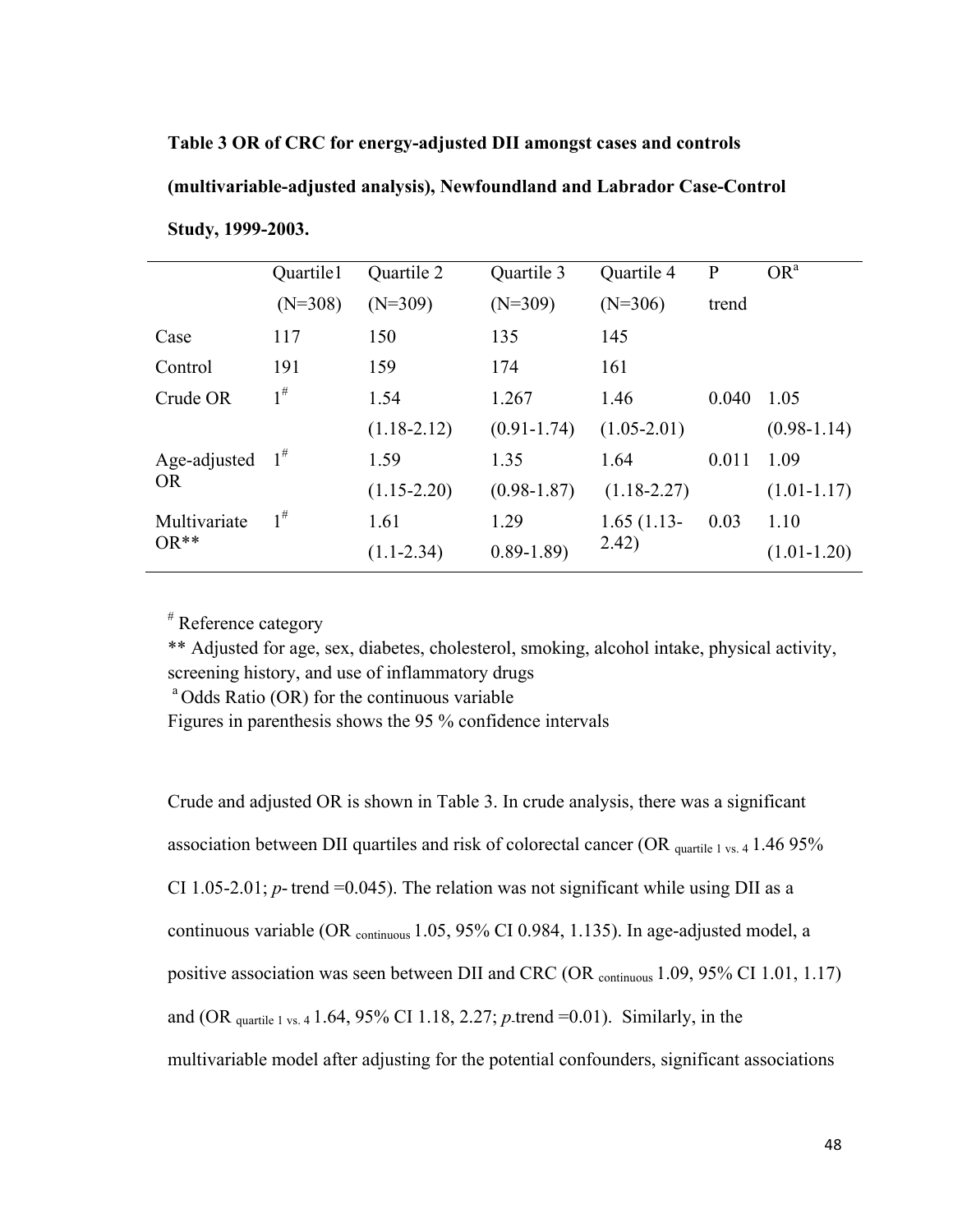**Table 3 OR of CRC for energy-adjusted DII amongst cases and controls (multivariable-adjusted analysis), Newfoundland and Labrador Case-Control Study, 1999-2003.**

| | Quartile1 (N=308) | Quartile 2 (N=309) | Quartile 3 (N=309) | Quartile 4 (N=306) | P trend | OR[a] |
|---|---|---|---|---|---|---|
| Case | 117 | 150 | 135 | 145 | | |
| Control | 191 | 159 | 174 | 161 | | |
| Crude OR | 1[#] | 1.54 (1.18-2.12) | 1.267 (0.91-1.74) | 1.46 (1.05-2.01) | 0.040 | 1.05 (0.98-1.14) |
| Age-adjusted OR | 1[#] | 1.59 (1.15-2.20) | 1.35 (0.98-1.87) | 1.64 (1.18-2.27) | 0.011 | 1.09 (1.01-1.17) |
| Multivariate OR** | 1[#] | 1.61 (1.1-2.34) | 1.29 0.89-1.89) | 1.65 (1.13-2.42) | 0.03 | 1.10 (1.01-1.20) |

[#] Reference category
** Adjusted for age, sex, diabetes, cholesterol, smoking, alcohol intake, physical activity, screening history, and use of inflammatory drugs
[a] Odds Ratio (OR) for the continuous variable
Figures in parenthesis shows the 95 % confidence intervals

Crude and adjusted OR is shown in Table 3. In crude analysis, there was a significant association between DII quartiles and risk of colorectal cancer ($OR_{\text{quartile 1 vs. 4}}$ 1.46 95% CI 1.05-2.01; *p*- trend =0.045). The relation was not significant while using DII as a continuous variable ($OR_{\text{continuous}}$ 1.05, 95% CI 0.984, 1.135). In age-adjusted model, a positive association was seen between DII and CRC ($OR_{\text{continuous}}$ 1.09, 95% CI 1.01, 1.17) and ($OR_{\text{quartile 1 vs. 4}}$ 1.64, 95% CI 1.18, 2.27; *p*-trend =0.01). Similarly, in the multivariable model after adjusting for the potential confounders, significant associations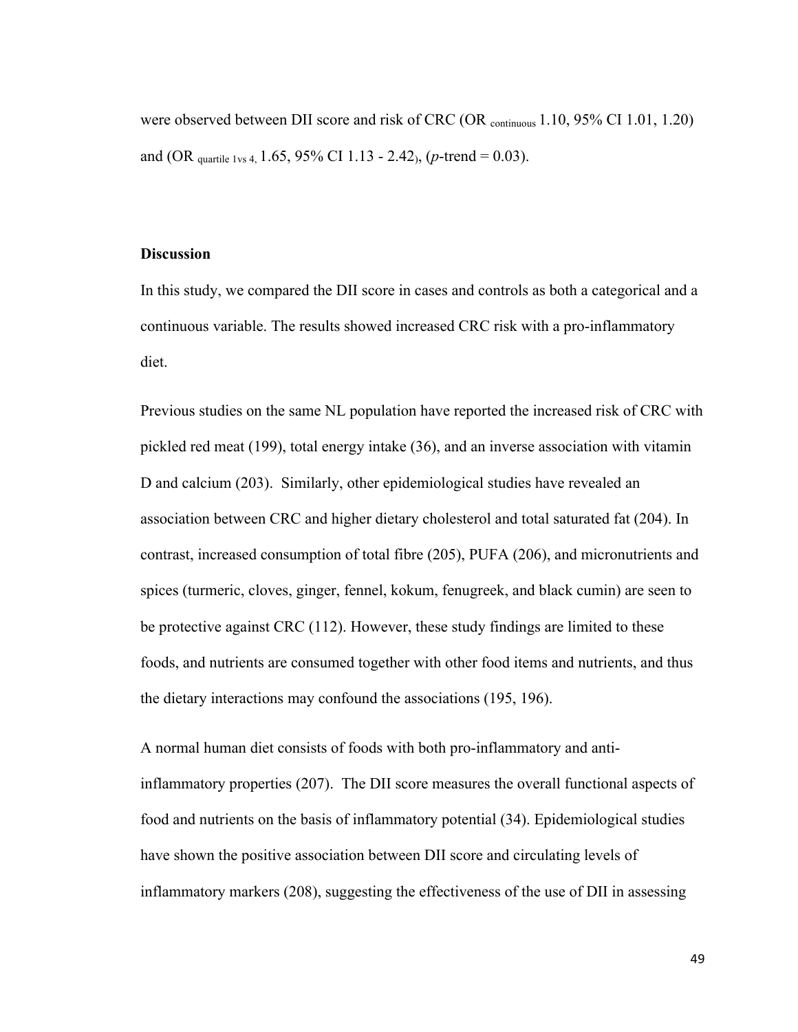were observed between DII score and risk of CRC (OR $_{continuous}$ 1.10, 95% CI 1.01, 1.20) and (OR $_{quartile\ 1vs\ 4,}$ 1.65, 95% CI 1.13 - 2.42$_{)}$, (*p*-trend = 0.03).

**Discussion**

In this study, we compared the DII score in cases and controls as both a categorical and a continuous variable. The results showed increased CRC risk with a pro-inflammatory diet.

Previous studies on the same NL population have reported the increased risk of CRC with pickled red meat (199), total energy intake (36), and an inverse association with vitamin D and calcium (203). Similarly, other epidemiological studies have revealed an association between CRC and higher dietary cholesterol and total saturated fat (204). In contrast, increased consumption of total fibre (205), PUFA (206), and micronutrients and spices (turmeric, cloves, ginger, fennel, kokum, fenugreek, and black cumin) are seen to be protective against CRC (112). However, these study findings are limited to these foods, and nutrients are consumed together with other food items and nutrients, and thus the dietary interactions may confound the associations (195, 196).

A normal human diet consists of foods with both pro-inflammatory and anti-inflammatory properties (207). The DII score measures the overall functional aspects of food and nutrients on the basis of inflammatory potential (34). Epidemiological studies have shown the positive association between DII score and circulating levels of inflammatory markers (208), suggesting the effectiveness of the use of DII in assessing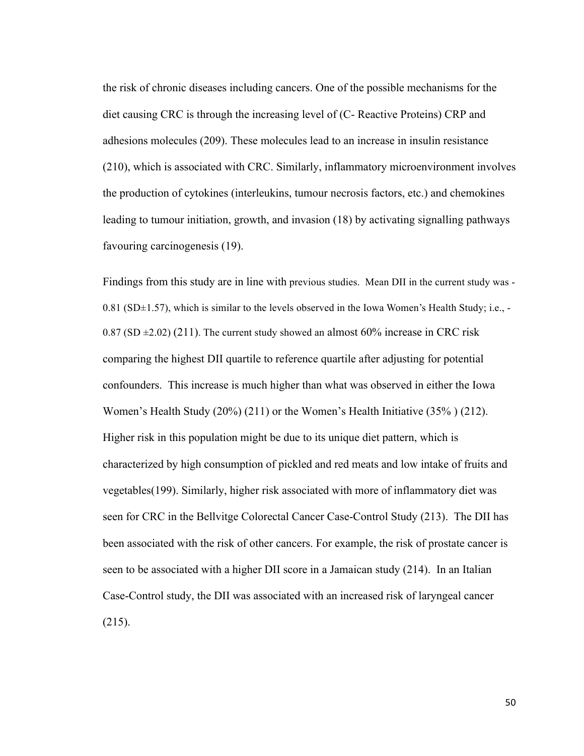the risk of chronic diseases including cancers. One of the possible mechanisms for the diet causing CRC is through the increasing level of (C- Reactive Proteins) CRP and adhesions molecules (209). These molecules lead to an increase in insulin resistance (210), which is associated with CRC. Similarly, inflammatory microenvironment involves the production of cytokines (interleukins, tumour necrosis factors, etc.) and chemokines leading to tumour initiation, growth, and invasion (18) by activating signalling pathways favouring carcinogenesis (19).

Findings from this study are in line with previous studies. Mean DII in the current study was -0.81 (SD±1.57), which is similar to the levels observed in the Iowa Women's Health Study; i.e., -0.87 (SD ±2.02) (211). The current study showed an almost 60% increase in CRC risk comparing the highest DII quartile to reference quartile after adjusting for potential confounders. This increase is much higher than what was observed in either the Iowa Women's Health Study (20%) (211) or the Women's Health Initiative (35% ) (212). Higher risk in this population might be due to its unique diet pattern, which is characterized by high consumption of pickled and red meats and low intake of fruits and vegetables(199). Similarly, higher risk associated with more of inflammatory diet was seen for CRC in the Bellvitge Colorectal Cancer Case-Control Study (213). The DII has been associated with the risk of other cancers. For example, the risk of prostate cancer is seen to be associated with a higher DII score in a Jamaican study (214). In an Italian Case-Control study, the DII was associated with an increased risk of laryngeal cancer (215).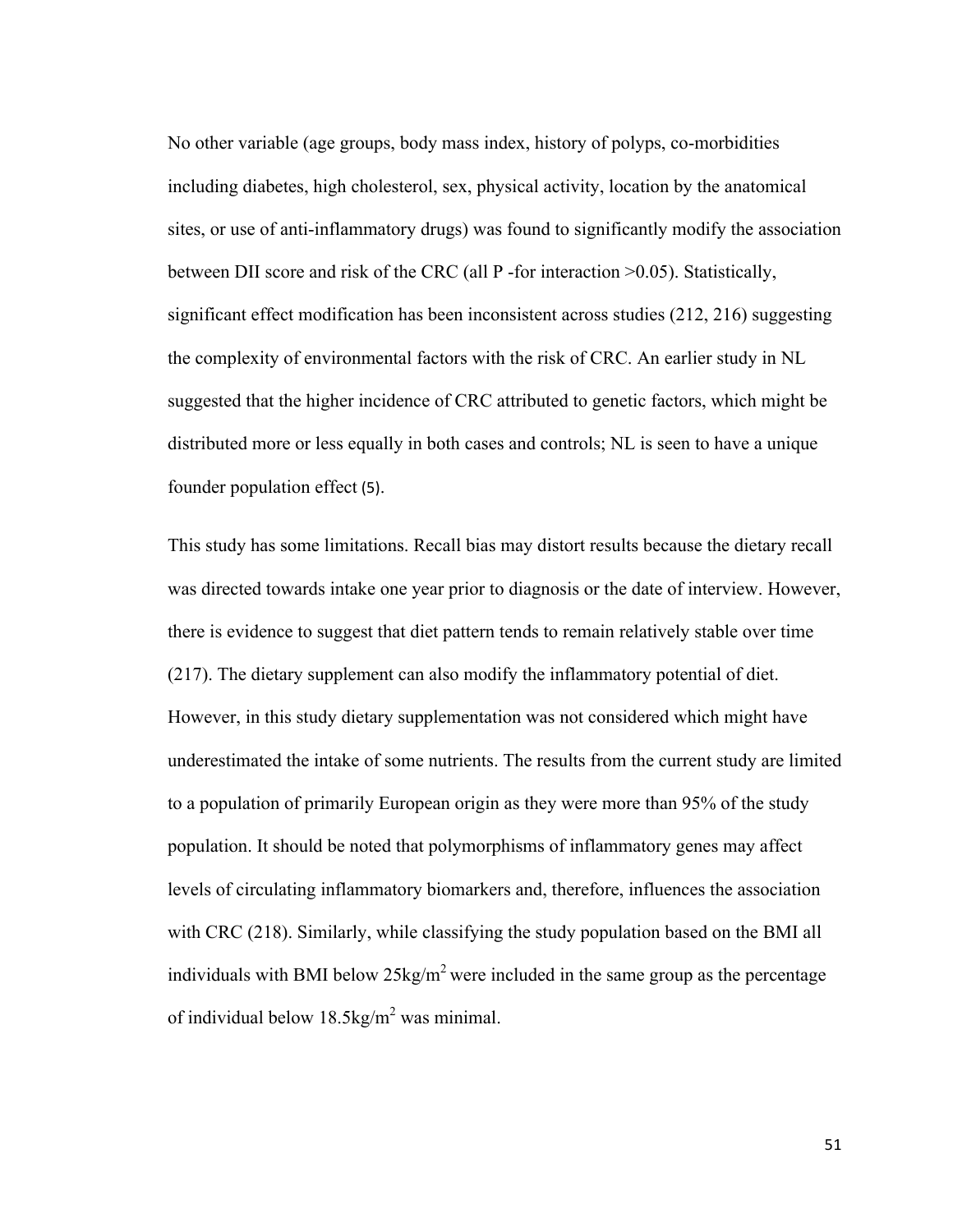No other variable (age groups, body mass index, history of polyps, co-morbidities including diabetes, high cholesterol, sex, physical activity, location by the anatomical sites, or use of anti-inflammatory drugs) was found to significantly modify the association between DII score and risk of the CRC (all P -for interaction >0.05). Statistically, significant effect modification has been inconsistent across studies (212, 216) suggesting the complexity of environmental factors with the risk of CRC. An earlier study in NL suggested that the higher incidence of CRC attributed to genetic factors, which might be distributed more or less equally in both cases and controls; NL is seen to have a unique founder population effect (5).

This study has some limitations. Recall bias may distort results because the dietary recall was directed towards intake one year prior to diagnosis or the date of interview. However, there is evidence to suggest that diet pattern tends to remain relatively stable over time (217). The dietary supplement can also modify the inflammatory potential of diet. However, in this study dietary supplementation was not considered which might have underestimated the intake of some nutrients. The results from the current study are limited to a population of primarily European origin as they were more than 95% of the study population. It should be noted that polymorphisms of inflammatory genes may affect levels of circulating inflammatory biomarkers and, therefore, influences the association with CRC (218). Similarly, while classifying the study population based on the BMI all individuals with BMI below $25kg/m^2$ were included in the same group as the percentage of individual below $18.5kg/m^2$ was minimal.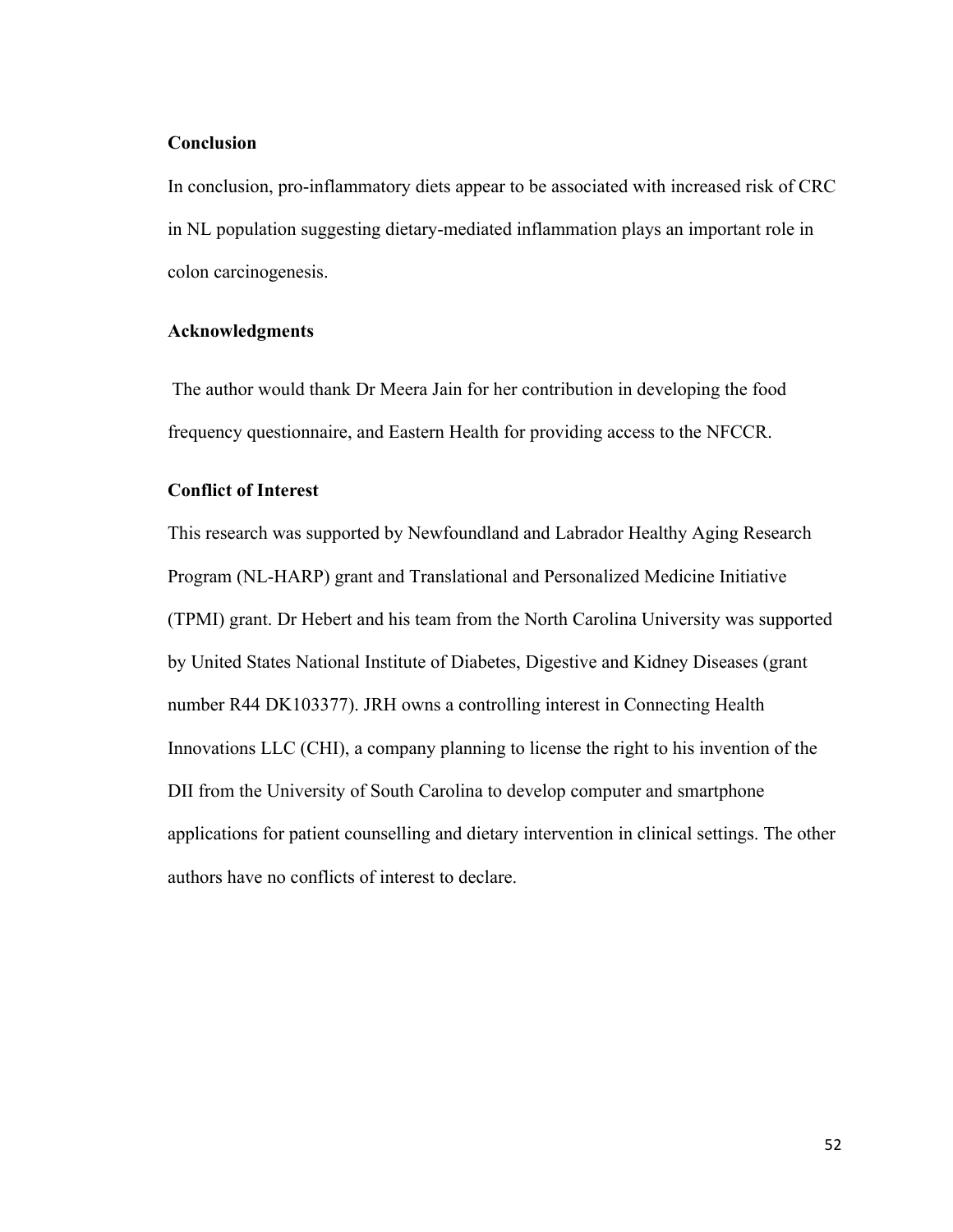### Conclusion

In conclusion, pro-inflammatory diets appear to be associated with increased risk of CRC in NL population suggesting dietary-mediated inflammation plays an important role in colon carcinogenesis.

### Acknowledgments

The author would thank Dr Meera Jain for her contribution in developing the food frequency questionnaire, and Eastern Health for providing access to the NFCCR.

### Conflict of Interest

This research was supported by Newfoundland and Labrador Healthy Aging Research Program (NL-HARP) grant and Translational and Personalized Medicine Initiative (TPMI) grant. Dr Hebert and his team from the North Carolina University was supported by United States National Institute of Diabetes, Digestive and Kidney Diseases (grant number R44 DK103377). JRH owns a controlling interest in Connecting Health Innovations LLC (CHI), a company planning to license the right to his invention of the DII from the University of South Carolina to develop computer and smartphone applications for patient counselling and dietary intervention in clinical settings. The other authors have no conflicts of interest to declare.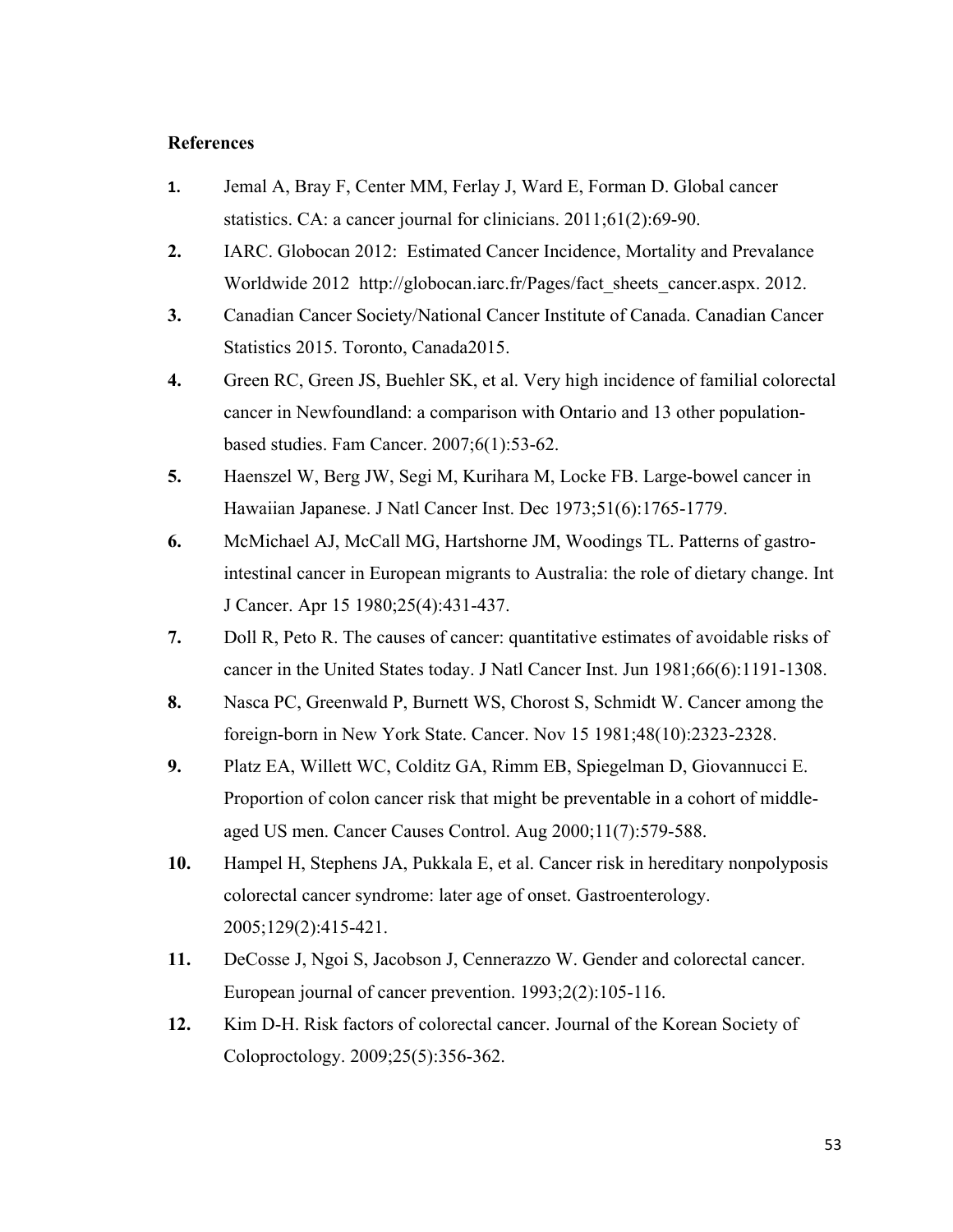**References**

1. Jemal A, Bray F, Center MM, Ferlay J, Ward E, Forman D. Global cancer statistics. CA: a cancer journal for clinicians. 2011;61(2):69-90.
2. IARC. Globocan 2012: Estimated Cancer Incidence, Mortality and Prevalance Worldwide 2012 http://globocan.iarc.fr/Pages/fact_sheets_cancer.aspx. 2012.
3. Canadian Cancer Society/National Cancer Institute of Canada. Canadian Cancer Statistics 2015. Toronto, Canada2015.
4. Green RC, Green JS, Buehler SK, et al. Very high incidence of familial colorectal cancer in Newfoundland: a comparison with Ontario and 13 other population-based studies. Fam Cancer. 2007;6(1):53-62.
5. Haenszel W, Berg JW, Segi M, Kurihara M, Locke FB. Large-bowel cancer in Hawaiian Japanese. J Natl Cancer Inst. Dec 1973;51(6):1765-1779.
6. McMichael AJ, McCall MG, Hartshorne JM, Woodings TL. Patterns of gastro-intestinal cancer in European migrants to Australia: the role of dietary change. Int J Cancer. Apr 15 1980;25(4):431-437.
7. Doll R, Peto R. The causes of cancer: quantitative estimates of avoidable risks of cancer in the United States today. J Natl Cancer Inst. Jun 1981;66(6):1191-1308.
8. Nasca PC, Greenwald P, Burnett WS, Chorost S, Schmidt W. Cancer among the foreign-born in New York State. Cancer. Nov 15 1981;48(10):2323-2328.
9. Platz EA, Willett WC, Colditz GA, Rimm EB, Spiegelman D, Giovannucci E. Proportion of colon cancer risk that might be preventable in a cohort of middle-aged US men. Cancer Causes Control. Aug 2000;11(7):579-588.
10. Hampel H, Stephens JA, Pukkala E, et al. Cancer risk in hereditary nonpolyposis colorectal cancer syndrome: later age of onset. Gastroenterology. 2005;129(2):415-421.
11. DeCosse J, Ngoi S, Jacobson J, Cennerazzo W. Gender and colorectal cancer. European journal of cancer prevention. 1993;2(2):105-116.
12. Kim D-H. Risk factors of colorectal cancer. Journal of the Korean Society of Coloproctology. 2009;25(5):356-362.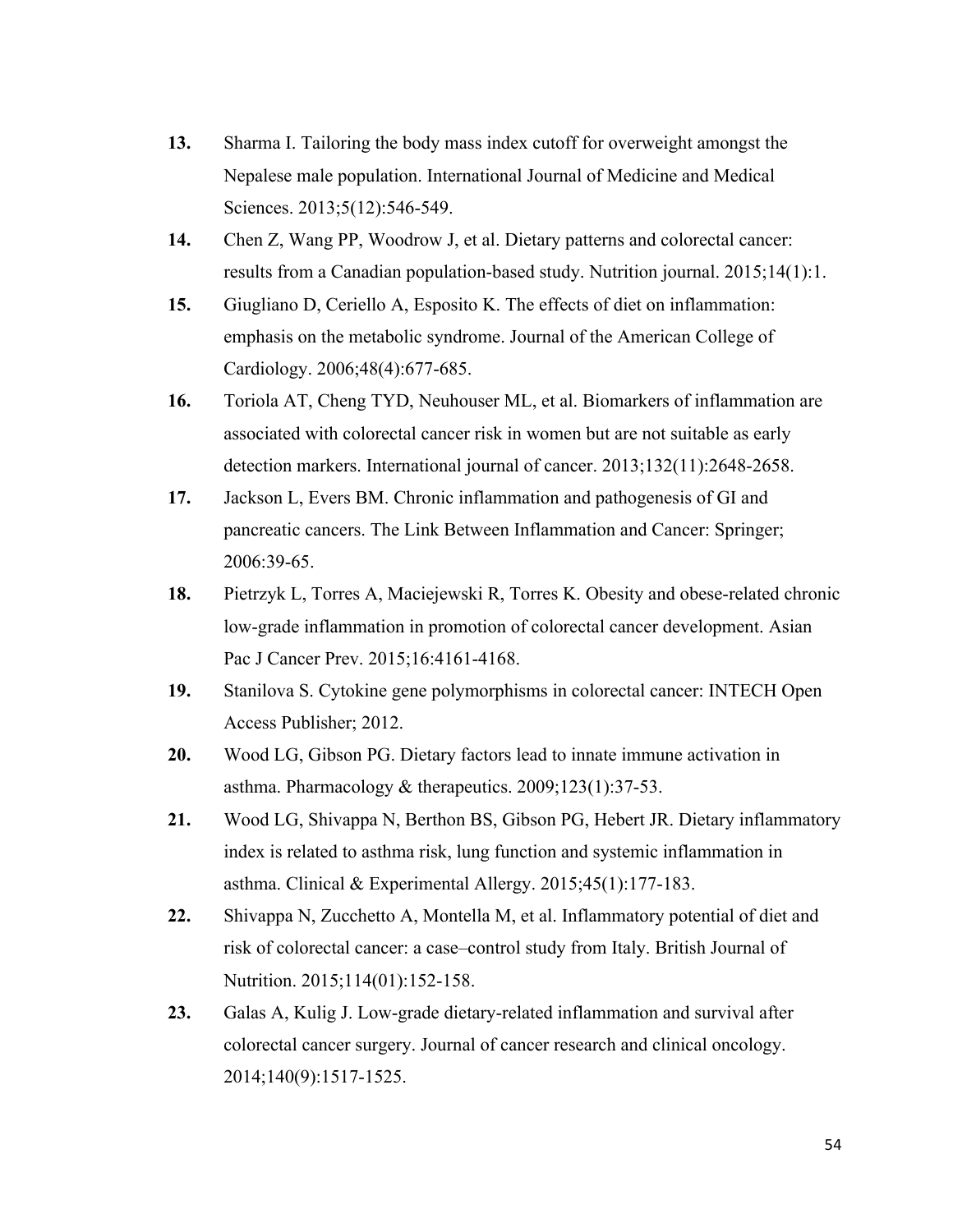13. Sharma I. Tailoring the body mass index cutoff for overweight amongst the Nepalese male population. International Journal of Medicine and Medical Sciences. 2013;5(12):546-549.
14. Chen Z, Wang PP, Woodrow J, et al. Dietary patterns and colorectal cancer: results from a Canadian population-based study. Nutrition journal. 2015;14(1):1.
15. Giugliano D, Ceriello A, Esposito K. The effects of diet on inflammation: emphasis on the metabolic syndrome. Journal of the American College of Cardiology. 2006;48(4):677-685.
16. Toriola AT, Cheng TYD, Neuhouser ML, et al. Biomarkers of inflammation are associated with colorectal cancer risk in women but are not suitable as early detection markers. International journal of cancer. 2013;132(11):2648-2658.
17. Jackson L, Evers BM. Chronic inflammation and pathogenesis of GI and pancreatic cancers. The Link Between Inflammation and Cancer: Springer; 2006:39-65.
18. Pietrzyk L, Torres A, Maciejewski R, Torres K. Obesity and obese-related chronic low-grade inflammation in promotion of colorectal cancer development. Asian Pac J Cancer Prev. 2015;16:4161-4168.
19. Stanilova S. Cytokine gene polymorphisms in colorectal cancer: INTECH Open Access Publisher; 2012.
20. Wood LG, Gibson PG. Dietary factors lead to innate immune activation in asthma. Pharmacology & therapeutics. 2009;123(1):37-53.
21. Wood LG, Shivappa N, Berthon BS, Gibson PG, Hebert JR. Dietary inflammatory index is related to asthma risk, lung function and systemic inflammation in asthma. Clinical & Experimental Allergy. 2015;45(1):177-183.
22. Shivappa N, Zucchetto A, Montella M, et al. Inflammatory potential of diet and risk of colorectal cancer: a case–control study from Italy. British Journal of Nutrition. 2015;114(01):152-158.
23. Galas A, Kulig J. Low-grade dietary-related inflammation and survival after colorectal cancer surgery. Journal of cancer research and clinical oncology. 2014;140(9):1517-1525.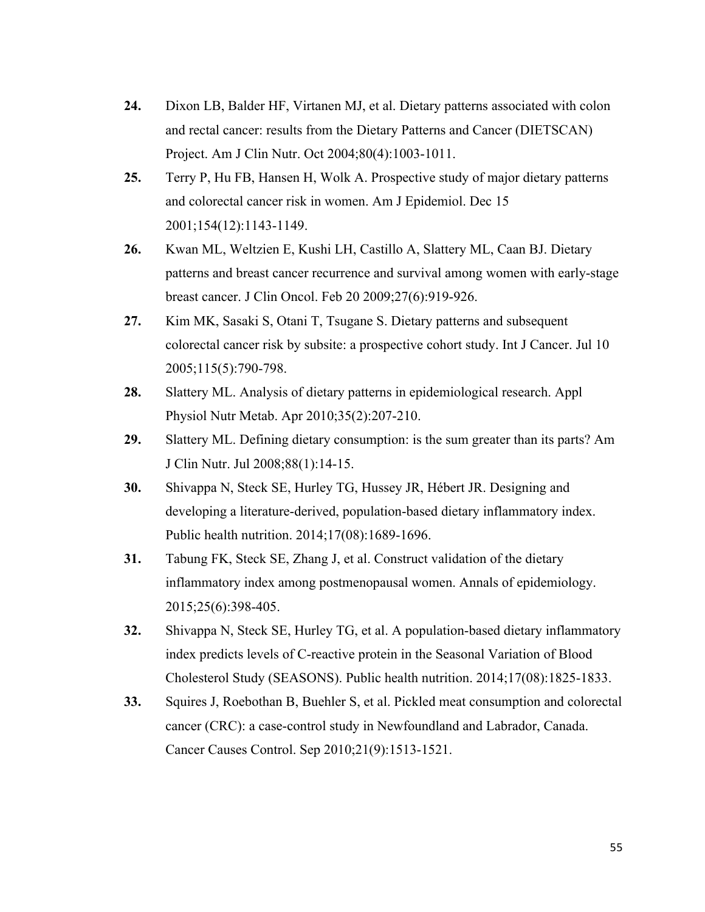24. Dixon LB, Balder HF, Virtanen MJ, et al. Dietary patterns associated with colon and rectal cancer: results from the Dietary Patterns and Cancer (DIETSCAN) Project. Am J Clin Nutr. Oct 2004;80(4):1003-1011.

25. Terry P, Hu FB, Hansen H, Wolk A. Prospective study of major dietary patterns and colorectal cancer risk in women. Am J Epidemiol. Dec 15 2001;154(12):1143-1149.

26. Kwan ML, Weltzien E, Kushi LH, Castillo A, Slattery ML, Caan BJ. Dietary patterns and breast cancer recurrence and survival among women with early-stage breast cancer. J Clin Oncol. Feb 20 2009;27(6):919-926.

27. Kim MK, Sasaki S, Otani T, Tsugane S. Dietary patterns and subsequent colorectal cancer risk by subsite: a prospective cohort study. Int J Cancer. Jul 10 2005;115(5):790-798.

28. Slattery ML. Analysis of dietary patterns in epidemiological research. Appl Physiol Nutr Metab. Apr 2010;35(2):207-210.

29. Slattery ML. Defining dietary consumption: is the sum greater than its parts? Am J Clin Nutr. Jul 2008;88(1):14-15.

30. Shivappa N, Steck SE, Hurley TG, Hussey JR, Hébert JR. Designing and developing a literature-derived, population-based dietary inflammatory index. Public health nutrition. 2014;17(08):1689-1696.

31. Tabung FK, Steck SE, Zhang J, et al. Construct validation of the dietary inflammatory index among postmenopausal women. Annals of epidemiology. 2015;25(6):398-405.

32. Shivappa N, Steck SE, Hurley TG, et al. A population-based dietary inflammatory index predicts levels of C-reactive protein in the Seasonal Variation of Blood Cholesterol Study (SEASONS). Public health nutrition. 2014;17(08):1825-1833.

33. Squires J, Roebothan B, Buehler S, et al. Pickled meat consumption and colorectal cancer (CRC): a case-control study in Newfoundland and Labrador, Canada. Cancer Causes Control. Sep 2010;21(9):1513-1521.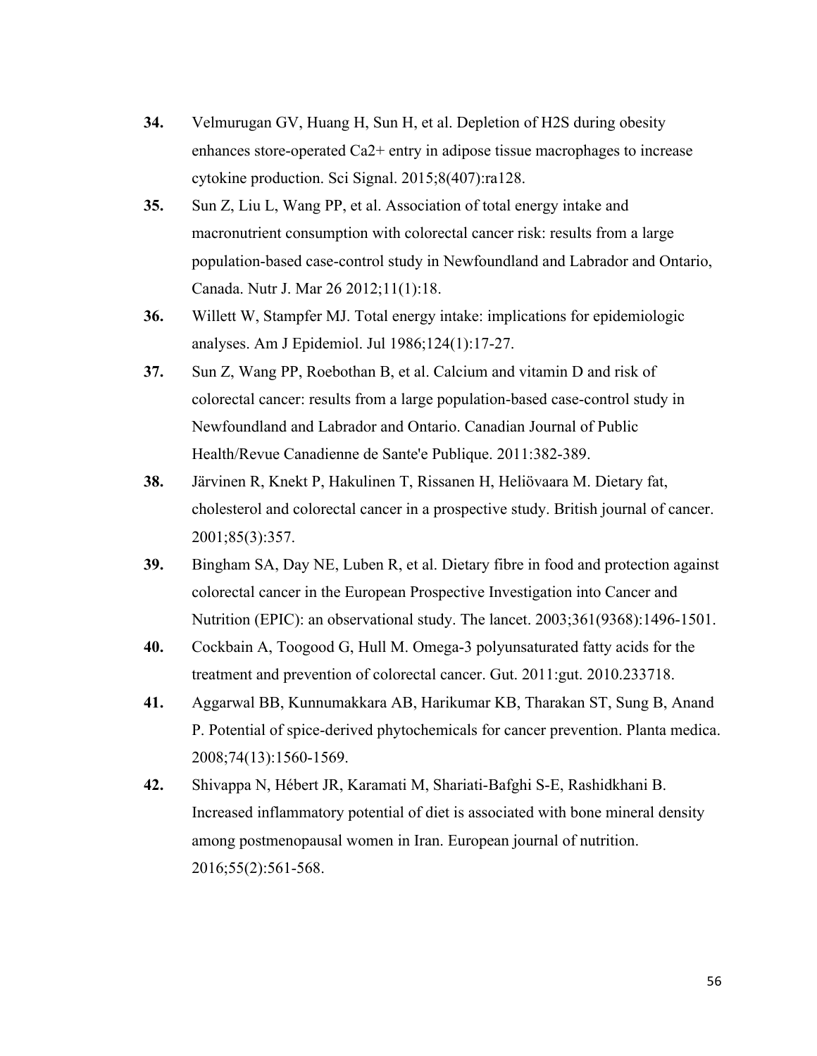**34.** Velmurugan GV, Huang H, Sun H, et al. Depletion of H2S during obesity enhances store-operated Ca2+ entry in adipose tissue macrophages to increase cytokine production. Sci Signal. 2015;8(407):ra128.

**35.** Sun Z, Liu L, Wang PP, et al. Association of total energy intake and macronutrient consumption with colorectal cancer risk: results from a large population-based case-control study in Newfoundland and Labrador and Ontario, Canada. Nutr J. Mar 26 2012;11(1):18.

**36.** Willett W, Stampfer MJ. Total energy intake: implications for epidemiologic analyses. Am J Epidemiol. Jul 1986;124(1):17-27.

**37.** Sun Z, Wang PP, Roebothan B, et al. Calcium and vitamin D and risk of colorectal cancer: results from a large population-based case-control study in Newfoundland and Labrador and Ontario. Canadian Journal of Public Health/Revue Canadienne de Sante'e Publique. 2011:382-389.

**38.** Järvinen R, Knekt P, Hakulinen T, Rissanen H, Heliövaara M. Dietary fat, cholesterol and colorectal cancer in a prospective study. British journal of cancer. 2001;85(3):357.

**39.** Bingham SA, Day NE, Luben R, et al. Dietary fibre in food and protection against colorectal cancer in the European Prospective Investigation into Cancer and Nutrition (EPIC): an observational study. The lancet. 2003;361(9368):1496-1501.

**40.** Cockbain A, Toogood G, Hull M. Omega-3 polyunsaturated fatty acids for the treatment and prevention of colorectal cancer. Gut. 2011:gut. 2010.233718.

**41.** Aggarwal BB, Kunnumakkara AB, Harikumar KB, Tharakan ST, Sung B, Anand P. Potential of spice-derived phytochemicals for cancer prevention. Planta medica. 2008;74(13):1560-1569.

**42.** Shivappa N, Hébert JR, Karamati M, Shariati-Bafghi S-E, Rashidkhani B. Increased inflammatory potential of diet is associated with bone mineral density among postmenopausal women in Iran. European journal of nutrition. 2016;55(2):561-568.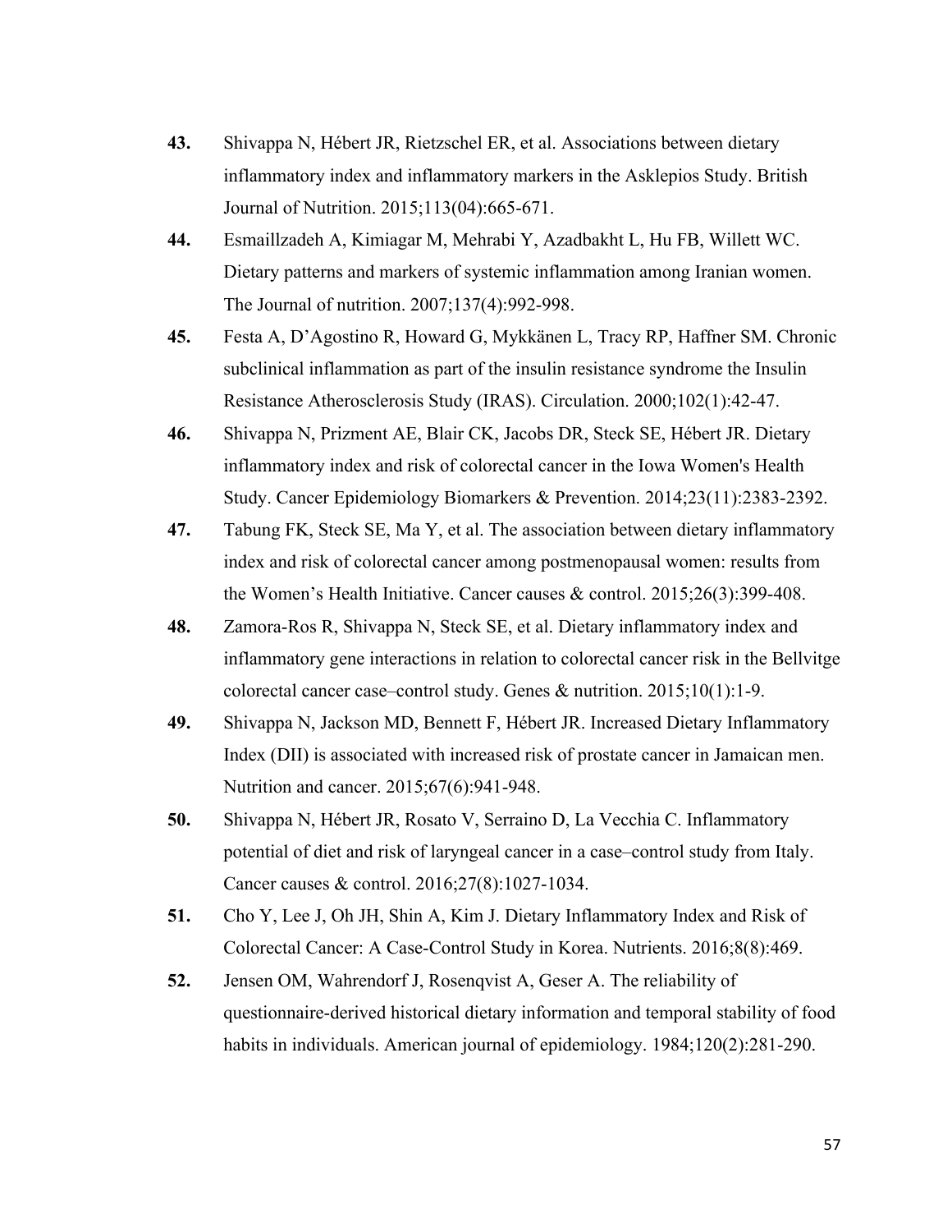43. Shivappa N, Hébert JR, Rietzschel ER, et al. Associations between dietary inflammatory index and inflammatory markers in the Asklepios Study. British Journal of Nutrition. 2015;113(04):665-671.

44. Esmaillzadeh A, Kimiagar M, Mehrabi Y, Azadbakht L, Hu FB, Willett WC. Dietary patterns and markers of systemic inflammation among Iranian women. The Journal of nutrition. 2007;137(4):992-998.

45. Festa A, D'Agostino R, Howard G, Mykkänen L, Tracy RP, Haffner SM. Chronic subclinical inflammation as part of the insulin resistance syndrome the Insulin Resistance Atherosclerosis Study (IRAS). Circulation. 2000;102(1):42-47.

46. Shivappa N, Prizment AE, Blair CK, Jacobs DR, Steck SE, Hébert JR. Dietary inflammatory index and risk of colorectal cancer in the Iowa Women's Health Study. Cancer Epidemiology Biomarkers & Prevention. 2014;23(11):2383-2392.

47. Tabung FK, Steck SE, Ma Y, et al. The association between dietary inflammatory index and risk of colorectal cancer among postmenopausal women: results from the Women's Health Initiative. Cancer causes & control. 2015;26(3):399-408.

48. Zamora-Ros R, Shivappa N, Steck SE, et al. Dietary inflammatory index and inflammatory gene interactions in relation to colorectal cancer risk in the Bellvitge colorectal cancer case–control study. Genes & nutrition. 2015;10(1):1-9.

49. Shivappa N, Jackson MD, Bennett F, Hébert JR. Increased Dietary Inflammatory Index (DII) is associated with increased risk of prostate cancer in Jamaican men. Nutrition and cancer. 2015;67(6):941-948.

50. Shivappa N, Hébert JR, Rosato V, Serraino D, La Vecchia C. Inflammatory potential of diet and risk of laryngeal cancer in a case–control study from Italy. Cancer causes & control. 2016;27(8):1027-1034.

51. Cho Y, Lee J, Oh JH, Shin A, Kim J. Dietary Inflammatory Index and Risk of Colorectal Cancer: A Case-Control Study in Korea. Nutrients. 2016;8(8):469.

52. Jensen OM, Wahrendorf J, Rosenqvist A, Geser A. The reliability of questionnaire-derived historical dietary information and temporal stability of food habits in individuals. American journal of epidemiology. 1984;120(2):281-290.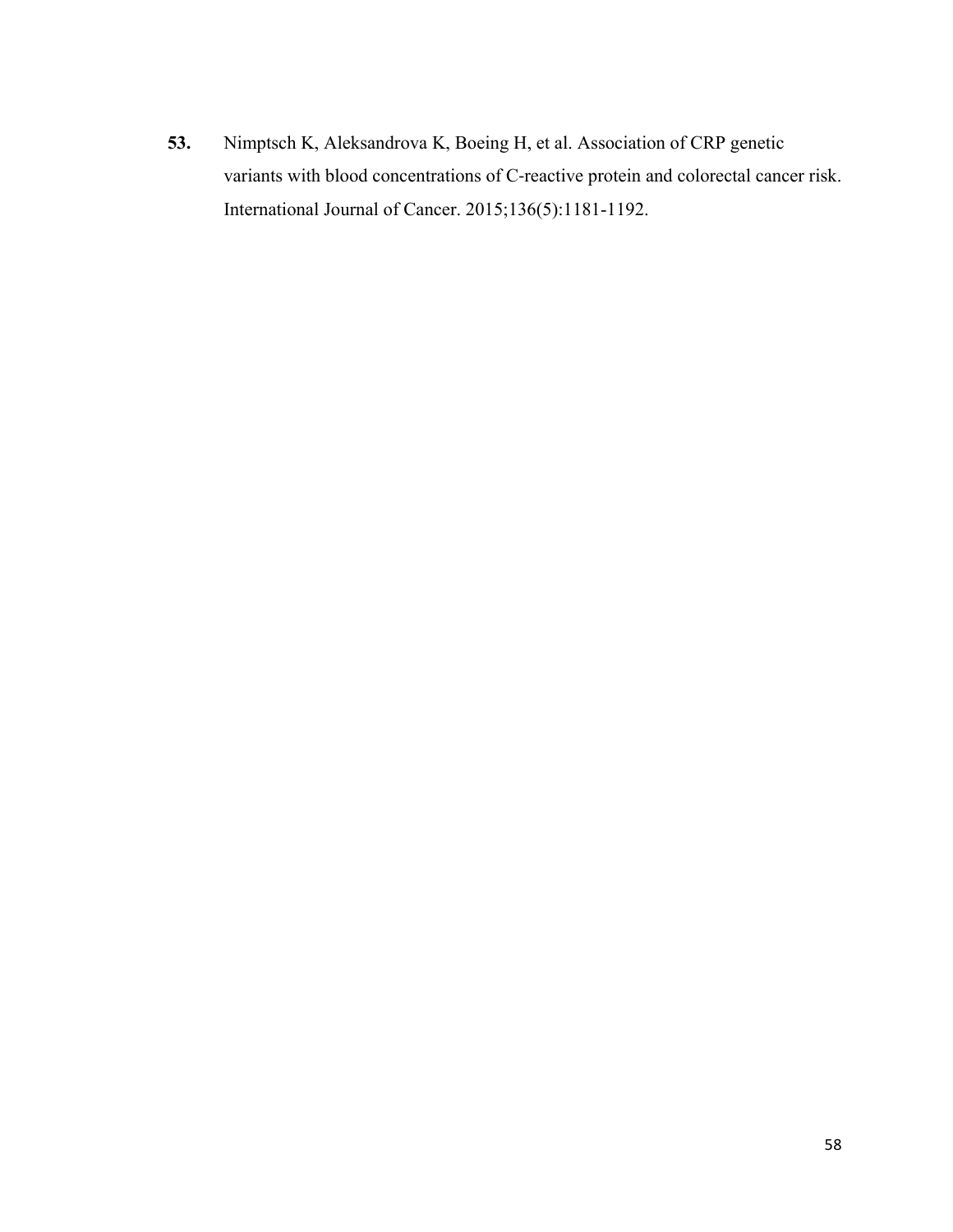**53.** Nimptsch K, Aleksandrova K, Boeing H, et al. Association of CRP genetic variants with blood concentrations of C-reactive protein and colorectal cancer risk. International Journal of Cancer. 2015;136(5):1181-1192.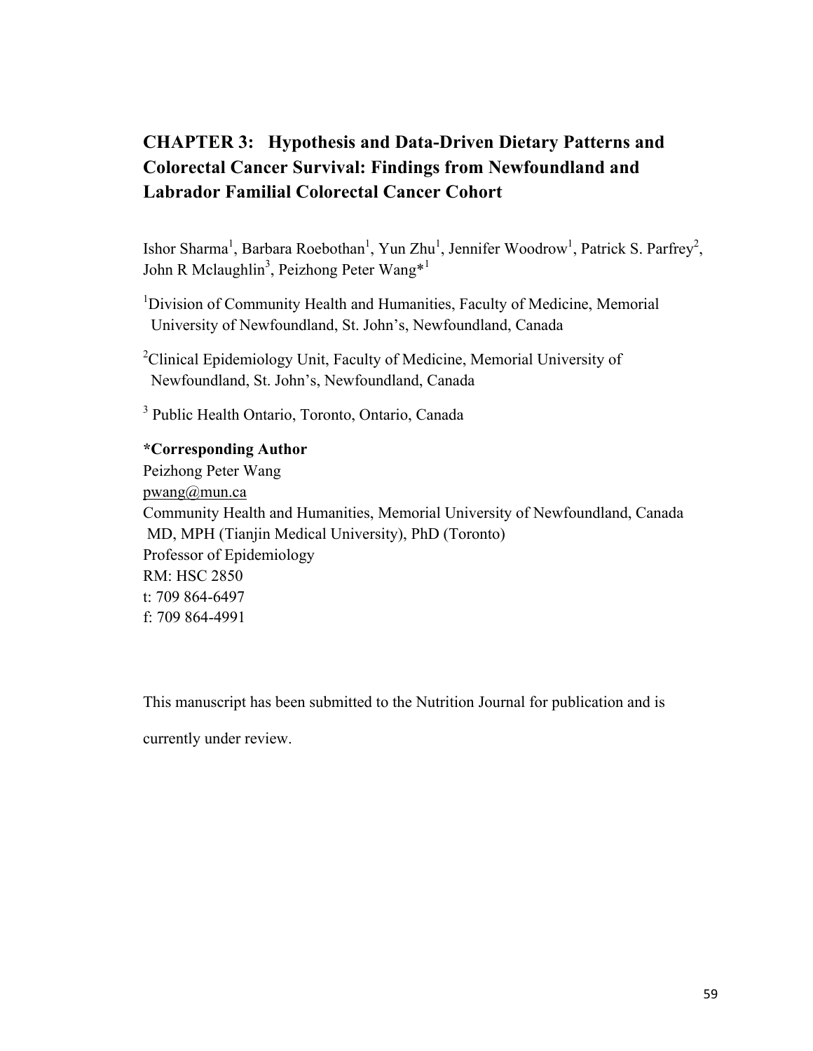# CHAPTER 3: Hypothesis and Data-Driven Dietary Patterns and Colorectal Cancer Survival: Findings from Newfoundland and Labrador Familial Colorectal Cancer Cohort

Ishor Sharma[1], Barbara Roebothan[1], Yun Zhu[1], Jennifer Woodrow[1], Patrick S. Parfrey[2], John R Mclaughlin[3], Peizhong Peter Wang*[1]

[1]Division of Community Health and Humanities, Faculty of Medicine, Memorial University of Newfoundland, St. John's, Newfoundland, Canada

[2]Clinical Epidemiology Unit, Faculty of Medicine, Memorial University of Newfoundland, St. John's, Newfoundland, Canada

[3] Public Health Ontario, Toronto, Ontario, Canada

**\*Corresponding Author**
Peizhong Peter Wang
pwang@mun.ca
Community Health and Humanities, Memorial University of Newfoundland, Canada
MD, MPH (Tianjin Medical University), PhD (Toronto)
Professor of Epidemiology
RM: HSC 2850
t: 709 864-6497
f: 709 864-4991

This manuscript has been submitted to the Nutrition Journal for publication and is currently under review.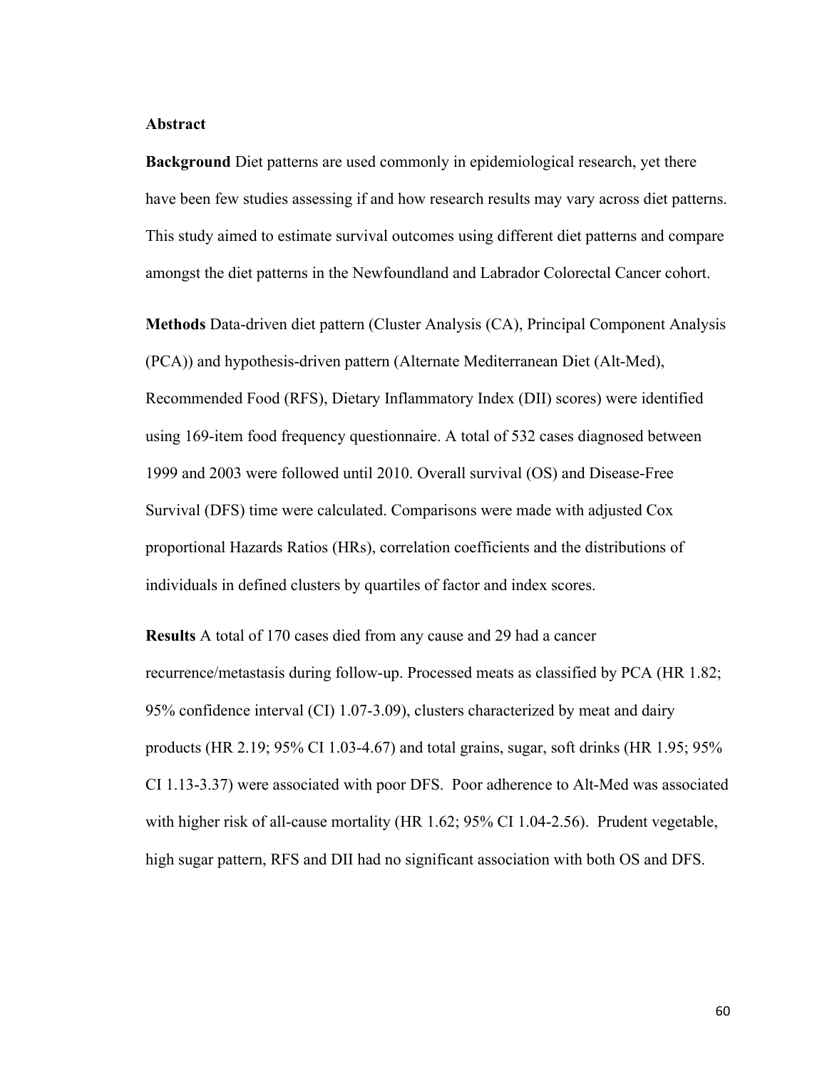### Abstract

**Background** Diet patterns are used commonly in epidemiological research, yet there have been few studies assessing if and how research results may vary across diet patterns. This study aimed to estimate survival outcomes using different diet patterns and compare amongst the diet patterns in the Newfoundland and Labrador Colorectal Cancer cohort.

**Methods** Data-driven diet pattern (Cluster Analysis (CA), Principal Component Analysis (PCA)) and hypothesis-driven pattern (Alternate Mediterranean Diet (Alt-Med), Recommended Food (RFS), Dietary Inflammatory Index (DII) scores) were identified using 169-item food frequency questionnaire. A total of 532 cases diagnosed between 1999 and 2003 were followed until 2010. Overall survival (OS) and Disease-Free Survival (DFS) time were calculated. Comparisons were made with adjusted Cox proportional Hazards Ratios (HRs), correlation coefficients and the distributions of individuals in defined clusters by quartiles of factor and index scores.

**Results** A total of 170 cases died from any cause and 29 had a cancer recurrence/metastasis during follow-up. Processed meats as classified by PCA (HR 1.82; 95% confidence interval (CI) 1.07-3.09), clusters characterized by meat and dairy products (HR 2.19; 95% CI 1.03-4.67) and total grains, sugar, soft drinks (HR 1.95; 95% CI 1.13-3.37) were associated with poor DFS. Poor adherence to Alt-Med was associated with higher risk of all-cause mortality (HR 1.62; 95% CI 1.04-2.56). Prudent vegetable, high sugar pattern, RFS and DII had no significant association with both OS and DFS.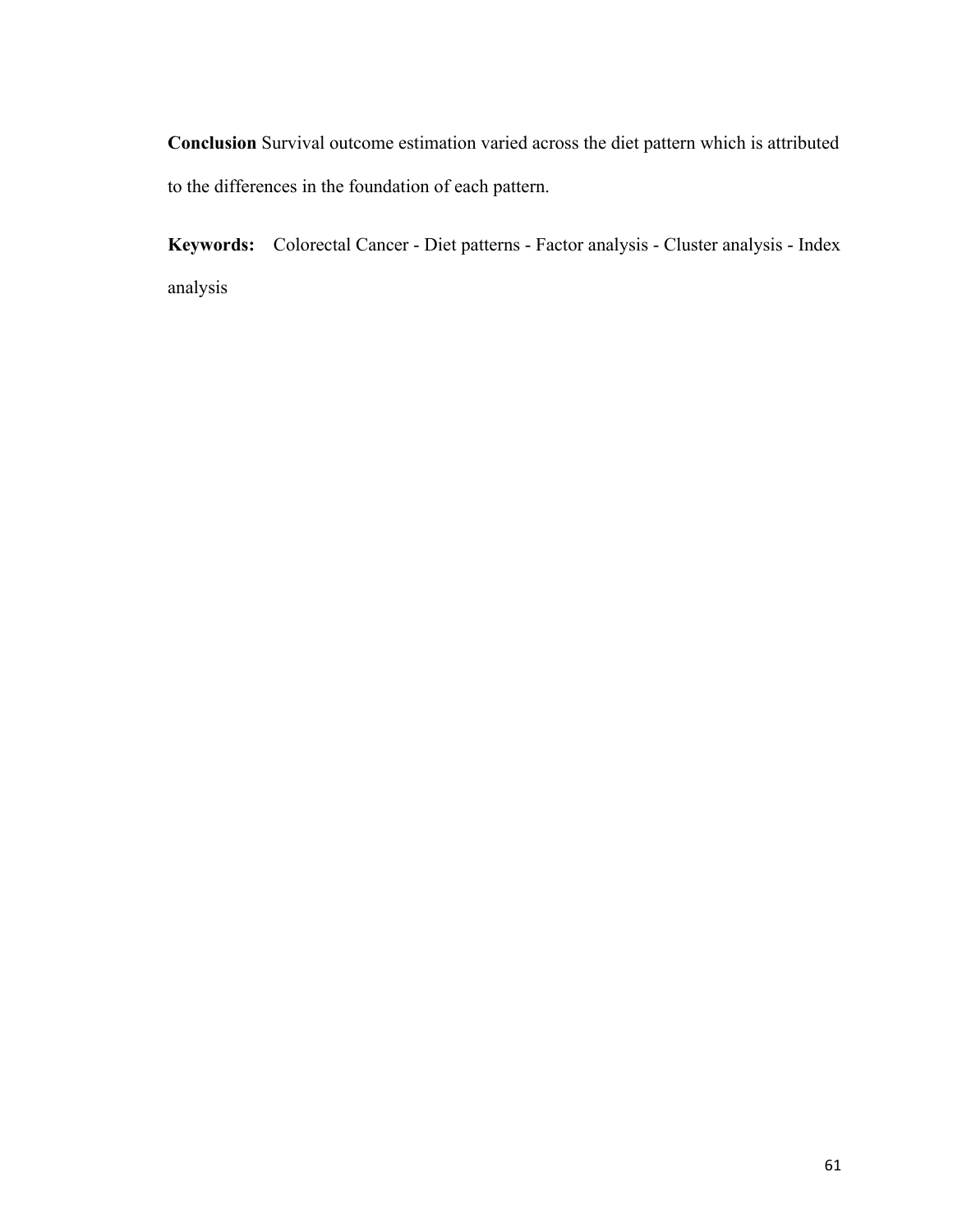**Conclusion** Survival outcome estimation varied across the diet pattern which is attributed to the differences in the foundation of each pattern.

**Keywords:** Colorectal Cancer - Diet patterns - Factor analysis - Cluster analysis - Index analysis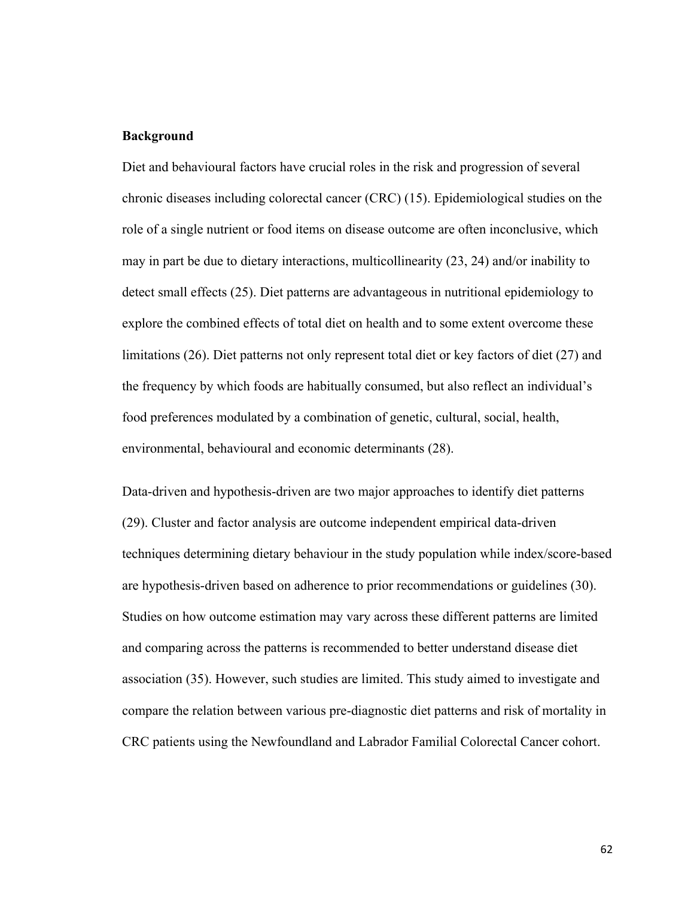**Background**

Diet and behavioural factors have crucial roles in the risk and progression of several chronic diseases including colorectal cancer (CRC) (15). Epidemiological studies on the role of a single nutrient or food items on disease outcome are often inconclusive, which may in part be due to dietary interactions, multicollinearity (23, 24) and/or inability to detect small effects (25). Diet patterns are advantageous in nutritional epidemiology to explore the combined effects of total diet on health and to some extent overcome these limitations (26). Diet patterns not only represent total diet or key factors of diet (27) and the frequency by which foods are habitually consumed, but also reflect an individual's food preferences modulated by a combination of genetic, cultural, social, health, environmental, behavioural and economic determinants (28).

Data-driven and hypothesis-driven are two major approaches to identify diet patterns (29). Cluster and factor analysis are outcome independent empirical data-driven techniques determining dietary behaviour in the study population while index/score-based are hypothesis-driven based on adherence to prior recommendations or guidelines (30). Studies on how outcome estimation may vary across these different patterns are limited and comparing across the patterns is recommended to better understand disease diet association (35). However, such studies are limited. This study aimed to investigate and compare the relation between various pre-diagnostic diet patterns and risk of mortality in CRC patients using the Newfoundland and Labrador Familial Colorectal Cancer cohort.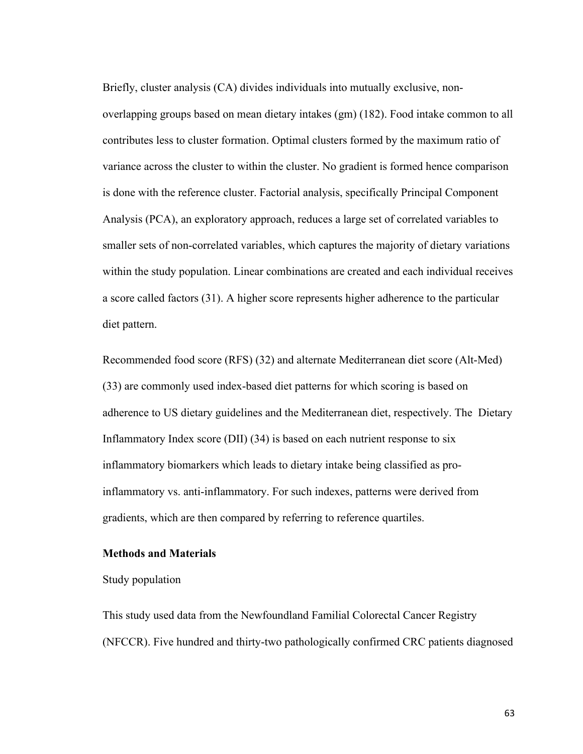Briefly, cluster analysis (CA) divides individuals into mutually exclusive, non-overlapping groups based on mean dietary intakes (gm) (182). Food intake common to all contributes less to cluster formation. Optimal clusters formed by the maximum ratio of variance across the cluster to within the cluster. No gradient is formed hence comparison is done with the reference cluster. Factorial analysis, specifically Principal Component Analysis (PCA), an exploratory approach, reduces a large set of correlated variables to smaller sets of non-correlated variables, which captures the majority of dietary variations within the study population. Linear combinations are created and each individual receives a score called factors (31). A higher score represents higher adherence to the particular diet pattern.

Recommended food score (RFS) (32) and alternate Mediterranean diet score (Alt-Med) (33) are commonly used index-based diet patterns for which scoring is based on adherence to US dietary guidelines and the Mediterranean diet, respectively. The Dietary Inflammatory Index score (DII) (34) is based on each nutrient response to six inflammatory biomarkers which leads to dietary intake being classified as pro-inflammatory vs. anti-inflammatory. For such indexes, patterns were derived from gradients, which are then compared by referring to reference quartiles.

**Methods and Materials**

Study population

This study used data from the Newfoundland Familial Colorectal Cancer Registry (NFCCR). Five hundred and thirty-two pathologically confirmed CRC patients diagnosed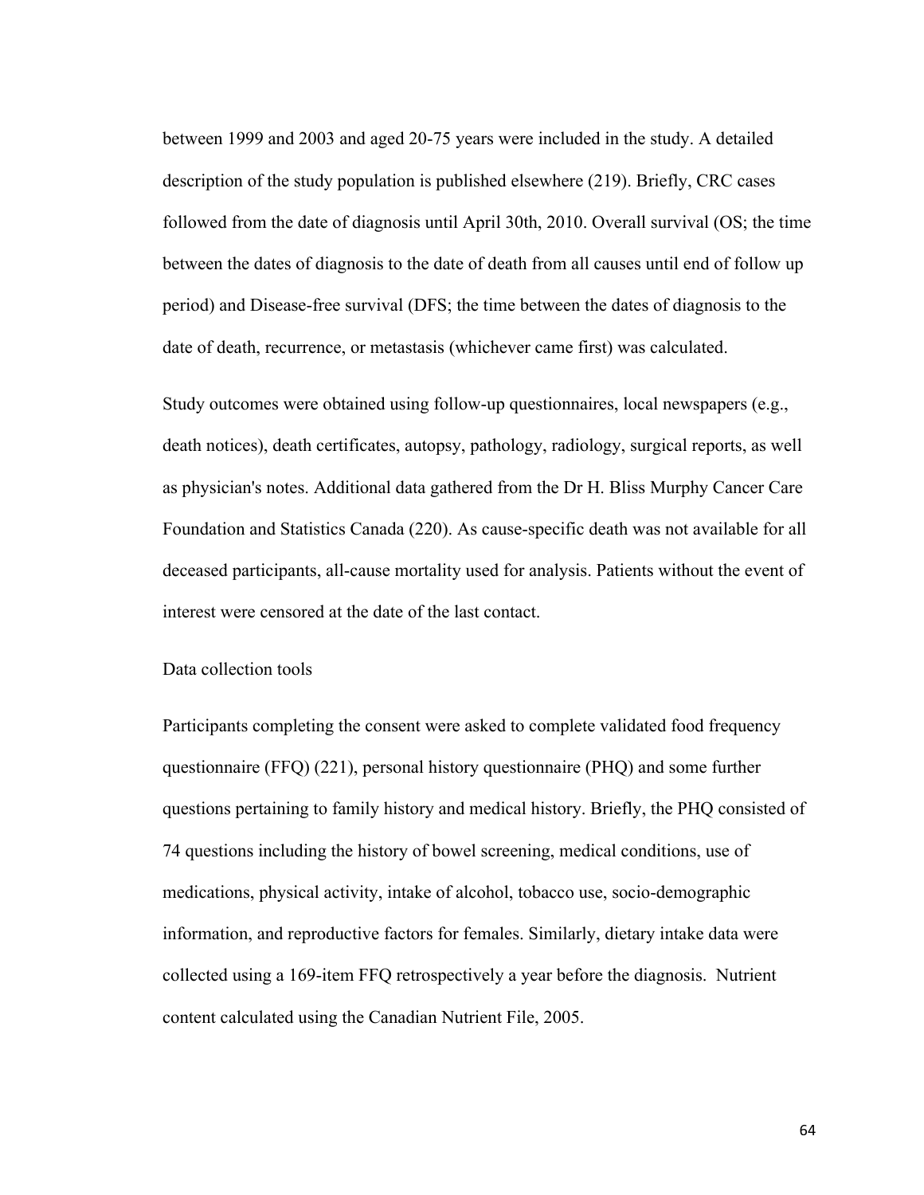between 1999 and 2003 and aged 20-75 years were included in the study. A detailed description of the study population is published elsewhere (219). Briefly, CRC cases followed from the date of diagnosis until April 30th, 2010. Overall survival (OS; the time between the dates of diagnosis to the date of death from all causes until end of follow up period) and Disease-free survival (DFS; the time between the dates of diagnosis to the date of death, recurrence, or metastasis (whichever came first) was calculated.

Study outcomes were obtained using follow-up questionnaires, local newspapers (e.g., death notices), death certificates, autopsy, pathology, radiology, surgical reports, as well as physician's notes. Additional data gathered from the Dr H. Bliss Murphy Cancer Care Foundation and Statistics Canada (220). As cause-specific death was not available for all deceased participants, all-cause mortality used for analysis. Patients without the event of interest were censored at the date of the last contact.

### Data collection tools

Participants completing the consent were asked to complete validated food frequency questionnaire (FFQ) (221), personal history questionnaire (PHQ) and some further questions pertaining to family history and medical history. Briefly, the PHQ consisted of 74 questions including the history of bowel screening, medical conditions, use of medications, physical activity, intake of alcohol, tobacco use, socio-demographic information, and reproductive factors for females. Similarly, dietary intake data were collected using a 169-item FFQ retrospectively a year before the diagnosis. Nutrient content calculated using the Canadian Nutrient File, 2005.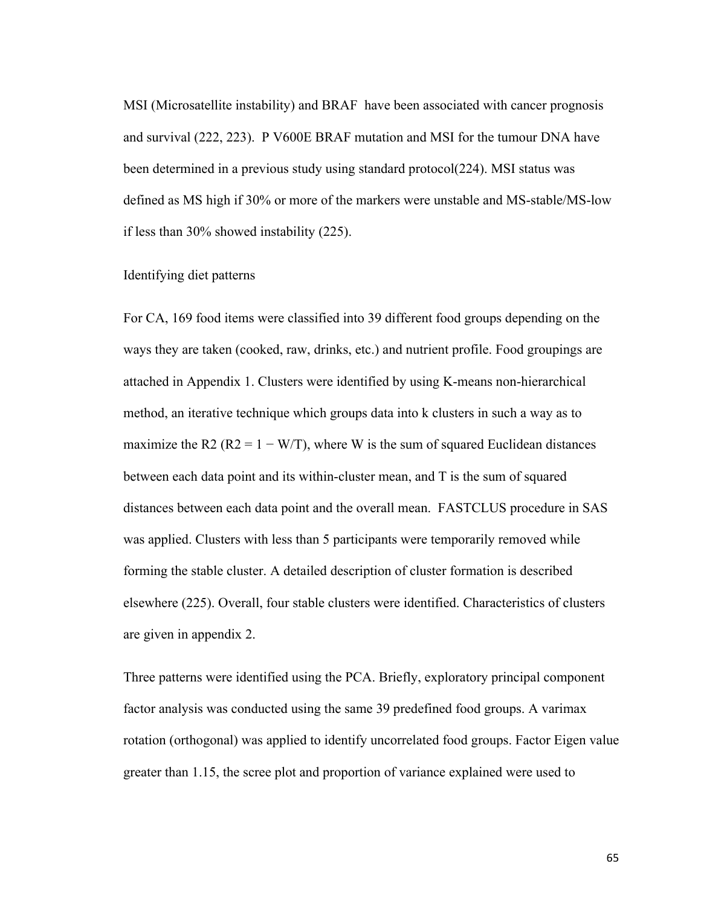MSI (Microsatellite instability) and BRAF have been associated with cancer prognosis and survival (222, 223). P V600E BRAF mutation and MSI for the tumour DNA have been determined in a previous study using standard protocol(224). MSI status was defined as MS high if 30% or more of the markers were unstable and MS-stable/MS-low if less than 30% showed instability (225).

## Identifying diet patterns

For CA, 169 food items were classified into 39 different food groups depending on the ways they are taken (cooked, raw, drinks, etc.) and nutrient profile. Food groupings are attached in Appendix 1. Clusters were identified by using K-means non-hierarchical method, an iterative technique which groups data into k clusters in such a way as to maximize the R2 ($R2 = 1 - W/T$), where W is the sum of squared Euclidean distances between each data point and its within-cluster mean, and T is the sum of squared distances between each data point and the overall mean. FASTCLUS procedure in SAS was applied. Clusters with less than 5 participants were temporarily removed while forming the stable cluster. A detailed description of cluster formation is described elsewhere (225). Overall, four stable clusters were identified. Characteristics of clusters are given in appendix 2.

Three patterns were identified using the PCA. Briefly, exploratory principal component factor analysis was conducted using the same 39 predefined food groups. A varimax rotation (orthogonal) was applied to identify uncorrelated food groups. Factor Eigen value greater than 1.15, the scree plot and proportion of variance explained were used to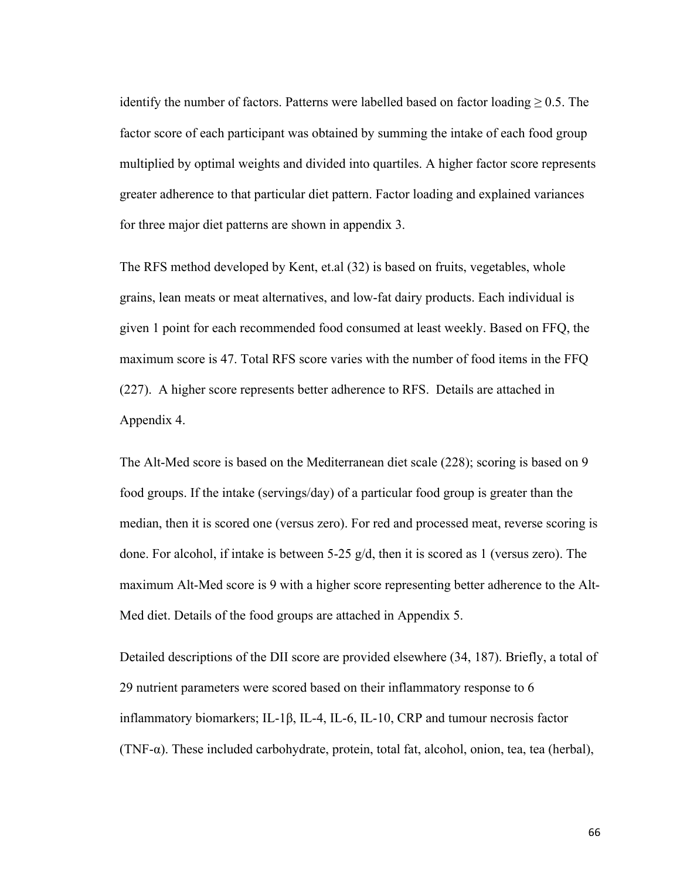identify the number of factors. Patterns were labelled based on factor loading ≥ 0.5. The factor score of each participant was obtained by summing the intake of each food group multiplied by optimal weights and divided into quartiles. A higher factor score represents greater adherence to that particular diet pattern. Factor loading and explained variances for three major diet patterns are shown in appendix 3.

The RFS method developed by Kent, et.al (32) is based on fruits, vegetables, whole grains, lean meats or meat alternatives, and low-fat dairy products. Each individual is given 1 point for each recommended food consumed at least weekly. Based on FFQ, the maximum score is 47. Total RFS score varies with the number of food items in the FFQ (227). A higher score represents better adherence to RFS. Details are attached in Appendix 4.

The Alt-Med score is based on the Mediterranean diet scale (228); scoring is based on 9 food groups. If the intake (servings/day) of a particular food group is greater than the median, then it is scored one (versus zero). For red and processed meat, reverse scoring is done. For alcohol, if intake is between 5-25 g/d, then it is scored as 1 (versus zero). The maximum Alt-Med score is 9 with a higher score representing better adherence to the Alt-Med diet. Details of the food groups are attached in Appendix 5.

Detailed descriptions of the DII score are provided elsewhere (34, 187). Briefly, a total of 29 nutrient parameters were scored based on their inflammatory response to 6 inflammatory biomarkers; IL-1β, IL-4, IL-6, IL-10, CRP and tumour necrosis factor (TNF-α). These included carbohydrate, protein, total fat, alcohol, onion, tea, tea (herbal),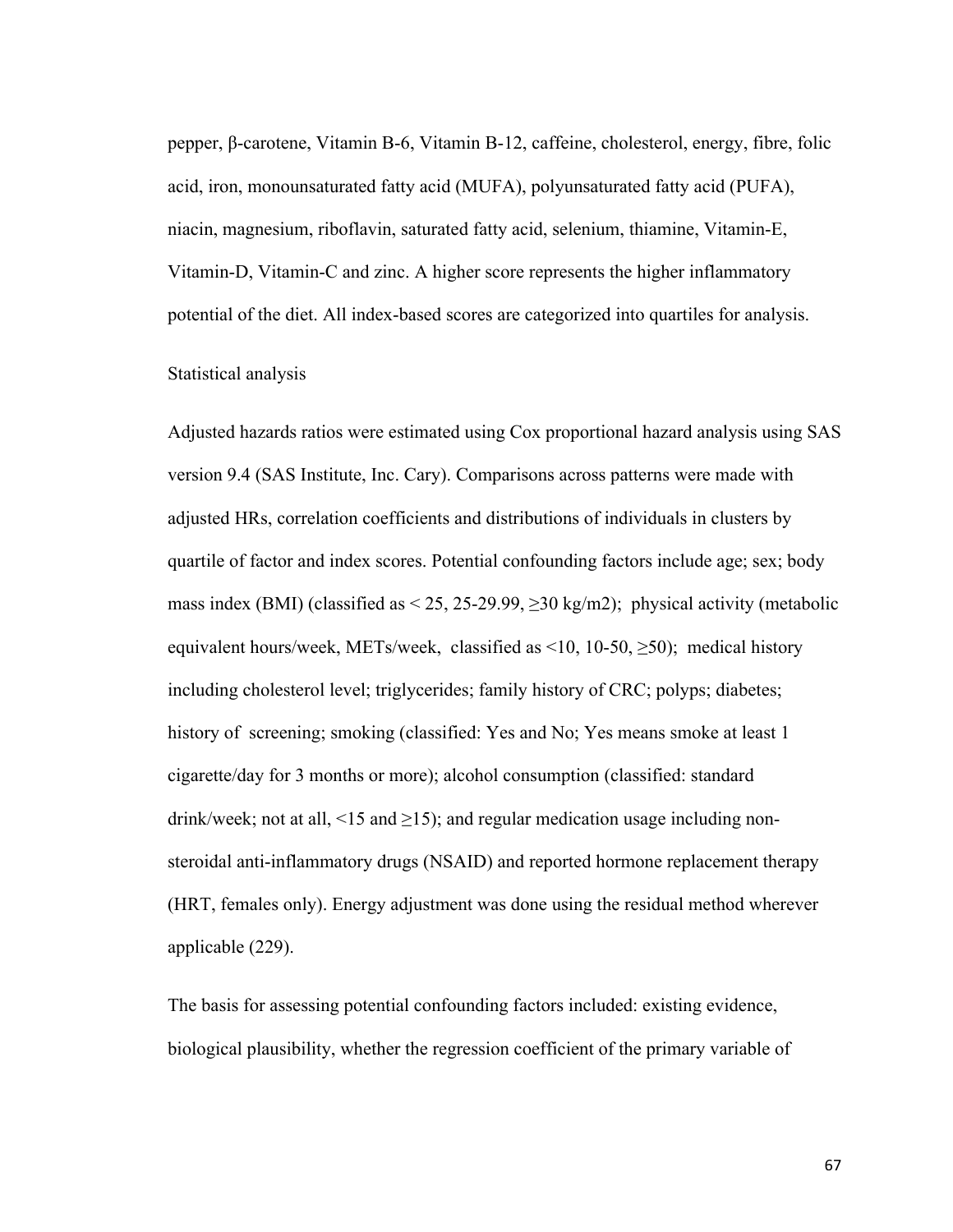pepper, β-carotene, Vitamin B-6, Vitamin B-12, caffeine, cholesterol, energy, fibre, folic acid, iron, monounsaturated fatty acid (MUFA), polyunsaturated fatty acid (PUFA), niacin, magnesium, riboflavin, saturated fatty acid, selenium, thiamine, Vitamin-E, Vitamin-D, Vitamin-C and zinc. A higher score represents the higher inflammatory potential of the diet. All index-based scores are categorized into quartiles for analysis.

Statistical analysis

Adjusted hazards ratios were estimated using Cox proportional hazard analysis using SAS version 9.4 (SAS Institute, Inc. Cary). Comparisons across patterns were made with adjusted HRs, correlation coefficients and distributions of individuals in clusters by quartile of factor and index scores. Potential confounding factors include age; sex; body mass index (BMI) (classified as < 25, 25-29.99, ≥30 kg/m2); physical activity (metabolic equivalent hours/week, METs/week, classified as <10, 10-50, ≥50); medical history including cholesterol level; triglycerides; family history of CRC; polyps; diabetes; history of screening; smoking (classified: Yes and No; Yes means smoke at least 1 cigarette/day for 3 months or more); alcohol consumption (classified: standard drink/week; not at all, <15 and ≥15); and regular medication usage including non-steroidal anti-inflammatory drugs (NSAID) and reported hormone replacement therapy (HRT, females only). Energy adjustment was done using the residual method wherever applicable (229).

The basis for assessing potential confounding factors included: existing evidence, biological plausibility, whether the regression coefficient of the primary variable of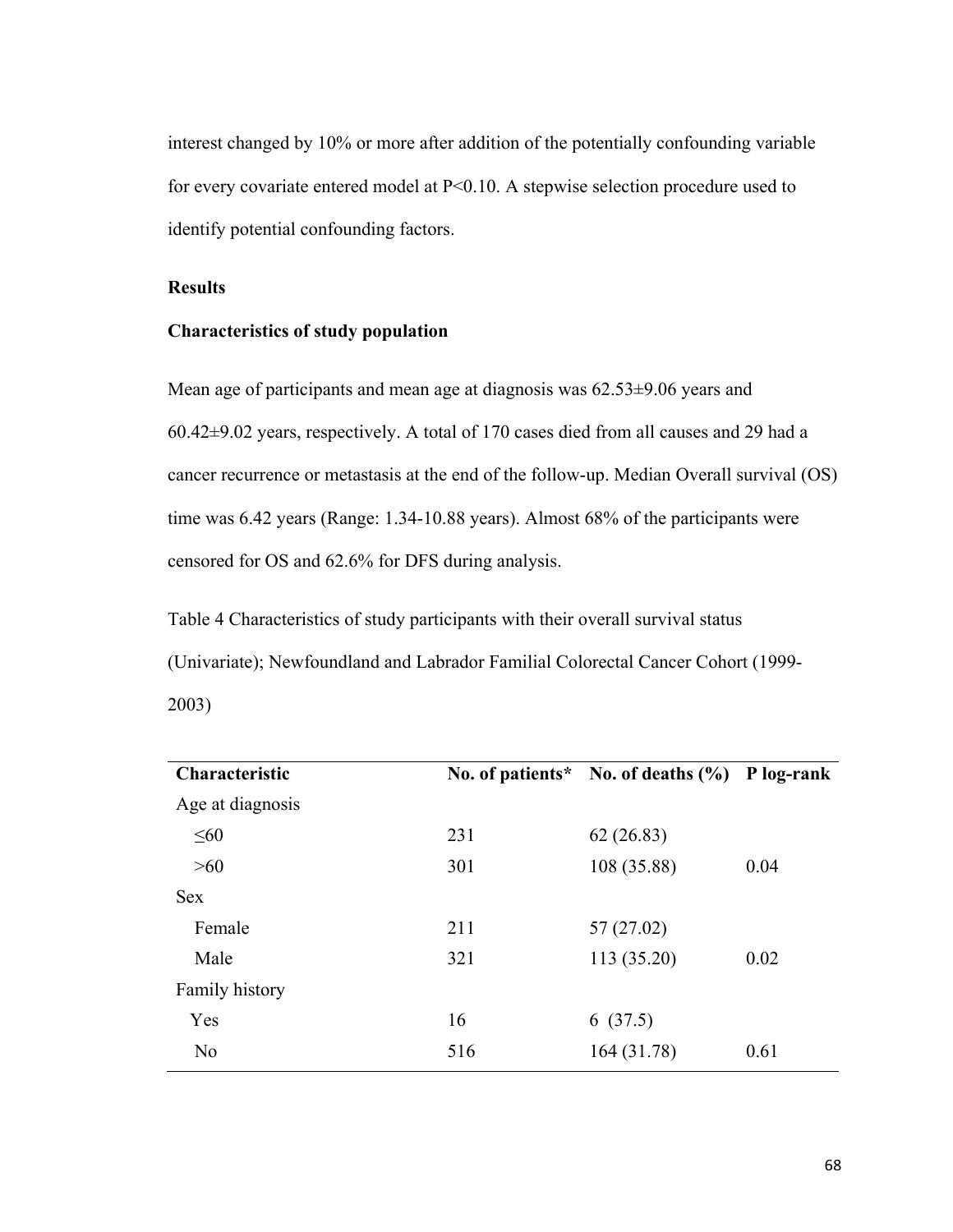interest changed by 10% or more after addition of the potentially confounding variable for every covariate entered model at P<0.10. A stepwise selection procedure used to identify potential confounding factors.

## Results

### Characteristics of study population

Mean age of participants and mean age at diagnosis was 62.53±9.06 years and 60.42±9.02 years, respectively. A total of 170 cases died from all causes and 29 had a cancer recurrence or metastasis at the end of the follow-up. Median Overall survival (OS) time was 6.42 years (Range: 1.34-10.88 years). Almost 68% of the participants were censored for OS and 62.6% for DFS during analysis.

Table 4 Characteristics of study participants with their overall survival status (Univariate); Newfoundland and Labrador Familial Colorectal Cancer Cohort (1999-2003)

| Characteristic | No. of patients* | No. of deaths (%) | P log-rank |
|---|---|---|---|
| Age at diagnosis | | | |
| ≤60 | 231 | 62 (26.83) | |
| >60 | 301 | 108 (35.88) | 0.04 |
| Sex | | | |
| Female | 211 | 57 (27.02) | |
| Male | 321 | 113 (35.20) | 0.02 |
| Family history | | | |
| Yes | 16 | 6 (37.5) | |
| No | 516 | 164 (31.78) | 0.61 |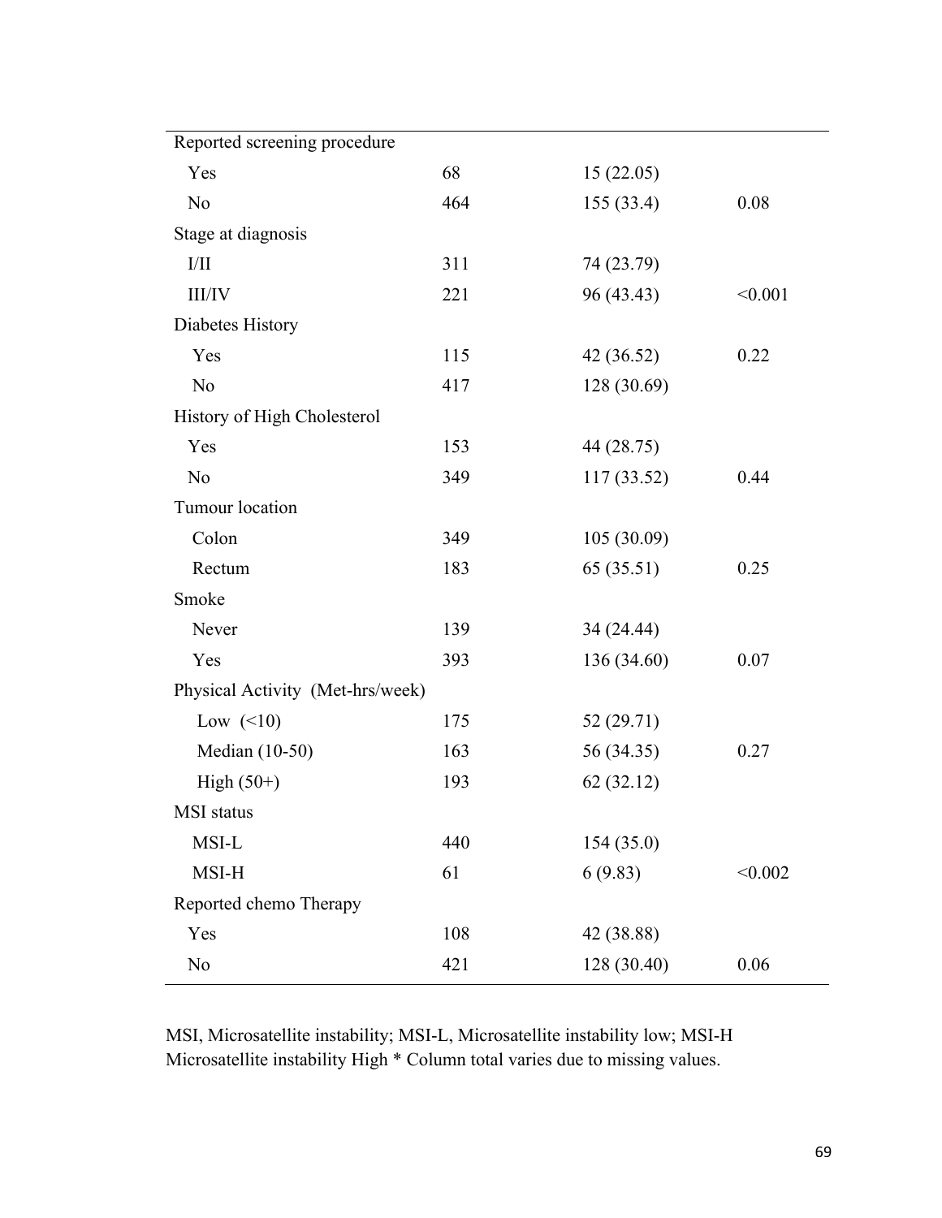| | | | |
|---|---|---|---|
| Reported screening procedure | | | |
| Yes | 68 | 15 (22.05) | |
| No | 464 | 155 (33.4) | 0.08 |
| Stage at diagnosis | | | |
| I/II | 311 | 74 (23.79) | |
| III/IV | 221 | 96 (43.43) | <0.001 |
| Diabetes History | | | |
| Yes | 115 | 42 (36.52) | 0.22 |
| No | 417 | 128 (30.69) | |
| History of High Cholesterol | | | |
| Yes | 153 | 44 (28.75) | |
| No | 349 | 117 (33.52) | 0.44 |
| Tumour location | | | |
| Colon | 349 | 105 (30.09) | |
| Rectum | 183 | 65 (35.51) | 0.25 |
| Smoke | | | |
| Never | 139 | 34 (24.44) | |
| Yes | 393 | 136 (34.60) | 0.07 |
| Physical Activity (Met-hrs/week) | | | |
| Low (<10) | 175 | 52 (29.71) | |
| Median (10-50) | 163 | 56 (34.35) | 0.27 |
| High (50+) | 193 | 62 (32.12) | |
| MSI status | | | |
| MSI-L | 440 | 154 (35.0) | |
| MSI-H | 61 | 6 (9.83) | <0.002 |
| Reported chemo Therapy | | | |
| Yes | 108 | 42 (38.88) | |
| No | 421 | 128 (30.40) | 0.06 |

MSI, Microsatellite instability; MSI-L, Microsatellite instability low; MSI-H Microsatellite instability High * Column total varies due to missing values.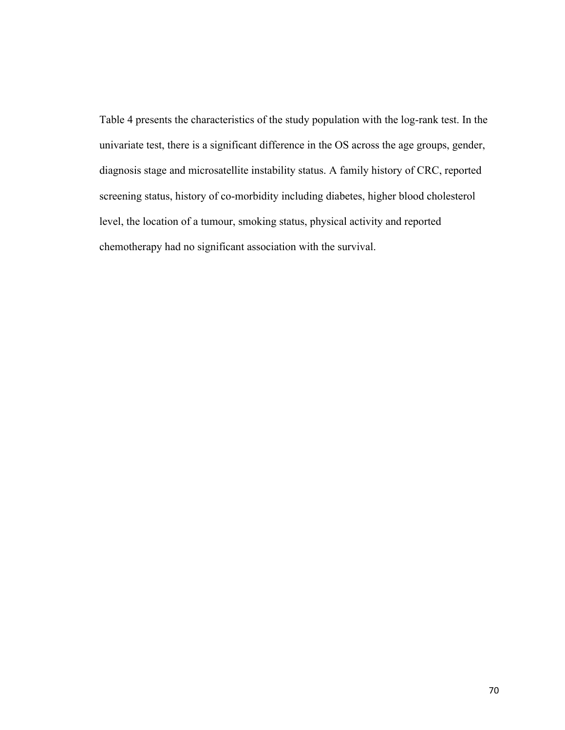Table 4 presents the characteristics of the study population with the log-rank test. In the univariate test, there is a significant difference in the OS across the age groups, gender, diagnosis stage and microsatellite instability status. A family history of CRC, reported screening status, history of co-morbidity including diabetes, higher blood cholesterol level, the location of a tumour, smoking status, physical activity and reported chemotherapy had no significant association with the survival.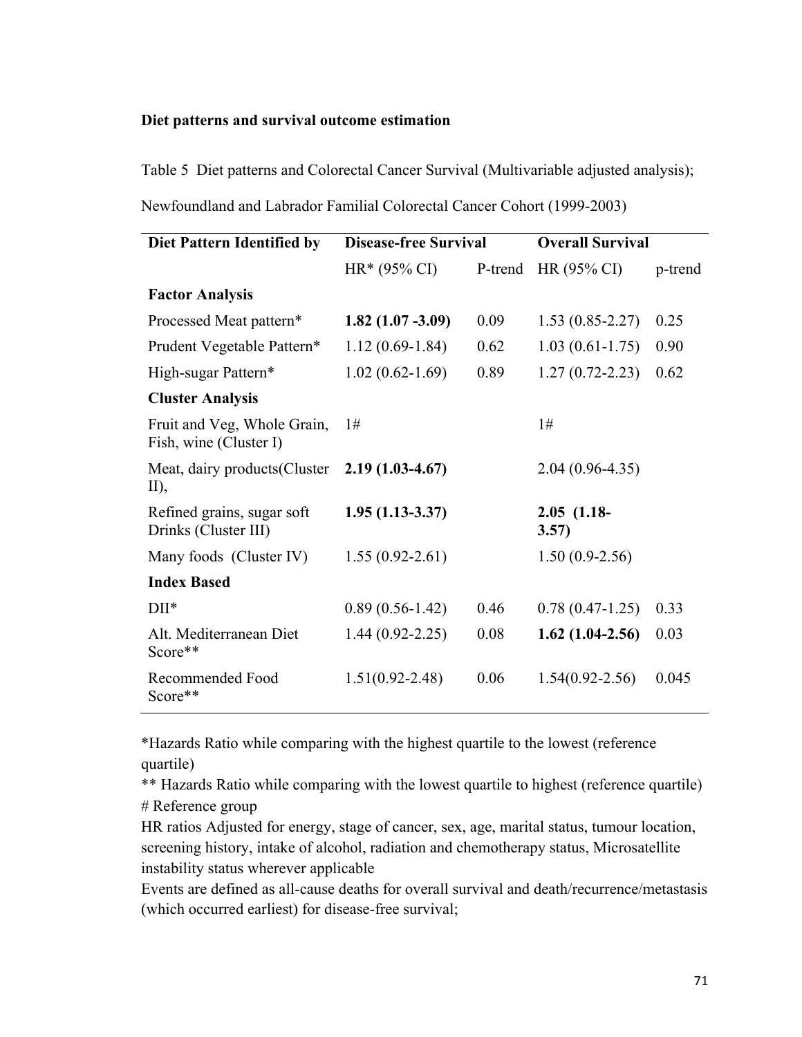**Diet patterns and survival outcome estimation**

Table 5 Diet patterns and Colorectal Cancer Survival (Multivariable adjusted analysis); Newfoundland and Labrador Familial Colorectal Cancer Cohort (1999-2003)

| Diet Pattern Identified by | Disease-free Survival | | Overall Survival | |
|---|---|---|---|---|
| | HR* (95% CI) | P-trend | HR (95% CI) | p-trend |
| **Factor Analysis** | | | | |
| Processed Meat pattern* | **1.82 (1.07 -3.09)** | 0.09 | 1.53 (0.85-2.27) | 0.25 |
| Prudent Vegetable Pattern* | 1.12 (0.69-1.84) | 0.62 | 1.03 (0.61-1.75) | 0.90 |
| High-sugar Pattern* | 1.02 (0.62-1.69) | 0.89 | 1.27 (0.72-2.23) | 0.62 |
| **Cluster Analysis** | | | | |
| Fruit and Veg, Whole Grain, Fish, wine (Cluster I) | 1# | | 1# | |
| Meat, dairy products(Cluster II), | **2.19 (1.03-4.67)** | | 2.04 (0.96-4.35) | |
| Refined grains, sugar soft Drinks (Cluster III) | **1.95 (1.13-3.37)** | | **2.05 (1.18-3.57)** | |
| Many foods (Cluster IV) | 1.55 (0.92-2.61) | | 1.50 (0.9-2.56) | |
| **Index Based** | | | | |
| DII* | 0.89 (0.56-1.42) | 0.46 | 0.78 (0.47-1.25) | 0.33 |
| Alt. Mediterranean Diet Score** | 1.44 (0.92-2.25) | 0.08 | **1.62 (1.04-2.56)** | 0.03 |
| Recommended Food Score** | 1.51(0.92-2.48) | 0.06 | 1.54(0.92-2.56) | 0.045 |

*Hazards Ratio while comparing with the highest quartile to the lowest (reference quartile)

** Hazards Ratio while comparing with the lowest quartile to highest (reference quartile)

# Reference group

HR ratios Adjusted for energy, stage of cancer, sex, age, marital status, tumour location, screening history, intake of alcohol, radiation and chemotherapy status, Microsatellite instability status wherever applicable

Events are defined as all-cause deaths for overall survival and death/recurrence/metastasis (which occurred earliest) for disease-free survival;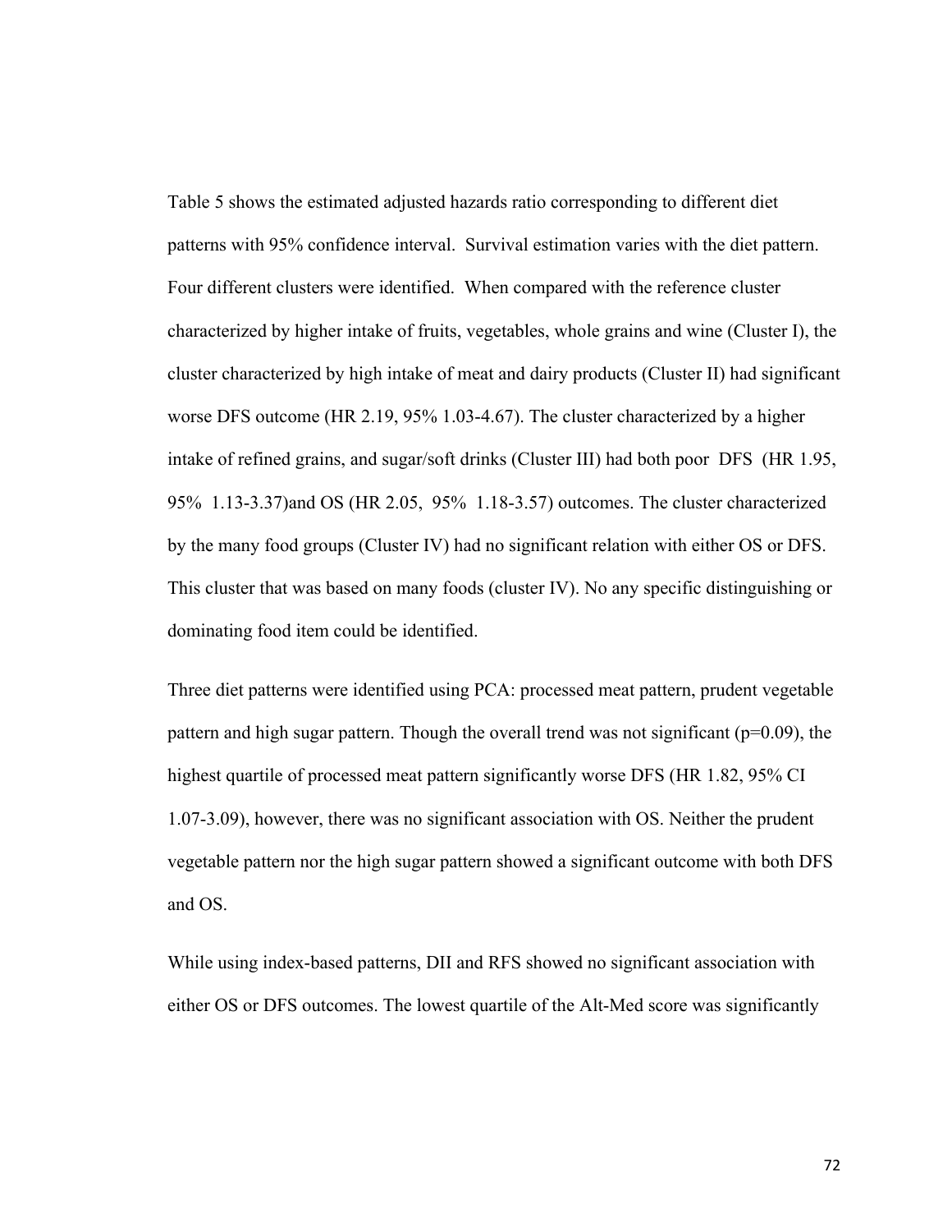Table 5 shows the estimated adjusted hazards ratio corresponding to different diet patterns with 95% confidence interval. Survival estimation varies with the diet pattern. Four different clusters were identified. When compared with the reference cluster characterized by higher intake of fruits, vegetables, whole grains and wine (Cluster I), the cluster characterized by high intake of meat and dairy products (Cluster II) had significant worse DFS outcome (HR 2.19, 95% 1.03-4.67). The cluster characterized by a higher intake of refined grains, and sugar/soft drinks (Cluster III) had both poor DFS (HR 1.95, 95% 1.13-3.37)and OS (HR 2.05, 95% 1.18-3.57) outcomes. The cluster characterized by the many food groups (Cluster IV) had no significant relation with either OS or DFS. This cluster that was based on many foods (cluster IV). No any specific distinguishing or dominating food item could be identified.

Three diet patterns were identified using PCA: processed meat pattern, prudent vegetable pattern and high sugar pattern. Though the overall trend was not significant ($p=0.09$), the highest quartile of processed meat pattern significantly worse DFS (HR 1.82, 95% CI 1.07-3.09), however, there was no significant association with OS. Neither the prudent vegetable pattern nor the high sugar pattern showed a significant outcome with both DFS and OS.

While using index-based patterns, DII and RFS showed no significant association with either OS or DFS outcomes. The lowest quartile of the Alt-Med score was significantly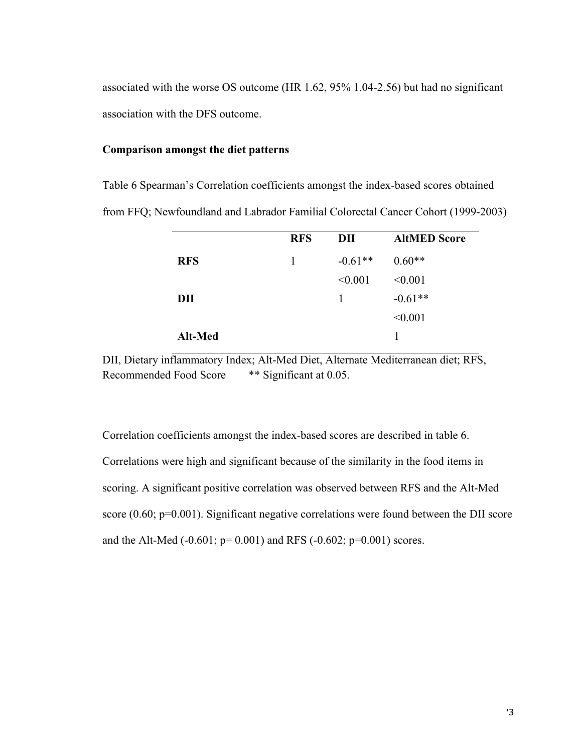associated with the worse OS outcome (HR 1.62, 95% 1.04-2.56) but had no significant association with the DFS outcome.

### Comparison amongst the diet patterns

Table 6 Spearman's Correlation coefficients amongst the index-based scores obtained from FFQ; Newfoundland and Labrador Familial Colorectal Cancer Cohort (1999-2003)

| | **RFS** | **DII** | **AltMED Score** |
|---|---|---|---|
| **RFS** | 1 | -0.61** | 0.60** |
| | | <0.001 | <0.001 |
| **DII** | | 1 | -0.61** |
| | | | <0.001 |
| **Alt-Med** | | | 1 |

DII, Dietary inflammatory Index; Alt-Med Diet, Alternate Mediterranean diet; RFS, Recommended Food Score ** Significant at 0.05.

Correlation coefficients amongst the index-based scores are described in table 6. Correlations were high and significant because of the similarity in the food items in scoring. A significant positive correlation was observed between RFS and the Alt-Med score (0.60; p=0.001). Significant negative correlations were found between the DII score and the Alt-Med (-0.601; p= 0.001) and RFS (-0.602; p=0.001) scores.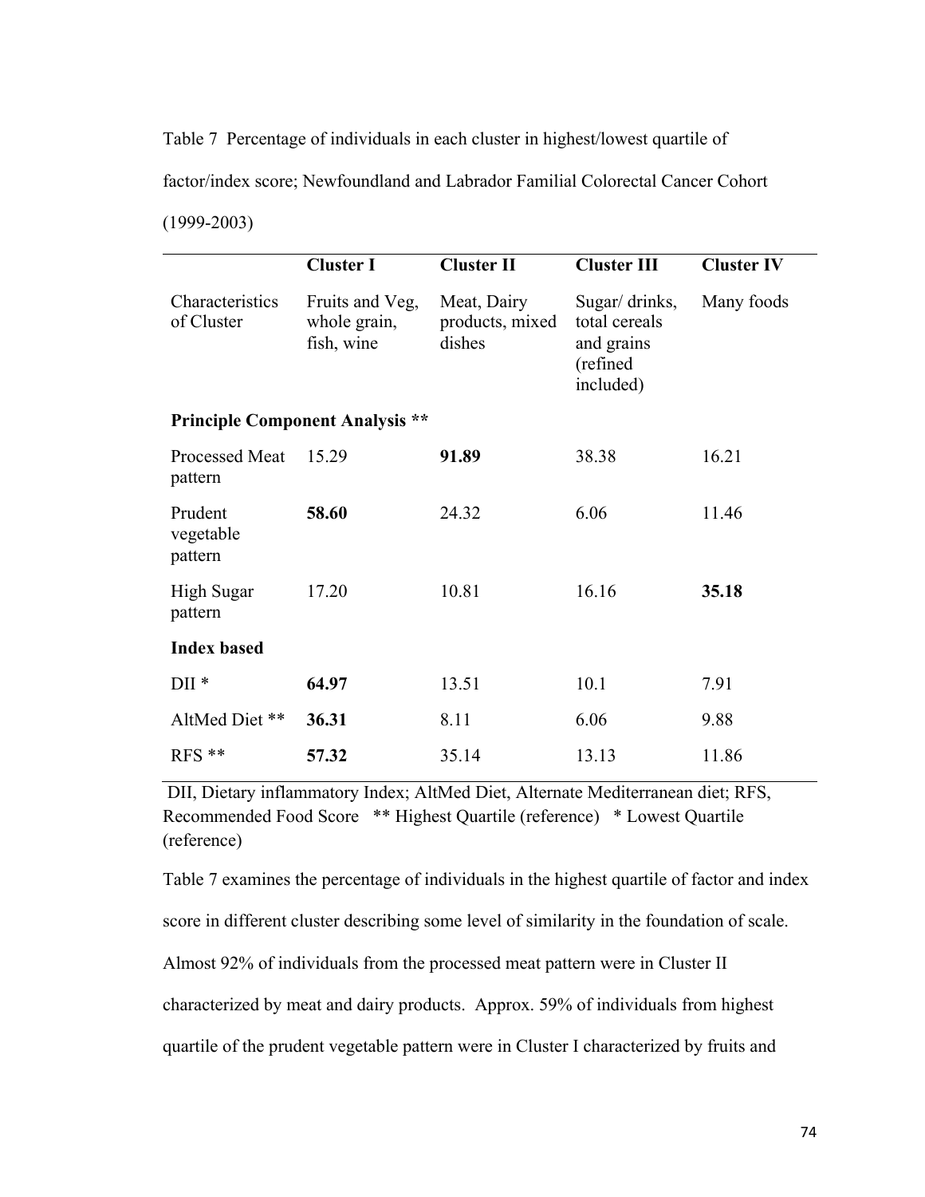Table 7 Percentage of individuals in each cluster in highest/lowest quartile of factor/index score; Newfoundland and Labrador Familial Colorectal Cancer Cohort (1999-2003)

| | **Cluster I** | **Cluster II** | **Cluster III** | **Cluster IV** |
|---|---|---|---|---|
| Characteristics of Cluster | Fruits and Veg, whole grain, fish, wine | Meat, Dairy products, mixed dishes | Sugar/ drinks, total cereals and grains (refined included) | Many foods |
| **Principle Component Analysis \*\*** | | | | |
| Processed Meat pattern | 15.29 | **91.89** | 38.38 | 16.21 |
| Prudent vegetable pattern | **58.60** | 24.32 | 6.06 | 11.46 |
| High Sugar pattern | 17.20 | 10.81 | 16.16 | **35.18** |
| **Index based** | | | | |
| DII * | **64.97** | 13.51 | 10.1 | 7.91 |
| AltMed Diet ** | **36.31** | 8.11 | 6.06 | 9.88 |
| RFS ** | **57.32** | 35.14 | 13.13 | 11.86 |

DII, Dietary inflammatory Index; AltMed Diet, Alternate Mediterranean diet; RFS, Recommended Food Score ** Highest Quartile (reference) * Lowest Quartile (reference)

Table 7 examines the percentage of individuals in the highest quartile of factor and index score in different cluster describing some level of similarity in the foundation of scale. Almost 92% of individuals from the processed meat pattern were in Cluster II characterized by meat and dairy products. Approx. 59% of individuals from highest quartile of the prudent vegetable pattern were in Cluster I characterized by fruits and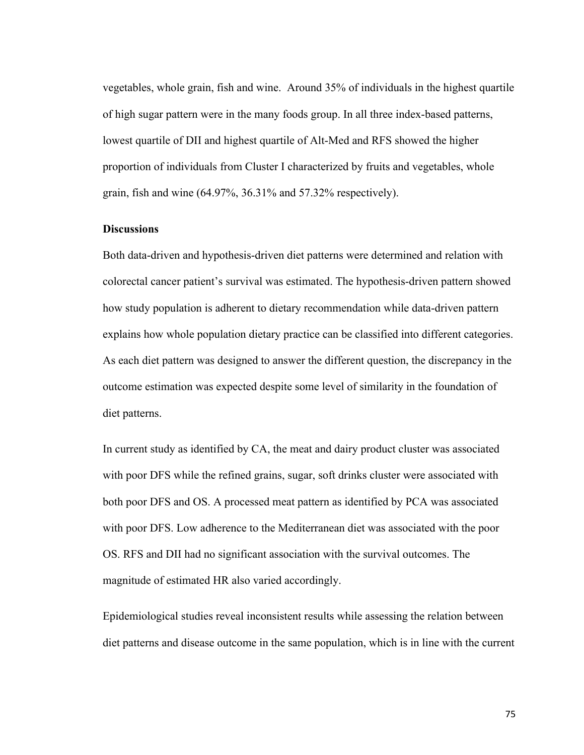vegetables, whole grain, fish and wine. Around 35% of individuals in the highest quartile of high sugar pattern were in the many foods group. In all three index-based patterns, lowest quartile of DII and highest quartile of Alt-Med and RFS showed the higher proportion of individuals from Cluster I characterized by fruits and vegetables, whole grain, fish and wine (64.97%, 36.31% and 57.32% respectively).

**Discussions**

Both data-driven and hypothesis-driven diet patterns were determined and relation with colorectal cancer patient's survival was estimated. The hypothesis-driven pattern showed how study population is adherent to dietary recommendation while data-driven pattern explains how whole population dietary practice can be classified into different categories. As each diet pattern was designed to answer the different question, the discrepancy in the outcome estimation was expected despite some level of similarity in the foundation of diet patterns.

In current study as identified by CA, the meat and dairy product cluster was associated with poor DFS while the refined grains, sugar, soft drinks cluster were associated with both poor DFS and OS. A processed meat pattern as identified by PCA was associated with poor DFS. Low adherence to the Mediterranean diet was associated with the poor OS. RFS and DII had no significant association with the survival outcomes. The magnitude of estimated HR also varied accordingly.

Epidemiological studies reveal inconsistent results while assessing the relation between diet patterns and disease outcome in the same population, which is in line with the current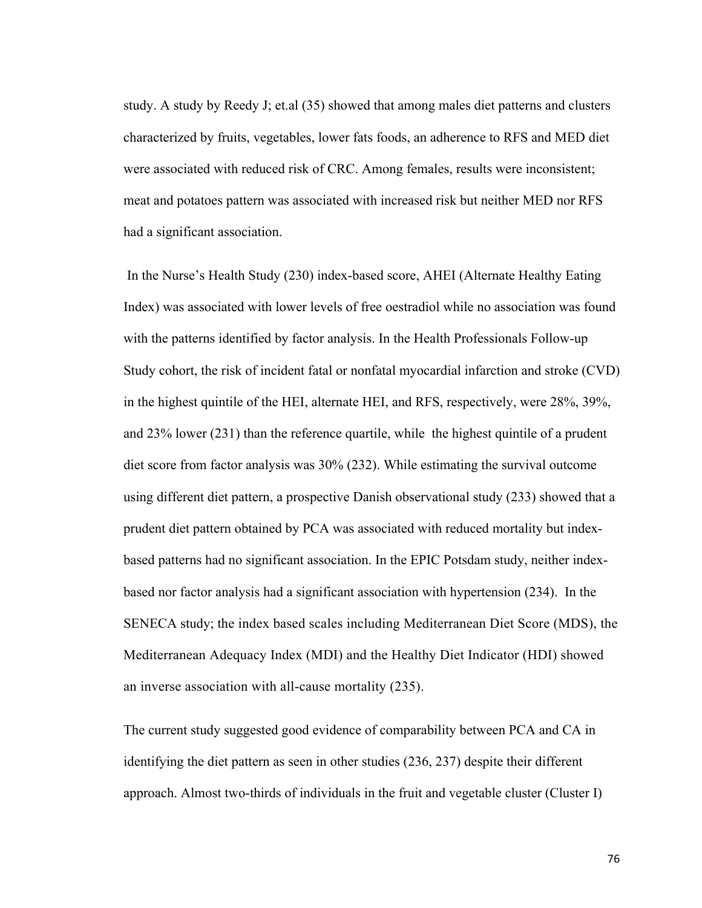study. A study by Reedy J; et.al (35) showed that among males diet patterns and clusters characterized by fruits, vegetables, lower fats foods, an adherence to RFS and MED diet were associated with reduced risk of CRC. Among females, results were inconsistent; meat and potatoes pattern was associated with increased risk but neither MED nor RFS had a significant association.

In the Nurse's Health Study (230) index-based score, AHEI (Alternate Healthy Eating Index) was associated with lower levels of free oestradiol while no association was found with the patterns identified by factor analysis. In the Health Professionals Follow-up Study cohort, the risk of incident fatal or nonfatal myocardial infarction and stroke (CVD) in the highest quintile of the HEI, alternate HEI, and RFS, respectively, were 28%, 39%, and 23% lower (231) than the reference quartile, while the highest quintile of a prudent diet score from factor analysis was 30% (232). While estimating the survival outcome using different diet pattern, a prospective Danish observational study (233) showed that a prudent diet pattern obtained by PCA was associated with reduced mortality but index-based patterns had no significant association. In the EPIC Potsdam study, neither index-based nor factor analysis had a significant association with hypertension (234). In the SENECA study; the index based scales including Mediterranean Diet Score (MDS), the Mediterranean Adequacy Index (MDI) and the Healthy Diet Indicator (HDI) showed an inverse association with all-cause mortality (235).

The current study suggested good evidence of comparability between PCA and CA in identifying the diet pattern as seen in other studies (236, 237) despite their different approach. Almost two-thirds of individuals in the fruit and vegetable cluster (Cluster I)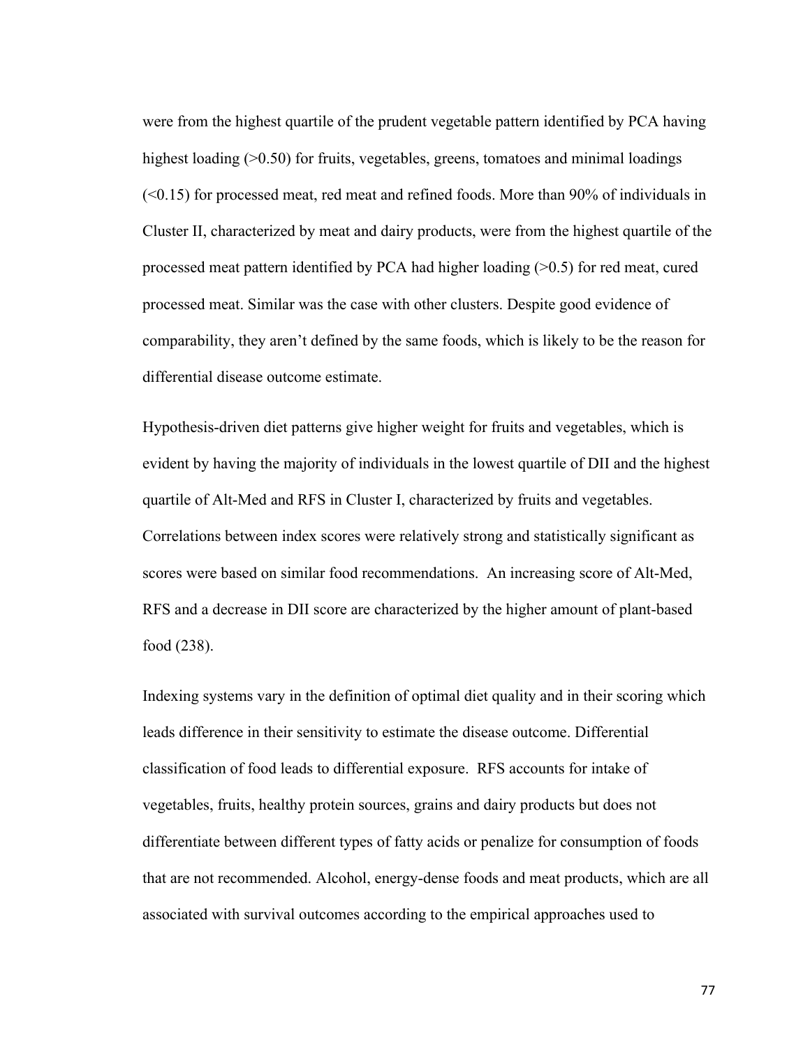were from the highest quartile of the prudent vegetable pattern identified by PCA having highest loading (>0.50) for fruits, vegetables, greens, tomatoes and minimal loadings (<0.15) for processed meat, red meat and refined foods. More than 90% of individuals in Cluster II, characterized by meat and dairy products, were from the highest quartile of the processed meat pattern identified by PCA had higher loading (>0.5) for red meat, cured processed meat. Similar was the case with other clusters. Despite good evidence of comparability, they aren't defined by the same foods, which is likely to be the reason for differential disease outcome estimate.

Hypothesis-driven diet patterns give higher weight for fruits and vegetables, which is evident by having the majority of individuals in the lowest quartile of DII and the highest quartile of Alt-Med and RFS in Cluster I, characterized by fruits and vegetables. Correlations between index scores were relatively strong and statistically significant as scores were based on similar food recommendations. An increasing score of Alt-Med, RFS and a decrease in DII score are characterized by the higher amount of plant-based food (238).

Indexing systems vary in the definition of optimal diet quality and in their scoring which leads difference in their sensitivity to estimate the disease outcome. Differential classification of food leads to differential exposure. RFS accounts for intake of vegetables, fruits, healthy protein sources, grains and dairy products but does not differentiate between different types of fatty acids or penalize for consumption of foods that are not recommended. Alcohol, energy-dense foods and meat products, which are all associated with survival outcomes according to the empirical approaches used to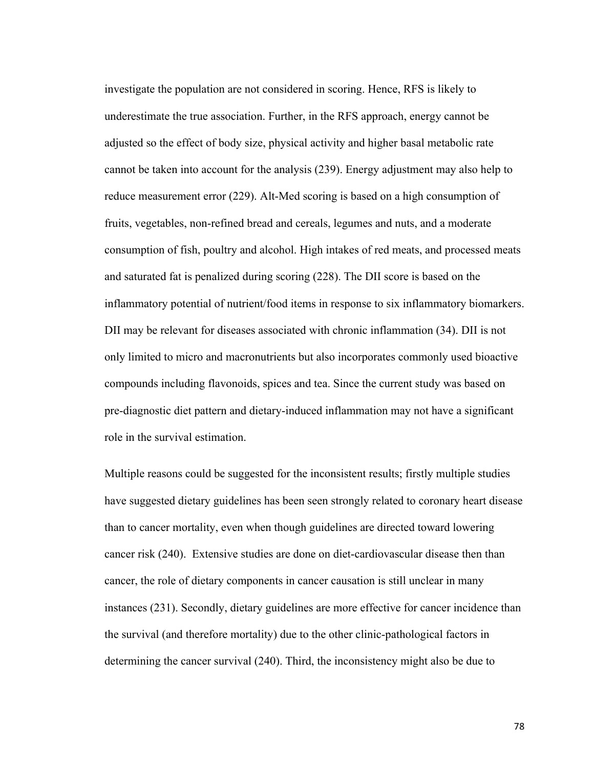investigate the population are not considered in scoring. Hence, RFS is likely to underestimate the true association. Further, in the RFS approach, energy cannot be adjusted so the effect of body size, physical activity and higher basal metabolic rate cannot be taken into account for the analysis (239). Energy adjustment may also help to reduce measurement error (229). Alt-Med scoring is based on a high consumption of fruits, vegetables, non-refined bread and cereals, legumes and nuts, and a moderate consumption of fish, poultry and alcohol. High intakes of red meats, and processed meats and saturated fat is penalized during scoring (228). The DII score is based on the inflammatory potential of nutrient/food items in response to six inflammatory biomarkers. DII may be relevant for diseases associated with chronic inflammation (34). DII is not only limited to micro and macronutrients but also incorporates commonly used bioactive compounds including flavonoids, spices and tea. Since the current study was based on pre-diagnostic diet pattern and dietary-induced inflammation may not have a significant role in the survival estimation.

Multiple reasons could be suggested for the inconsistent results; firstly multiple studies have suggested dietary guidelines has been seen strongly related to coronary heart disease than to cancer mortality, even when though guidelines are directed toward lowering cancer risk (240). Extensive studies are done on diet-cardiovascular disease then than cancer, the role of dietary components in cancer causation is still unclear in many instances (231). Secondly, dietary guidelines are more effective for cancer incidence than the survival (and therefore mortality) due to the other clinic-pathological factors in determining the cancer survival (240). Third, the inconsistency might also be due to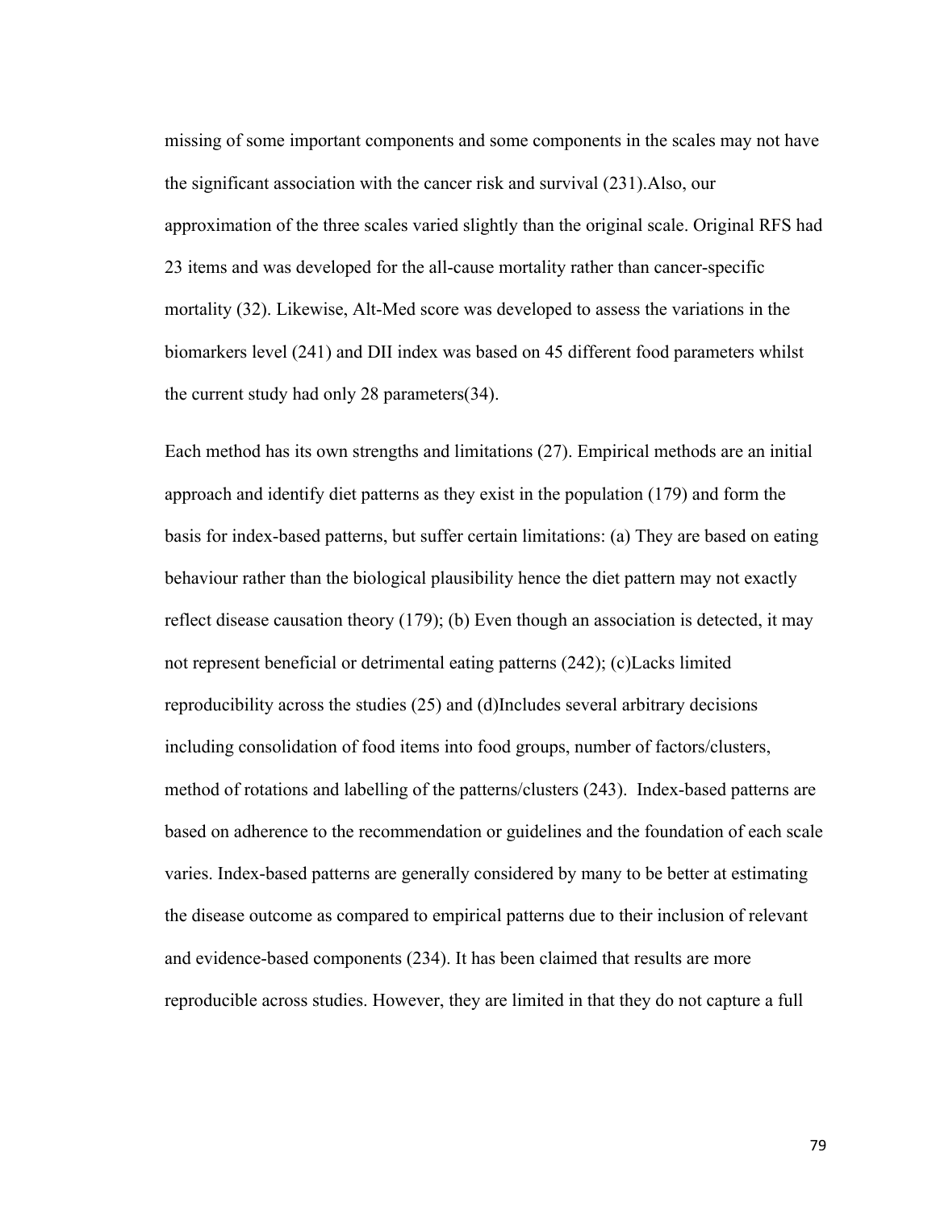missing of some important components and some components in the scales may not have the significant association with the cancer risk and survival (231).Also, our approximation of the three scales varied slightly than the original scale. Original RFS had 23 items and was developed for the all-cause mortality rather than cancer-specific mortality (32). Likewise, Alt-Med score was developed to assess the variations in the biomarkers level (241) and DII index was based on 45 different food parameters whilst the current study had only 28 parameters(34).

Each method has its own strengths and limitations (27). Empirical methods are an initial approach and identify diet patterns as they exist in the population (179) and form the basis for index-based patterns, but suffer certain limitations: (a) They are based on eating behaviour rather than the biological plausibility hence the diet pattern may not exactly reflect disease causation theory (179); (b) Even though an association is detected, it may not represent beneficial or detrimental eating patterns (242); (c)Lacks limited reproducibility across the studies (25) and (d)Includes several arbitrary decisions including consolidation of food items into food groups, number of factors/clusters, method of rotations and labelling of the patterns/clusters (243). Index-based patterns are based on adherence to the recommendation or guidelines and the foundation of each scale varies. Index-based patterns are generally considered by many to be better at estimating the disease outcome as compared to empirical patterns due to their inclusion of relevant and evidence-based components (234). It has been claimed that results are more reproducible across studies. However, they are limited in that they do not capture a full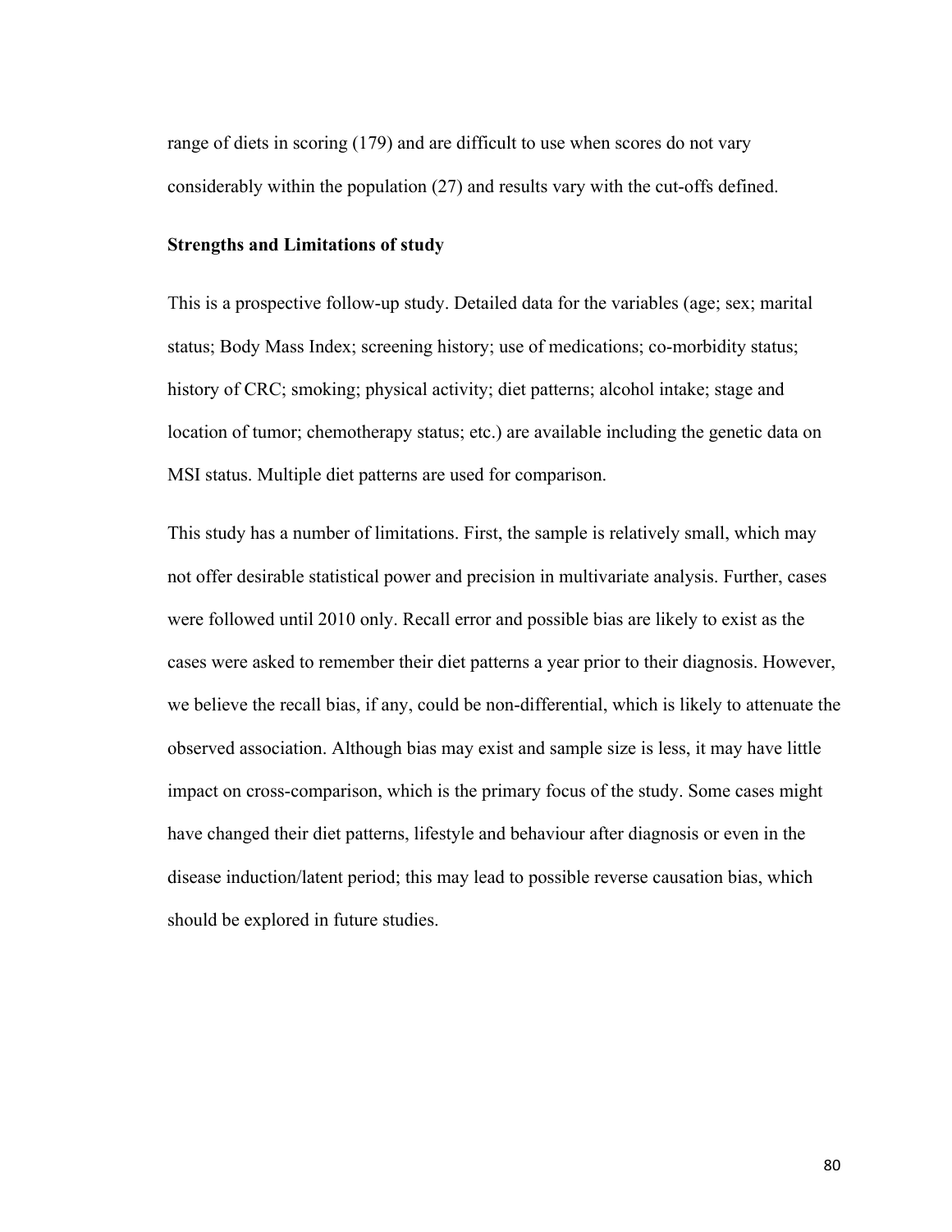range of diets in scoring (179) and are difficult to use when scores do not vary considerably within the population (27) and results vary with the cut-offs defined.

**Strengths and Limitations of study**

This is a prospective follow-up study. Detailed data for the variables (age; sex; marital status; Body Mass Index; screening history; use of medications; co-morbidity status; history of CRC; smoking; physical activity; diet patterns; alcohol intake; stage and location of tumor; chemotherapy status; etc.) are available including the genetic data on MSI status. Multiple diet patterns are used for comparison.

This study has a number of limitations. First, the sample is relatively small, which may not offer desirable statistical power and precision in multivariate analysis. Further, cases were followed until 2010 only. Recall error and possible bias are likely to exist as the cases were asked to remember their diet patterns a year prior to their diagnosis. However, we believe the recall bias, if any, could be non-differential, which is likely to attenuate the observed association. Although bias may exist and sample size is less, it may have little impact on cross-comparison, which is the primary focus of the study. Some cases might have changed their diet patterns, lifestyle and behaviour after diagnosis or even in the disease induction/latent period; this may lead to possible reverse causation bias, which should be explored in future studies.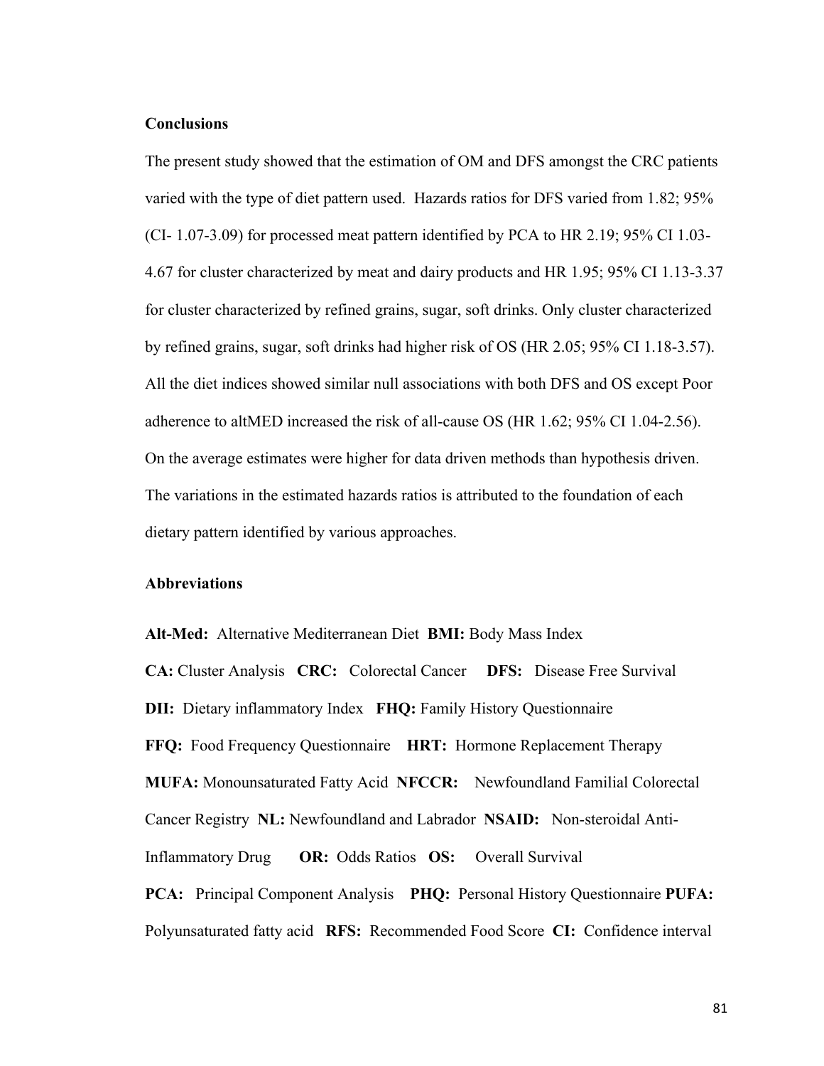**Conclusions**

The present study showed that the estimation of OM and DFS amongst the CRC patients varied with the type of diet pattern used. Hazards ratios for DFS varied from 1.82; 95% (CI- 1.07-3.09) for processed meat pattern identified by PCA to HR 2.19; 95% CI 1.03-4.67 for cluster characterized by meat and dairy products and HR 1.95; 95% CI 1.13-3.37 for cluster characterized by refined grains, sugar, soft drinks. Only cluster characterized by refined grains, sugar, soft drinks had higher risk of OS (HR 2.05; 95% CI 1.18-3.57). All the diet indices showed similar null associations with both DFS and OS except Poor adherence to altMED increased the risk of all-cause OS (HR 1.62; 95% CI 1.04-2.56). On the average estimates were higher for data driven methods than hypothesis driven. The variations in the estimated hazards ratios is attributed to the foundation of each dietary pattern identified by various approaches.

**Abbreviations**

**Alt-Med:** Alternative Mediterranean Diet **BMI:** Body Mass Index
**CA:** Cluster Analysis **CRC:** Colorectal Cancer **DFS:** Disease Free Survival
**DII:** Dietary inflammatory Index **FHQ:** Family History Questionnaire
**FFQ:** Food Frequency Questionnaire **HRT:** Hormone Replacement Therapy
**MUFA:** Monounsaturated Fatty Acid **NFCCR:** Newfoundland Familial Colorectal Cancer Registry **NL:** Newfoundland and Labrador **NSAID:** Non-steroidal Anti-Inflammatory Drug **OR:** Odds Ratios **OS:** Overall Survival
**PCA:** Principal Component Analysis **PHQ:** Personal History Questionnaire **PUFA:** Polyunsaturated fatty acid **RFS:** Recommended Food Score **CI:** Confidence interval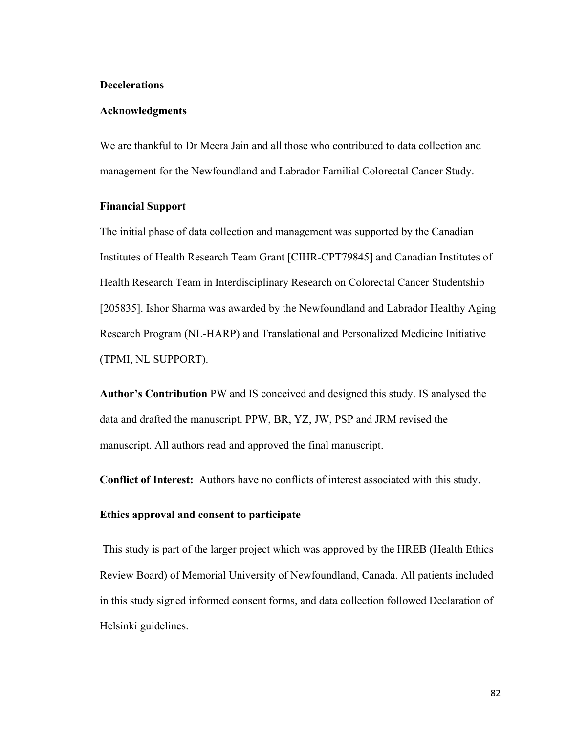**Decelerations**

**Acknowledgments**

We are thankful to Dr Meera Jain and all those who contributed to data collection and management for the Newfoundland and Labrador Familial Colorectal Cancer Study.

**Financial Support**

The initial phase of data collection and management was supported by the Canadian Institutes of Health Research Team Grant [CIHR-CPT79845] and Canadian Institutes of Health Research Team in Interdisciplinary Research on Colorectal Cancer Studentship [205835]. Ishor Sharma was awarded by the Newfoundland and Labrador Healthy Aging Research Program (NL-HARP) and Translational and Personalized Medicine Initiative (TPMI, NL SUPPORT).

**Author's Contribution** PW and IS conceived and designed this study. IS analysed the data and drafted the manuscript. PPW, BR, YZ, JW, PSP and JRM revised the manuscript. All authors read and approved the final manuscript.

**Conflict of Interest:** Authors have no conflicts of interest associated with this study.

**Ethics approval and consent to participate**

This study is part of the larger project which was approved by the HREB (Health Ethics Review Board) of Memorial University of Newfoundland, Canada. All patients included in this study signed informed consent forms, and data collection followed Declaration of Helsinki guidelines.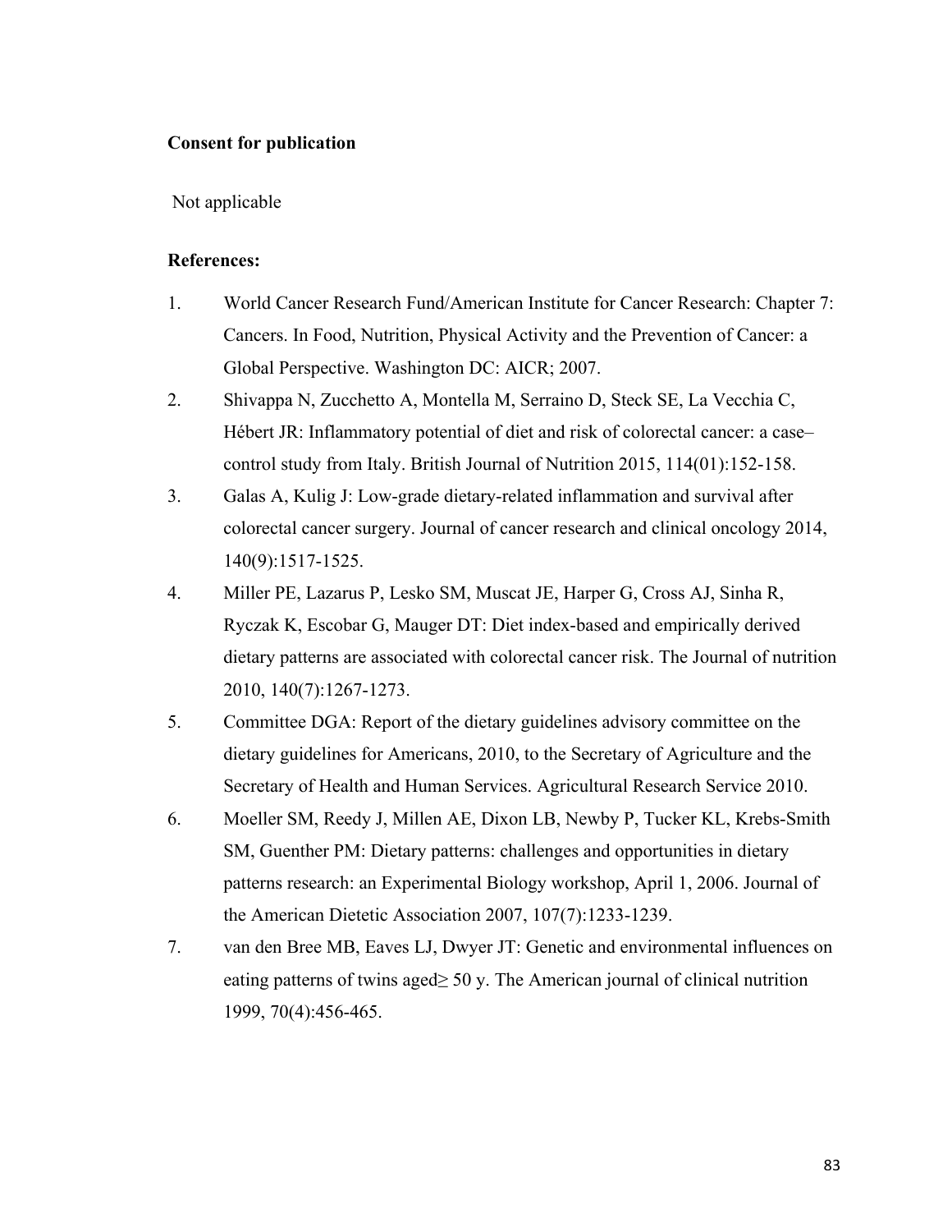**Consent for publication**

Not applicable

**References:**

1. World Cancer Research Fund/American Institute for Cancer Research: Chapter 7: Cancers. In Food, Nutrition, Physical Activity and the Prevention of Cancer: a Global Perspective. Washington DC: AICR; 2007.
2. Shivappa N, Zucchetto A, Montella M, Serraino D, Steck SE, La Vecchia C, Hébert JR: Inflammatory potential of diet and risk of colorectal cancer: a case–control study from Italy. British Journal of Nutrition 2015, 114(01):152-158.
3. Galas A, Kulig J: Low-grade dietary-related inflammation and survival after colorectal cancer surgery. Journal of cancer research and clinical oncology 2014, 140(9):1517-1525.
4. Miller PE, Lazarus P, Lesko SM, Muscat JE, Harper G, Cross AJ, Sinha R, Ryczak K, Escobar G, Mauger DT: Diet index-based and empirically derived dietary patterns are associated with colorectal cancer risk. The Journal of nutrition 2010, 140(7):1267-1273.
5. Committee DGA: Report of the dietary guidelines advisory committee on the dietary guidelines for Americans, 2010, to the Secretary of Agriculture and the Secretary of Health and Human Services. Agricultural Research Service 2010.
6. Moeller SM, Reedy J, Millen AE, Dixon LB, Newby P, Tucker KL, Krebs-Smith SM, Guenther PM: Dietary patterns: challenges and opportunities in dietary patterns research: an Experimental Biology workshop, April 1, 2006. Journal of the American Dietetic Association 2007, 107(7):1233-1239.
7. van den Bree MB, Eaves LJ, Dwyer JT: Genetic and environmental influences on eating patterns of twins aged≥ 50 y. The American journal of clinical nutrition 1999, 70(4):456-465.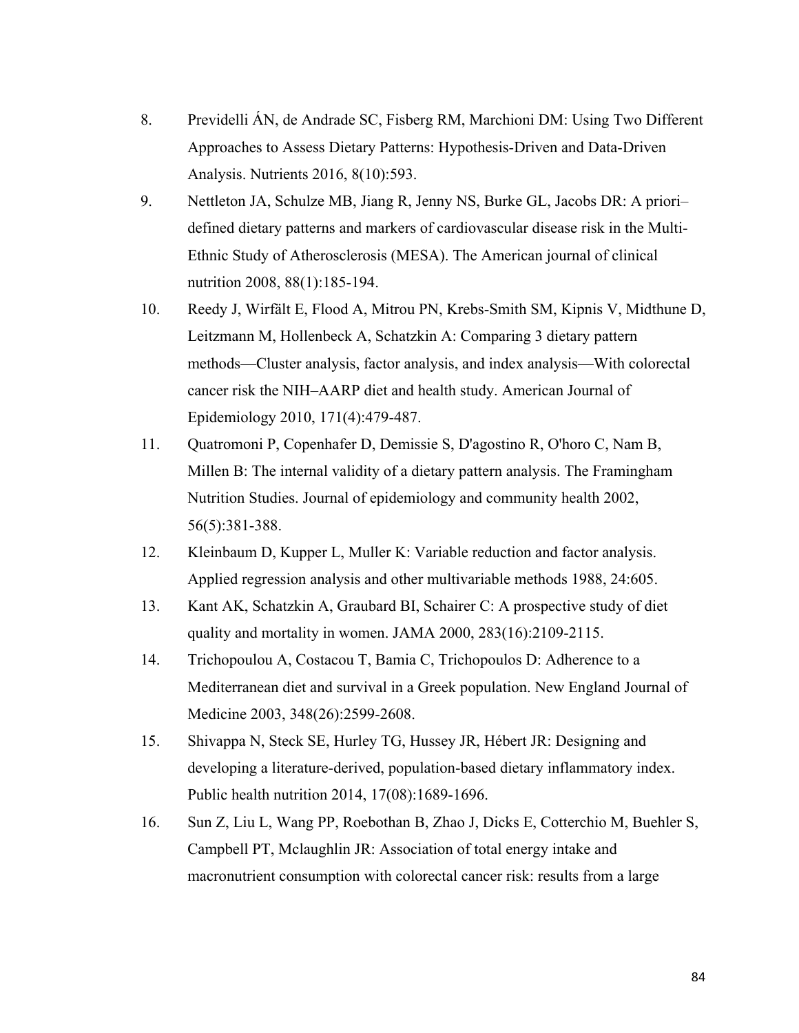8. Previdelli ÁN, de Andrade SC, Fisberg RM, Marchioni DM: Using Two Different Approaches to Assess Dietary Patterns: Hypothesis-Driven and Data-Driven Analysis. Nutrients 2016, 8(10):593.
9. Nettleton JA, Schulze MB, Jiang R, Jenny NS, Burke GL, Jacobs DR: A priori–defined dietary patterns and markers of cardiovascular disease risk in the Multi-Ethnic Study of Atherosclerosis (MESA). The American journal of clinical nutrition 2008, 88(1):185-194.
10. Reedy J, Wirfält E, Flood A, Mitrou PN, Krebs-Smith SM, Kipnis V, Midthune D, Leitzmann M, Hollenbeck A, Schatzkin A: Comparing 3 dietary pattern methods—Cluster analysis, factor analysis, and index analysis—With colorectal cancer risk the NIH–AARP diet and health study. American Journal of Epidemiology 2010, 171(4):479-487.
11. Quatromoni P, Copenhafer D, Demissie S, D'agostino R, O'horo C, Nam B, Millen B: The internal validity of a dietary pattern analysis. The Framingham Nutrition Studies. Journal of epidemiology and community health 2002, 56(5):381-388.
12. Kleinbaum D, Kupper L, Muller K: Variable reduction and factor analysis. Applied regression analysis and other multivariable methods 1988, 24:605.
13. Kant AK, Schatzkin A, Graubard BI, Schairer C: A prospective study of diet quality and mortality in women. JAMA 2000, 283(16):2109-2115.
14. Trichopoulou A, Costacou T, Bamia C, Trichopoulos D: Adherence to a Mediterranean diet and survival in a Greek population. New England Journal of Medicine 2003, 348(26):2599-2608.
15. Shivappa N, Steck SE, Hurley TG, Hussey JR, Hébert JR: Designing and developing a literature-derived, population-based dietary inflammatory index. Public health nutrition 2014, 17(08):1689-1696.
16. Sun Z, Liu L, Wang PP, Roebothan B, Zhao J, Dicks E, Cotterchio M, Buehler S, Campbell PT, Mclaughlin JR: Association of total energy intake and macronutrient consumption with colorectal cancer risk: results from a large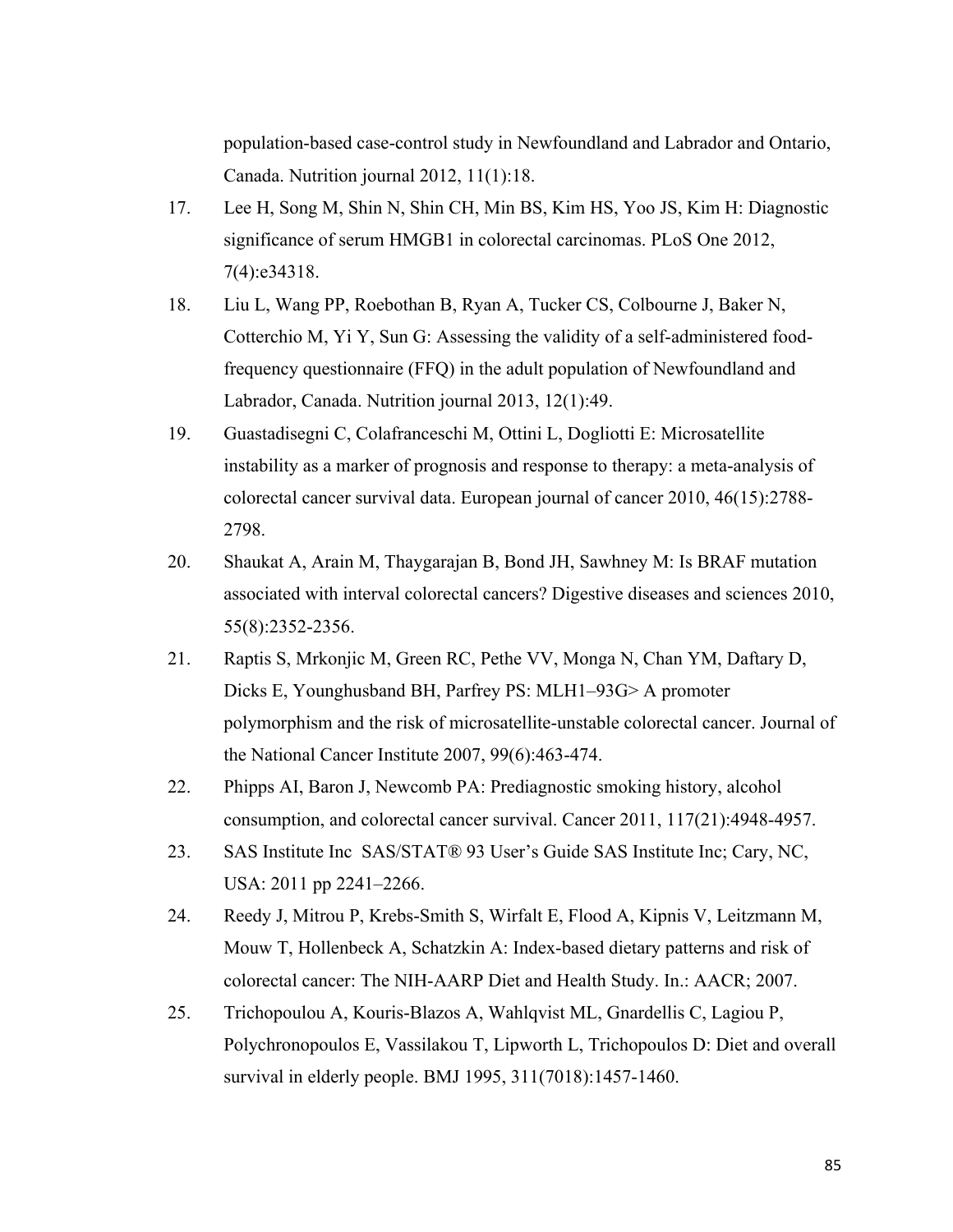population-based case-control study in Newfoundland and Labrador and Ontario, Canada. Nutrition journal 2012, 11(1):18.

17. Lee H, Song M, Shin N, Shin CH, Min BS, Kim HS, Yoo JS, Kim H: Diagnostic significance of serum HMGB1 in colorectal carcinomas. PLoS One 2012, 7(4):e34318.
18. Liu L, Wang PP, Roebothan B, Ryan A, Tucker CS, Colbourne J, Baker N, Cotterchio M, Yi Y, Sun G: Assessing the validity of a self-administered food-frequency questionnaire (FFQ) in the adult population of Newfoundland and Labrador, Canada. Nutrition journal 2013, 12(1):49.
19. Guastadisegni C, Colafranceschi M, Ottini L, Dogliotti E: Microsatellite instability as a marker of prognosis and response to therapy: a meta-analysis of colorectal cancer survival data. European journal of cancer 2010, 46(15):2788-2798.
20. Shaukat A, Arain M, Thaygarajan B, Bond JH, Sawhney M: Is BRAF mutation associated with interval colorectal cancers? Digestive diseases and sciences 2010, 55(8):2352-2356.
21. Raptis S, Mrkonjic M, Green RC, Pethe VV, Monga N, Chan YM, Daftary D, Dicks E, Younghusband BH, Parfrey PS: MLH1–93G> A promoter polymorphism and the risk of microsatellite-unstable colorectal cancer. Journal of the National Cancer Institute 2007, 99(6):463-474.
22. Phipps AI, Baron J, Newcomb PA: Prediagnostic smoking history, alcohol consumption, and colorectal cancer survival. Cancer 2011, 117(21):4948-4957.
23. SAS Institute Inc SAS/STAT® 93 User's Guide SAS Institute Inc; Cary, NC, USA: 2011 pp 2241–2266.
24. Reedy J, Mitrou P, Krebs-Smith S, Wirfalt E, Flood A, Kipnis V, Leitzmann M, Mouw T, Hollenbeck A, Schatzkin A: Index-based dietary patterns and risk of colorectal cancer: The NIH-AARP Diet and Health Study. In.: AACR; 2007.
25. Trichopoulou A, Kouris-Blazos A, Wahlqvist ML, Gnardellis C, Lagiou P, Polychronopoulos E, Vassilakou T, Lipworth L, Trichopoulos D: Diet and overall survival in elderly people. BMJ 1995, 311(7018):1457-1460.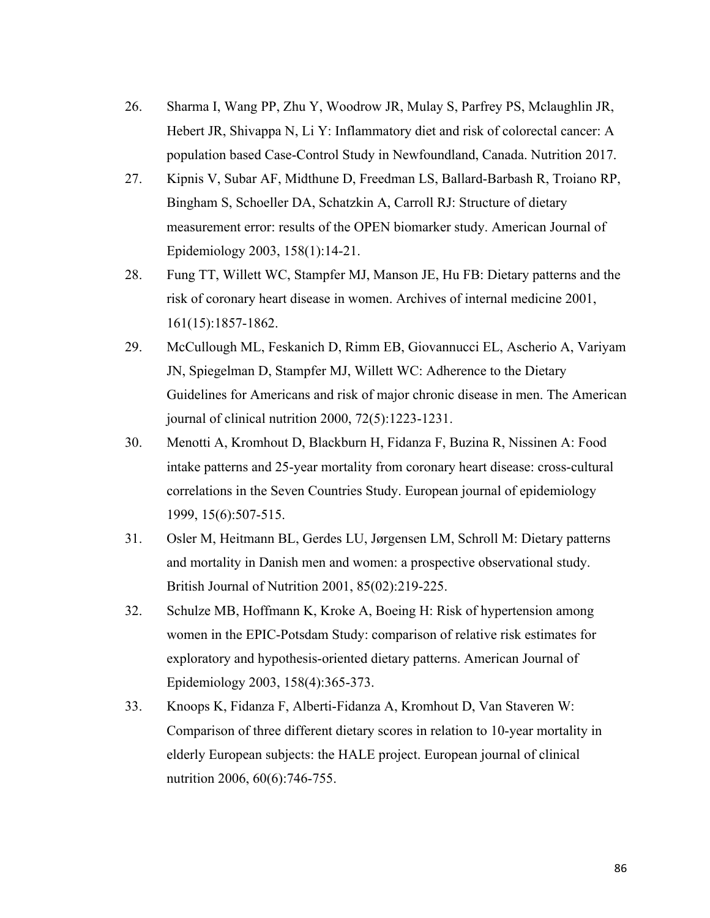26. Sharma I, Wang PP, Zhu Y, Woodrow JR, Mulay S, Parfrey PS, Mclaughlin JR, Hebert JR, Shivappa N, Li Y: Inflammatory diet and risk of colorectal cancer: A population based Case-Control Study in Newfoundland, Canada. Nutrition 2017.
27. Kipnis V, Subar AF, Midthune D, Freedman LS, Ballard-Barbash R, Troiano RP, Bingham S, Schoeller DA, Schatzkin A, Carroll RJ: Structure of dietary measurement error: results of the OPEN biomarker study. American Journal of Epidemiology 2003, 158(1):14-21.
28. Fung TT, Willett WC, Stampfer MJ, Manson JE, Hu FB: Dietary patterns and the risk of coronary heart disease in women. Archives of internal medicine 2001, 161(15):1857-1862.
29. McCullough ML, Feskanich D, Rimm EB, Giovannucci EL, Ascherio A, Variyam JN, Spiegelman D, Stampfer MJ, Willett WC: Adherence to the Dietary Guidelines for Americans and risk of major chronic disease in men. The American journal of clinical nutrition 2000, 72(5):1223-1231.
30. Menotti A, Kromhout D, Blackburn H, Fidanza F, Buzina R, Nissinen A: Food intake patterns and 25-year mortality from coronary heart disease: cross-cultural correlations in the Seven Countries Study. European journal of epidemiology 1999, 15(6):507-515.
31. Osler M, Heitmann BL, Gerdes LU, Jørgensen LM, Schroll M: Dietary patterns and mortality in Danish men and women: a prospective observational study. British Journal of Nutrition 2001, 85(02):219-225.
32. Schulze MB, Hoffmann K, Kroke A, Boeing H: Risk of hypertension among women in the EPIC-Potsdam Study: comparison of relative risk estimates for exploratory and hypothesis-oriented dietary patterns. American Journal of Epidemiology 2003, 158(4):365-373.
33. Knoops K, Fidanza F, Alberti-Fidanza A, Kromhout D, Van Staveren W: Comparison of three different dietary scores in relation to 10-year mortality in elderly European subjects: the HALE project. European journal of clinical nutrition 2006, 60(6):746-755.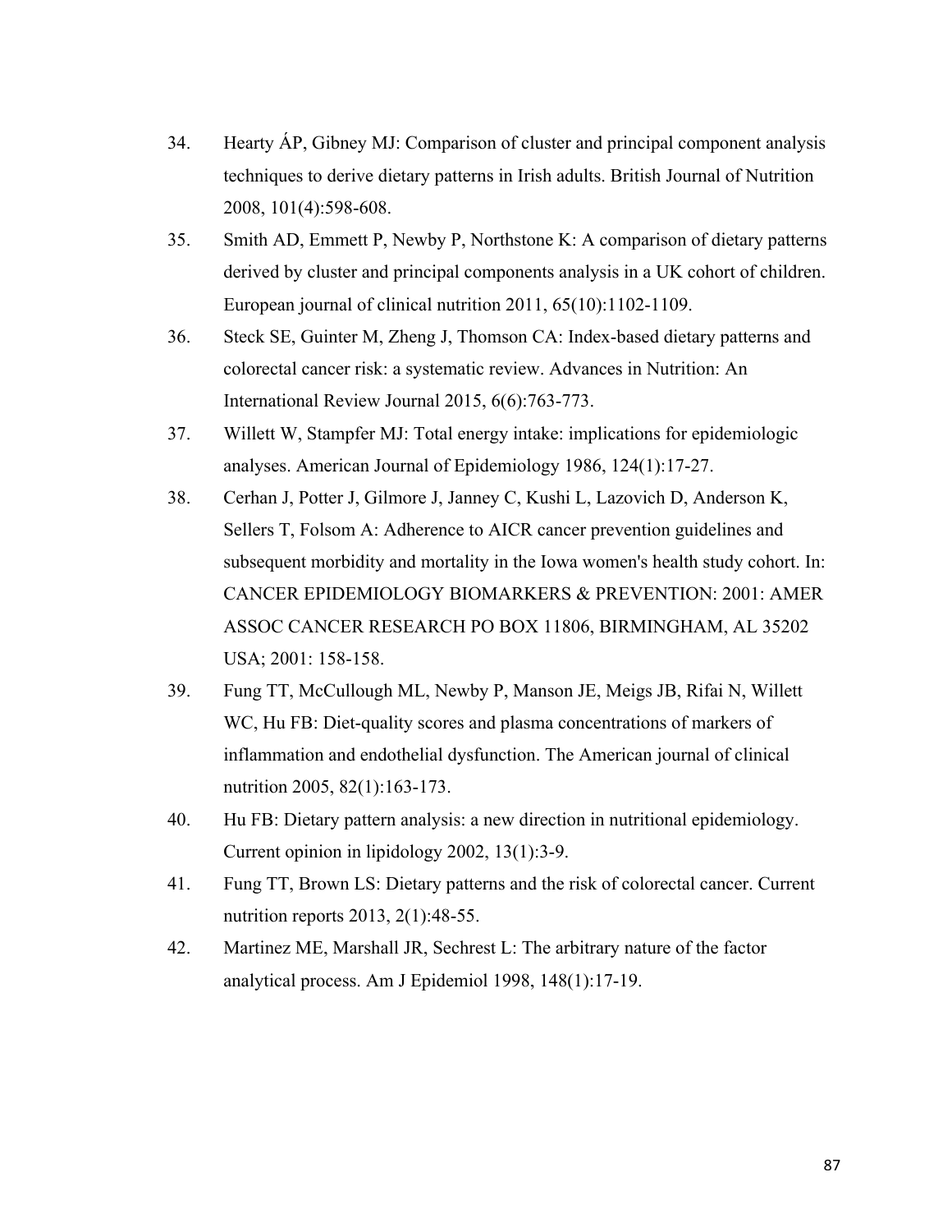34. Hearty ÁP, Gibney MJ: Comparison of cluster and principal component analysis techniques to derive dietary patterns in Irish adults. British Journal of Nutrition 2008, 101(4):598-608.
35. Smith AD, Emmett P, Newby P, Northstone K: A comparison of dietary patterns derived by cluster and principal components analysis in a UK cohort of children. European journal of clinical nutrition 2011, 65(10):1102-1109.
36. Steck SE, Guinter M, Zheng J, Thomson CA: Index-based dietary patterns and colorectal cancer risk: a systematic review. Advances in Nutrition: An International Review Journal 2015, 6(6):763-773.
37. Willett W, Stampfer MJ: Total energy intake: implications for epidemiologic analyses. American Journal of Epidemiology 1986, 124(1):17-27.
38. Cerhan J, Potter J, Gilmore J, Janney C, Kushi L, Lazovich D, Anderson K, Sellers T, Folsom A: Adherence to AICR cancer prevention guidelines and subsequent morbidity and mortality in the Iowa women's health study cohort. In: CANCER EPIDEMIOLOGY BIOMARKERS & PREVENTION: 2001: AMER ASSOC CANCER RESEARCH PO BOX 11806, BIRMINGHAM, AL 35202 USA; 2001: 158-158.
39. Fung TT, McCullough ML, Newby P, Manson JE, Meigs JB, Rifai N, Willett WC, Hu FB: Diet-quality scores and plasma concentrations of markers of inflammation and endothelial dysfunction. The American journal of clinical nutrition 2005, 82(1):163-173.
40. Hu FB: Dietary pattern analysis: a new direction in nutritional epidemiology. Current opinion in lipidology 2002, 13(1):3-9.
41. Fung TT, Brown LS: Dietary patterns and the risk of colorectal cancer. Current nutrition reports 2013, 2(1):48-55.
42. Martinez ME, Marshall JR, Sechrest L: The arbitrary nature of the factor analytical process. Am J Epidemiol 1998, 148(1):17-19.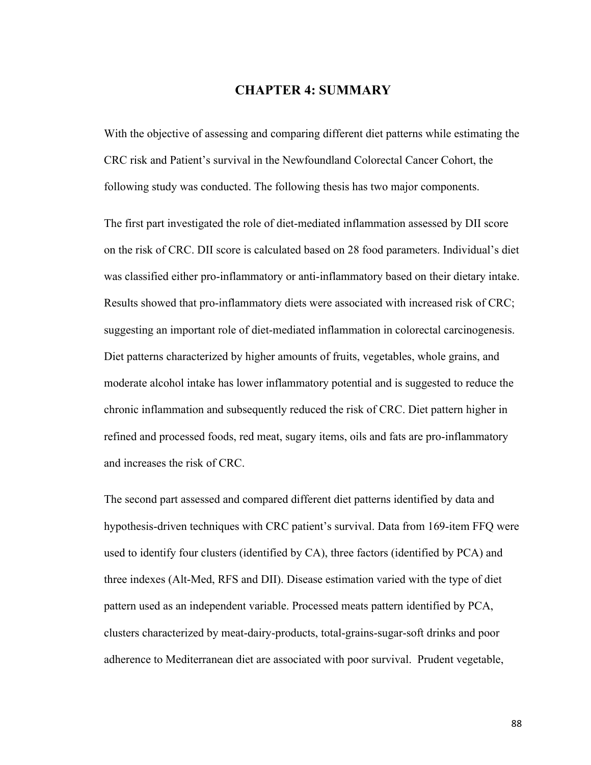# CHAPTER 4: SUMMARY

With the objective of assessing and comparing different diet patterns while estimating the CRC risk and Patient's survival in the Newfoundland Colorectal Cancer Cohort, the following study was conducted. The following thesis has two major components.

The first part investigated the role of diet-mediated inflammation assessed by DII score on the risk of CRC. DII score is calculated based on 28 food parameters. Individual's diet was classified either pro-inflammatory or anti-inflammatory based on their dietary intake. Results showed that pro-inflammatory diets were associated with increased risk of CRC; suggesting an important role of diet-mediated inflammation in colorectal carcinogenesis. Diet patterns characterized by higher amounts of fruits, vegetables, whole grains, and moderate alcohol intake has lower inflammatory potential and is suggested to reduce the chronic inflammation and subsequently reduced the risk of CRC. Diet pattern higher in refined and processed foods, red meat, sugary items, oils and fats are pro-inflammatory and increases the risk of CRC.

The second part assessed and compared different diet patterns identified by data and hypothesis-driven techniques with CRC patient's survival. Data from 169-item FFQ were used to identify four clusters (identified by CA), three factors (identified by PCA) and three indexes (Alt-Med, RFS and DII). Disease estimation varied with the type of diet pattern used as an independent variable. Processed meats pattern identified by PCA, clusters characterized by meat-dairy-products, total-grains-sugar-soft drinks and poor adherence to Mediterranean diet are associated with poor survival. Prudent vegetable,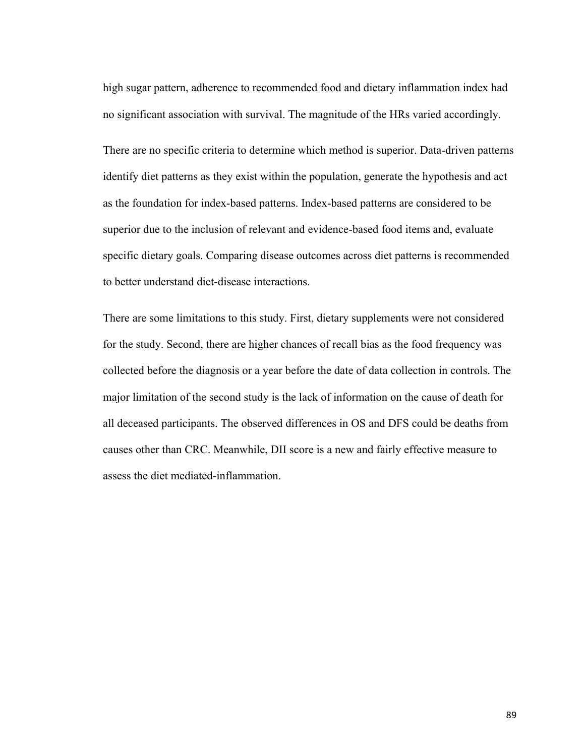high sugar pattern, adherence to recommended food and dietary inflammation index had no significant association with survival. The magnitude of the HRs varied accordingly.

There are no specific criteria to determine which method is superior. Data-driven patterns identify diet patterns as they exist within the population, generate the hypothesis and act as the foundation for index-based patterns. Index-based patterns are considered to be superior due to the inclusion of relevant and evidence-based food items and, evaluate specific dietary goals. Comparing disease outcomes across diet patterns is recommended to better understand diet-disease interactions.

There are some limitations to this study. First, dietary supplements were not considered for the study. Second, there are higher chances of recall bias as the food frequency was collected before the diagnosis or a year before the date of data collection in controls. The major limitation of the second study is the lack of information on the cause of death for all deceased participants. The observed differences in OS and DFS could be deaths from causes other than CRC. Meanwhile, DII score is a new and fairly effective measure to assess the diet mediated-inflammation.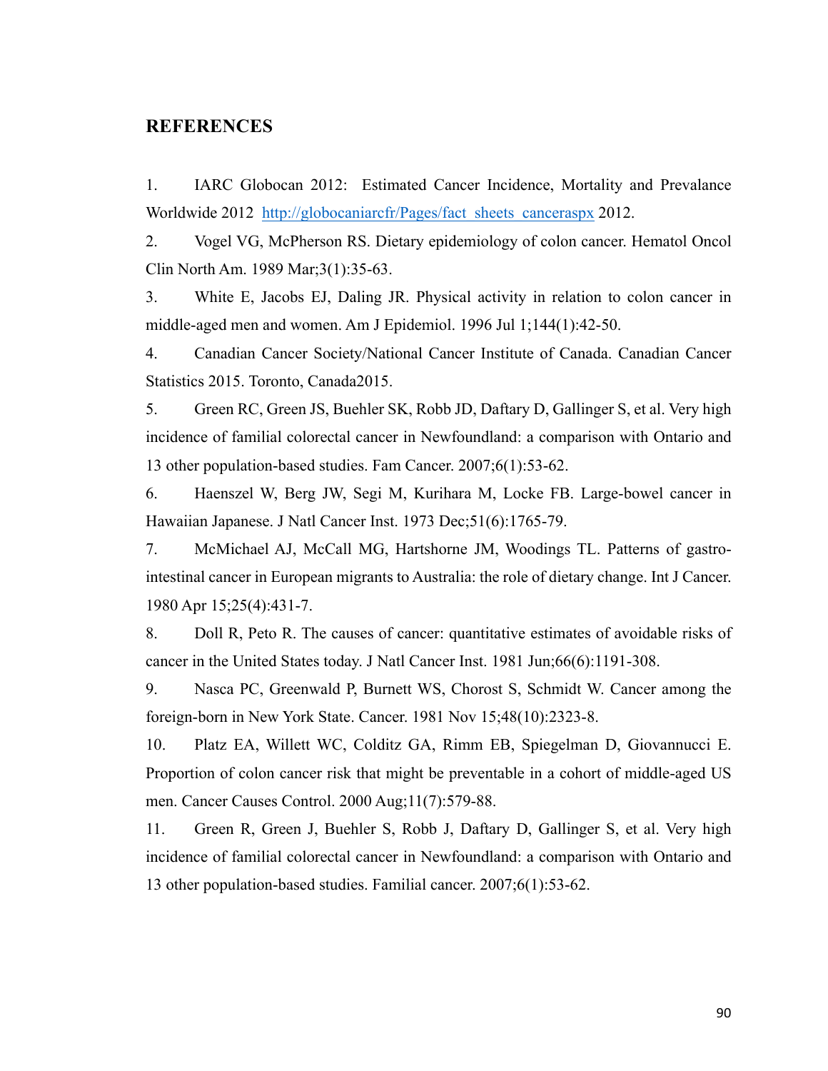## REFERENCES

1. IARC Globocan 2012: Estimated Cancer Incidence, Mortality and Prevalance Worldwide 2012 [http://globocaniarcfr/Pages/fact_sheets_canceraspx](http://globocaniarcfr/Pages/fact_sheets_canceraspx) 2012.

2. Vogel VG, McPherson RS. Dietary epidemiology of colon cancer. Hematol Oncol Clin North Am. 1989 Mar;3(1):35-63.

3. White E, Jacobs EJ, Daling JR. Physical activity in relation to colon cancer in middle-aged men and women. Am J Epidemiol. 1996 Jul 1;144(1):42-50.

4. Canadian Cancer Society/National Cancer Institute of Canada. Canadian Cancer Statistics 2015. Toronto, Canada2015.

5. Green RC, Green JS, Buehler SK, Robb JD, Daftary D, Gallinger S, et al. Very high incidence of familial colorectal cancer in Newfoundland: a comparison with Ontario and 13 other population-based studies. Fam Cancer. 2007;6(1):53-62.

6. Haenszel W, Berg JW, Segi M, Kurihara M, Locke FB. Large-bowel cancer in Hawaiian Japanese. J Natl Cancer Inst. 1973 Dec;51(6):1765-79.

7. McMichael AJ, McCall MG, Hartshorne JM, Woodings TL. Patterns of gastro-intestinal cancer in European migrants to Australia: the role of dietary change. Int J Cancer. 1980 Apr 15;25(4):431-7.

8. Doll R, Peto R. The causes of cancer: quantitative estimates of avoidable risks of cancer in the United States today. J Natl Cancer Inst. 1981 Jun;66(6):1191-308.

9. Nasca PC, Greenwald P, Burnett WS, Chorost S, Schmidt W. Cancer among the foreign-born in New York State. Cancer. 1981 Nov 15;48(10):2323-8.

10. Platz EA, Willett WC, Colditz GA, Rimm EB, Spiegelman D, Giovannucci E. Proportion of colon cancer risk that might be preventable in a cohort of middle-aged US men. Cancer Causes Control. 2000 Aug;11(7):579-88.

11. Green R, Green J, Buehler S, Robb J, Daftary D, Gallinger S, et al. Very high incidence of familial colorectal cancer in Newfoundland: a comparison with Ontario and 13 other population-based studies. Familial cancer. 2007;6(1):53-62.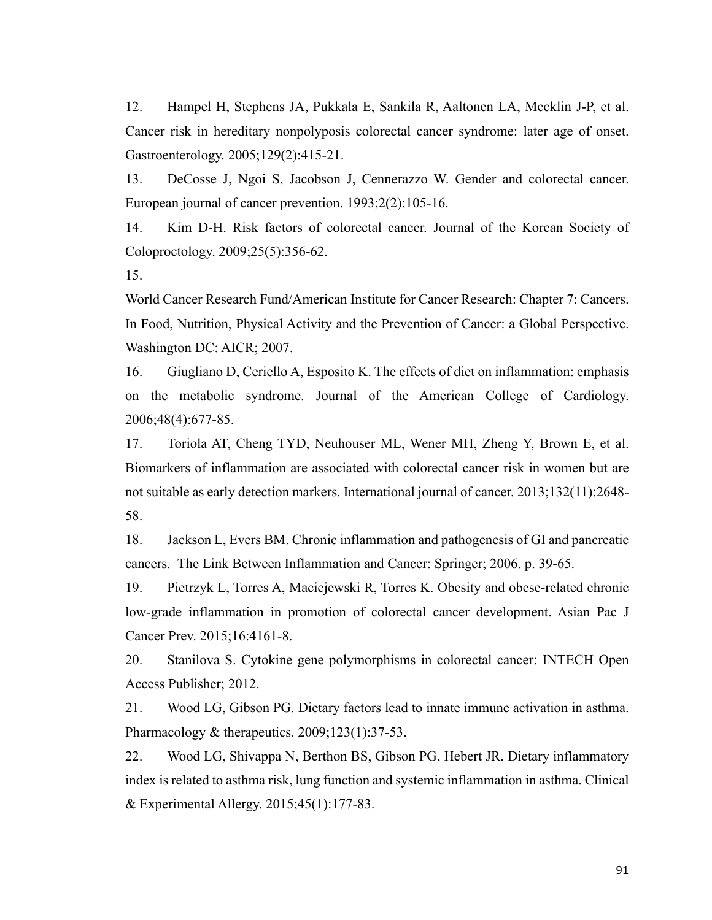12. Hampel H, Stephens JA, Pukkala E, Sankila R, Aaltonen LA, Mecklin J-P, et al. Cancer risk in hereditary nonpolyposis colorectal cancer syndrome: later age of onset. Gastroenterology. 2005;129(2):415-21.

13. DeCosse J, Ngoi S, Jacobson J, Cennerazzo W. Gender and colorectal cancer. European journal of cancer prevention. 1993;2(2):105-16.

14. Kim D-H. Risk factors of colorectal cancer. Journal of the Korean Society of Coloproctology. 2009;25(5):356-62.

15.
World Cancer Research Fund/American Institute for Cancer Research: Chapter 7: Cancers. In Food, Nutrition, Physical Activity and the Prevention of Cancer: a Global Perspective. Washington DC: AICR; 2007.

16. Giugliano D, Ceriello A, Esposito K. The effects of diet on inflammation: emphasis on the metabolic syndrome. Journal of the American College of Cardiology. 2006;48(4):677-85.

17. Toriola AT, Cheng TYD, Neuhouser ML, Wener MH, Zheng Y, Brown E, et al. Biomarkers of inflammation are associated with colorectal cancer risk in women but are not suitable as early detection markers. International journal of cancer. 2013;132(11):2648-58.

18. Jackson L, Evers BM. Chronic inflammation and pathogenesis of GI and pancreatic cancers. The Link Between Inflammation and Cancer: Springer; 2006. p. 39-65.

19. Pietrzyk L, Torres A, Maciejewski R, Torres K. Obesity and obese-related chronic low-grade inflammation in promotion of colorectal cancer development. Asian Pac J Cancer Prev. 2015;16:4161-8.

20. Stanilova S. Cytokine gene polymorphisms in colorectal cancer: INTECH Open Access Publisher; 2012.

21. Wood LG, Gibson PG. Dietary factors lead to innate immune activation in asthma. Pharmacology & therapeutics. 2009;123(1):37-53.

22. Wood LG, Shivappa N, Berthon BS, Gibson PG, Hebert JR. Dietary inflammatory index is related to asthma risk, lung function and systemic inflammation in asthma. Clinical & Experimental Allergy. 2015;45(1):177-83.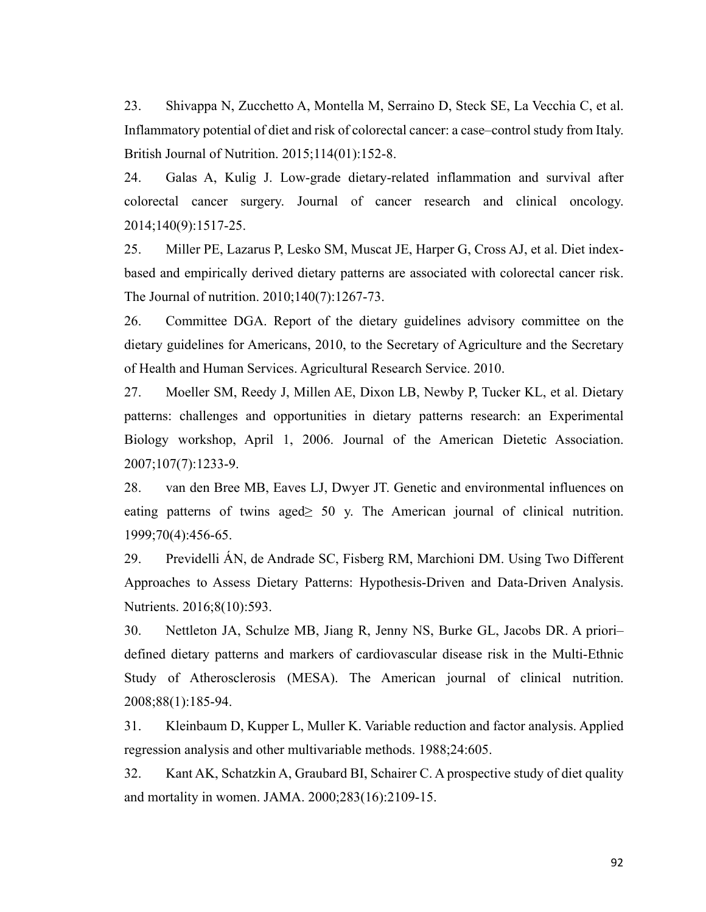23. Shivappa N, Zucchetto A, Montella M, Serraino D, Steck SE, La Vecchia C, et al. Inflammatory potential of diet and risk of colorectal cancer: a case–control study from Italy. British Journal of Nutrition. 2015;114(01):152-8.

24. Galas A, Kulig J. Low-grade dietary-related inflammation and survival after colorectal cancer surgery. Journal of cancer research and clinical oncology. 2014;140(9):1517-25.

25. Miller PE, Lazarus P, Lesko SM, Muscat JE, Harper G, Cross AJ, et al. Diet index-based and empirically derived dietary patterns are associated with colorectal cancer risk. The Journal of nutrition. 2010;140(7):1267-73.

26. Committee DGA. Report of the dietary guidelines advisory committee on the dietary guidelines for Americans, 2010, to the Secretary of Agriculture and the Secretary of Health and Human Services. Agricultural Research Service. 2010.

27. Moeller SM, Reedy J, Millen AE, Dixon LB, Newby P, Tucker KL, et al. Dietary patterns: challenges and opportunities in dietary patterns research: an Experimental Biology workshop, April 1, 2006. Journal of the American Dietetic Association. 2007;107(7):1233-9.

28. van den Bree MB, Eaves LJ, Dwyer JT. Genetic and environmental influences on eating patterns of twins aged≥ 50 y. The American journal of clinical nutrition. 1999;70(4):456-65.

29. Previdelli ÁN, de Andrade SC, Fisberg RM, Marchioni DM. Using Two Different Approaches to Assess Dietary Patterns: Hypothesis-Driven and Data-Driven Analysis. Nutrients. 2016;8(10):593.

30. Nettleton JA, Schulze MB, Jiang R, Jenny NS, Burke GL, Jacobs DR. A priori–defined dietary patterns and markers of cardiovascular disease risk in the Multi-Ethnic Study of Atherosclerosis (MESA). The American journal of clinical nutrition. 2008;88(1):185-94.

31. Kleinbaum D, Kupper L, Muller K. Variable reduction and factor analysis. Applied regression analysis and other multivariable methods. 1988;24:605.

32. Kant AK, Schatzkin A, Graubard BI, Schairer C. A prospective study of diet quality and mortality in women. JAMA. 2000;283(16):2109-15.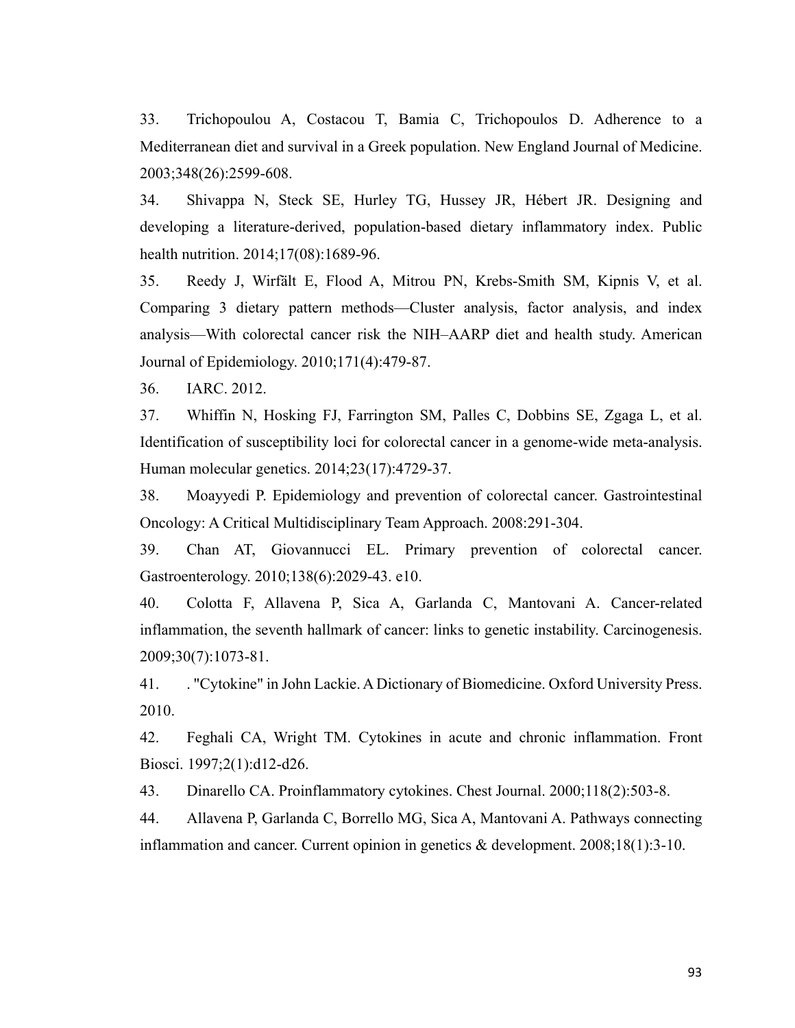33. Trichopoulou A, Costacou T, Bamia C, Trichopoulos D. Adherence to a Mediterranean diet and survival in a Greek population. New England Journal of Medicine. 2003;348(26):2599-608.

34. Shivappa N, Steck SE, Hurley TG, Hussey JR, Hébert JR. Designing and developing a literature-derived, population-based dietary inflammatory index. Public health nutrition. 2014;17(08):1689-96.

35. Reedy J, Wirfält E, Flood A, Mitrou PN, Krebs-Smith SM, Kipnis V, et al. Comparing 3 dietary pattern methods—Cluster analysis, factor analysis, and index analysis—With colorectal cancer risk the NIH–AARP diet and health study. American Journal of Epidemiology. 2010;171(4):479-87.

36. IARC. 2012.

37. Whiffin N, Hosking FJ, Farrington SM, Palles C, Dobbins SE, Zgaga L, et al. Identification of susceptibility loci for colorectal cancer in a genome-wide meta-analysis. Human molecular genetics. 2014;23(17):4729-37.

38. Moayyedi P. Epidemiology and prevention of colorectal cancer. Gastrointestinal Oncology: A Critical Multidisciplinary Team Approach. 2008:291-304.

39. Chan AT, Giovannucci EL. Primary prevention of colorectal cancer. Gastroenterology. 2010;138(6):2029-43. e10.

40. Colotta F, Allavena P, Sica A, Garlanda C, Mantovani A. Cancer-related inflammation, the seventh hallmark of cancer: links to genetic instability. Carcinogenesis. 2009;30(7):1073-81.

41. . "Cytokine" in John Lackie. A Dictionary of Biomedicine. Oxford University Press. 2010.

42. Feghali CA, Wright TM. Cytokines in acute and chronic inflammation. Front Biosci. 1997;2(1):d12-d26.

43. Dinarello CA. Proinflammatory cytokines. Chest Journal. 2000;118(2):503-8.

44. Allavena P, Garlanda C, Borrello MG, Sica A, Mantovani A. Pathways connecting inflammation and cancer. Current opinion in genetics & development. 2008;18(1):3-10.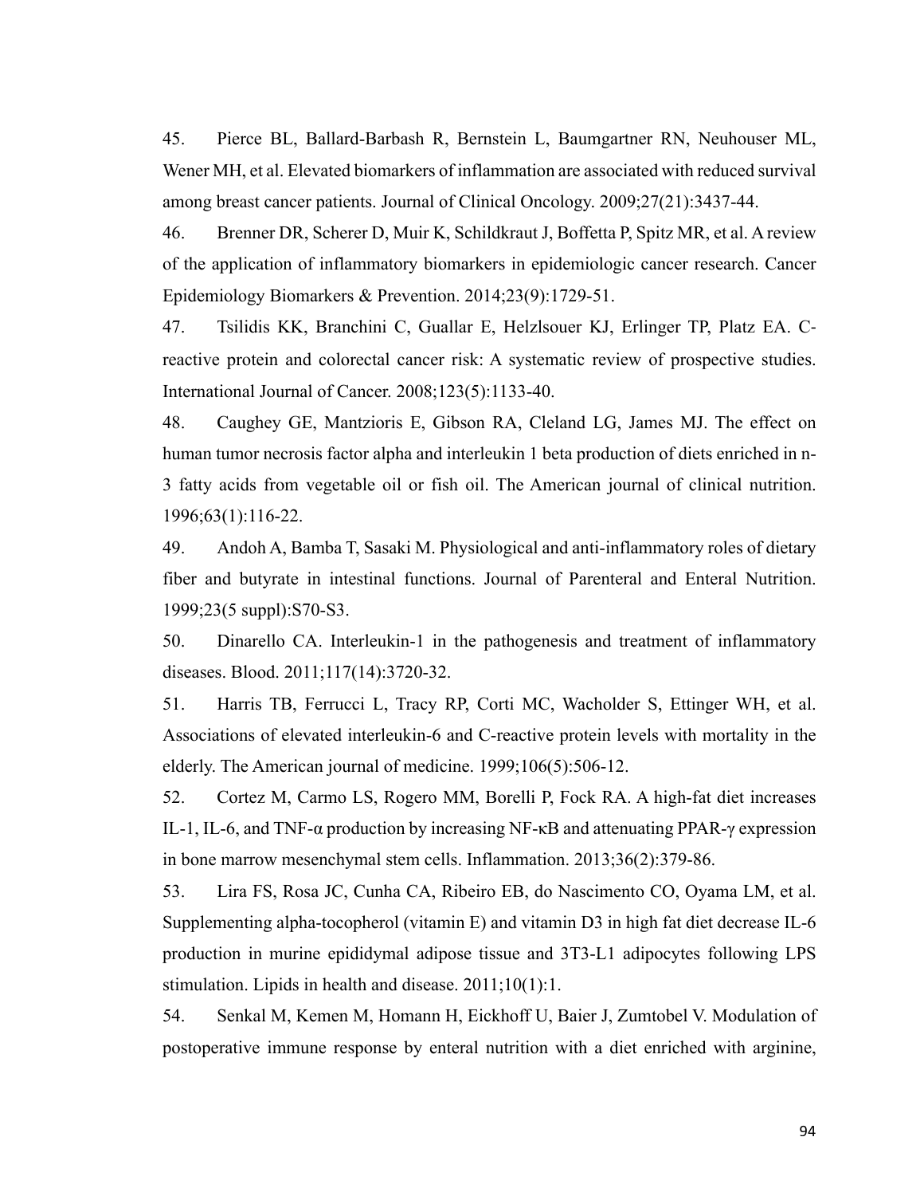45. Pierce BL, Ballard-Barbash R, Bernstein L, Baumgartner RN, Neuhouser ML, Wener MH, et al. Elevated biomarkers of inflammation are associated with reduced survival among breast cancer patients. Journal of Clinical Oncology. 2009;27(21):3437-44.

46. Brenner DR, Scherer D, Muir K, Schildkraut J, Boffetta P, Spitz MR, et al. A review of the application of inflammatory biomarkers in epidemiologic cancer research. Cancer Epidemiology Biomarkers & Prevention. 2014;23(9):1729-51.

47. Tsilidis KK, Branchini C, Guallar E, Helzlsouer KJ, Erlinger TP, Platz EA. C-reactive protein and colorectal cancer risk: A systematic review of prospective studies. International Journal of Cancer. 2008;123(5):1133-40.

48. Caughey GE, Mantzioris E, Gibson RA, Cleland LG, James MJ. The effect on human tumor necrosis factor alpha and interleukin 1 beta production of diets enriched in n-3 fatty acids from vegetable oil or fish oil. The American journal of clinical nutrition. 1996;63(1):116-22.

49. Andoh A, Bamba T, Sasaki M. Physiological and anti-inflammatory roles of dietary fiber and butyrate in intestinal functions. Journal of Parenteral and Enteral Nutrition. 1999;23(5 suppl):S70-S3.

50. Dinarello CA. Interleukin-1 in the pathogenesis and treatment of inflammatory diseases. Blood. 2011;117(14):3720-32.

51. Harris TB, Ferrucci L, Tracy RP, Corti MC, Wacholder S, Ettinger WH, et al. Associations of elevated interleukin-6 and C-reactive protein levels with mortality in the elderly. The American journal of medicine. 1999;106(5):506-12.

52. Cortez M, Carmo LS, Rogero MM, Borelli P, Fock RA. A high-fat diet increases IL-1, IL-6, and TNF-α production by increasing NF-κB and attenuating PPAR-γ expression in bone marrow mesenchymal stem cells. Inflammation. 2013;36(2):379-86.

53. Lira FS, Rosa JC, Cunha CA, Ribeiro EB, do Nascimento CO, Oyama LM, et al. Supplementing alpha-tocopherol (vitamin E) and vitamin D3 in high fat diet decrease IL-6 production in murine epididymal adipose tissue and 3T3-L1 adipocytes following LPS stimulation. Lipids in health and disease. 2011;10(1):1.

54. Senkal M, Kemen M, Homann H, Eickhoff U, Baier J, Zumtobel V. Modulation of postoperative immune response by enteral nutrition with a diet enriched with arginine,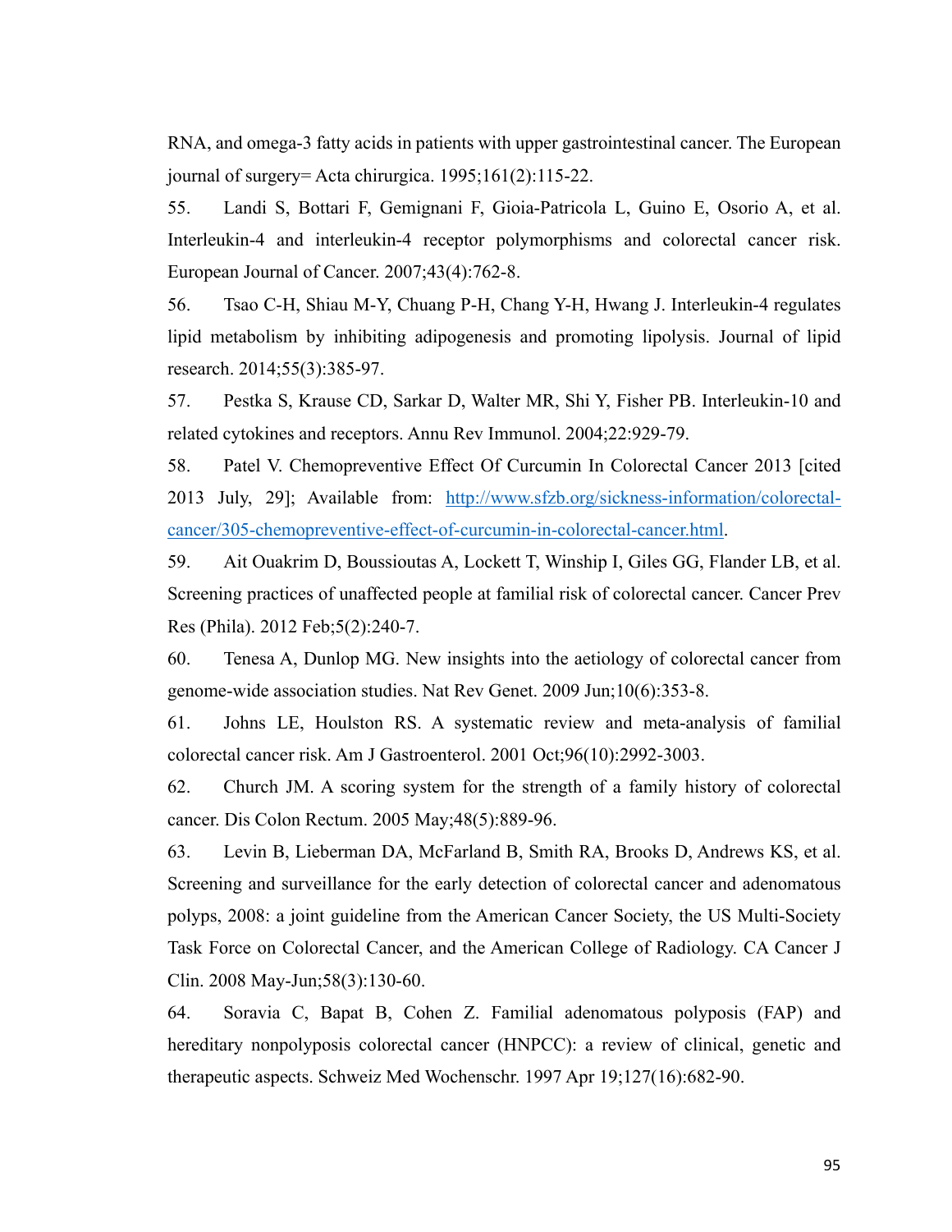RNA, and omega-3 fatty acids in patients with upper gastrointestinal cancer. The European journal of surgery= Acta chirurgica. 1995;161(2):115-22.

55. Landi S, Bottari F, Gemignani F, Gioia-Patricola L, Guino E, Osorio A, et al. Interleukin-4 and interleukin-4 receptor polymorphisms and colorectal cancer risk. European Journal of Cancer. 2007;43(4):762-8.

56. Tsao C-H, Shiau M-Y, Chuang P-H, Chang Y-H, Hwang J. Interleukin-4 regulates lipid metabolism by inhibiting adipogenesis and promoting lipolysis. Journal of lipid research. 2014;55(3):385-97.

57. Pestka S, Krause CD, Sarkar D, Walter MR, Shi Y, Fisher PB. Interleukin-10 and related cytokines and receptors. Annu Rev Immunol. 2004;22:929-79.

58. Patel V. Chemopreventive Effect Of Curcumin In Colorectal Cancer 2013 [cited 2013 July, 29]; Available from: [http://www.sfzb.org/sickness-information/colorectal-cancer/305-chemopreventive-effect-of-curcumin-in-colorectal-cancer.html](http://www.sfzb.org/sickness-information/colorectal-cancer/305-chemopreventive-effect-of-curcumin-in-colorectal-cancer.html).

59. Ait Ouakrim D, Boussioutas A, Lockett T, Winship I, Giles GG, Flander LB, et al. Screening practices of unaffected people at familial risk of colorectal cancer. Cancer Prev Res (Phila). 2012 Feb;5(2):240-7.

60. Tenesa A, Dunlop MG. New insights into the aetiology of colorectal cancer from genome-wide association studies. Nat Rev Genet. 2009 Jun;10(6):353-8.

61. Johns LE, Houlston RS. A systematic review and meta-analysis of familial colorectal cancer risk. Am J Gastroenterol. 2001 Oct;96(10):2992-3003.

62. Church JM. A scoring system for the strength of a family history of colorectal cancer. Dis Colon Rectum. 2005 May;48(5):889-96.

63. Levin B, Lieberman DA, McFarland B, Smith RA, Brooks D, Andrews KS, et al. Screening and surveillance for the early detection of colorectal cancer and adenomatous polyps, 2008: a joint guideline from the American Cancer Society, the US Multi-Society Task Force on Colorectal Cancer, and the American College of Radiology. CA Cancer J Clin. 2008 May-Jun;58(3):130-60.

64. Soravia C, Bapat B, Cohen Z. Familial adenomatous polyposis (FAP) and hereditary nonpolyposis colorectal cancer (HNPCC): a review of clinical, genetic and therapeutic aspects. Schweiz Med Wochenschr. 1997 Apr 19;127(16):682-90.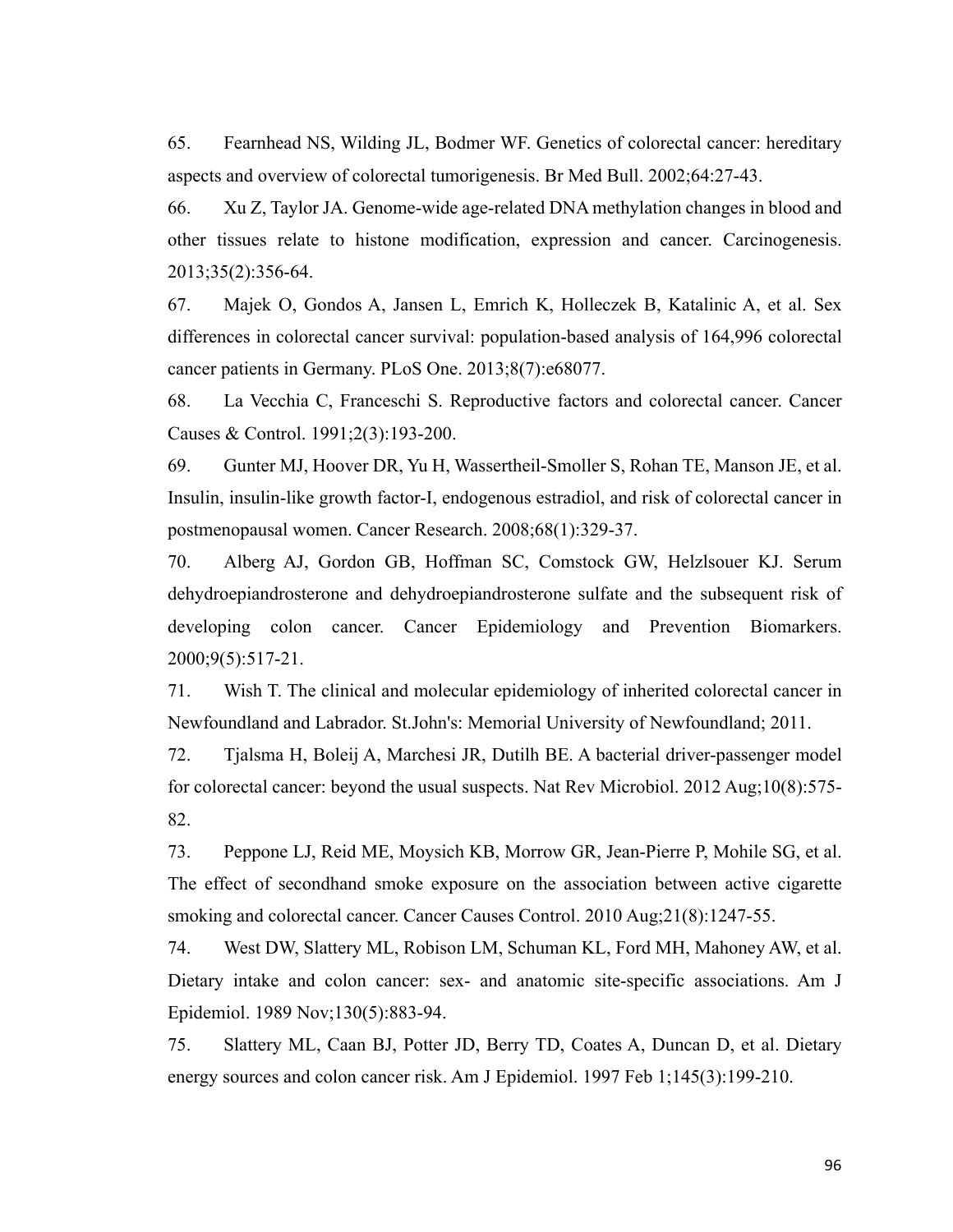65. Fearnhead NS, Wilding JL, Bodmer WF. Genetics of colorectal cancer: hereditary aspects and overview of colorectal tumorigenesis. Br Med Bull. 2002;64:27-43.

66. Xu Z, Taylor JA. Genome-wide age-related DNA methylation changes in blood and other tissues relate to histone modification, expression and cancer. Carcinogenesis. 2013;35(2):356-64.

67. Majek O, Gondos A, Jansen L, Emrich K, Holleczek B, Katalinic A, et al. Sex differences in colorectal cancer survival: population-based analysis of 164,996 colorectal cancer patients in Germany. PLoS One. 2013;8(7):e68077.

68. La Vecchia C, Franceschi S. Reproductive factors and colorectal cancer. Cancer Causes & Control. 1991;2(3):193-200.

69. Gunter MJ, Hoover DR, Yu H, Wassertheil-Smoller S, Rohan TE, Manson JE, et al. Insulin, insulin-like growth factor-I, endogenous estradiol, and risk of colorectal cancer in postmenopausal women. Cancer Research. 2008;68(1):329-37.

70. Alberg AJ, Gordon GB, Hoffman SC, Comstock GW, Helzlsouer KJ. Serum dehydroepiandrosterone and dehydroepiandrosterone sulfate and the subsequent risk of developing colon cancer. Cancer Epidemiology and Prevention Biomarkers. 2000;9(5):517-21.

71. Wish T. The clinical and molecular epidemiology of inherited colorectal cancer in Newfoundland and Labrador. St.John's: Memorial University of Newfoundland; 2011.

72. Tjalsma H, Boleij A, Marchesi JR, Dutilh BE. A bacterial driver-passenger model for colorectal cancer: beyond the usual suspects. Nat Rev Microbiol. 2012 Aug;10(8):575-82.

73. Peppone LJ, Reid ME, Moysich KB, Morrow GR, Jean-Pierre P, Mohile SG, et al. The effect of secondhand smoke exposure on the association between active cigarette smoking and colorectal cancer. Cancer Causes Control. 2010 Aug;21(8):1247-55.

74. West DW, Slattery ML, Robison LM, Schuman KL, Ford MH, Mahoney AW, et al. Dietary intake and colon cancer: sex- and anatomic site-specific associations. Am J Epidemiol. 1989 Nov;130(5):883-94.

75. Slattery ML, Caan BJ, Potter JD, Berry TD, Coates A, Duncan D, et al. Dietary energy sources and colon cancer risk. Am J Epidemiol. 1997 Feb 1;145(3):199-210.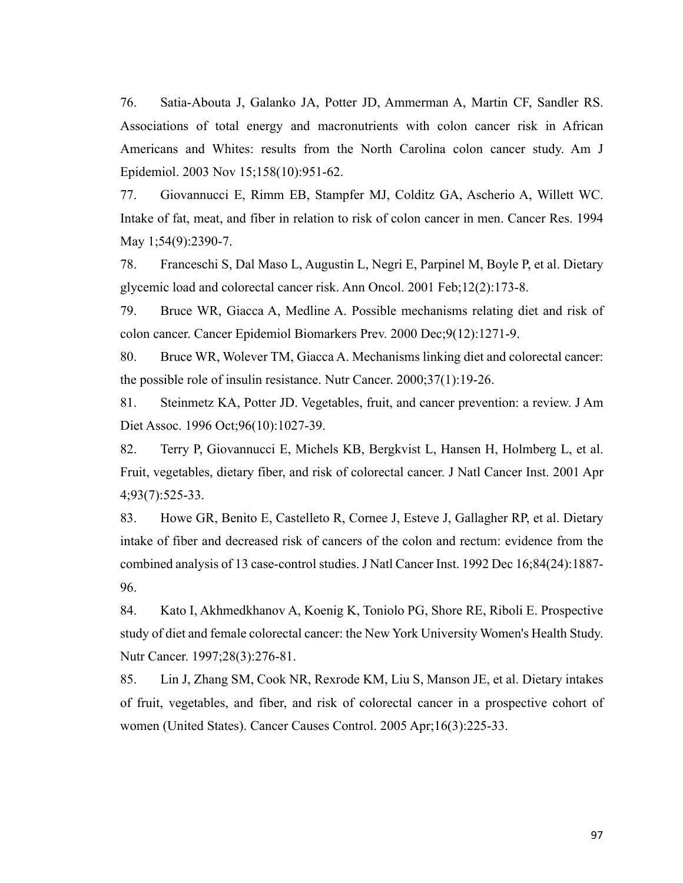76. Satia-Abouta J, Galanko JA, Potter JD, Ammerman A, Martin CF, Sandler RS. Associations of total energy and macronutrients with colon cancer risk in African Americans and Whites: results from the North Carolina colon cancer study. Am J Epidemiol. 2003 Nov 15;158(10):951-62.

77. Giovannucci E, Rimm EB, Stampfer MJ, Colditz GA, Ascherio A, Willett WC. Intake of fat, meat, and fiber in relation to risk of colon cancer in men. Cancer Res. 1994 May 1;54(9):2390-7.

78. Franceschi S, Dal Maso L, Augustin L, Negri E, Parpinel M, Boyle P, et al. Dietary glycemic load and colorectal cancer risk. Ann Oncol. 2001 Feb;12(2):173-8.

79. Bruce WR, Giacca A, Medline A. Possible mechanisms relating diet and risk of colon cancer. Cancer Epidemiol Biomarkers Prev. 2000 Dec;9(12):1271-9.

80. Bruce WR, Wolever TM, Giacca A. Mechanisms linking diet and colorectal cancer: the possible role of insulin resistance. Nutr Cancer. 2000;37(1):19-26.

81. Steinmetz KA, Potter JD. Vegetables, fruit, and cancer prevention: a review. J Am Diet Assoc. 1996 Oct;96(10):1027-39.

82. Terry P, Giovannucci E, Michels KB, Bergkvist L, Hansen H, Holmberg L, et al. Fruit, vegetables, dietary fiber, and risk of colorectal cancer. J Natl Cancer Inst. 2001 Apr 4;93(7):525-33.

83. Howe GR, Benito E, Castelleto R, Cornee J, Esteve J, Gallagher RP, et al. Dietary intake of fiber and decreased risk of cancers of the colon and rectum: evidence from the combined analysis of 13 case-control studies. J Natl Cancer Inst. 1992 Dec 16;84(24):1887-96.

84. Kato I, Akhmedkhanov A, Koenig K, Toniolo PG, Shore RE, Riboli E. Prospective study of diet and female colorectal cancer: the New York University Women's Health Study. Nutr Cancer. 1997;28(3):276-81.

85. Lin J, Zhang SM, Cook NR, Rexrode KM, Liu S, Manson JE, et al. Dietary intakes of fruit, vegetables, and fiber, and risk of colorectal cancer in a prospective cohort of women (United States). Cancer Causes Control. 2005 Apr;16(3):225-33.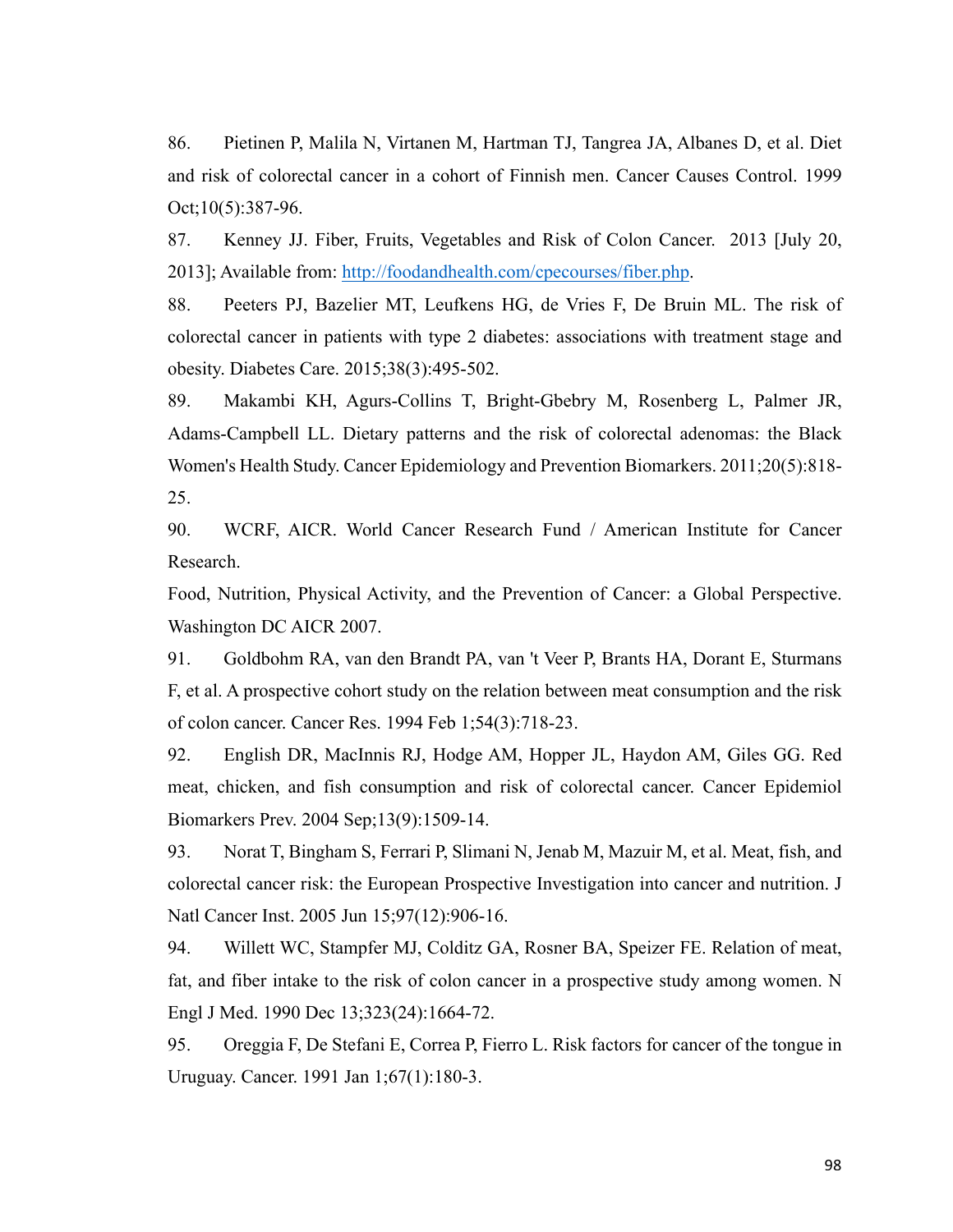86. Pietinen P, Malila N, Virtanen M, Hartman TJ, Tangrea JA, Albanes D, et al. Diet and risk of colorectal cancer in a cohort of Finnish men. Cancer Causes Control. 1999 Oct;10(5):387-96.

87. Kenney JJ. Fiber, Fruits, Vegetables and Risk of Colon Cancer. 2013 [July 20, 2013]; Available from: http://foodandhealth.com/cpecourses/fiber.php.

88. Peeters PJ, Bazelier MT, Leufkens HG, de Vries F, De Bruin ML. The risk of colorectal cancer in patients with type 2 diabetes: associations with treatment stage and obesity. Diabetes Care. 2015;38(3):495-502.

89. Makambi KH, Agurs-Collins T, Bright-Gbebry M, Rosenberg L, Palmer JR, Adams-Campbell LL. Dietary patterns and the risk of colorectal adenomas: the Black Women's Health Study. Cancer Epidemiology and Prevention Biomarkers. 2011;20(5):818-25.

90. WCRF, AICR. World Cancer Research Fund / American Institute for Cancer Research.

Food, Nutrition, Physical Activity, and the Prevention of Cancer: a Global Perspective. Washington DC AICR 2007.

91. Goldbohm RA, van den Brandt PA, van 't Veer P, Brants HA, Dorant E, Sturmans F, et al. A prospective cohort study on the relation between meat consumption and the risk of colon cancer. Cancer Res. 1994 Feb 1;54(3):718-23.

92. English DR, MacInnis RJ, Hodge AM, Hopper JL, Haydon AM, Giles GG. Red meat, chicken, and fish consumption and risk of colorectal cancer. Cancer Epidemiol Biomarkers Prev. 2004 Sep;13(9):1509-14.

93. Norat T, Bingham S, Ferrari P, Slimani N, Jenab M, Mazuir M, et al. Meat, fish, and colorectal cancer risk: the European Prospective Investigation into cancer and nutrition. J Natl Cancer Inst. 2005 Jun 15;97(12):906-16.

94. Willett WC, Stampfer MJ, Colditz GA, Rosner BA, Speizer FE. Relation of meat, fat, and fiber intake to the risk of colon cancer in a prospective study among women. N Engl J Med. 1990 Dec 13;323(24):1664-72.

95. Oreggia F, De Stefani E, Correa P, Fierro L. Risk factors for cancer of the tongue in Uruguay. Cancer. 1991 Jan 1;67(1):180-3.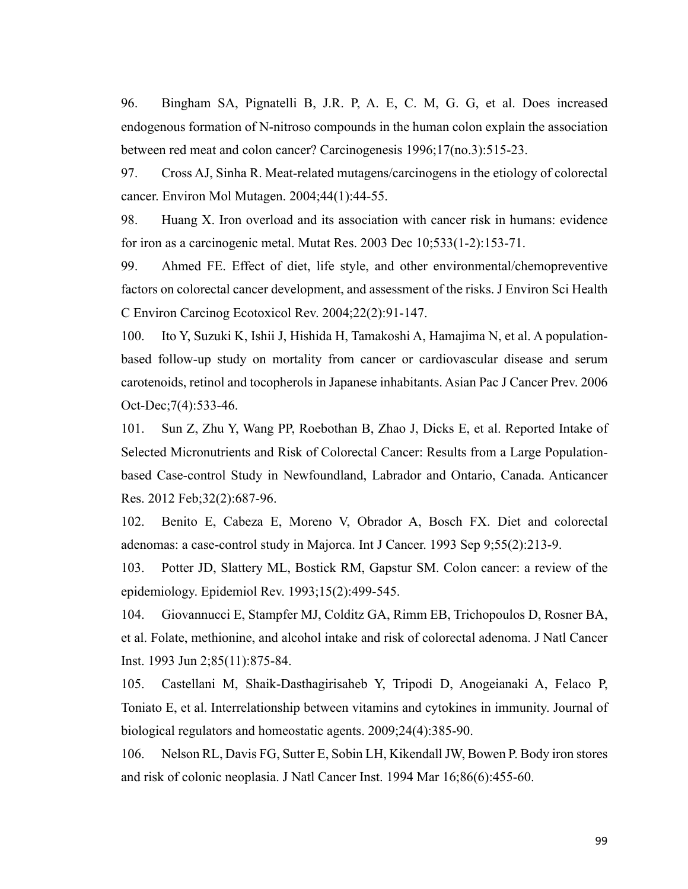96. Bingham SA, Pignatelli B, J.R. P, A. E, C. M, G. G, et al. Does increased endogenous formation of N-nitroso compounds in the human colon explain the association between red meat and colon cancer? Carcinogenesis 1996;17(no.3):515-23.

97. Cross AJ, Sinha R. Meat-related mutagens/carcinogens in the etiology of colorectal cancer. Environ Mol Mutagen. 2004;44(1):44-55.

98. Huang X. Iron overload and its association with cancer risk in humans: evidence for iron as a carcinogenic metal. Mutat Res. 2003 Dec 10;533(1-2):153-71.

99. Ahmed FE. Effect of diet, life style, and other environmental/chemopreventive factors on colorectal cancer development, and assessment of the risks. J Environ Sci Health C Environ Carcinog Ecotoxicol Rev. 2004;22(2):91-147.

100. Ito Y, Suzuki K, Ishii J, Hishida H, Tamakoshi A, Hamajima N, et al. A population-based follow-up study on mortality from cancer or cardiovascular disease and serum carotenoids, retinol and tocopherols in Japanese inhabitants. Asian Pac J Cancer Prev. 2006 Oct-Dec;7(4):533-46.

101. Sun Z, Zhu Y, Wang PP, Roebothan B, Zhao J, Dicks E, et al. Reported Intake of Selected Micronutrients and Risk of Colorectal Cancer: Results from a Large Population-based Case-control Study in Newfoundland, Labrador and Ontario, Canada. Anticancer Res. 2012 Feb;32(2):687-96.

102. Benito E, Cabeza E, Moreno V, Obrador A, Bosch FX. Diet and colorectal adenomas: a case-control study in Majorca. Int J Cancer. 1993 Sep 9;55(2):213-9.

103. Potter JD, Slattery ML, Bostick RM, Gapstur SM. Colon cancer: a review of the epidemiology. Epidemiol Rev. 1993;15(2):499-545.

104. Giovannucci E, Stampfer MJ, Colditz GA, Rimm EB, Trichopoulos D, Rosner BA, et al. Folate, methionine, and alcohol intake and risk of colorectal adenoma. J Natl Cancer Inst. 1993 Jun 2;85(11):875-84.

105. Castellani M, Shaik-Dasthagirisaheb Y, Tripodi D, Anogeianaki A, Felaco P, Toniato E, et al. Interrelationship between vitamins and cytokines in immunity. Journal of biological regulators and homeostatic agents. 2009;24(4):385-90.

106. Nelson RL, Davis FG, Sutter E, Sobin LH, Kikendall JW, Bowen P. Body iron stores and risk of colonic neoplasia. J Natl Cancer Inst. 1994 Mar 16;86(6):455-60.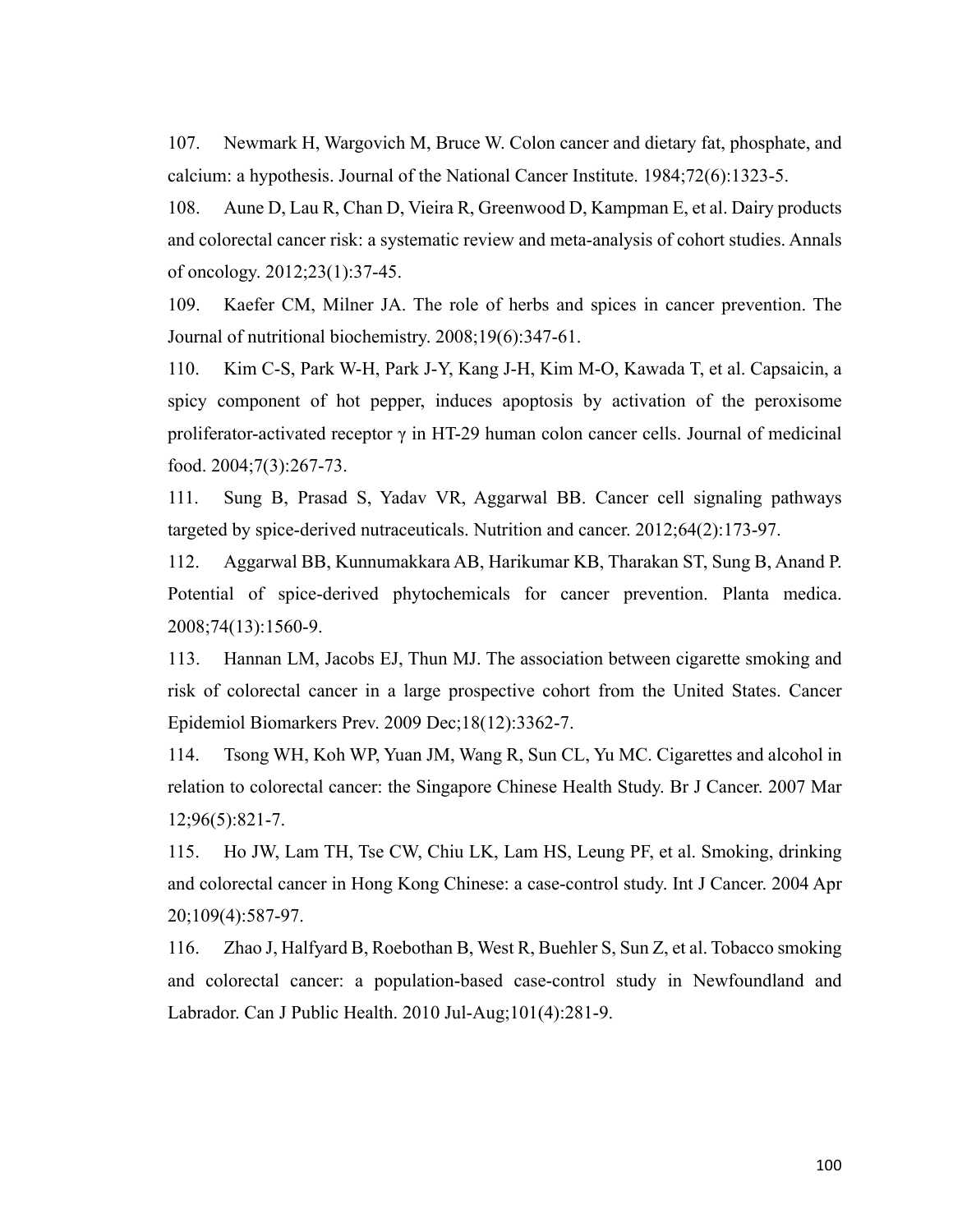107. Newmark H, Wargovich M, Bruce W. Colon cancer and dietary fat, phosphate, and calcium: a hypothesis. Journal of the National Cancer Institute. 1984;72(6):1323-5.

108. Aune D, Lau R, Chan D, Vieira R, Greenwood D, Kampman E, et al. Dairy products and colorectal cancer risk: a systematic review and meta-analysis of cohort studies. Annals of oncology. 2012;23(1):37-45.

109. Kaefer CM, Milner JA. The role of herbs and spices in cancer prevention. The Journal of nutritional biochemistry. 2008;19(6):347-61.

110. Kim C-S, Park W-H, Park J-Y, Kang J-H, Kim M-O, Kawada T, et al. Capsaicin, a spicy component of hot pepper, induces apoptosis by activation of the peroxisome proliferator-activated receptor γ in HT-29 human colon cancer cells. Journal of medicinal food. 2004;7(3):267-73.

111. Sung B, Prasad S, Yadav VR, Aggarwal BB. Cancer cell signaling pathways targeted by spice-derived nutraceuticals. Nutrition and cancer. 2012;64(2):173-97.

112. Aggarwal BB, Kunnumakkara AB, Harikumar KB, Tharakan ST, Sung B, Anand P. Potential of spice-derived phytochemicals for cancer prevention. Planta medica. 2008;74(13):1560-9.

113. Hannan LM, Jacobs EJ, Thun MJ. The association between cigarette smoking and risk of colorectal cancer in a large prospective cohort from the United States. Cancer Epidemiol Biomarkers Prev. 2009 Dec;18(12):3362-7.

114. Tsong WH, Koh WP, Yuan JM, Wang R, Sun CL, Yu MC. Cigarettes and alcohol in relation to colorectal cancer: the Singapore Chinese Health Study. Br J Cancer. 2007 Mar 12;96(5):821-7.

115. Ho JW, Lam TH, Tse CW, Chiu LK, Lam HS, Leung PF, et al. Smoking, drinking and colorectal cancer in Hong Kong Chinese: a case-control study. Int J Cancer. 2004 Apr 20;109(4):587-97.

116. Zhao J, Halfyard B, Roebothan B, West R, Buehler S, Sun Z, et al. Tobacco smoking and colorectal cancer: a population-based case-control study in Newfoundland and Labrador. Can J Public Health. 2010 Jul-Aug;101(4):281-9.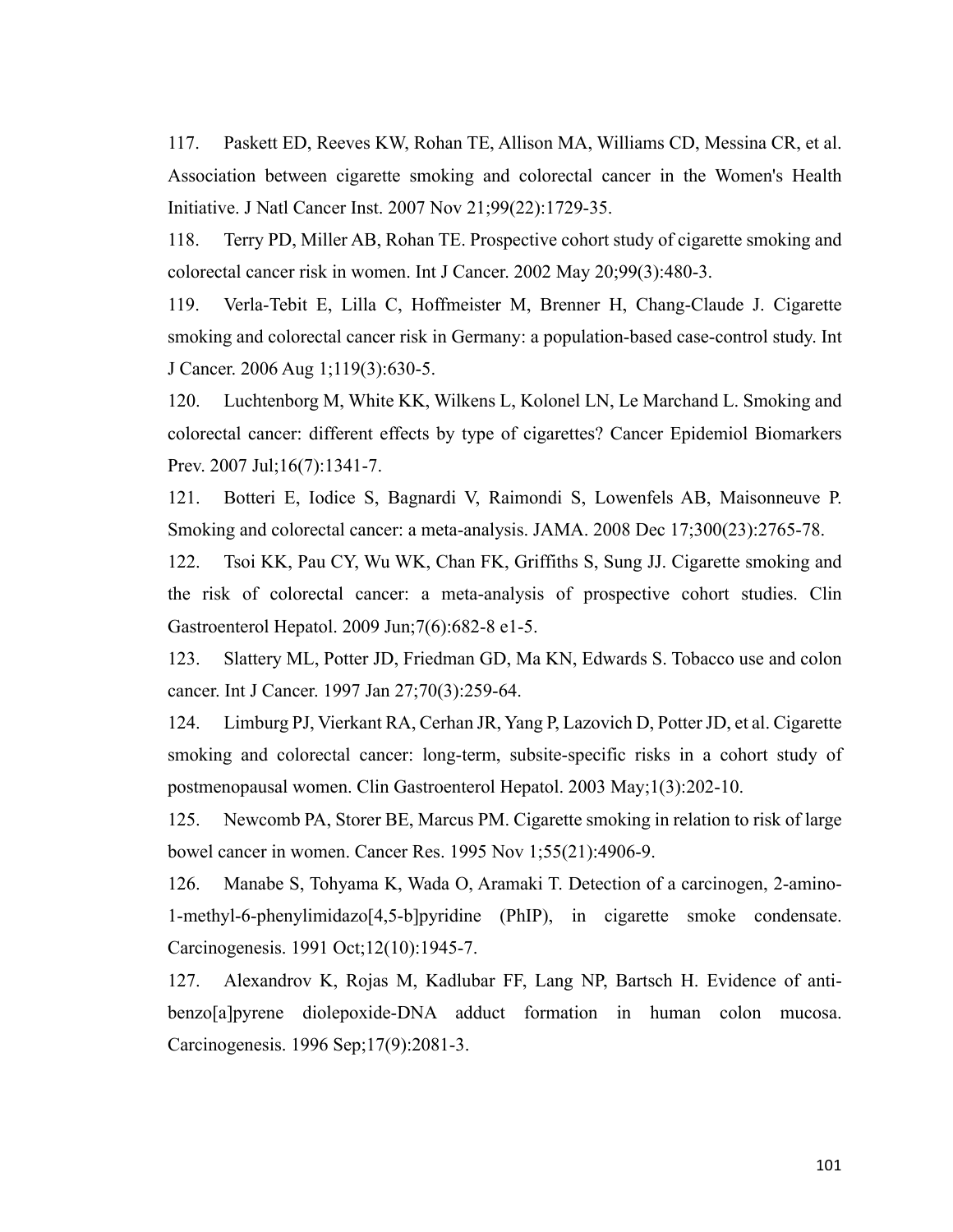117. Paskett ED, Reeves KW, Rohan TE, Allison MA, Williams CD, Messina CR, et al. Association between cigarette smoking and colorectal cancer in the Women's Health Initiative. J Natl Cancer Inst. 2007 Nov 21;99(22):1729-35.

118. Terry PD, Miller AB, Rohan TE. Prospective cohort study of cigarette smoking and colorectal cancer risk in women. Int J Cancer. 2002 May 20;99(3):480-3.

119. Verla-Tebit E, Lilla C, Hoffmeister M, Brenner H, Chang-Claude J. Cigarette smoking and colorectal cancer risk in Germany: a population-based case-control study. Int J Cancer. 2006 Aug 1;119(3):630-5.

120. Luchtenborg M, White KK, Wilkens L, Kolonel LN, Le Marchand L. Smoking and colorectal cancer: different effects by type of cigarettes? Cancer Epidemiol Biomarkers Prev. 2007 Jul;16(7):1341-7.

121. Botteri E, Iodice S, Bagnardi V, Raimondi S, Lowenfels AB, Maisonneuve P. Smoking and colorectal cancer: a meta-analysis. JAMA. 2008 Dec 17;300(23):2765-78.

122. Tsoi KK, Pau CY, Wu WK, Chan FK, Griffiths S, Sung JJ. Cigarette smoking and the risk of colorectal cancer: a meta-analysis of prospective cohort studies. Clin Gastroenterol Hepatol. 2009 Jun;7(6):682-8 e1-5.

123. Slattery ML, Potter JD, Friedman GD, Ma KN, Edwards S. Tobacco use and colon cancer. Int J Cancer. 1997 Jan 27;70(3):259-64.

124. Limburg PJ, Vierkant RA, Cerhan JR, Yang P, Lazovich D, Potter JD, et al. Cigarette smoking and colorectal cancer: long-term, subsite-specific risks in a cohort study of postmenopausal women. Clin Gastroenterol Hepatol. 2003 May;1(3):202-10.

125. Newcomb PA, Storer BE, Marcus PM. Cigarette smoking in relation to risk of large bowel cancer in women. Cancer Res. 1995 Nov 1;55(21):4906-9.

126. Manabe S, Tohyama K, Wada O, Aramaki T. Detection of a carcinogen, 2-amino-1-methyl-6-phenylimidazo[4,5-b]pyridine (PhIP), in cigarette smoke condensate. Carcinogenesis. 1991 Oct;12(10):1945-7.

127. Alexandrov K, Rojas M, Kadlubar FF, Lang NP, Bartsch H. Evidence of anti-benzo[a]pyrene diolepoxide-DNA adduct formation in human colon mucosa. Carcinogenesis. 1996 Sep;17(9):2081-3.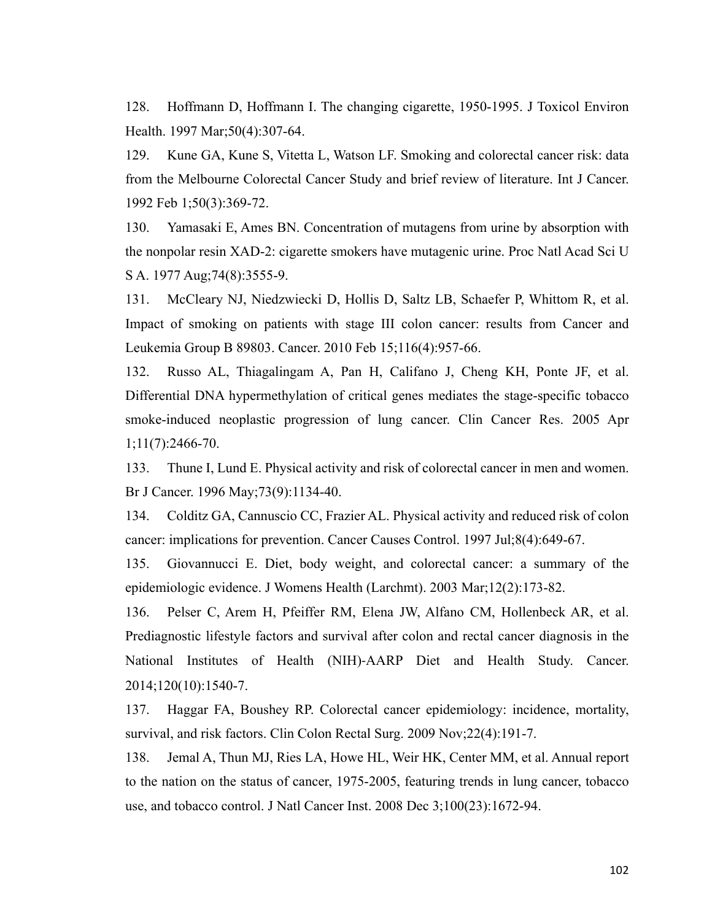128. Hoffmann D, Hoffmann I. The changing cigarette, 1950-1995. J Toxicol Environ Health. 1997 Mar;50(4):307-64.

129. Kune GA, Kune S, Vitetta L, Watson LF. Smoking and colorectal cancer risk: data from the Melbourne Colorectal Cancer Study and brief review of literature. Int J Cancer. 1992 Feb 1;50(3):369-72.

130. Yamasaki E, Ames BN. Concentration of mutagens from urine by absorption with the nonpolar resin XAD-2: cigarette smokers have mutagenic urine. Proc Natl Acad Sci U S A. 1977 Aug;74(8):3555-9.

131. McCleary NJ, Niedzwiecki D, Hollis D, Saltz LB, Schaefer P, Whittom R, et al. Impact of smoking on patients with stage III colon cancer: results from Cancer and Leukemia Group B 89803. Cancer. 2010 Feb 15;116(4):957-66.

132. Russo AL, Thiagalingam A, Pan H, Califano J, Cheng KH, Ponte JF, et al. Differential DNA hypermethylation of critical genes mediates the stage-specific tobacco smoke-induced neoplastic progression of lung cancer. Clin Cancer Res. 2005 Apr 1;11(7):2466-70.

133. Thune I, Lund E. Physical activity and risk of colorectal cancer in men and women. Br J Cancer. 1996 May;73(9):1134-40.

134. Colditz GA, Cannuscio CC, Frazier AL. Physical activity and reduced risk of colon cancer: implications for prevention. Cancer Causes Control. 1997 Jul;8(4):649-67.

135. Giovannucci E. Diet, body weight, and colorectal cancer: a summary of the epidemiologic evidence. J Womens Health (Larchmt). 2003 Mar;12(2):173-82.

136. Pelser C, Arem H, Pfeiffer RM, Elena JW, Alfano CM, Hollenbeck AR, et al. Prediagnostic lifestyle factors and survival after colon and rectal cancer diagnosis in the National Institutes of Health (NIH)-AARP Diet and Health Study. Cancer. 2014;120(10):1540-7.

137. Haggar FA, Boushey RP. Colorectal cancer epidemiology: incidence, mortality, survival, and risk factors. Clin Colon Rectal Surg. 2009 Nov;22(4):191-7.

138. Jemal A, Thun MJ, Ries LA, Howe HL, Weir HK, Center MM, et al. Annual report to the nation on the status of cancer, 1975-2005, featuring trends in lung cancer, tobacco use, and tobacco control. J Natl Cancer Inst. 2008 Dec 3;100(23):1672-94.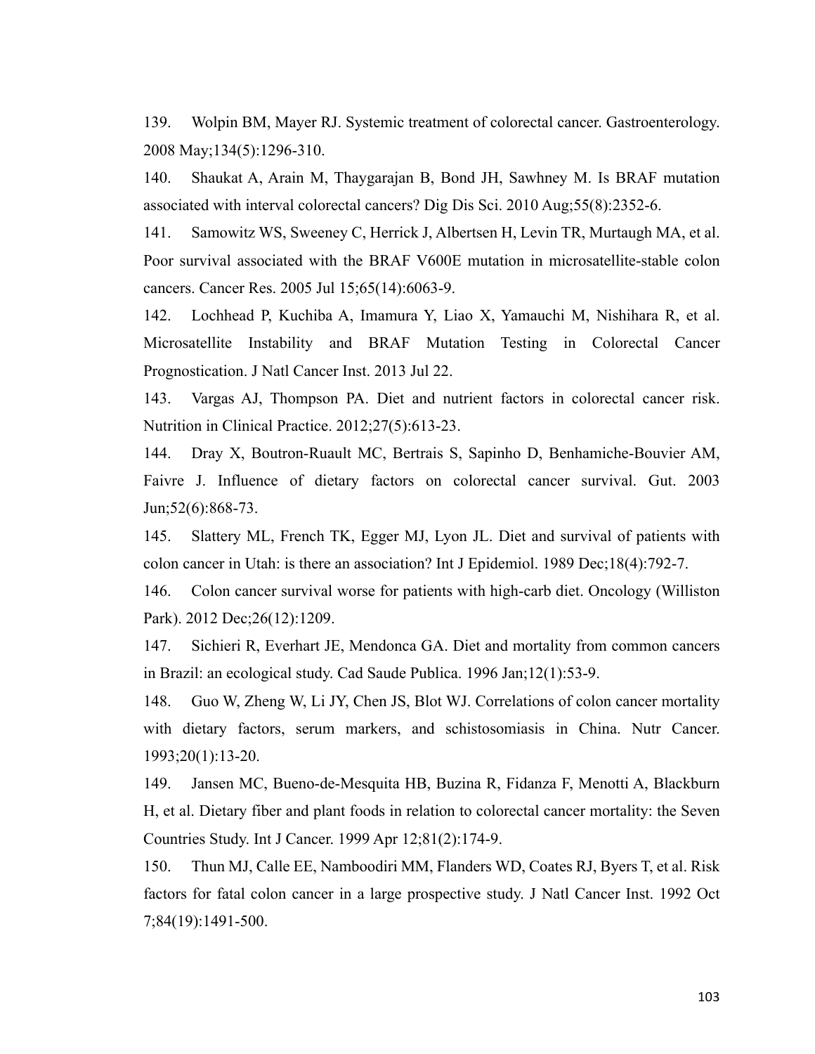139. Wolpin BM, Mayer RJ. Systemic treatment of colorectal cancer. Gastroenterology. 2008 May;134(5):1296-310.

140. Shaukat A, Arain M, Thaygarajan B, Bond JH, Sawhney M. Is BRAF mutation associated with interval colorectal cancers? Dig Dis Sci. 2010 Aug;55(8):2352-6.

141. Samowitz WS, Sweeney C, Herrick J, Albertsen H, Levin TR, Murtaugh MA, et al. Poor survival associated with the BRAF V600E mutation in microsatellite-stable colon cancers. Cancer Res. 2005 Jul 15;65(14):6063-9.

142. Lochhead P, Kuchiba A, Imamura Y, Liao X, Yamauchi M, Nishihara R, et al. Microsatellite Instability and BRAF Mutation Testing in Colorectal Cancer Prognostication. J Natl Cancer Inst. 2013 Jul 22.

143. Vargas AJ, Thompson PA. Diet and nutrient factors in colorectal cancer risk. Nutrition in Clinical Practice. 2012;27(5):613-23.

144. Dray X, Boutron-Ruault MC, Bertrais S, Sapinho D, Benhamiche-Bouvier AM, Faivre J. Influence of dietary factors on colorectal cancer survival. Gut. 2003 Jun;52(6):868-73.

145. Slattery ML, French TK, Egger MJ, Lyon JL. Diet and survival of patients with colon cancer in Utah: is there an association? Int J Epidemiol. 1989 Dec;18(4):792-7.

146. Colon cancer survival worse for patients with high-carb diet. Oncology (Williston Park). 2012 Dec;26(12):1209.

147. Sichieri R, Everhart JE, Mendonca GA. Diet and mortality from common cancers in Brazil: an ecological study. Cad Saude Publica. 1996 Jan;12(1):53-9.

148. Guo W, Zheng W, Li JY, Chen JS, Blot WJ. Correlations of colon cancer mortality with dietary factors, serum markers, and schistosomiasis in China. Nutr Cancer. 1993;20(1):13-20.

149. Jansen MC, Bueno-de-Mesquita HB, Buzina R, Fidanza F, Menotti A, Blackburn H, et al. Dietary fiber and plant foods in relation to colorectal cancer mortality: the Seven Countries Study. Int J Cancer. 1999 Apr 12;81(2):174-9.

150. Thun MJ, Calle EE, Namboodiri MM, Flanders WD, Coates RJ, Byers T, et al. Risk factors for fatal colon cancer in a large prospective study. J Natl Cancer Inst. 1992 Oct 7;84(19):1491-500.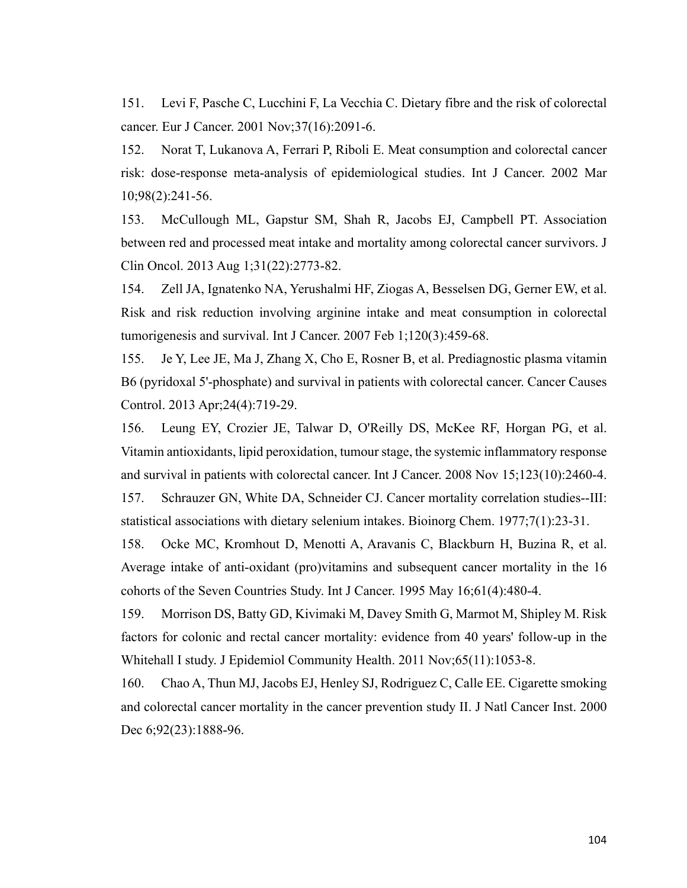151. Levi F, Pasche C, Lucchini F, La Vecchia C. Dietary fibre and the risk of colorectal cancer. Eur J Cancer. 2001 Nov;37(16):2091-6.

152. Norat T, Lukanova A, Ferrari P, Riboli E. Meat consumption and colorectal cancer risk: dose-response meta-analysis of epidemiological studies. Int J Cancer. 2002 Mar 10;98(2):241-56.

153. McCullough ML, Gapstur SM, Shah R, Jacobs EJ, Campbell PT. Association between red and processed meat intake and mortality among colorectal cancer survivors. J Clin Oncol. 2013 Aug 1;31(22):2773-82.

154. Zell JA, Ignatenko NA, Yerushalmi HF, Ziogas A, Besselsen DG, Gerner EW, et al. Risk and risk reduction involving arginine intake and meat consumption in colorectal tumorigenesis and survival. Int J Cancer. 2007 Feb 1;120(3):459-68.

155. Je Y, Lee JE, Ma J, Zhang X, Cho E, Rosner B, et al. Prediagnostic plasma vitamin B6 (pyridoxal 5'-phosphate) and survival in patients with colorectal cancer. Cancer Causes Control. 2013 Apr;24(4):719-29.

156. Leung EY, Crozier JE, Talwar D, O'Reilly DS, McKee RF, Horgan PG, et al. Vitamin antioxidants, lipid peroxidation, tumour stage, the systemic inflammatory response and survival in patients with colorectal cancer. Int J Cancer. 2008 Nov 15;123(10):2460-4.

157. Schrauzer GN, White DA, Schneider CJ. Cancer mortality correlation studies--III: statistical associations with dietary selenium intakes. Bioinorg Chem. 1977;7(1):23-31.

158. Ocke MC, Kromhout D, Menotti A, Aravanis C, Blackburn H, Buzina R, et al. Average intake of anti-oxidant (pro)vitamins and subsequent cancer mortality in the 16 cohorts of the Seven Countries Study. Int J Cancer. 1995 May 16;61(4):480-4.

159. Morrison DS, Batty GD, Kivimaki M, Davey Smith G, Marmot M, Shipley M. Risk factors for colonic and rectal cancer mortality: evidence from 40 years' follow-up in the Whitehall I study. J Epidemiol Community Health. 2011 Nov;65(11):1053-8.

160. Chao A, Thun MJ, Jacobs EJ, Henley SJ, Rodriguez C, Calle EE. Cigarette smoking and colorectal cancer mortality in the cancer prevention study II. J Natl Cancer Inst. 2000 Dec 6;92(23):1888-96.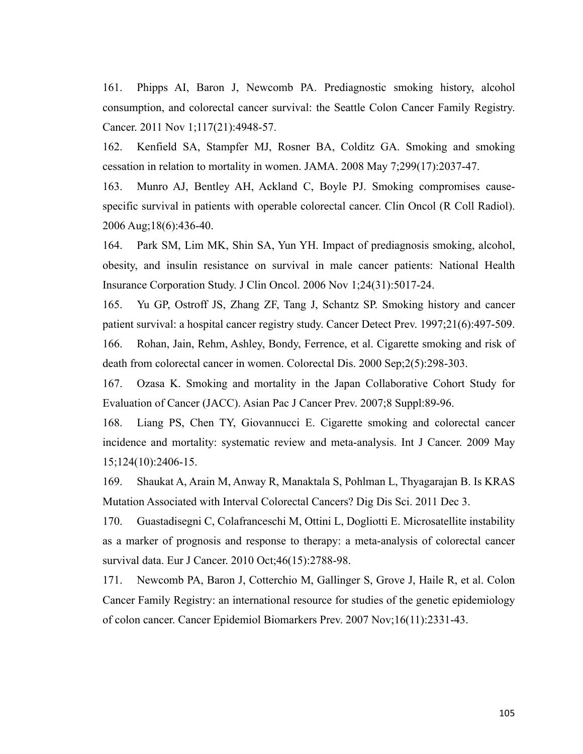161. Phipps AI, Baron J, Newcomb PA. Prediagnostic smoking history, alcohol consumption, and colorectal cancer survival: the Seattle Colon Cancer Family Registry. Cancer. 2011 Nov 1;117(21):4948-57.

162. Kenfield SA, Stampfer MJ, Rosner BA, Colditz GA. Smoking and smoking cessation in relation to mortality in women. JAMA. 2008 May 7;299(17):2037-47.

163. Munro AJ, Bentley AH, Ackland C, Boyle PJ. Smoking compromises cause-specific survival in patients with operable colorectal cancer. Clin Oncol (R Coll Radiol). 2006 Aug;18(6):436-40.

164. Park SM, Lim MK, Shin SA, Yun YH. Impact of prediagnosis smoking, alcohol, obesity, and insulin resistance on survival in male cancer patients: National Health Insurance Corporation Study. J Clin Oncol. 2006 Nov 1;24(31):5017-24.

165. Yu GP, Ostroff JS, Zhang ZF, Tang J, Schantz SP. Smoking history and cancer patient survival: a hospital cancer registry study. Cancer Detect Prev. 1997;21(6):497-509.

166. Rohan, Jain, Rehm, Ashley, Bondy, Ferrence, et al. Cigarette smoking and risk of death from colorectal cancer in women. Colorectal Dis. 2000 Sep;2(5):298-303.

167. Ozasa K. Smoking and mortality in the Japan Collaborative Cohort Study for Evaluation of Cancer (JACC). Asian Pac J Cancer Prev. 2007;8 Suppl:89-96.

168. Liang PS, Chen TY, Giovannucci E. Cigarette smoking and colorectal cancer incidence and mortality: systematic review and meta-analysis. Int J Cancer. 2009 May 15;124(10):2406-15.

169. Shaukat A, Arain M, Anway R, Manaktala S, Pohlman L, Thyagarajan B. Is KRAS Mutation Associated with Interval Colorectal Cancers? Dig Dis Sci. 2011 Dec 3.

170. Guastadisegni C, Colafranceschi M, Ottini L, Dogliotti E. Microsatellite instability as a marker of prognosis and response to therapy: a meta-analysis of colorectal cancer survival data. Eur J Cancer. 2010 Oct;46(15):2788-98.

171. Newcomb PA, Baron J, Cotterchio M, Gallinger S, Grove J, Haile R, et al. Colon Cancer Family Registry: an international resource for studies of the genetic epidemiology of colon cancer. Cancer Epidemiol Biomarkers Prev. 2007 Nov;16(11):2331-43.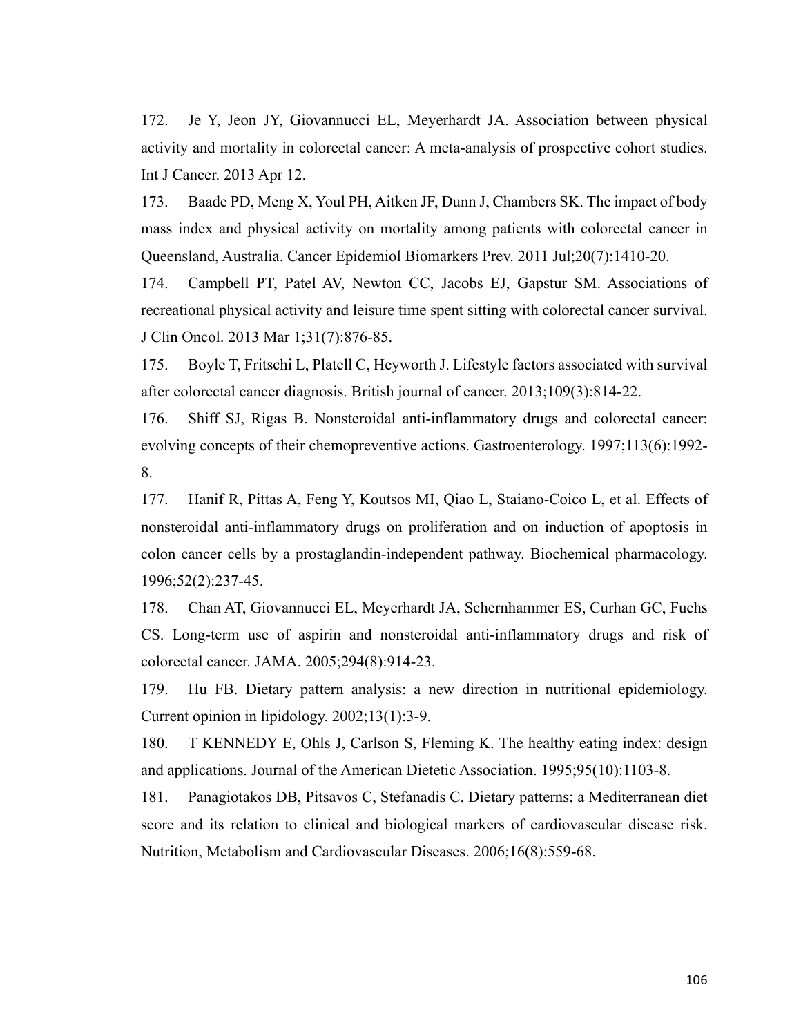172. Je Y, Jeon JY, Giovannucci EL, Meyerhardt JA. Association between physical activity and mortality in colorectal cancer: A meta-analysis of prospective cohort studies. Int J Cancer. 2013 Apr 12.

173. Baade PD, Meng X, Youl PH, Aitken JF, Dunn J, Chambers SK. The impact of body mass index and physical activity on mortality among patients with colorectal cancer in Queensland, Australia. Cancer Epidemiol Biomarkers Prev. 2011 Jul;20(7):1410-20.

174. Campbell PT, Patel AV, Newton CC, Jacobs EJ, Gapstur SM. Associations of recreational physical activity and leisure time spent sitting with colorectal cancer survival. J Clin Oncol. 2013 Mar 1;31(7):876-85.

175. Boyle T, Fritschi L, Platell C, Heyworth J. Lifestyle factors associated with survival after colorectal cancer diagnosis. British journal of cancer. 2013;109(3):814-22.

176. Shiff SJ, Rigas B. Nonsteroidal anti-inflammatory drugs and colorectal cancer: evolving concepts of their chemopreventive actions. Gastroenterology. 1997;113(6):1992-8.

177. Hanif R, Pittas A, Feng Y, Koutsos MI, Qiao L, Staiano-Coico L, et al. Effects of nonsteroidal anti-inflammatory drugs on proliferation and on induction of apoptosis in colon cancer cells by a prostaglandin-independent pathway. Biochemical pharmacology. 1996;52(2):237-45.

178. Chan AT, Giovannucci EL, Meyerhardt JA, Schernhammer ES, Curhan GC, Fuchs CS. Long-term use of aspirin and nonsteroidal anti-inflammatory drugs and risk of colorectal cancer. JAMA. 2005;294(8):914-23.

179. Hu FB. Dietary pattern analysis: a new direction in nutritional epidemiology. Current opinion in lipidology. 2002;13(1):3-9.

180. T KENNEDY E, Ohls J, Carlson S, Fleming K. The healthy eating index: design and applications. Journal of the American Dietetic Association. 1995;95(10):1103-8.

181. Panagiotakos DB, Pitsavos C, Stefanadis C. Dietary patterns: a Mediterranean diet score and its relation to clinical and biological markers of cardiovascular disease risk. Nutrition, Metabolism and Cardiovascular Diseases. 2006;16(8):559-68.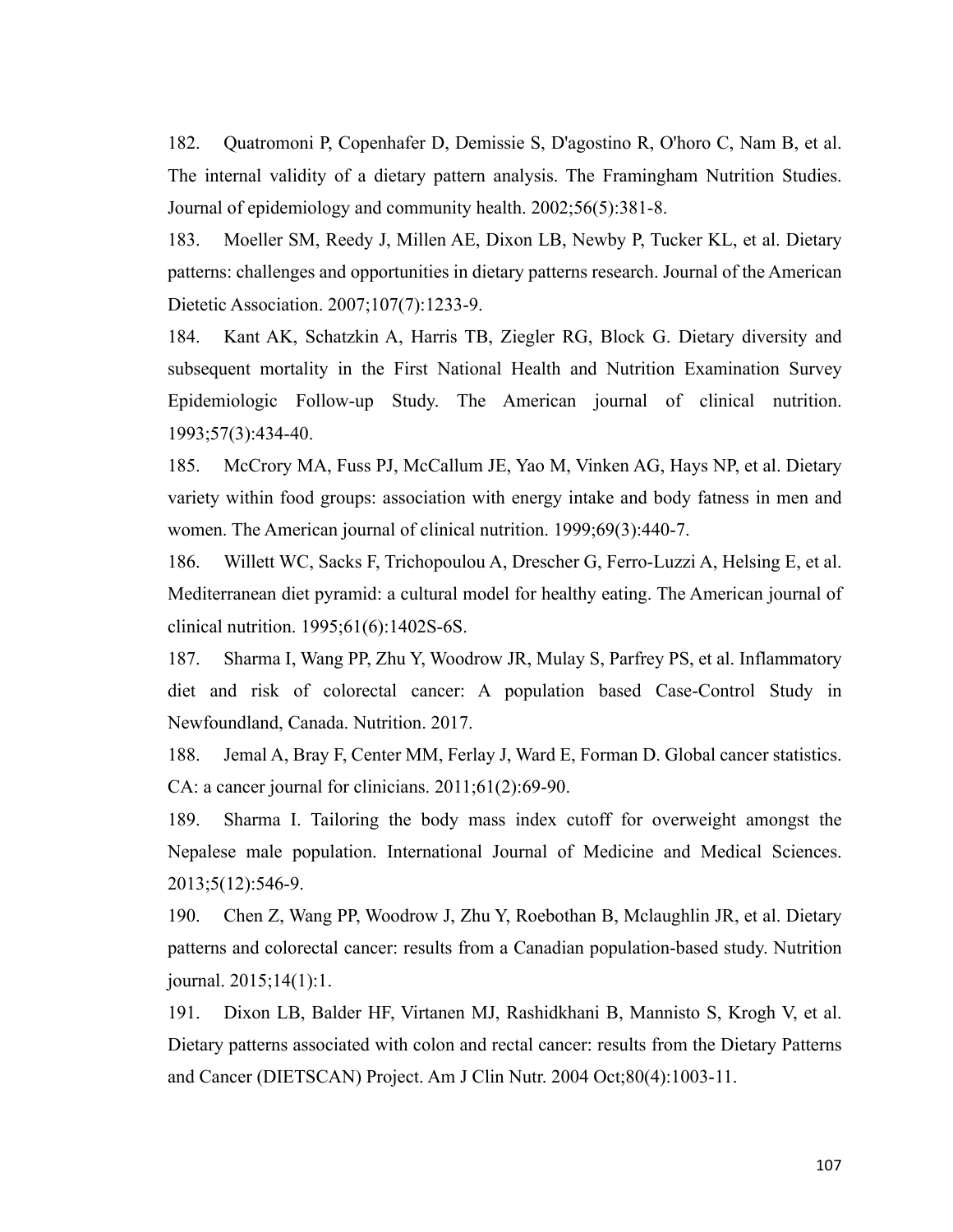182. Quatromoni P, Copenhafer D, Demissie S, D'agostino R, O'horo C, Nam B, et al. The internal validity of a dietary pattern analysis. The Framingham Nutrition Studies. Journal of epidemiology and community health. 2002;56(5):381-8.

183. Moeller SM, Reedy J, Millen AE, Dixon LB, Newby P, Tucker KL, et al. Dietary patterns: challenges and opportunities in dietary patterns research. Journal of the American Dietetic Association. 2007;107(7):1233-9.

184. Kant AK, Schatzkin A, Harris TB, Ziegler RG, Block G. Dietary diversity and subsequent mortality in the First National Health and Nutrition Examination Survey Epidemiologic Follow-up Study. The American journal of clinical nutrition. 1993;57(3):434-40.

185. McCrory MA, Fuss PJ, McCallum JE, Yao M, Vinken AG, Hays NP, et al. Dietary variety within food groups: association with energy intake and body fatness in men and women. The American journal of clinical nutrition. 1999;69(3):440-7.

186. Willett WC, Sacks F, Trichopoulou A, Drescher G, Ferro-Luzzi A, Helsing E, et al. Mediterranean diet pyramid: a cultural model for healthy eating. The American journal of clinical nutrition. 1995;61(6):1402S-6S.

187. Sharma I, Wang PP, Zhu Y, Woodrow JR, Mulay S, Parfrey PS, et al. Inflammatory diet and risk of colorectal cancer: A population based Case-Control Study in Newfoundland, Canada. Nutrition. 2017.

188. Jemal A, Bray F, Center MM, Ferlay J, Ward E, Forman D. Global cancer statistics. CA: a cancer journal for clinicians. 2011;61(2):69-90.

189. Sharma I. Tailoring the body mass index cutoff for overweight amongst the Nepalese male population. International Journal of Medicine and Medical Sciences. 2013;5(12):546-9.

190. Chen Z, Wang PP, Woodrow J, Zhu Y, Roebothan B, Mclaughlin JR, et al. Dietary patterns and colorectal cancer: results from a Canadian population-based study. Nutrition journal. 2015;14(1):1.

191. Dixon LB, Balder HF, Virtanen MJ, Rashidkhani B, Mannisto S, Krogh V, et al. Dietary patterns associated with colon and rectal cancer: results from the Dietary Patterns and Cancer (DIETSCAN) Project. Am J Clin Nutr. 2004 Oct;80(4):1003-11.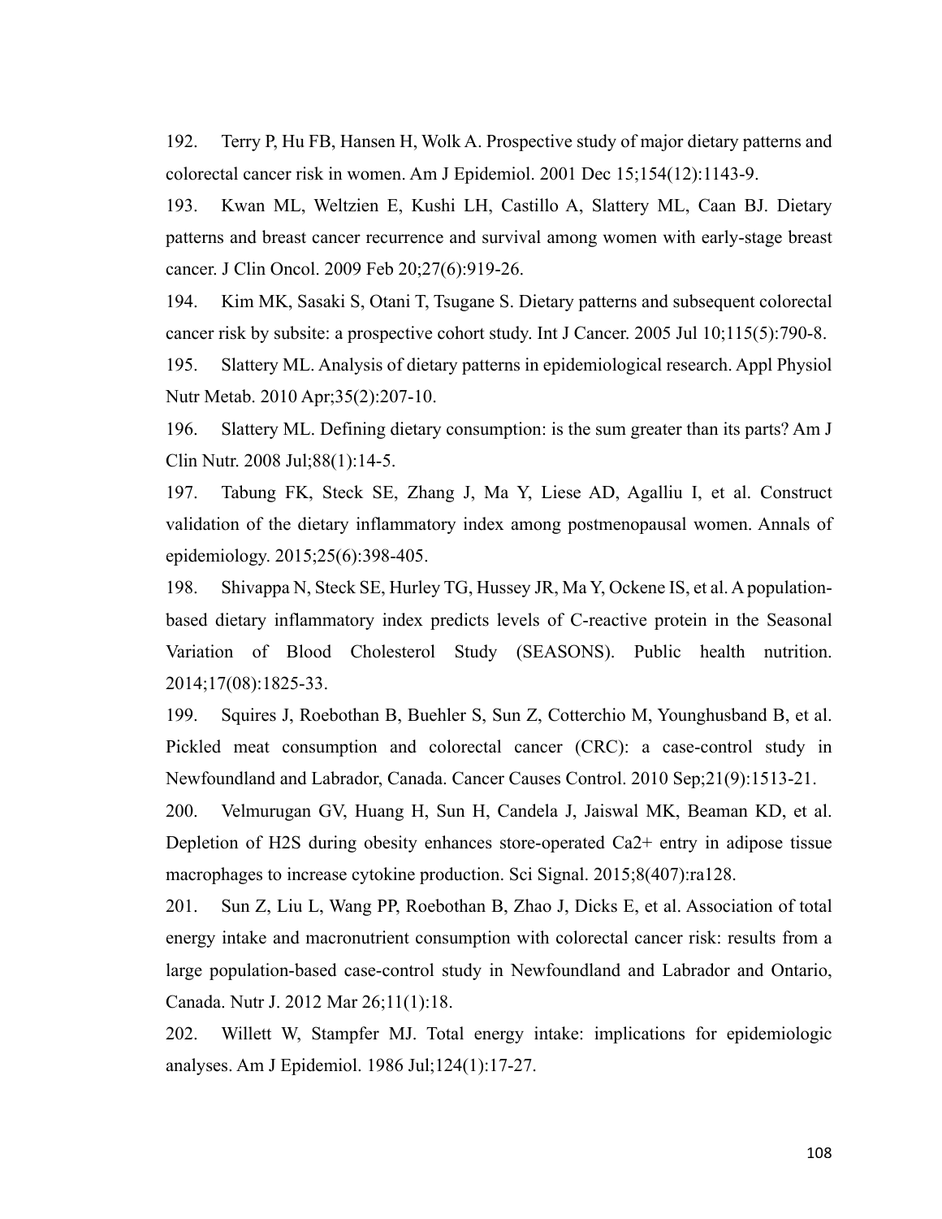192. Terry P, Hu FB, Hansen H, Wolk A. Prospective study of major dietary patterns and colorectal cancer risk in women. Am J Epidemiol. 2001 Dec 15;154(12):1143-9.

193. Kwan ML, Weltzien E, Kushi LH, Castillo A, Slattery ML, Caan BJ. Dietary patterns and breast cancer recurrence and survival among women with early-stage breast cancer. J Clin Oncol. 2009 Feb 20;27(6):919-26.

194. Kim MK, Sasaki S, Otani T, Tsugane S. Dietary patterns and subsequent colorectal cancer risk by subsite: a prospective cohort study. Int J Cancer. 2005 Jul 10;115(5):790-8.

195. Slattery ML. Analysis of dietary patterns in epidemiological research. Appl Physiol Nutr Metab. 2010 Apr;35(2):207-10.

196. Slattery ML. Defining dietary consumption: is the sum greater than its parts? Am J Clin Nutr. 2008 Jul;88(1):14-5.

197. Tabung FK, Steck SE, Zhang J, Ma Y, Liese AD, Agalliu I, et al. Construct validation of the dietary inflammatory index among postmenopausal women. Annals of epidemiology. 2015;25(6):398-405.

198. Shivappa N, Steck SE, Hurley TG, Hussey JR, Ma Y, Ockene IS, et al. A population-based dietary inflammatory index predicts levels of C-reactive protein in the Seasonal Variation of Blood Cholesterol Study (SEASONS). Public health nutrition. 2014;17(08):1825-33.

199. Squires J, Roebothan B, Buehler S, Sun Z, Cotterchio M, Younghusband B, et al. Pickled meat consumption and colorectal cancer (CRC): a case-control study in Newfoundland and Labrador, Canada. Cancer Causes Control. 2010 Sep;21(9):1513-21.

200. Velmurugan GV, Huang H, Sun H, Candela J, Jaiswal MK, Beaman KD, et al. Depletion of H2S during obesity enhances store-operated Ca2+ entry in adipose tissue macrophages to increase cytokine production. Sci Signal. 2015;8(407):ra128.

201. Sun Z, Liu L, Wang PP, Roebothan B, Zhao J, Dicks E, et al. Association of total energy intake and macronutrient consumption with colorectal cancer risk: results from a large population-based case-control study in Newfoundland and Labrador and Ontario, Canada. Nutr J. 2012 Mar 26;11(1):18.

202. Willett W, Stampfer MJ. Total energy intake: implications for epidemiologic analyses. Am J Epidemiol. 1986 Jul;124(1):17-27.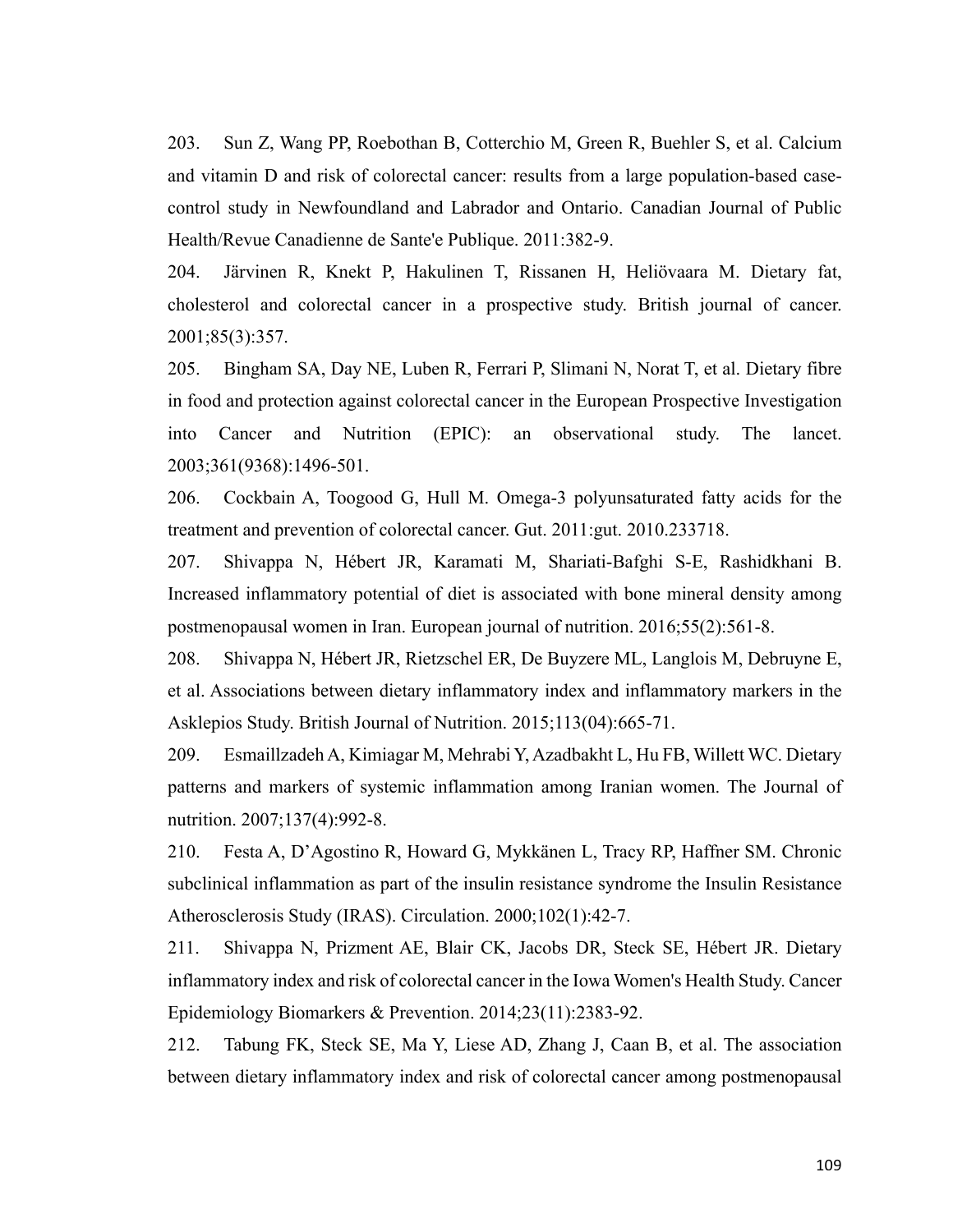203. Sun Z, Wang PP, Roebothan B, Cotterchio M, Green R, Buehler S, et al. Calcium and vitamin D and risk of colorectal cancer: results from a large population-based case-control study in Newfoundland and Labrador and Ontario. Canadian Journal of Public Health/Revue Canadienne de Sante'e Publique. 2011:382-9.

204. Järvinen R, Knekt P, Hakulinen T, Rissanen H, Heliövaara M. Dietary fat, cholesterol and colorectal cancer in a prospective study. British journal of cancer. 2001;85(3):357.

205. Bingham SA, Day NE, Luben R, Ferrari P, Slimani N, Norat T, et al. Dietary fibre in food and protection against colorectal cancer in the European Prospective Investigation into Cancer and Nutrition (EPIC): an observational study. The lancet. 2003;361(9368):1496-501.

206. Cockbain A, Toogood G, Hull M. Omega-3 polyunsaturated fatty acids for the treatment and prevention of colorectal cancer. Gut. 2011:gut. 2010.233718.

207. Shivappa N, Hébert JR, Karamati M, Shariati-Bafghi S-E, Rashidkhani B. Increased inflammatory potential of diet is associated with bone mineral density among postmenopausal women in Iran. European journal of nutrition. 2016;55(2):561-8.

208. Shivappa N, Hébert JR, Rietzschel ER, De Buyzere ML, Langlois M, Debruyne E, et al. Associations between dietary inflammatory index and inflammatory markers in the Asklepios Study. British Journal of Nutrition. 2015;113(04):665-71.

209. Esmaillzadeh A, Kimiagar M, Mehrabi Y, Azadbakht L, Hu FB, Willett WC. Dietary patterns and markers of systemic inflammation among Iranian women. The Journal of nutrition. 2007;137(4):992-8.

210. Festa A, D'Agostino R, Howard G, Mykkänen L, Tracy RP, Haffner SM. Chronic subclinical inflammation as part of the insulin resistance syndrome the Insulin Resistance Atherosclerosis Study (IRAS). Circulation. 2000;102(1):42-7.

211. Shivappa N, Prizment AE, Blair CK, Jacobs DR, Steck SE, Hébert JR. Dietary inflammatory index and risk of colorectal cancer in the Iowa Women's Health Study. Cancer Epidemiology Biomarkers & Prevention. 2014;23(11):2383-92.

212. Tabung FK, Steck SE, Ma Y, Liese AD, Zhang J, Caan B, et al. The association between dietary inflammatory index and risk of colorectal cancer among postmenopausal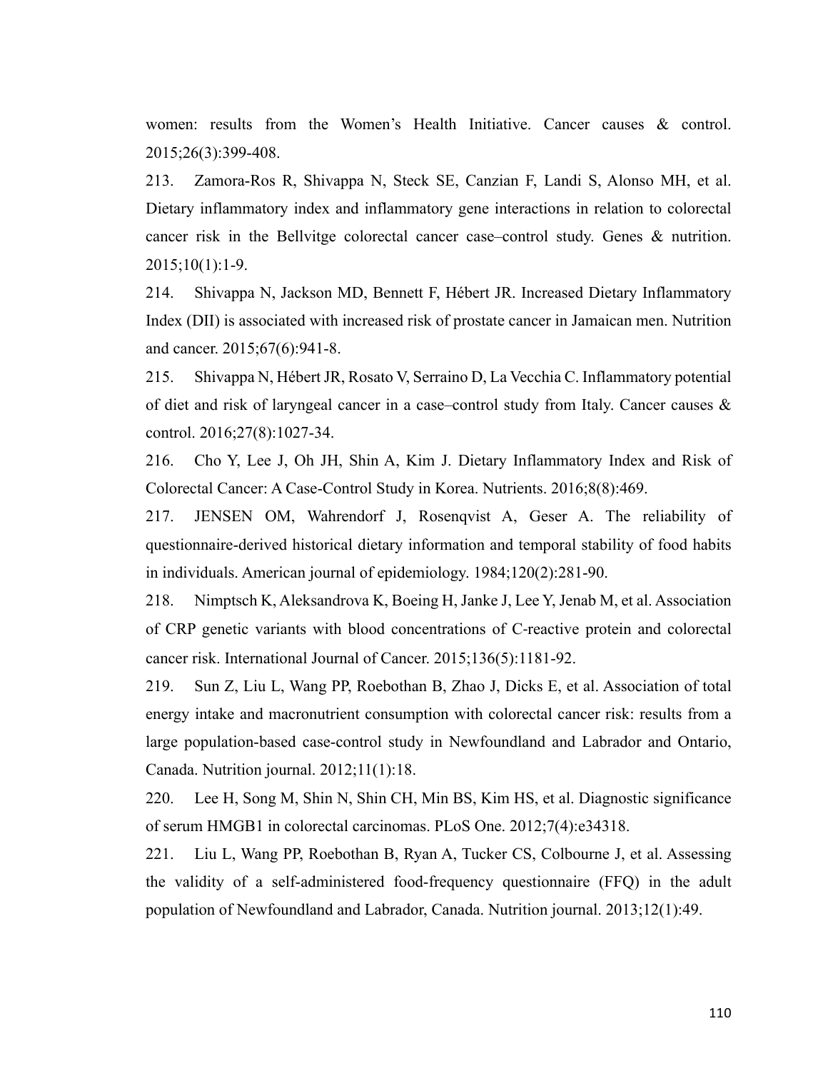women: results from the Women's Health Initiative. Cancer causes & control. 2015;26(3):399-408.

213. Zamora-Ros R, Shivappa N, Steck SE, Canzian F, Landi S, Alonso MH, et al. Dietary inflammatory index and inflammatory gene interactions in relation to colorectal cancer risk in the Bellvitge colorectal cancer case–control study. Genes & nutrition. 2015;10(1):1-9.

214. Shivappa N, Jackson MD, Bennett F, Hébert JR. Increased Dietary Inflammatory Index (DII) is associated with increased risk of prostate cancer in Jamaican men. Nutrition and cancer. 2015;67(6):941-8.

215. Shivappa N, Hébert JR, Rosato V, Serraino D, La Vecchia C. Inflammatory potential of diet and risk of laryngeal cancer in a case–control study from Italy. Cancer causes & control. 2016;27(8):1027-34.

216. Cho Y, Lee J, Oh JH, Shin A, Kim J. Dietary Inflammatory Index and Risk of Colorectal Cancer: A Case-Control Study in Korea. Nutrients. 2016;8(8):469.

217. JENSEN OM, Wahrendorf J, Rosenqvist A, Geser A. The reliability of questionnaire-derived historical dietary information and temporal stability of food habits in individuals. American journal of epidemiology. 1984;120(2):281-90.

218. Nimptsch K, Aleksandrova K, Boeing H, Janke J, Lee Y, Jenab M, et al. Association of CRP genetic variants with blood concentrations of C-reactive protein and colorectal cancer risk. International Journal of Cancer. 2015;136(5):1181-92.

219. Sun Z, Liu L, Wang PP, Roebothan B, Zhao J, Dicks E, et al. Association of total energy intake and macronutrient consumption with colorectal cancer risk: results from a large population-based case-control study in Newfoundland and Labrador and Ontario, Canada. Nutrition journal. 2012;11(1):18.

220. Lee H, Song M, Shin N, Shin CH, Min BS, Kim HS, et al. Diagnostic significance of serum HMGB1 in colorectal carcinomas. PLoS One. 2012;7(4):e34318.

221. Liu L, Wang PP, Roebothan B, Ryan A, Tucker CS, Colbourne J, et al. Assessing the validity of a self-administered food-frequency questionnaire (FFQ) in the adult population of Newfoundland and Labrador, Canada. Nutrition journal. 2013;12(1):49.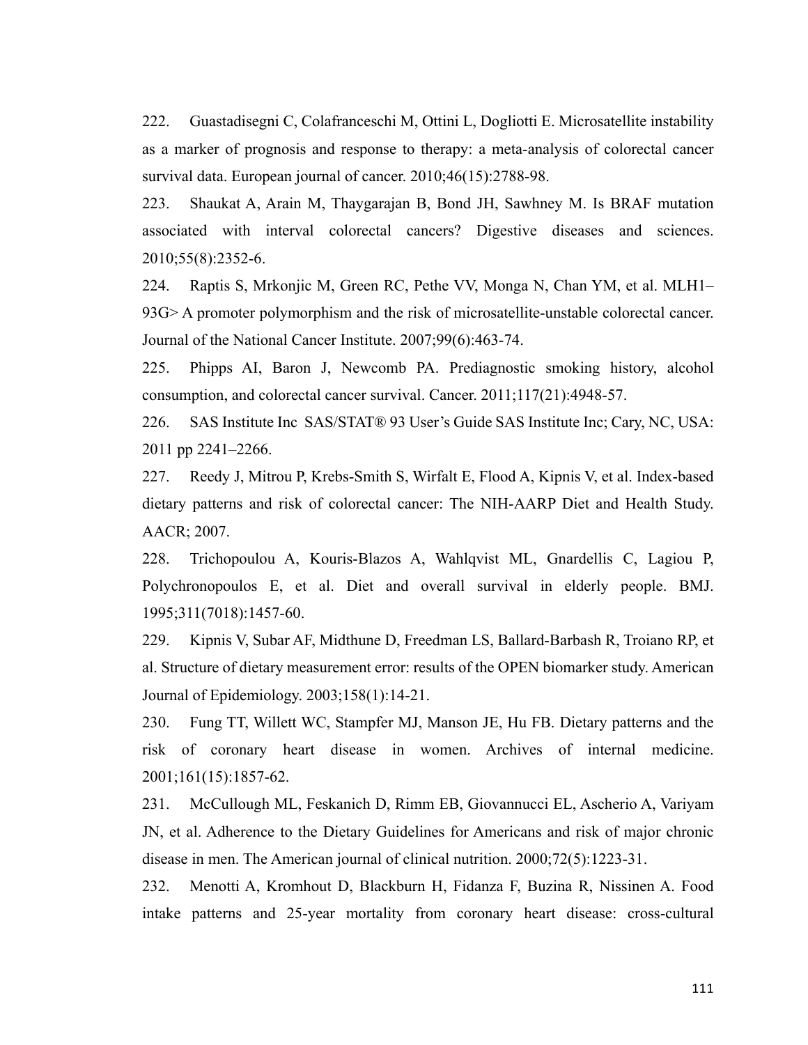222. Guastadisegni C, Colafranceschi M, Ottini L, Dogliotti E. Microsatellite instability as a marker of prognosis and response to therapy: a meta-analysis of colorectal cancer survival data. European journal of cancer. 2010;46(15):2788-98.

223. Shaukat A, Arain M, Thaygarajan B, Bond JH, Sawhney M. Is BRAF mutation associated with interval colorectal cancers? Digestive diseases and sciences. 2010;55(8):2352-6.

224. Raptis S, Mrkonjic M, Green RC, Pethe VV, Monga N, Chan YM, et al. MLH1–93G> A promoter polymorphism and the risk of microsatellite-unstable colorectal cancer. Journal of the National Cancer Institute. 2007;99(6):463-74.

225. Phipps AI, Baron J, Newcomb PA. Prediagnostic smoking history, alcohol consumption, and colorectal cancer survival. Cancer. 2011;117(21):4948-57.

226. SAS Institute Inc SAS/STAT® 93 User's Guide SAS Institute Inc; Cary, NC, USA: 2011 pp 2241–2266.

227. Reedy J, Mitrou P, Krebs-Smith S, Wirfalt E, Flood A, Kipnis V, et al. Index-based dietary patterns and risk of colorectal cancer: The NIH-AARP Diet and Health Study. AACR; 2007.

228. Trichopoulou A, Kouris-Blazos A, Wahlqvist ML, Gnardellis C, Lagiou P, Polychronopoulos E, et al. Diet and overall survival in elderly people. BMJ. 1995;311(7018):1457-60.

229. Kipnis V, Subar AF, Midthune D, Freedman LS, Ballard-Barbash R, Troiano RP, et al. Structure of dietary measurement error: results of the OPEN biomarker study. American Journal of Epidemiology. 2003;158(1):14-21.

230. Fung TT, Willett WC, Stampfer MJ, Manson JE, Hu FB. Dietary patterns and the risk of coronary heart disease in women. Archives of internal medicine. 2001;161(15):1857-62.

231. McCullough ML, Feskanich D, Rimm EB, Giovannucci EL, Ascherio A, Variyam JN, et al. Adherence to the Dietary Guidelines for Americans and risk of major chronic disease in men. The American journal of clinical nutrition. 2000;72(5):1223-31.

232. Menotti A, Kromhout D, Blackburn H, Fidanza F, Buzina R, Nissinen A. Food intake patterns and 25-year mortality from coronary heart disease: cross-cultural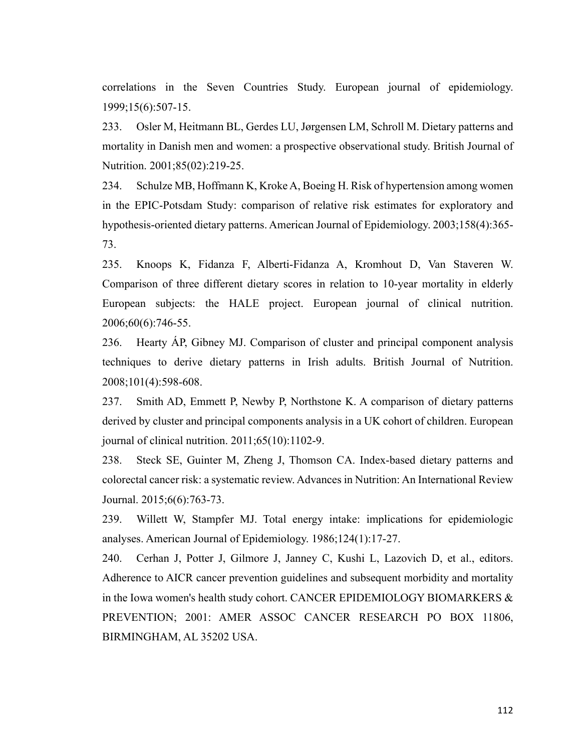correlations in the Seven Countries Study. European journal of epidemiology. 1999;15(6):507-15.

233. Osler M, Heitmann BL, Gerdes LU, Jørgensen LM, Schroll M. Dietary patterns and mortality in Danish men and women: a prospective observational study. British Journal of Nutrition. 2001;85(02):219-25.

234. Schulze MB, Hoffmann K, Kroke A, Boeing H. Risk of hypertension among women in the EPIC-Potsdam Study: comparison of relative risk estimates for exploratory and hypothesis-oriented dietary patterns. American Journal of Epidemiology. 2003;158(4):365-73.

235. Knoops K, Fidanza F, Alberti-Fidanza A, Kromhout D, Van Staveren W. Comparison of three different dietary scores in relation to 10-year mortality in elderly European subjects: the HALE project. European journal of clinical nutrition. 2006;60(6):746-55.

236. Hearty ÁP, Gibney MJ. Comparison of cluster and principal component analysis techniques to derive dietary patterns in Irish adults. British Journal of Nutrition. 2008;101(4):598-608.

237. Smith AD, Emmett P, Newby P, Northstone K. A comparison of dietary patterns derived by cluster and principal components analysis in a UK cohort of children. European journal of clinical nutrition. 2011;65(10):1102-9.

238. Steck SE, Guinter M, Zheng J, Thomson CA. Index-based dietary patterns and colorectal cancer risk: a systematic review. Advances in Nutrition: An International Review Journal. 2015;6(6):763-73.

239. Willett W, Stampfer MJ. Total energy intake: implications for epidemiologic analyses. American Journal of Epidemiology. 1986;124(1):17-27.

240. Cerhan J, Potter J, Gilmore J, Janney C, Kushi L, Lazovich D, et al., editors. Adherence to AICR cancer prevention guidelines and subsequent morbidity and mortality in the Iowa women's health study cohort. CANCER EPIDEMIOLOGY BIOMARKERS & PREVENTION; 2001: AMER ASSOC CANCER RESEARCH PO BOX 11806, BIRMINGHAM, AL 35202 USA.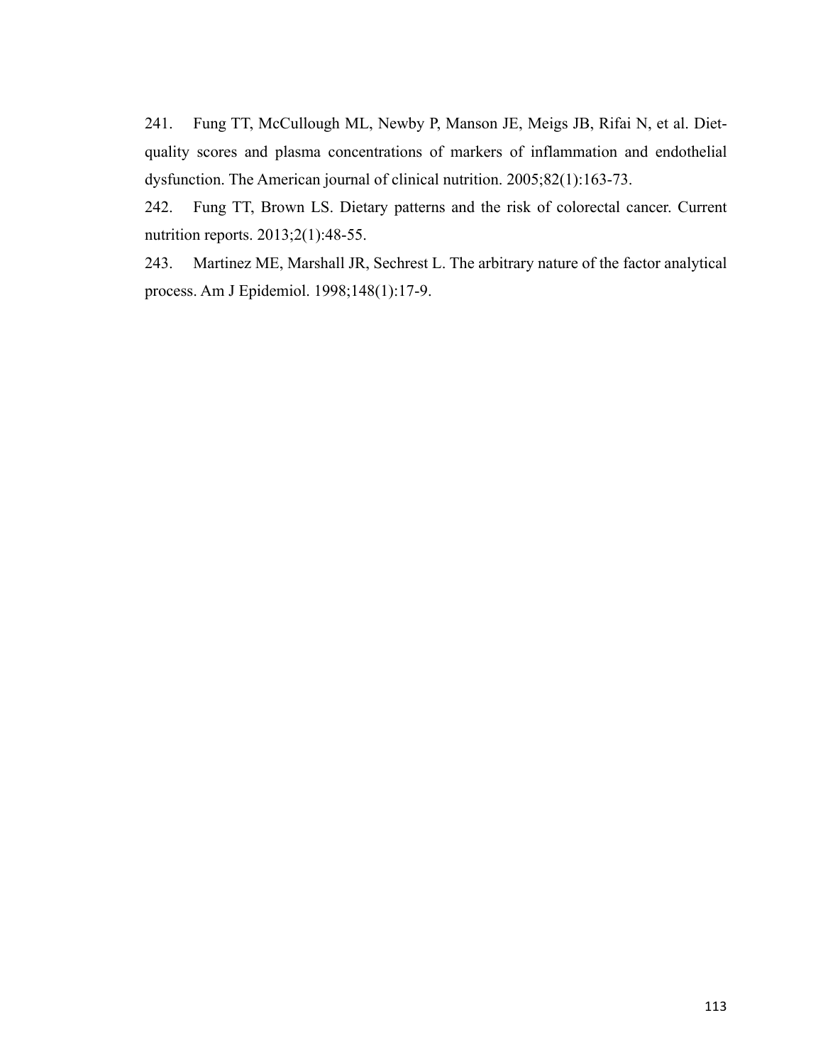241. Fung TT, McCullough ML, Newby P, Manson JE, Meigs JB, Rifai N, et al. Diet-quality scores and plasma concentrations of markers of inflammation and endothelial dysfunction. The American journal of clinical nutrition. 2005;82(1):163-73.

242. Fung TT, Brown LS. Dietary patterns and the risk of colorectal cancer. Current nutrition reports. 2013;2(1):48-55.

243. Martinez ME, Marshall JR, Sechrest L. The arbitrary nature of the factor analytical process. Am J Epidemiol. 1998;148(1):17-9.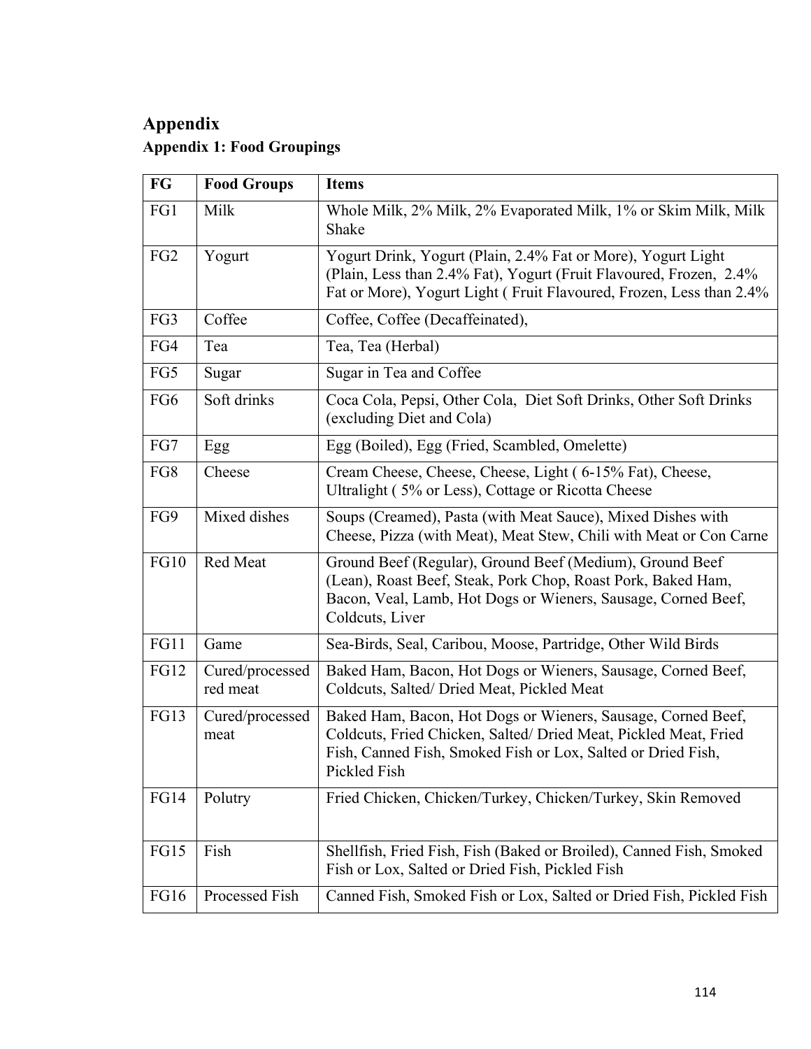# Appendix

## Appendix 1: Food Groupings

| FG | Food Groups | Items |
|---|---|---|
| FG1 | Milk | Whole Milk, 2% Milk, 2% Evaporated Milk, 1% or Skim Milk, Milk Shake |
| FG2 | Yogurt | Yogurt Drink, Yogurt (Plain, 2.4% Fat or More), Yogurt Light (Plain, Less than 2.4% Fat), Yogurt (Fruit Flavoured, Frozen, 2.4% Fat or More), Yogurt Light ( Fruit Flavoured, Frozen, Less than 2.4% |
| FG3 | Coffee | Coffee, Coffee (Decaffeinated), |
| FG4 | Tea | Tea, Tea (Herbal) |
| FG5 | Sugar | Sugar in Tea and Coffee |
| FG6 | Soft drinks | Coca Cola, Pepsi, Other Cola, Diet Soft Drinks, Other Soft Drinks (excluding Diet and Cola) |
| FG7 | Egg | Egg (Boiled), Egg (Fried, Scambled, Omelette) |
| FG8 | Cheese | Cream Cheese, Cheese, Cheese, Light ( 6-15% Fat), Cheese, Ultralight ( 5% or Less), Cottage or Ricotta Cheese |
| FG9 | Mixed dishes | Soups (Creamed), Pasta (with Meat Sauce), Mixed Dishes with Cheese, Pizza (with Meat), Meat Stew, Chili with Meat or Con Carne |
| FG10 | Red Meat | Ground Beef (Regular), Ground Beef (Medium), Ground Beef (Lean), Roast Beef, Steak, Pork Chop, Roast Pork, Baked Ham, Bacon, Veal, Lamb, Hot Dogs or Wieners, Sausage, Corned Beef, Coldcuts, Liver |
| FG11 | Game | Sea-Birds, Seal, Caribou, Moose, Partridge, Other Wild Birds |
| FG12 | Cured/processed red meat | Baked Ham, Bacon, Hot Dogs or Wieners, Sausage, Corned Beef, Coldcuts, Salted/ Dried Meat, Pickled Meat |
| FG13 | Cured/processed meat | Baked Ham, Bacon, Hot Dogs or Wieners, Sausage, Corned Beef, Coldcuts, Fried Chicken, Salted/ Dried Meat, Pickled Meat, Fried Fish, Canned Fish, Smoked Fish or Lox, Salted or Dried Fish, Pickled Fish |
| FG14 | Polutry | Fried Chicken, Chicken/Turkey, Chicken/Turkey, Skin Removed |
| FG15 | Fish | Shellfish, Fried Fish, Fish (Baked or Broiled), Canned Fish, Smoked Fish or Lox, Salted or Dried Fish, Pickled Fish |
| FG16 | Processed Fish | Canned Fish, Smoked Fish or Lox, Salted or Dried Fish, Pickled Fish |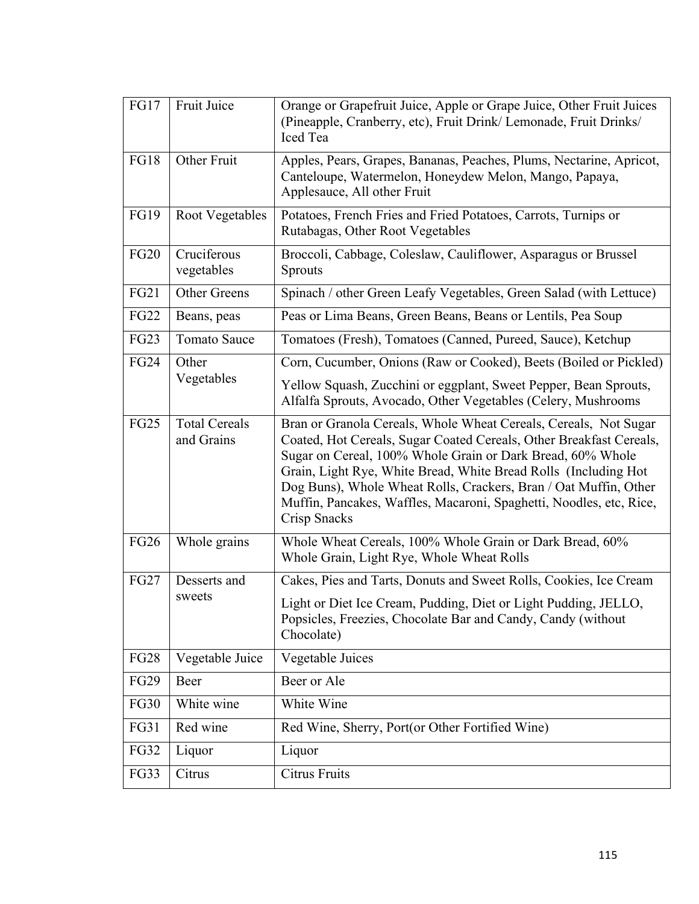| FG17 | Fruit Juice | Orange or Grapefruit Juice, Apple or Grape Juice, Other Fruit Juices (Pineapple, Cranberry, etc), Fruit Drink/ Lemonade, Fruit Drinks/ Iced Tea |
|---|---|---|
| FG18 | Other Fruit | Apples, Pears, Grapes, Bananas, Peaches, Plums, Nectarine, Apricot, Canteloupe, Watermelon, Honeydew Melon, Mango, Papaya, Applesauce, All other Fruit |
| FG19 | Root Vegetables | Potatoes, French Fries and Fried Potatoes, Carrots, Turnips or Rutabagas, Other Root Vegetables |
| FG20 | Cruciferous vegetables | Broccoli, Cabbage, Coleslaw, Cauliflower, Asparagus or Brussel Sprouts |
| FG21 | Other Greens | Spinach / other Green Leafy Vegetables, Green Salad (with Lettuce) |
| FG22 | Beans, peas | Peas or Lima Beans, Green Beans, Beans or Lentils, Pea Soup |
| FG23 | Tomato Sauce | Tomatoes (Fresh), Tomatoes (Canned, Pureed, Sauce), Ketchup |
| FG24 | Other Vegetables | Corn, Cucumber, Onions (Raw or Cooked), Beets (Boiled or Pickled) Yellow Squash, Zucchini or eggplant, Sweet Pepper, Bean Sprouts, Alfalfa Sprouts, Avocado, Other Vegetables (Celery, Mushrooms |
| FG25 | Total Cereals and Grains | Bran or Granola Cereals, Whole Wheat Cereals, Cereals, Not Sugar Coated, Hot Cereals, Sugar Coated Cereals, Other Breakfast Cereals, Sugar on Cereal, 100% Whole Grain or Dark Bread, 60% Whole Grain, Light Rye, White Bread, White Bread Rolls (Including Hot Dog Buns), Whole Wheat Rolls, Crackers, Bran / Oat Muffin, Other Muffin, Pancakes, Waffles, Macaroni, Spaghetti, Noodles, etc, Rice, Crisp Snacks |
| FG26 | Whole grains | Whole Wheat Cereals, 100% Whole Grain or Dark Bread, 60% Whole Grain, Light Rye, Whole Wheat Rolls |
| FG27 | Desserts and sweets | Cakes, Pies and Tarts, Donuts and Sweet Rolls, Cookies, Ice Cream Light or Diet Ice Cream, Pudding, Diet or Light Pudding, JELLO, Popsicles, Freezies, Chocolate Bar and Candy, Candy (without Chocolate) |
| FG28 | Vegetable Juice | Vegetable Juices |
| FG29 | Beer | Beer or Ale |
| FG30 | White wine | White Wine |
| FG31 | Red wine | Red Wine, Sherry, Port(or Other Fortified Wine) |
| FG32 | Liquor | Liquor |
| FG33 | Citrus | Citrus Fruits |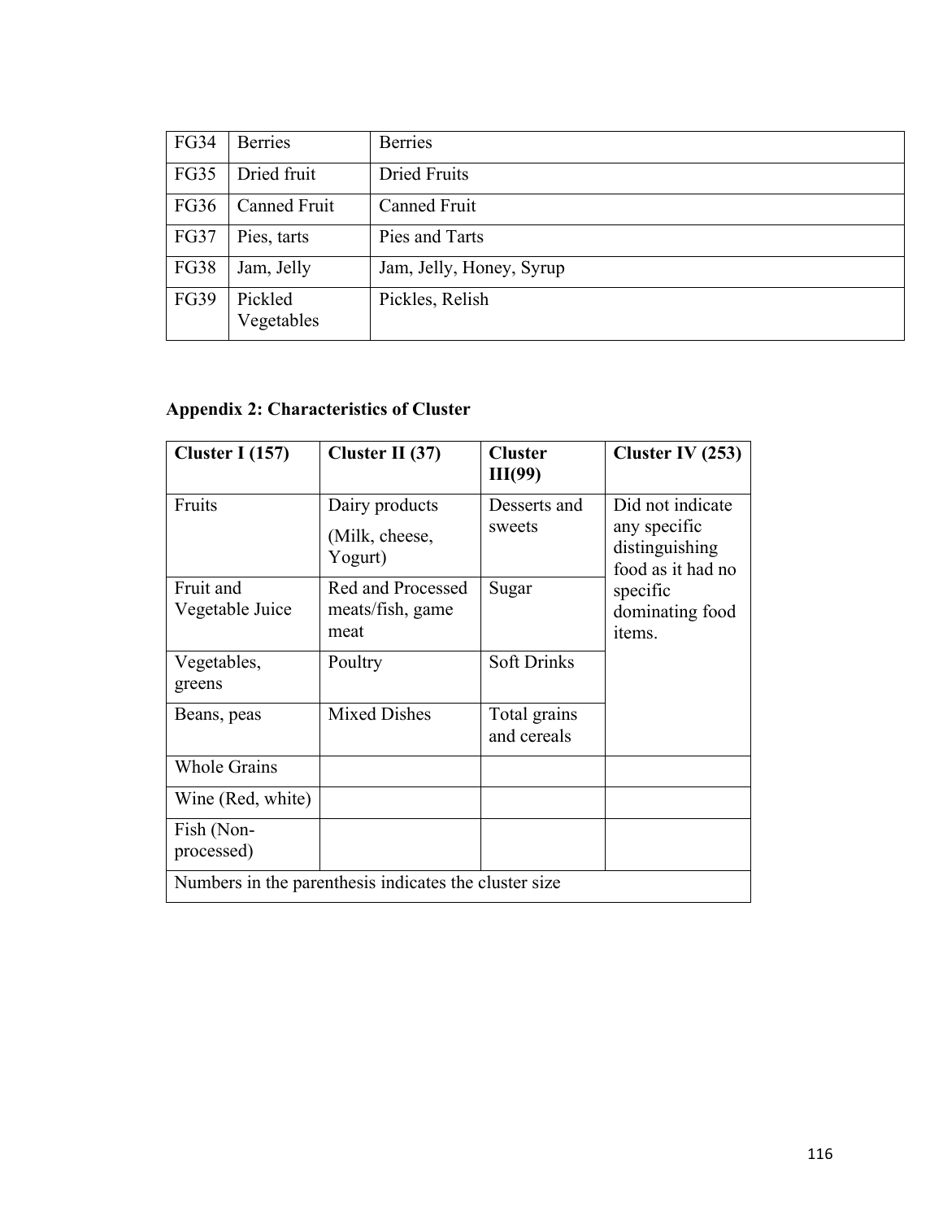| FG34 | Berries | Berries |
|---|---|---|
| FG35 | Dried fruit | Dried Fruits |
| FG36 | Canned Fruit | Canned Fruit |
| FG37 | Pies, tarts | Pies and Tarts |
| FG38 | Jam, Jelly | Jam, Jelly, Honey, Syrup |
| FG39 | Pickled Vegetables | Pickles, Relish |

**Appendix 2: Characteristics of Cluster**

| Cluster I (157) | Cluster II (37) | Cluster III(99) | Cluster IV (253) |
|---|---|---|---|
| Fruits | Dairy products (Milk, cheese, Yogurt) | Desserts and sweets | Did not indicate any specific distinguishing food as it had no specific dominating food items. |
| Fruit and Vegetable Juice | Red and Processed meats/fish, game meat | Sugar | |
| Vegetables, greens | Poultry | Soft Drinks | |
| Beans, peas | Mixed Dishes | Total grains and cereals | |
| Whole Grains | | | |
| Wine (Red, white) | | | |
| Fish (Non-processed) | | | |
| Numbers in the parenthesis indicates the cluster size | | | |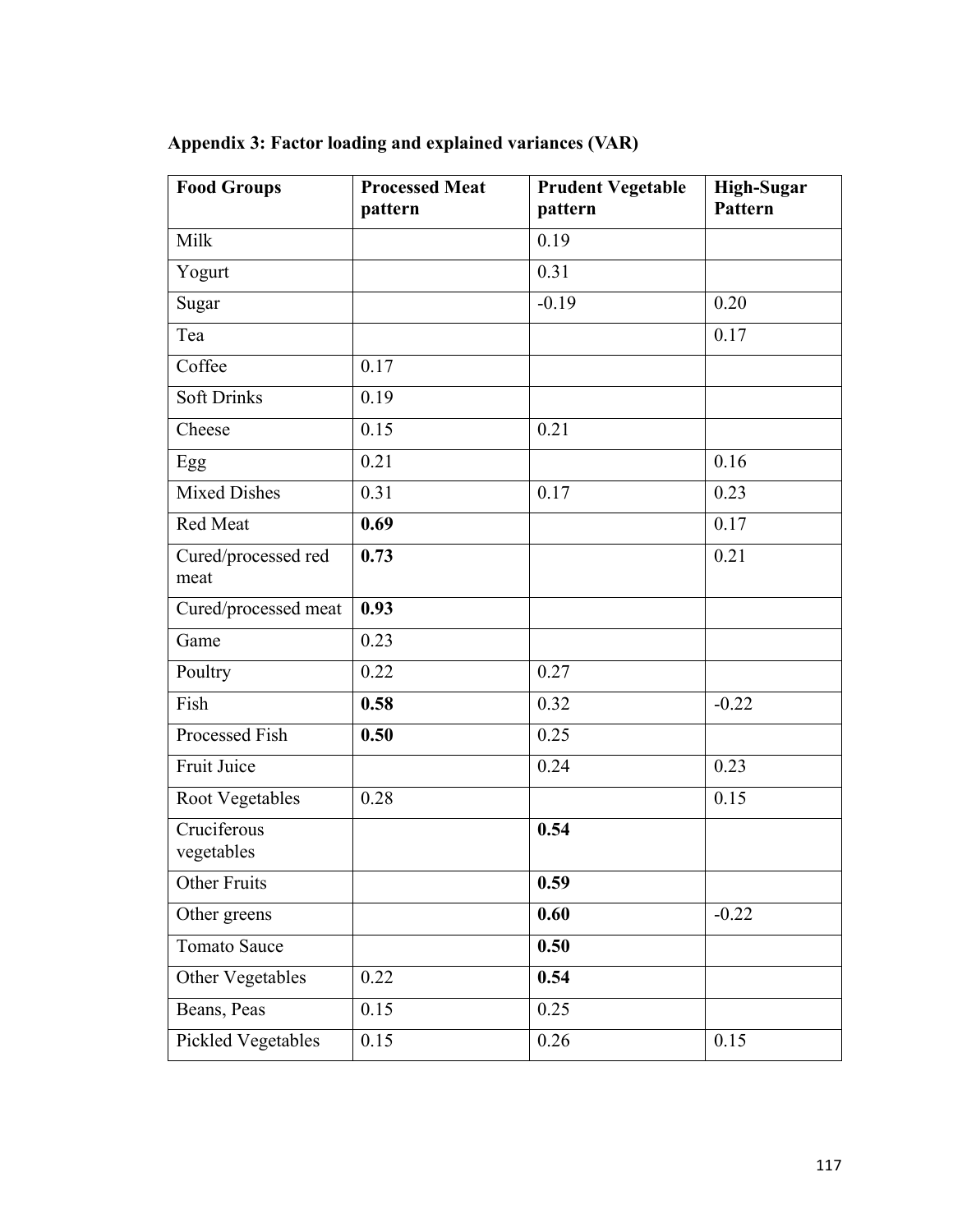**Appendix 3: Factor loading and explained variances (VAR)**

| Food Groups | Processed Meat pattern | Prudent Vegetable pattern | High-Sugar Pattern |
|---|---|---|---|
| Milk | | 0.19 | |
| Yogurt | | 0.31 | |
| Sugar | | -0.19 | 0.20 |
| Tea | | | 0.17 |
| Coffee | 0.17 | | |
| Soft Drinks | 0.19 | | |
| Cheese | 0.15 | 0.21 | |
| Egg | 0.21 | | 0.16 |
| Mixed Dishes | 0.31 | 0.17 | 0.23 |
| Red Meat | **0.69** | | 0.17 |
| Cured/processed red meat | **0.73** | | 0.21 |
| Cured/processed meat | **0.93** | | |
| Game | 0.23 | | |
| Poultry | 0.22 | 0.27 | |
| Fish | **0.58** | 0.32 | -0.22 |
| Processed Fish | **0.50** | 0.25 | |
| Fruit Juice | | 0.24 | 0.23 |
| Root Vegetables | 0.28 | | 0.15 |
| Cruciferous vegetables | | **0.54** | |
| Other Fruits | | **0.59** | |
| Other greens | | **0.60** | -0.22 |
| Tomato Sauce | | **0.50** | |
| Other Vegetables | 0.22 | **0.54** | |
| Beans, Peas | 0.15 | 0.25 | |
| Pickled Vegetables | 0.15 | 0.26 | 0.15 |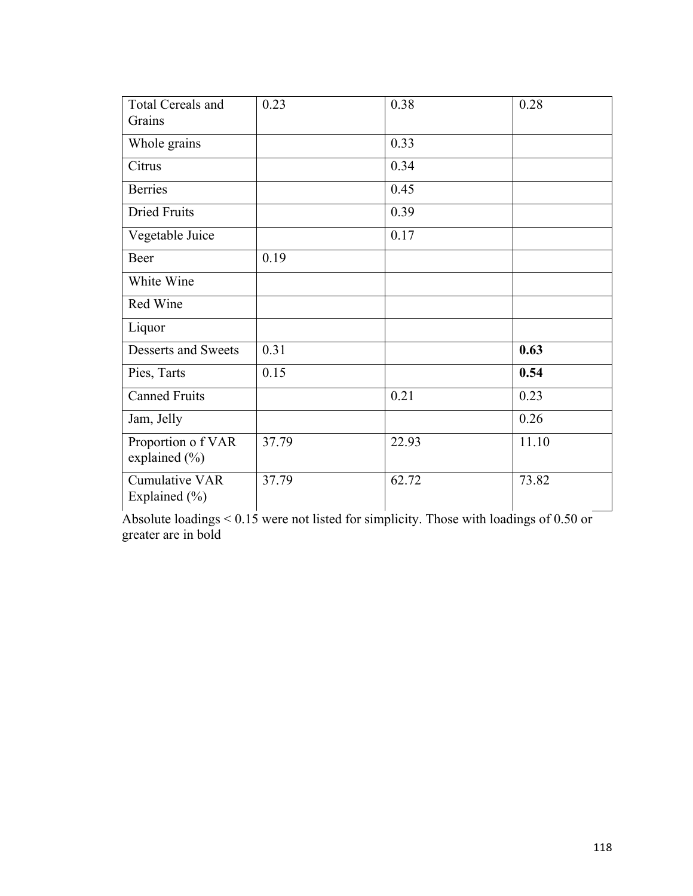| | | | |
|---|---|---|---|
| Total Cereals and Grains | 0.23 | 0.38 | 0.28 |
| Whole grains | | 0.33 | |
| Citrus | | 0.34 | |
| Berries | | 0.45 | |
| Dried Fruits | | 0.39 | |
| Vegetable Juice | | 0.17 | |
| Beer | 0.19 | | |
| White Wine | | | |
| Red Wine | | | |
| Liquor | | | |
| Desserts and Sweets | 0.31 | | **0.63** |
| Pies, Tarts | 0.15 | | **0.54** |
| Canned Fruits | | 0.21 | 0.23 |
| Jam, Jelly | | | 0.26 |
| Proportion o f VAR explained (%) | 37.79 | 22.93 | 11.10 |
| Cumulative VAR Explained (%) | 37.79 | 62.72 | 73.82 |

Absolute loadings < 0.15 were not listed for simplicity. Those with loadings of 0.50 or greater are in bold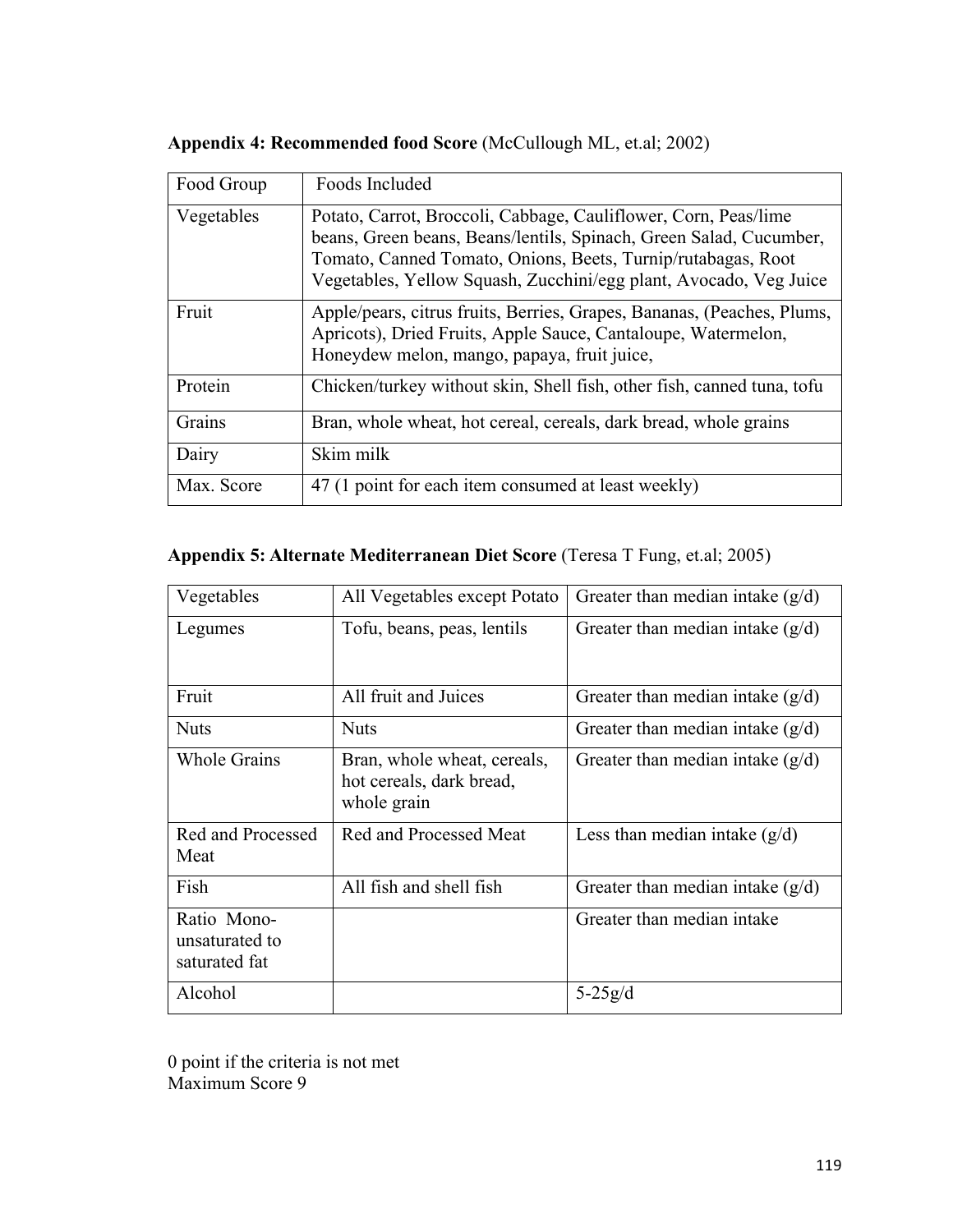**Appendix 4: Recommended food Score** (McCullough ML, et.al; 2002)

| Food Group | Foods Included |
|---|---|
| Vegetables | Potato, Carrot, Broccoli, Cabbage, Cauliflower, Corn, Peas/lime beans, Green beans, Beans/lentils, Spinach, Green Salad, Cucumber, Tomato, Canned Tomato, Onions, Beets, Turnip/rutabagas, Root Vegetables, Yellow Squash, Zucchini/egg plant, Avocado, Veg Juice |
| Fruit | Apple/pears, citrus fruits, Berries, Grapes, Bananas, (Peaches, Plums, Apricots), Dried Fruits, Apple Sauce, Cantaloupe, Watermelon, Honeydew melon, mango, papaya, fruit juice, |
| Protein | Chicken/turkey without skin, Shell fish, other fish, canned tuna, tofu |
| Grains | Bran, whole wheat, hot cereal, cereals, dark bread, whole grains |
| Dairy | Skim milk |
| Max. Score | 47 (1 point for each item consumed at least weekly) |

**Appendix 5: Alternate Mediterranean Diet Score** (Teresa T Fung, et.al; 2005)

| | | |
|---|---|---|
| Vegetables | All Vegetables except Potato | Greater than median intake (g/d) |
| Legumes | Tofu, beans, peas, lentils | Greater than median intake (g/d) |
| Fruit | All fruit and Juices | Greater than median intake (g/d) |
| Nuts | Nuts | Greater than median intake (g/d) |
| Whole Grains | Bran, whole wheat, cereals, hot cereals, dark bread, whole grain | Greater than median intake (g/d) |
| Red and Processed Meat | Red and Processed Meat | Less than median intake (g/d) |
| Fish | All fish and shell fish | Greater than median intake (g/d) |
| Ratio Mono-unsaturated to saturated fat | | Greater than median intake |
| Alcohol | | 5-25g/d |

0 point if the criteria is not met
Maximum Score 9